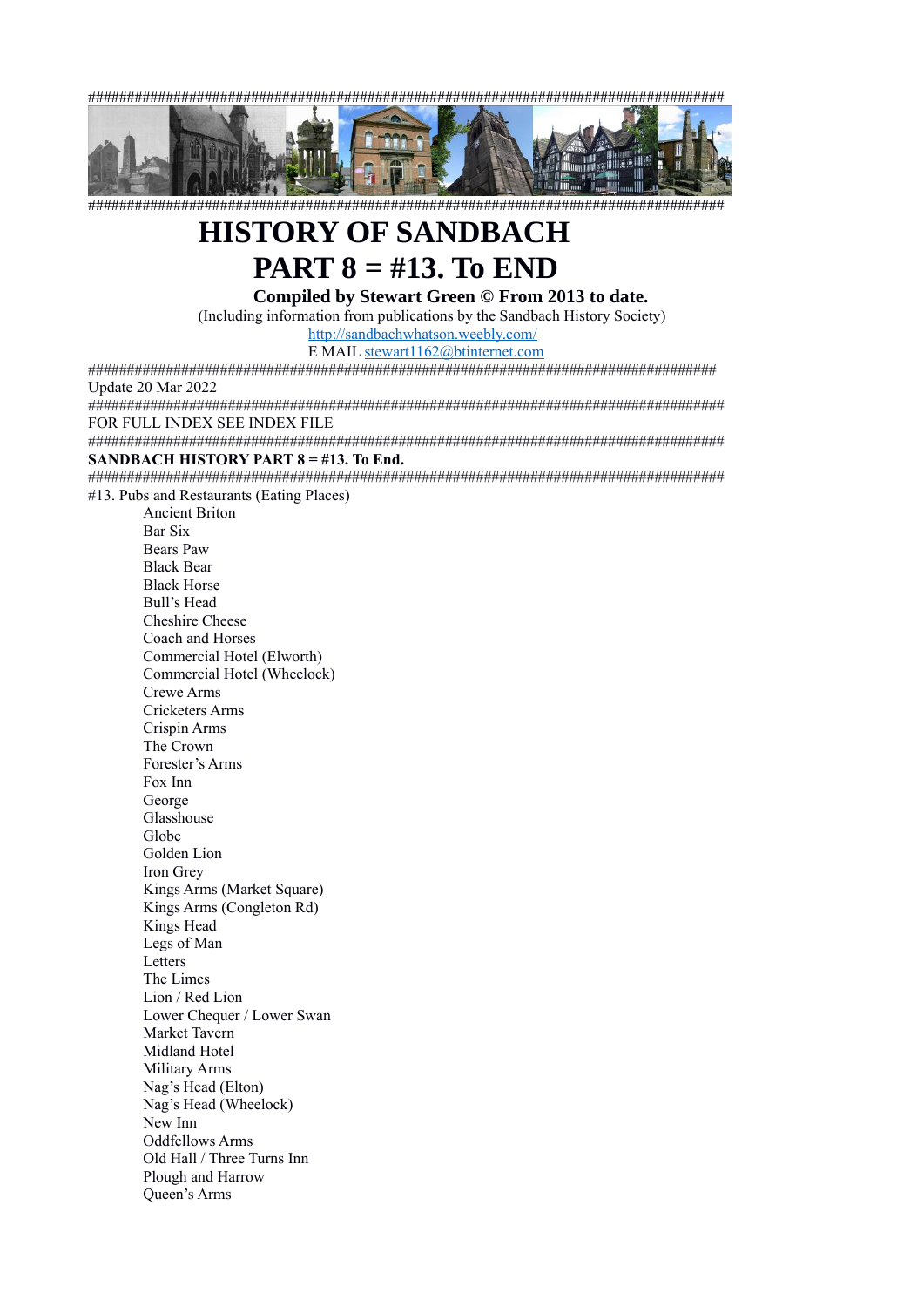########################################################################################

########################################################################################

# HISTORY OF SANDBACH
# PART 8 = #13. To END

**Compiled by Stewart Green © From 2013 to date.**

(Including information from publications by the Sandbach History Society)

http://sandbachwhatson.weebly.com/

E MAIL stewart1162@btinternet.com

########################################################################################

Update 20 Mar 2022

########################################################################################

FOR FULL INDEX SEE INDEX FILE

########################################################################################

**SANDBACH HISTORY PART 8 = #13. To End.**

########################################################################################

#13. Pubs and Restaurants (Eating Places)

- Ancient Briton
- Bar Six
- Bears Paw
- Black Bear
- Black Horse
- Bull's Head
- Cheshire Cheese
- Coach and Horses
- Commercial Hotel (Elworth)
- Commercial Hotel (Wheelock)
- Crewe Arms
- Cricketers Arms
- Crispin Arms
- The Crown
- Forester's Arms
- Fox Inn
- George
- Glasshouse
- Globe
- Golden Lion
- Iron Grey
- Kings Arms (Market Square)
- Kings Arms (Congleton Rd)
- Kings Head
- Legs of Man
- Letters
- The Limes
- Lion / Red Lion
- Lower Chequer / Lower Swan
- Market Tavern
- Midland Hotel
- Military Arms
- Nag's Head (Elton)
- Nag's Head (Wheelock)
- New Inn
- Oddfellows Arms
- Old Hall / Three Turns Inn
- Plough and Harrow
- Queen's Arms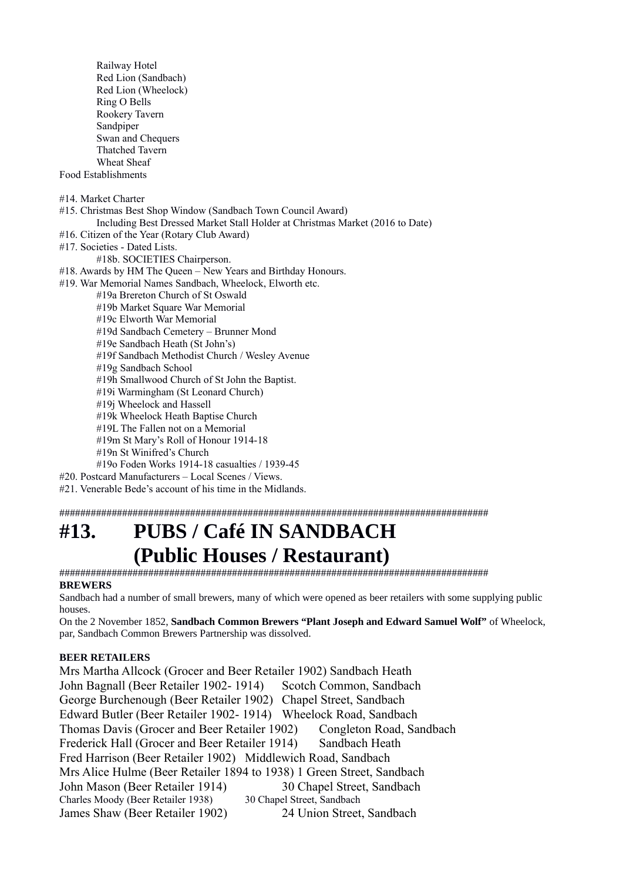Railway Hotel
Red Lion (Sandbach)
Red Lion (Wheelock)
Ring O Bells
Rookery Tavern
Sandpiper
Swan and Chequers
Thatched Tavern
Wheat Sheaf

Food Establishments

#14. Market Charter
#15. Christmas Best Shop Window (Sandbach Town Council Award)
Including Best Dressed Market Stall Holder at Christmas Market (2016 to Date)
#16. Citizen of the Year (Rotary Club Award)
#17. Societies - Dated Lists.
#18b. SOCIETIES Chairperson.
#18. Awards by HM The Queen – New Years and Birthday Honours.
#19. War Memorial Names Sandbach, Wheelock, Elworth etc.
#19a Brereton Church of St Oswald
#19b Market Square War Memorial
#19c Elworth War Memorial
#19d Sandbach Cemetery – Brunner Mond
#19e Sandbach Heath (St John's)
#19f Sandbach Methodist Church / Wesley Avenue
#19g Sandbach School
#19h Smallwood Church of St John the Baptist.
#19i Warmingham (St Leonard Church)
#19j Wheelock and Hassell
#19k Wheelock Heath Baptise Church
#19L The Fallen not on a Memorial
#19m St Mary's Roll of Honour 1914-18
#19n St Winifred's Church
#19o Foden Works 1914-18 casualties / 1939-45
#20. Postcard Manufacturers – Local Scenes / Views.
#21. Venerable Bede's account of his time in the Midlands.

####################################################################################

# #13. PUBS / Café IN SANDBACH (Public Houses / Restaurant)

####################################################################################

**BREWERS**

Sandbach had a number of small brewers, many of which were opened as beer retailers with some supplying public houses.

On the 2 November 1852, **Sandbach Common Brewers "Plant Joseph and Edward Samuel Wolf"** of Wheelock, par, Sandbach Common Brewers Partnership was dissolved.

**BEER RETAILERS**

Mrs Martha Allcock (Grocer and Beer Retailer 1902) Sandbach Heath
John Bagnall (Beer Retailer 1902- 1914) Scotch Common, Sandbach
George Burchenough (Beer Retailer 1902) Chapel Street, Sandbach
Edward Butler (Beer Retailer 1902- 1914) Wheelock Road, Sandbach
Thomas Davis (Grocer and Beer Retailer 1902) Congleton Road, Sandbach
Frederick Hall (Grocer and Beer Retailer 1914) Sandbach Heath
Fred Harrison (Beer Retailer 1902) Middlewich Road, Sandbach
Mrs Alice Hulme (Beer Retailer 1894 to 1938) 1 Green Street, Sandbach
John Mason (Beer Retailer 1914) 30 Chapel Street, Sandbach
Charles Moody (Beer Retailer 1938) 30 Chapel Street, Sandbach
James Shaw (Beer Retailer 1902) 24 Union Street, Sandbach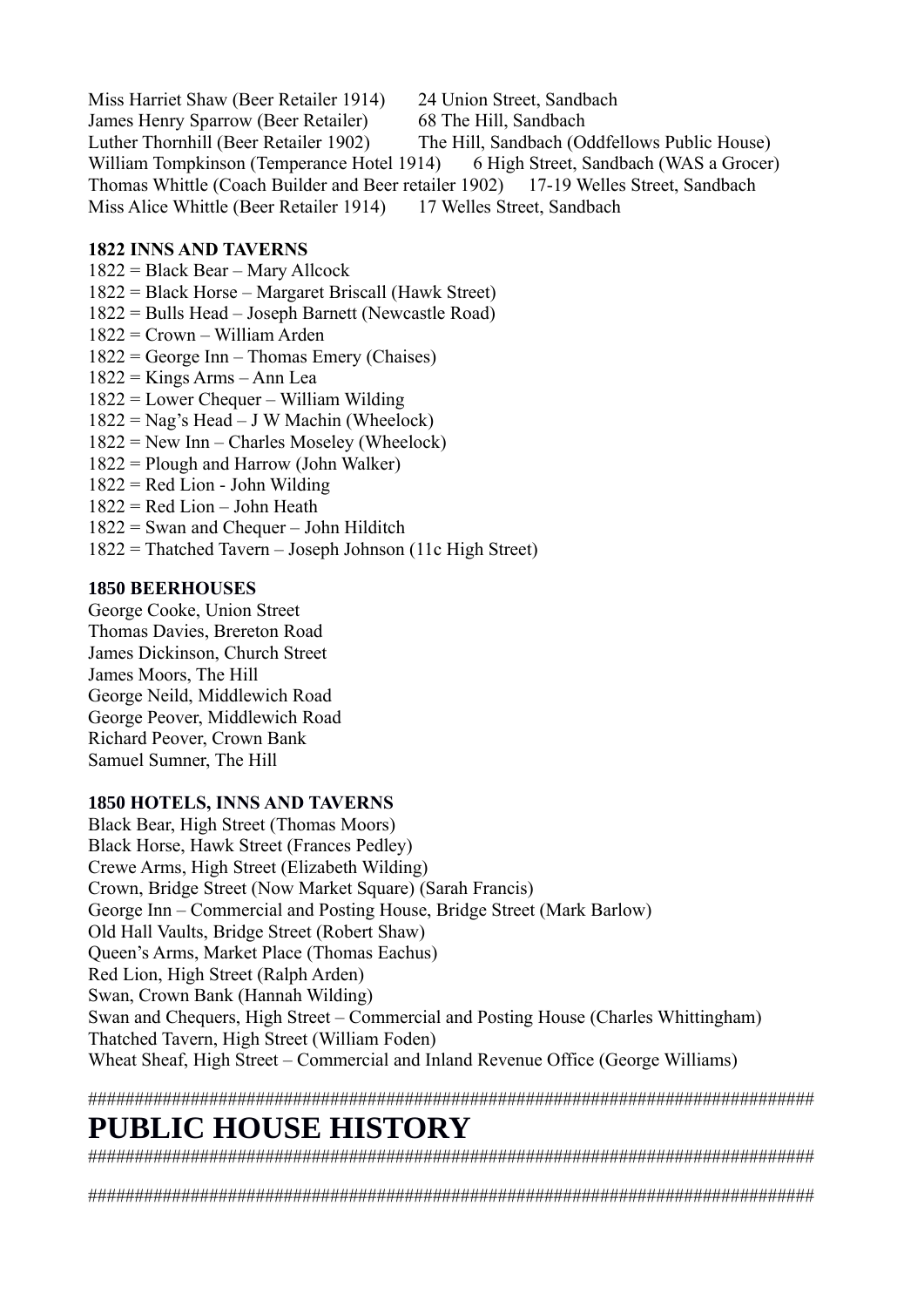Miss Harriet Shaw (Beer Retailer 1914) 24 Union Street, Sandbach
James Henry Sparrow (Beer Retailer) 68 The Hill, Sandbach
Luther Thornhill (Beer Retailer 1902) The Hill, Sandbach (Oddfellows Public House)
William Tompkinson (Temperance Hotel 1914) 6 High Street, Sandbach (WAS a Grocer)
Thomas Whittle (Coach Builder and Beer retailer 1902) 17-19 Welles Street, Sandbach
Miss Alice Whittle (Beer Retailer 1914) 17 Welles Street, Sandbach

**1822 INNS AND TAVERNS**

1822 = Black Bear – Mary Allcock
1822 = Black Horse – Margaret Briscall (Hawk Street)
1822 = Bulls Head – Joseph Barnett (Newcastle Road)
1822 = Crown – William Arden
1822 = George Inn – Thomas Emery (Chaises)
1822 = Kings Arms – Ann Lea
1822 = Lower Chequer – William Wilding
1822 = Nag's Head – J W Machin (Wheelock)
1822 = New Inn – Charles Moseley (Wheelock)
1822 = Plough and Harrow (John Walker)
1822 = Red Lion - John Wilding
1822 = Red Lion – John Heath
1822 = Swan and Chequer – John Hilditch
1822 = Thatched Tavern – Joseph Johnson (11c High Street)

**1850 BEERHOUSES**

George Cooke, Union Street
Thomas Davies, Brereton Road
James Dickinson, Church Street
James Moors, The Hill
George Neild, Middlewich Road
George Peover, Middlewich Road
Richard Peover, Crown Bank
Samuel Sumner, The Hill

**1850 HOTELS, INNS AND TAVERNS**

Black Bear, High Street (Thomas Moors)
Black Horse, Hawk Street (Frances Pedley)
Crewe Arms, High Street (Elizabeth Wilding)
Crown, Bridge Street (Now Market Square) (Sarah Francis)
George Inn – Commercial and Posting House, Bridge Street (Mark Barlow)
Old Hall Vaults, Bridge Street (Robert Shaw)
Queen's Arms, Market Place (Thomas Eachus)
Red Lion, High Street (Ralph Arden)
Swan, Crown Bank (Hannah Wilding)
Swan and Chequers, High Street – Commercial and Posting House (Charles Whittingham)
Thatched Tavern, High Street (William Foden)
Wheat Sheaf, High Street – Commercial and Inland Revenue Office (George Williams)

################################################################################

# PUBLIC HOUSE HISTORY

################################################################################

################################################################################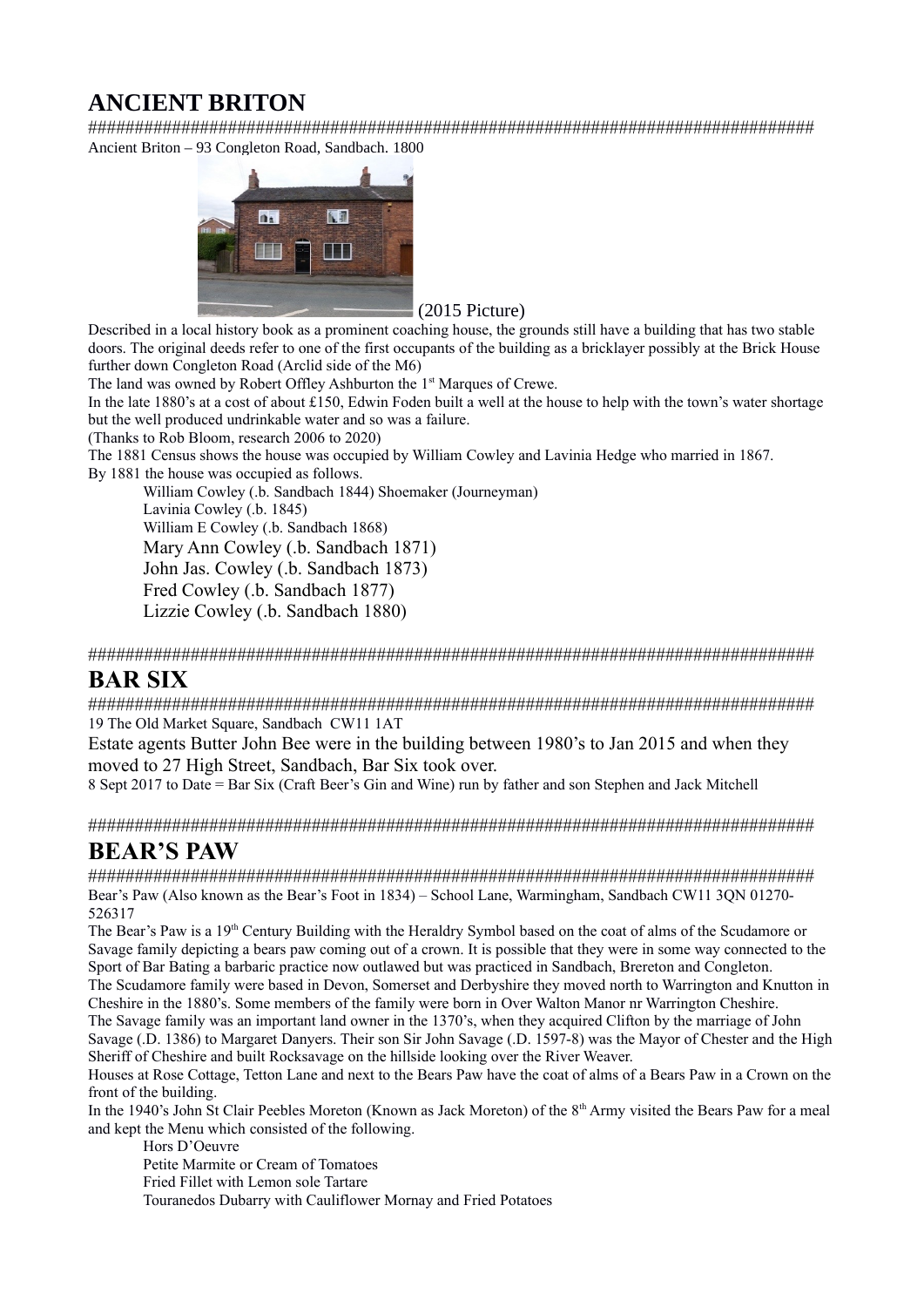# ANCIENT BRITON

################################################################################

Ancient Briton – 93 Congleton Road, Sandbach. 1800

(2015 Picture)

Described in a local history book as a prominent coaching house, the grounds still have a building that has two stable doors. The original deeds refer to one of the first occupants of the building as a bricklayer possibly at the Brick House further down Congleton Road (Arclid side of the M6)

The land was owned by Robert Offley Ashburton the 1st Marques of Crewe.

In the late 1880's at a cost of about £150, Edwin Foden built a well at the house to help with the town's water shortage but the well produced undrinkable water and so was a failure.

(Thanks to Rob Bloom, research 2006 to 2020)

The 1881 Census shows the house was occupied by William Cowley and Lavinia Hedge who married in 1867.

By 1881 the house was occupied as follows.

- William Cowley (.b. Sandbach 1844) Shoemaker (Journeyman)
- Lavinia Cowley (.b. 1845)
- William E Cowley (.b. Sandbach 1868)
- Mary Ann Cowley (.b. Sandbach 1871)
- John Jas. Cowley (.b. Sandbach 1873)
- Fred Cowley (.b. Sandbach 1877)
- Lizzie Cowley (.b. Sandbach 1880)

################################################################################

# BAR SIX

################################################################################

19 The Old Market Square, Sandbach CW11 1AT

Estate agents Butter John Bee were in the building between 1980's to Jan 2015 and when they moved to 27 High Street, Sandbach, Bar Six took over.

8 Sept 2017 to Date = Bar Six (Craft Beer's Gin and Wine) run by father and son Stephen and Jack Mitchell

################################################################################

# BEAR'S PAW

################################################################################

Bear's Paw (Also known as the Bear's Foot in 1834) – School Lane, Warmingham, Sandbach CW11 3QN 01270-526317

The Bear's Paw is a 19th Century Building with the Heraldry Symbol based on the coat of alms of the Scudamore or Savage family depicting a bears paw coming out of a crown. It is possible that they were in some way connected to the Sport of Bar Bating a barbaric practice now outlawed but was practiced in Sandbach, Brereton and Congleton.

The Scudamore family were based in Devon, Somerset and Derbyshire they moved north to Warrington and Knutton in Cheshire in the 1880's. Some members of the family were born in Over Walton Manor nr Warrington Cheshire.

The Savage family was an important land owner in the 1370's, when they acquired Clifton by the marriage of John Savage (.D. 1386) to Margaret Danyers. Their son Sir John Savage (.D. 1597-8) was the Mayor of Chester and the High Sheriff of Cheshire and built Rocksavage on the hillside looking over the River Weaver.

Houses at Rose Cottage, Tetton Lane and next to the Bears Paw have the coat of alms of a Bears Paw in a Crown on the front of the building.

In the 1940's John St Clair Peebles Moreton (Known as Jack Moreton) of the 8th Army visited the Bears Paw for a meal and kept the Menu which consisted of the following.

- Hors D'Oeuvre
- Petite Marmite or Cream of Tomatoes
- Fried Fillet with Lemon sole Tartare
- Touranedos Dubarry with Cauliflower Mornay and Fried Potatoes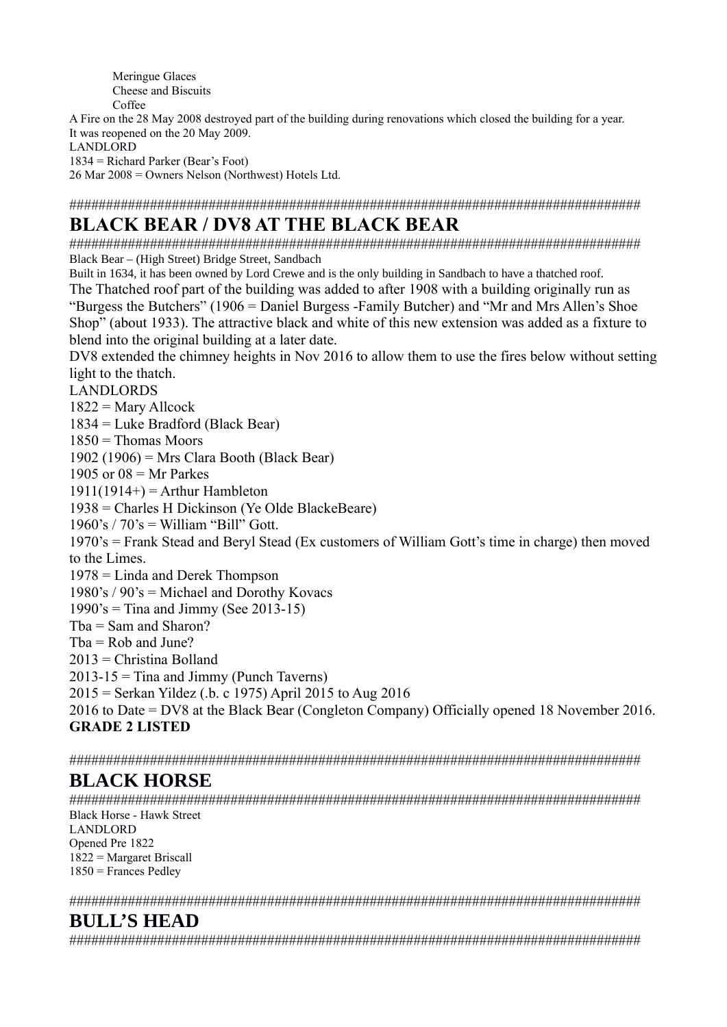Meringue Glaces
Cheese and Biscuits
Coffee

A Fire on the 28 May 2008 destroyed part of the building during renovations which closed the building for a year. It was reopened on the 20 May 2009.

LANDLORD
1834 = Richard Parker (Bear's Foot)
26 Mar 2008 = Owners Nelson (Northwest) Hotels Ltd.

################################################################################

# BLACK BEAR / DV8 AT THE BLACK BEAR

################################################################################

Black Bear – (High Street) Bridge Street, Sandbach

Built in 1634, it has been owned by Lord Crewe and is the only building in Sandbach to have a thatched roof.

The Thatched roof part of the building was added to after 1908 with a building originally run as "Burgess the Butchers" (1906 = Daniel Burgess -Family Butcher) and "Mr and Mrs Allen's Shoe Shop" (about 1933). The attractive black and white of this new extension was added as a fixture to blend into the original building at a later date.

DV8 extended the chimney heights in Nov 2016 to allow them to use the fires below without setting light to the thatch.

LANDLORDS
1822 = Mary Allcock
1834 = Luke Bradford (Black Bear)
1850 = Thomas Moors
1902 (1906) = Mrs Clara Booth (Black Bear)
1905 or 08 = Mr Parkes
1911(1914+) = Arthur Hambleton
1938 = Charles H Dickinson (Ye Olde BlackeBeare)
1960's / 70's = William "Bill" Gott.
1970's = Frank Stead and Beryl Stead (Ex customers of William Gott's time in charge) then moved to the Limes.
1978 = Linda and Derek Thompson
1980's / 90's = Michael and Dorothy Kovacs
1990's = Tina and Jimmy (See 2013-15)
Tba = Sam and Sharon?
Tba = Rob and June?
2013 = Christina Bolland
2013-15 = Tina and Jimmy (Punch Taverns)
2015 = Serkan Yildez (.b. c 1975) April 2015 to Aug 2016
2016 to Date = DV8 at the Black Bear (Congleton Company) Officially opened 18 November 2016.

**GRADE 2 LISTED**

################################################################################

# BLACK HORSE

################################################################################

Black Horse - Hawk Street
LANDLORD
Opened Pre 1822
1822 = Margaret Briscall
1850 = Frances Pedley

################################################################################

# BULL'S HEAD

################################################################################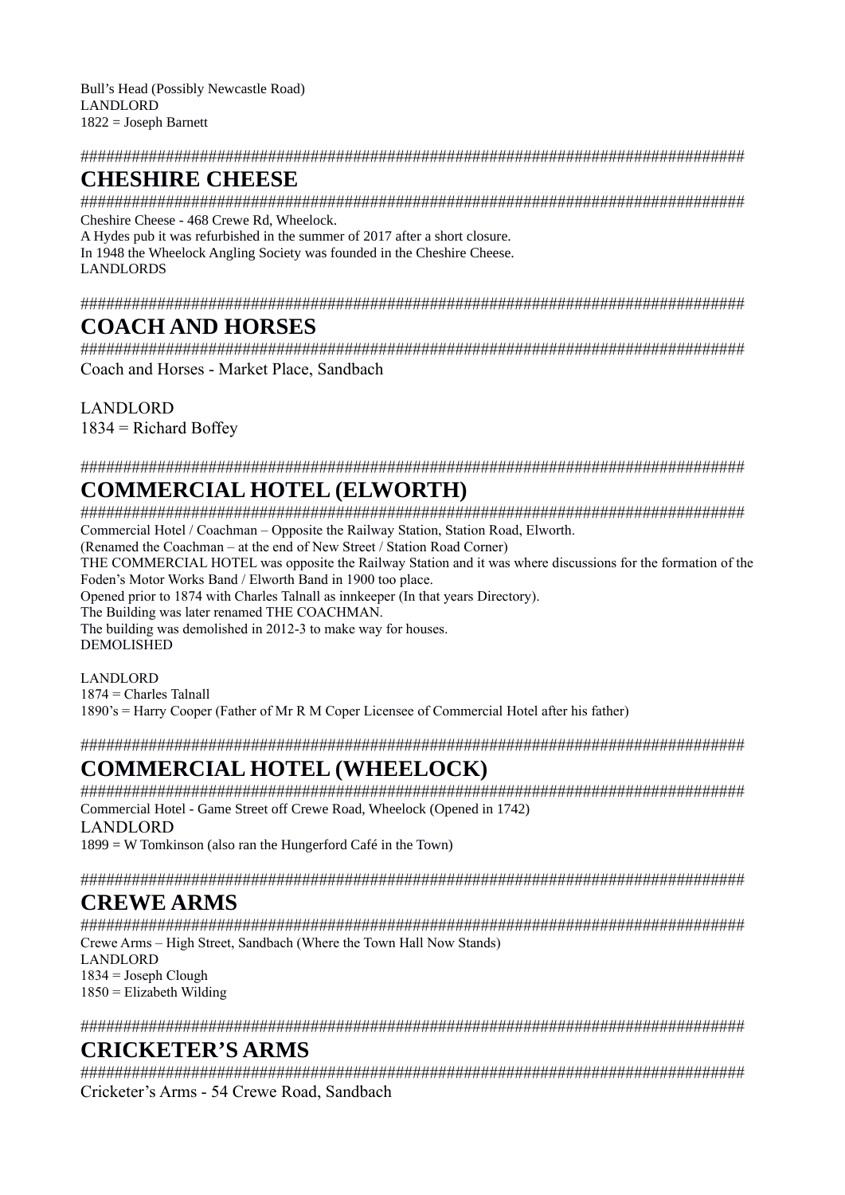Bull's Head (Possibly Newcastle Road)
LANDLORD
1822 = Joseph Barnett

################################################################################

# CHESHIRE CHEESE

################################################################################

Cheshire Cheese - 468 Crewe Rd, Wheelock.
A Hydes pub it was refurbished in the summer of 2017 after a short closure.
In 1948 the Wheelock Angling Society was founded in the Cheshire Cheese.
LANDLORDS

################################################################################

# COACH AND HORSES

################################################################################

Coach and Horses - Market Place, Sandbach

LANDLORD
1834 = Richard Boffey

################################################################################

# COMMERCIAL HOTEL (ELWORTH)

################################################################################

Commercial Hotel / Coachman – Opposite the Railway Station, Station Road, Elworth.
(Renamed the Coachman – at the end of New Street / Station Road Corner)
THE COMMERCIAL HOTEL was opposite the Railway Station and it was where discussions for the formation of the Foden's Motor Works Band / Elworth Band in 1900 too place.
Opened prior to 1874 with Charles Talnall as innkeeper (In that years Directory).
The Building was later renamed THE COACHMAN.
The building was demolished in 2012-3 to make way for houses.
DEMOLISHED

LANDLORD
1874 = Charles Talnall
1890's = Harry Cooper (Father of Mr R M Coper Licensee of Commercial Hotel after his father)

################################################################################

# COMMERCIAL HOTEL (WHEELOCK)

################################################################################

Commercial Hotel - Game Street off Crewe Road, Wheelock (Opened in 1742)
LANDLORD
1899 = W Tomkinson (also ran the Hungerford Café in the Town)

################################################################################

# CREWE ARMS

################################################################################

Crewe Arms – High Street, Sandbach (Where the Town Hall Now Stands)
LANDLORD
1834 = Joseph Clough
1850 = Elizabeth Wilding

################################################################################

# CRICKETER'S ARMS

################################################################################

Cricketer's Arms - 54 Crewe Road, Sandbach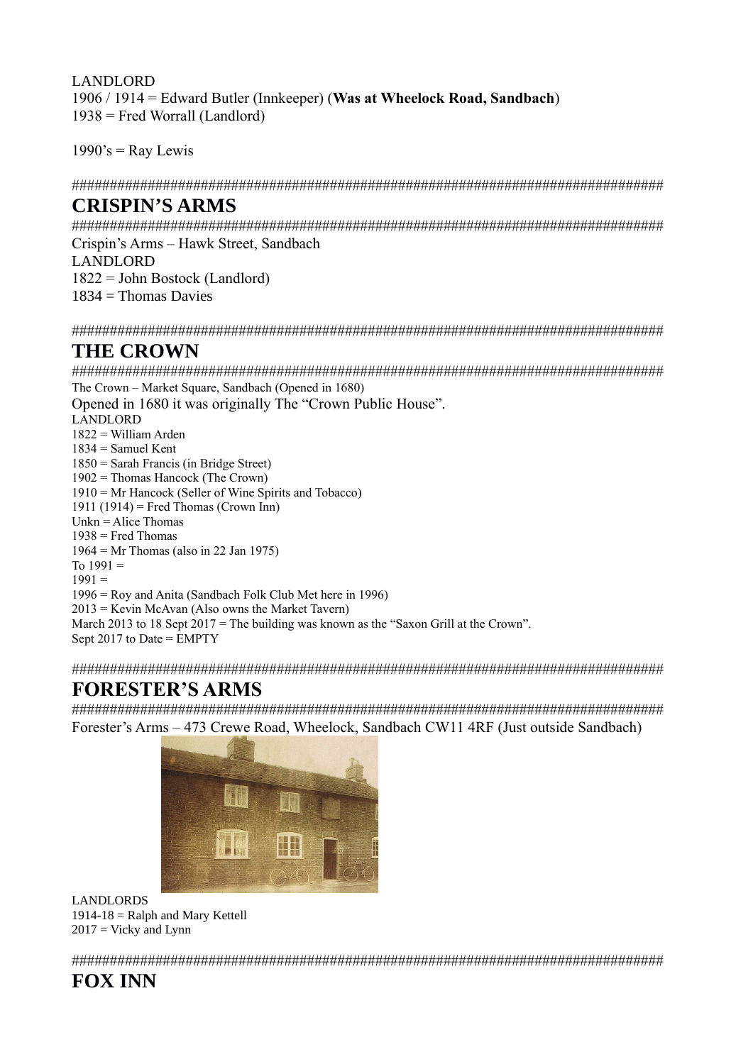LANDLORD
1906 / 1914 = Edward Butler (Innkeeper) (**Was at Wheelock Road, Sandbach**)
1938 = Fred Worrall (Landlord)

1990's = Ray Lewis

#####################################################################################

## CRISPIN'S ARMS

#####################################################################################

Crispin's Arms – Hawk Street, Sandbach
LANDLORD
1822 = John Bostock (Landlord)
1834 = Thomas Davies

#####################################################################################

## THE CROWN

#####################################################################################

The Crown – Market Square, Sandbach (Opened in 1680)
Opened in 1680 it was originally The "Crown Public House".
LANDLORD
1822 = William Arden
1834 = Samuel Kent
1850 = Sarah Francis (in Bridge Street)
1902 = Thomas Hancock (The Crown)
1910 = Mr Hancock (Seller of Wine Spirits and Tobacco)
1911 (1914) = Fred Thomas (Crown Inn)
Unkn = Alice Thomas
1938 = Fred Thomas
1964 = Mr Thomas (also in 22 Jan 1975)
To 1991 =
1991 =
1996 = Roy and Anita (Sandbach Folk Club Met here in 1996)
2013 = Kevin McAvan (Also owns the Market Tavern)
March 2013 to 18 Sept 2017 = The building was known as the "Saxon Grill at the Crown".
Sept 2017 to Date = EMPTY

#####################################################################################

## FORESTER'S ARMS

#####################################################################################

Forester's Arms – 473 Crewe Road, Wheelock, Sandbach CW11 4RF (Just outside Sandbach)

LANDLORDS
1914-18 = Ralph and Mary Kettell
2017 = Vicky and Lynn

#####################################################################################

## FOX INN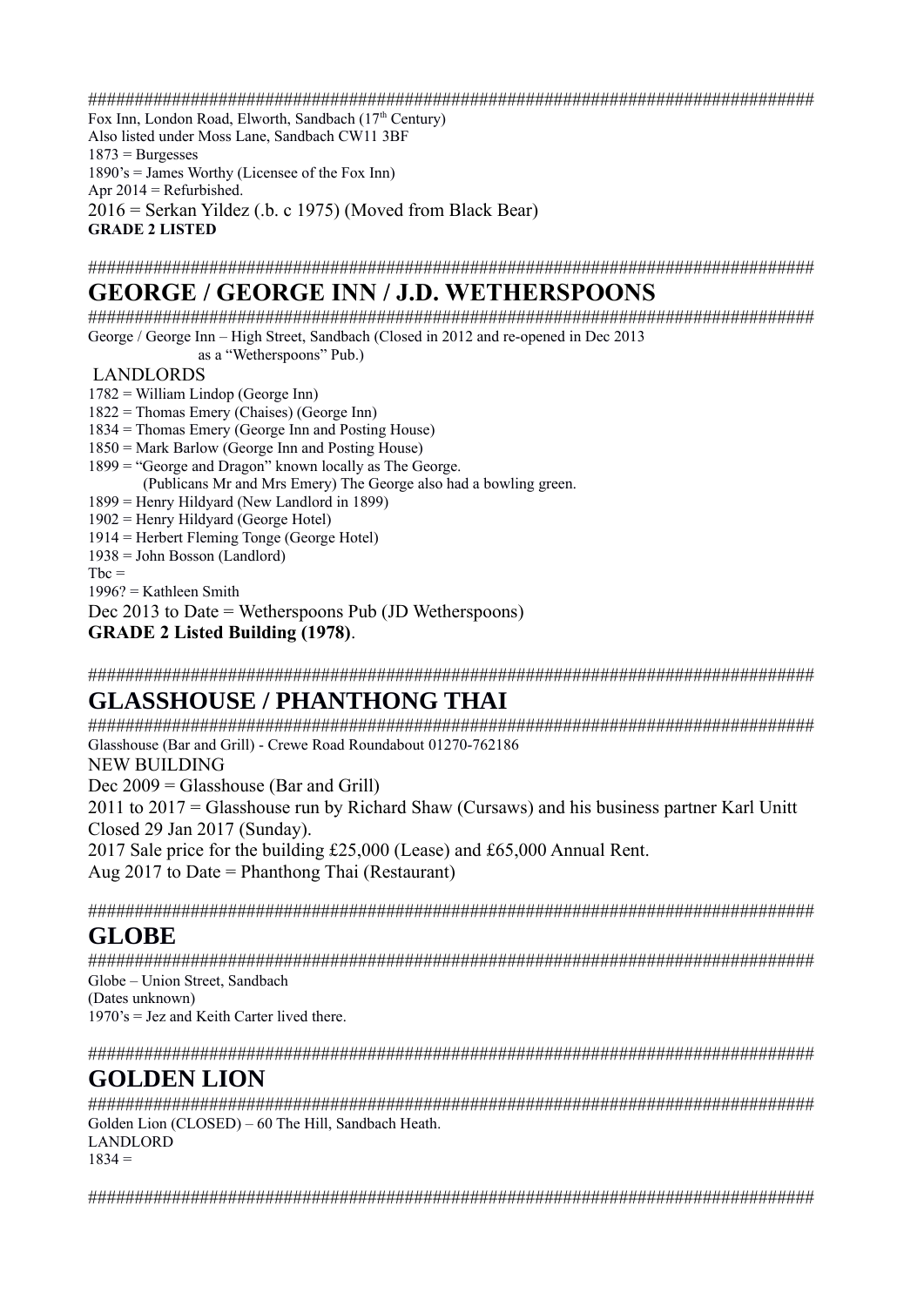################################################################################

Fox Inn, London Road, Elworth, Sandbach (17th Century)
Also listed under Moss Lane, Sandbach CW11 3BF
1873 = Burgesses
1890's = James Worthy (Licensee of the Fox Inn)
Apr 2014 = Refurbished.
2016 = Serkan Yildez (.b. c 1975) (Moved from Black Bear)
**GRADE 2 LISTED**

################################################################################

# GEORGE / GEORGE INN / J.D. WETHERSPOONS

################################################################################

George / George Inn – High Street, Sandbach (Closed in 2012 and re-opened in Dec 2013 as a "Wetherspoons" Pub.)

LANDLORDS

1782 = William Lindop (George Inn)
1822 = Thomas Emery (Chaises) (George Inn)
1834 = Thomas Emery (George Inn and Posting House)
1850 = Mark Barlow (George Inn and Posting House)
1899 = "George and Dragon" known locally as The George.
(Publicans Mr and Mrs Emery) The George also had a bowling green.
1899 = Henry Hildyard (New Landlord in 1899)
1902 = Henry Hildyard (George Hotel)
1914 = Herbert Fleming Tonge (George Hotel)
1938 = John Bosson (Landlord)
Tbc =
1996? = Kathleen Smith
Dec 2013 to Date = Wetherspoons Pub (JD Wetherspoons)
**GRADE 2 Listed Building (1978)**.

################################################################################

# GLASSHOUSE / PHANTHONG THAI

################################################################################

Glasshouse (Bar and Grill) - Crewe Road Roundabout 01270-762186
NEW BUILDING
Dec 2009 = Glasshouse (Bar and Grill)
2011 to 2017 = Glasshouse run by Richard Shaw (Cursaws) and his business partner Karl Unitt
Closed 29 Jan 2017 (Sunday).
2017 Sale price for the building £25,000 (Lease) and £65,000 Annual Rent.
Aug 2017 to Date = Phanthong Thai (Restaurant)

################################################################################

# GLOBE

################################################################################

Globe – Union Street, Sandbach
(Dates unknown)
1970's = Jez and Keith Carter lived there.

################################################################################

# GOLDEN LION

################################################################################

Golden Lion (CLOSED) – 60 The Hill, Sandbach Heath.
LANDLORD
1834 =

################################################################################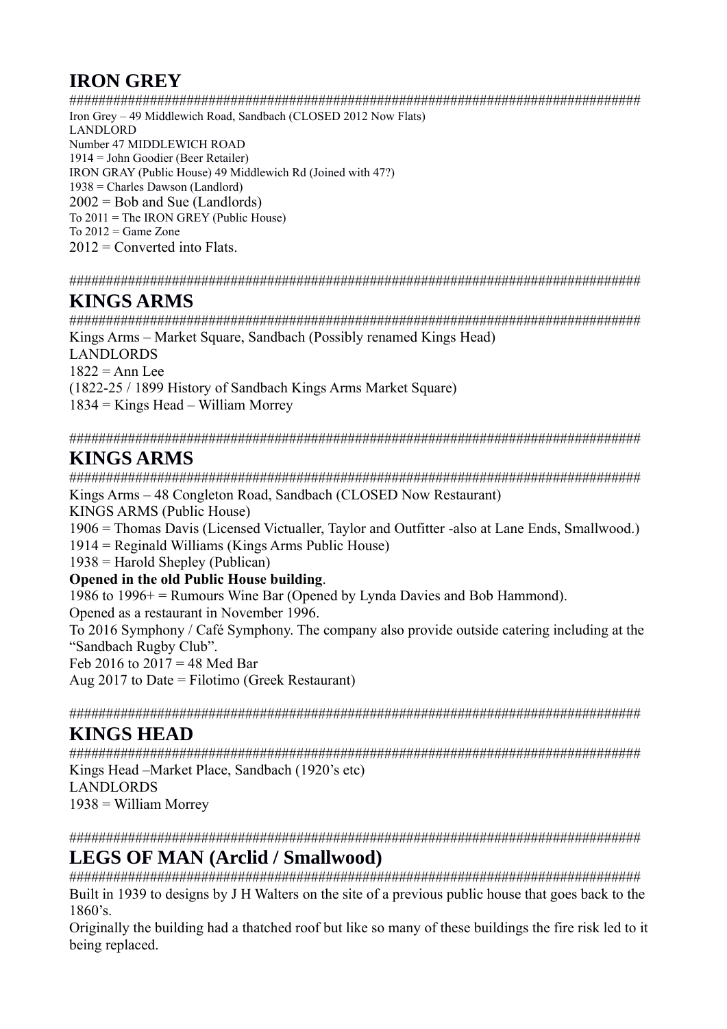## IRON GREY

################################################################################

Iron Grey – 49 Middlewich Road, Sandbach (CLOSED 2012 Now Flats)
LANDLORD
Number 47 MIDDLEWICH ROAD
1914 = John Goodier (Beer Retailer)
IRON GRAY (Public House) 49 Middlewich Rd (Joined with 47?)
1938 = Charles Dawson (Landlord)
2002 = Bob and Sue (Landlords)
To 2011 = The IRON GREY (Public House)
To 2012 = Game Zone
2012 = Converted into Flats.

################################################################################

## KINGS ARMS

################################################################################

Kings Arms – Market Square, Sandbach (Possibly renamed Kings Head)
LANDLORDS
1822 = Ann Lee
(1822-25 / 1899 History of Sandbach Kings Arms Market Square)
1834 = Kings Head – William Morrey

################################################################################

## KINGS ARMS

################################################################################

Kings Arms – 48 Congleton Road, Sandbach (CLOSED Now Restaurant)
KINGS ARMS (Public House)
1906 = Thomas Davis (Licensed Victualler, Taylor and Outfitter -also at Lane Ends, Smallwood.)
1914 = Reginald Williams (Kings Arms Public House)
1938 = Harold Shepley (Publican)
**Opened in the old Public House building**.
1986 to 1996+ = Rumours Wine Bar (Opened by Lynda Davies and Bob Hammond).
Opened as a restaurant in November 1996.
To 2016 Symphony / Café Symphony. The company also provide outside catering including at the "Sandbach Rugby Club".
Feb 2016 to 2017 = 48 Med Bar
Aug 2017 to Date = Filotimo (Greek Restaurant)

################################################################################

## KINGS HEAD

################################################################################

Kings Head –Market Place, Sandbach (1920's etc)
LANDLORDS
1938 = William Morrey

################################################################################

## LEGS OF MAN (Arclid / Smallwood)

################################################################################

Built in 1939 to designs by J H Walters on the site of a previous public house that goes back to the 1860's.
Originally the building had a thatched roof but like so many of these buildings the fire risk led to it being replaced.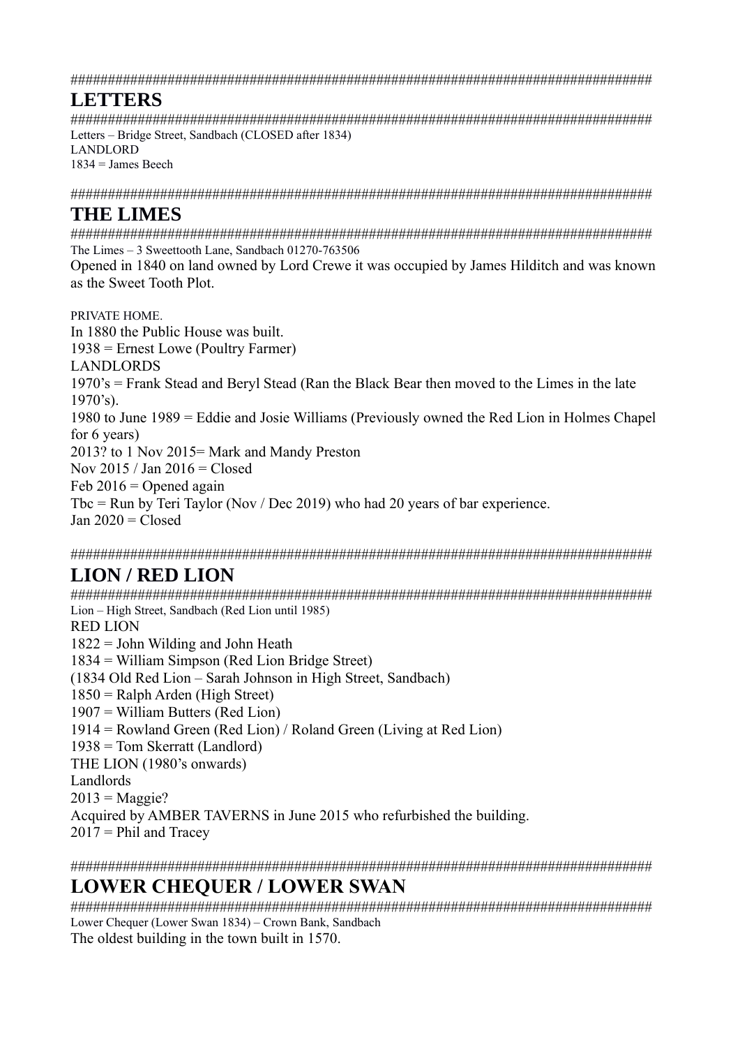################################################################################

## LETTERS

################################################################################

Letters – Bridge Street, Sandbach (CLOSED after 1834)
LANDLORD
1834 = James Beech

################################################################################

## THE LIMES

################################################################################

The Limes – 3 Sweettooth Lane, Sandbach 01270-763506

Opened in 1840 on land owned by Lord Crewe it was occupied by James Hilditch and was known as the Sweet Tooth Plot.

PRIVATE HOME.
In 1880 the Public House was built.
1938 = Ernest Lowe (Poultry Farmer)
LANDLORDS
1970's = Frank Stead and Beryl Stead (Ran the Black Bear then moved to the Limes in the late 1970's).
1980 to June 1989 = Eddie and Josie Williams (Previously owned the Red Lion in Holmes Chapel for 6 years)
2013? to 1 Nov 2015= Mark and Mandy Preston
Nov 2015 / Jan 2016 = Closed
Feb 2016 = Opened again
Tbc = Run by Teri Taylor (Nov / Dec 2019) who had 20 years of bar experience.
Jan 2020 = Closed

################################################################################

## LION / RED LION

################################################################################

Lion – High Street, Sandbach (Red Lion until 1985)
RED LION
1822 = John Wilding and John Heath
1834 = William Simpson (Red Lion Bridge Street)
(1834 Old Red Lion – Sarah Johnson in High Street, Sandbach)
1850 = Ralph Arden (High Street)
1907 = William Butters (Red Lion)
1914 = Rowland Green (Red Lion) / Roland Green (Living at Red Lion)
1938 = Tom Skerratt (Landlord)
THE LION (1980's onwards)
Landlords
2013 = Maggie?
Acquired by AMBER TAVERNS in June 2015 who refurbished the building.
2017 = Phil and Tracey

################################################################################

## LOWER CHEQUER / LOWER SWAN

################################################################################

Lower Chequer (Lower Swan 1834) – Crown Bank, Sandbach
The oldest building in the town built in 1570.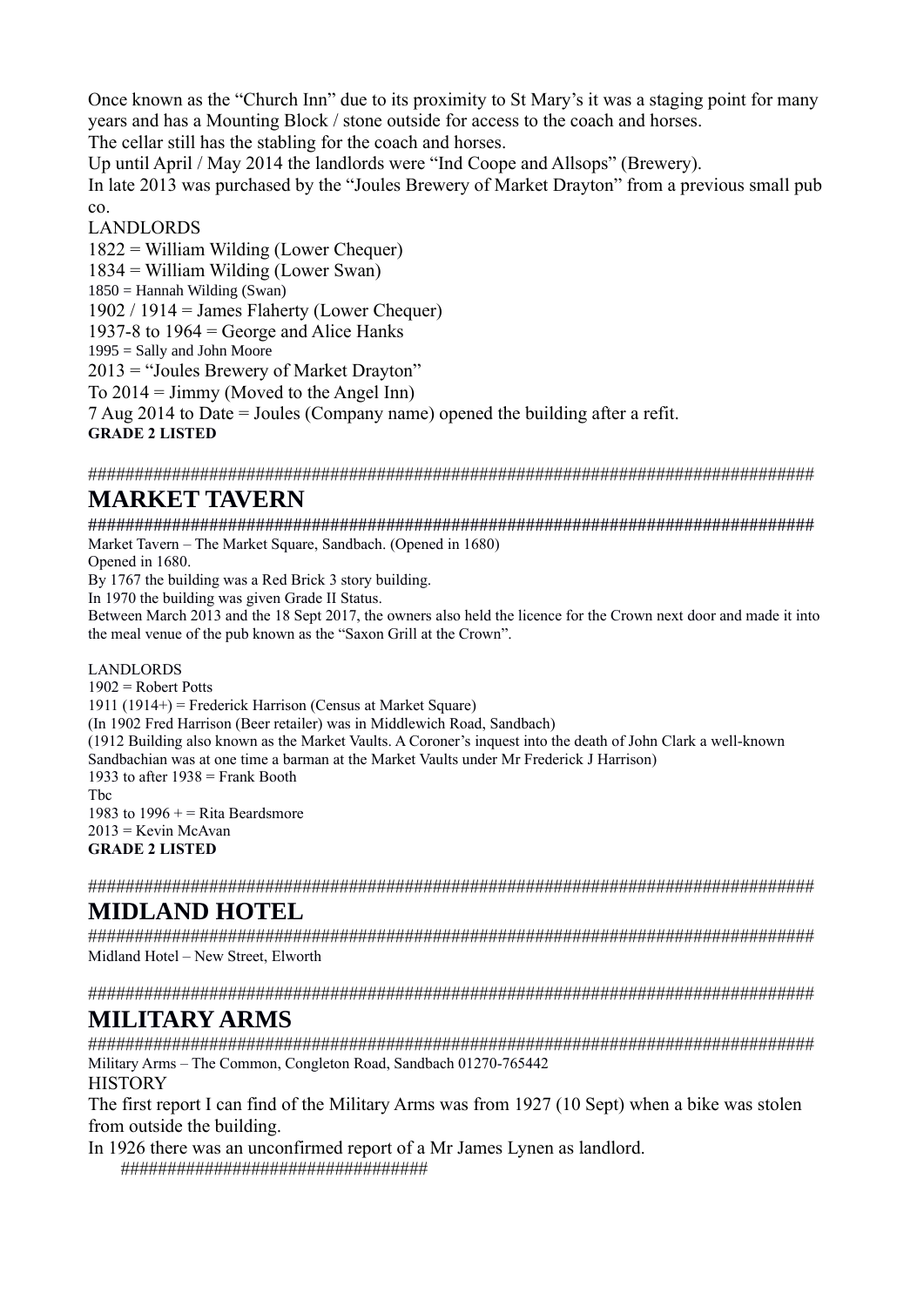Once known as the "Church Inn" due to its proximity to St Mary's it was a staging point for many years and has a Mounting Block / stone outside for access to the coach and horses.
The cellar still has the stabling for the coach and horses.
Up until April / May 2014 the landlords were "Ind Coope and Allsops" (Brewery).
In late 2013 was purchased by the "Joules Brewery of Market Drayton" from a previous small pub co.

LANDLORDS
1822 = William Wilding (Lower Chequer)
1834 = William Wilding (Lower Swan)
1850 = Hannah Wilding (Swan)
1902 / 1914 = James Flaherty (Lower Chequer)
1937-8 to 1964 = George and Alice Hanks
1995 = Sally and John Moore
2013 = "Joules Brewery of Market Drayton"
To 2014 = Jimmy (Moved to the Angel Inn)
7 Aug 2014 to Date = Joules (Company name) opened the building after a refit.
**GRADE 2 LISTED**

################################################################################

# MARKET TAVERN

################################################################################

Market Tavern – The Market Square, Sandbach. (Opened in 1680)
Opened in 1680.
By 1767 the building was a Red Brick 3 story building.
In 1970 the building was given Grade II Status.
Between March 2013 and the 18 Sept 2017, the owners also held the licence for the Crown next door and made it into the meal venue of the pub known as the "Saxon Grill at the Crown".

LANDLORDS
1902 = Robert Potts
1911 (1914+) = Frederick Harrison (Census at Market Square)
(In 1902 Fred Harrison (Beer retailer) was in Middlewich Road, Sandbach)
(1912 Building also known as the Market Vaults. A Coroner's inquest into the death of John Clark a well-known Sandbachian was at one time a barman at the Market Vaults under Mr Frederick J Harrison)
1933 to after 1938 = Frank Booth
Tbc
1983 to 1996 + = Rita Beardsmore
2013 = Kevin McAvan
**GRADE 2 LISTED**

################################################################################

# MIDLAND HOTEL

################################################################################

Midland Hotel – New Street, Elworth

################################################################################

# MILITARY ARMS

################################################################################

Military Arms – The Common, Congleton Road, Sandbach 01270-765442

HISTORY
The first report I can find of the Military Arms was from 1927 (10 Sept) when a bike was stolen from outside the building.
In 1926 there was an unconfirmed report of a Mr James Lynen as landlord.

################################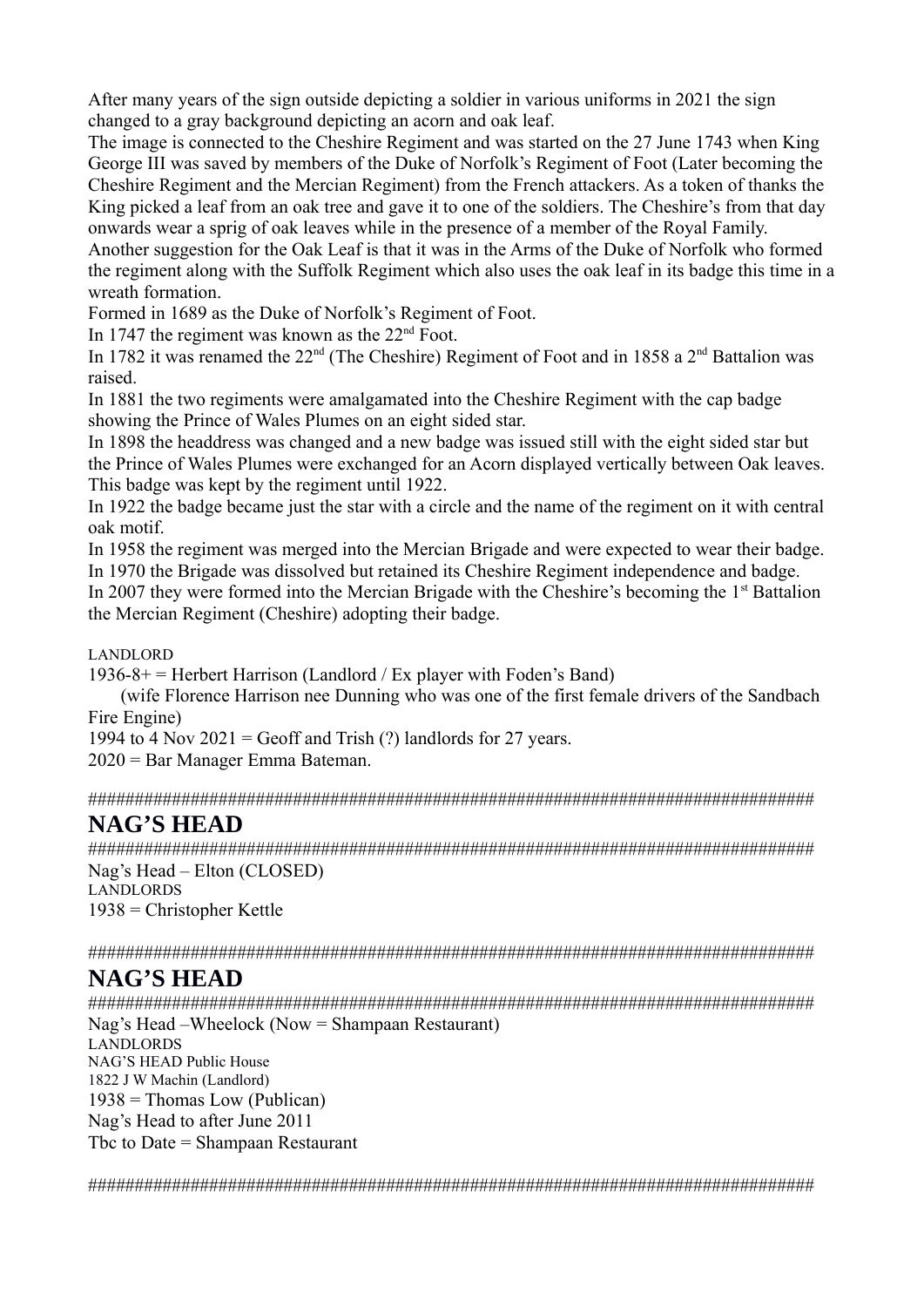After many years of the sign outside depicting a soldier in various uniforms in 2021 the sign changed to a gray background depicting an acorn and oak leaf.
The image is connected to the Cheshire Regiment and was started on the 27 June 1743 when King George III was saved by members of the Duke of Norfolk's Regiment of Foot (Later becoming the Cheshire Regiment and the Mercian Regiment) from the French attackers. As a token of thanks the King picked a leaf from an oak tree and gave it to one of the soldiers. The Cheshire's from that day onwards wear a sprig of oak leaves while in the presence of a member of the Royal Family.
Another suggestion for the Oak Leaf is that it was in the Arms of the Duke of Norfolk who formed the regiment along with the Suffolk Regiment which also uses the oak leaf in its badge this time in a wreath formation.
Formed in 1689 as the Duke of Norfolk's Regiment of Foot.
In 1747 the regiment was known as the 22nd Foot.
In 1782 it was renamed the 22nd (The Cheshire) Regiment of Foot and in 1858 a 2nd Battalion was raised.
In 1881 the two regiments were amalgamated into the Cheshire Regiment with the cap badge showing the Prince of Wales Plumes on an eight sided star.
In 1898 the headdress was changed and a new badge was issued still with the eight sided star but the Prince of Wales Plumes were exchanged for an Acorn displayed vertically between Oak leaves. This badge was kept by the regiment until 1922.
In 1922 the badge became just the star with a circle and the name of the regiment on it with central oak motif.
In 1958 the regiment was merged into the Mercian Brigade and were expected to wear their badge.
In 1970 the Brigade was dissolved but retained its Cheshire Regiment independence and badge.
In 2007 they were formed into the Mercian Brigade with the Cheshire's becoming the 1st Battalion the Mercian Regiment (Cheshire) adopting their badge.

LANDLORD
1936-8+ = Herbert Harrison (Landlord / Ex player with Foden's Band)
(wife Florence Harrison nee Dunning who was one of the first female drivers of the Sandbach Fire Engine)
1994 to 4 Nov 2021 = Geoff and Trish (?) landlords for 27 years.
2020 = Bar Manager Emma Bateman.

################################################################################

## NAG'S HEAD

################################################################################

Nag's Head – Elton (CLOSED)
LANDLORDS
1938 = Christopher Kettle

################################################################################

## NAG'S HEAD

################################################################################

Nag's Head –Wheelock (Now = Shampaan Restaurant)
LANDLORDS
NAG'S HEAD Public House
1822 J W Machin (Landlord)
1938 = Thomas Low (Publican)
Nag's Head to after June 2011
Tbc to Date = Shampaan Restaurant

################################################################################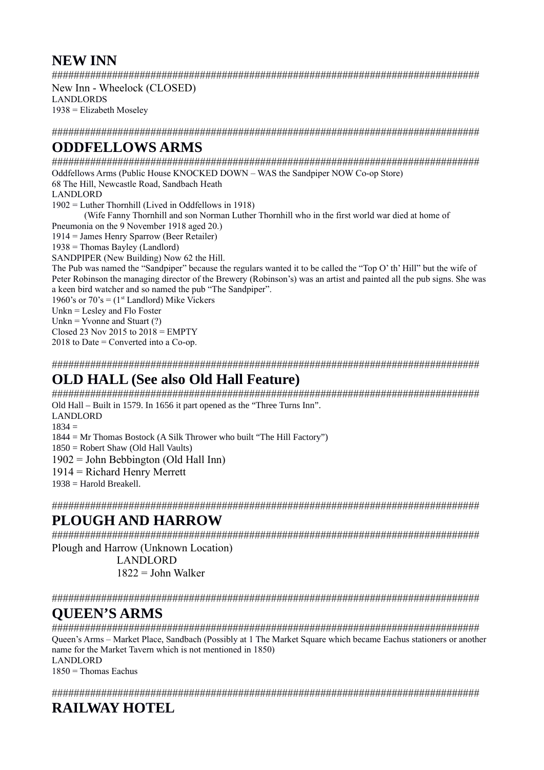## NEW INN

################################################################################

New Inn - Wheelock (CLOSED)
LANDLORDS
1938 = Elizabeth Moseley

################################################################################

## ODDFELLOWS ARMS

################################################################################

Oddfellows Arms (Public House KNOCKED DOWN – WAS the Sandpiper NOW Co-op Store)
68 The Hill, Newcastle Road, Sandbach Heath
LANDLORD
1902 = Luther Thornhill (Lived in Oddfellows in 1918)
(Wife Fanny Thornhill and son Norman Luther Thornhill who in the first world war died at home of Pneumonia on the 9 November 1918 aged 20.)
1914 = James Henry Sparrow (Beer Retailer)
1938 = Thomas Bayley (Landlord)
SANDPIPER (New Building) Now 62 the Hill.
The Pub was named the "Sandpiper" because the regulars wanted it to be called the "Top O' th' Hill" but the wife of Peter Robinson the managing director of the Brewery (Robinson's) was an artist and painted all the pub signs. She was a keen bird watcher and so named the pub "The Sandpiper".
1960's or 70's = (1st Landlord) Mike Vickers
Unkn = Lesley and Flo Foster
Unkn = Yvonne and Stuart (?)
Closed 23 Nov 2015 to 2018 = EMPTY
2018 to Date = Converted into a Co-op.

################################################################################

## OLD HALL (See also Old Hall Feature)

################################################################################

Old Hall – Built in 1579. In 1656 it part opened as the "Three Turns Inn".
LANDLORD
1834 =
1844 = Mr Thomas Bostock (A Silk Thrower who built "The Hill Factory")
1850 = Robert Shaw (Old Hall Vaults)
1902 = John Bebbington (Old Hall Inn)
1914 = Richard Henry Merrett
1938 = Harold Breakell.

################################################################################

## PLOUGH AND HARROW

################################################################################

Plough and Harrow (Unknown Location)
LANDLORD
1822 = John Walker

################################################################################

## QUEEN'S ARMS

################################################################################

Queen's Arms – Market Place, Sandbach (Possibly at 1 The Market Square which became Eachus stationers or another name for the Market Tavern which is not mentioned in 1850)
LANDLORD
1850 = Thomas Eachus

################################################################################

## RAILWAY HOTEL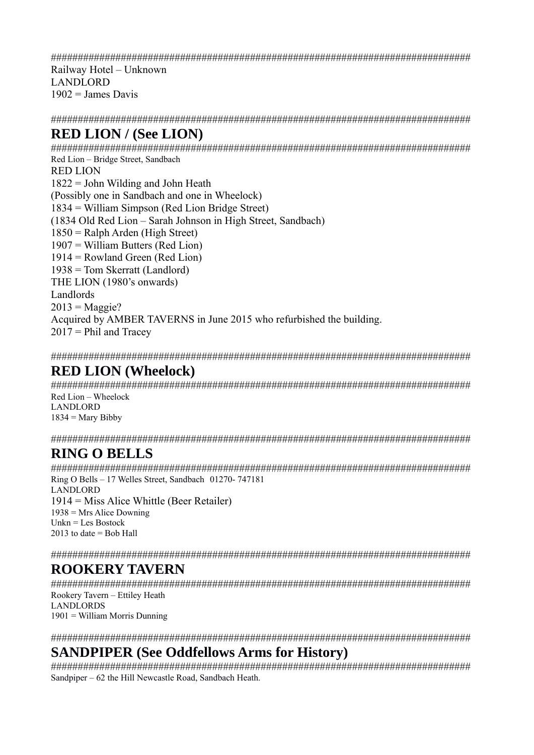################################################################################

Railway Hotel – Unknown
LANDLORD
1902 = James Davis

################################################################################

## RED LION / (See LION)

################################################################################

Red Lion – Bridge Street, Sandbach
RED LION
1822 = John Wilding and John Heath
(Possibly one in Sandbach and one in Wheelock)
1834 = William Simpson (Red Lion Bridge Street)
(1834 Old Red Lion – Sarah Johnson in High Street, Sandbach)
1850 = Ralph Arden (High Street)
1907 = William Butters (Red Lion)
1914 = Rowland Green (Red Lion)
1938 = Tom Skerratt (Landlord)
THE LION (1980's onwards)
Landlords
2013 = Maggie?
Acquired by AMBER TAVERNS in June 2015 who refurbished the building.
2017 = Phil and Tracey

################################################################################

## RED LION (Wheelock)

################################################################################

Red Lion – Wheelock
LANDLORD
1834 = Mary Bibby

################################################################################

## RING O BELLS

################################################################################

Ring O Bells – 17 Welles Street, Sandbach 01270- 747181
LANDLORD
1914 = Miss Alice Whittle (Beer Retailer)
1938 = Mrs Alice Downing
Unkn = Les Bostock
2013 to date = Bob Hall

################################################################################

## ROOKERY TAVERN

################################################################################

Rookery Tavern – Ettiley Heath
LANDLORDS
1901 = William Morris Dunning

################################################################################

## SANDPIPER (See Oddfellows Arms for History)

################################################################################

Sandpiper – 62 the Hill Newcastle Road, Sandbach Heath.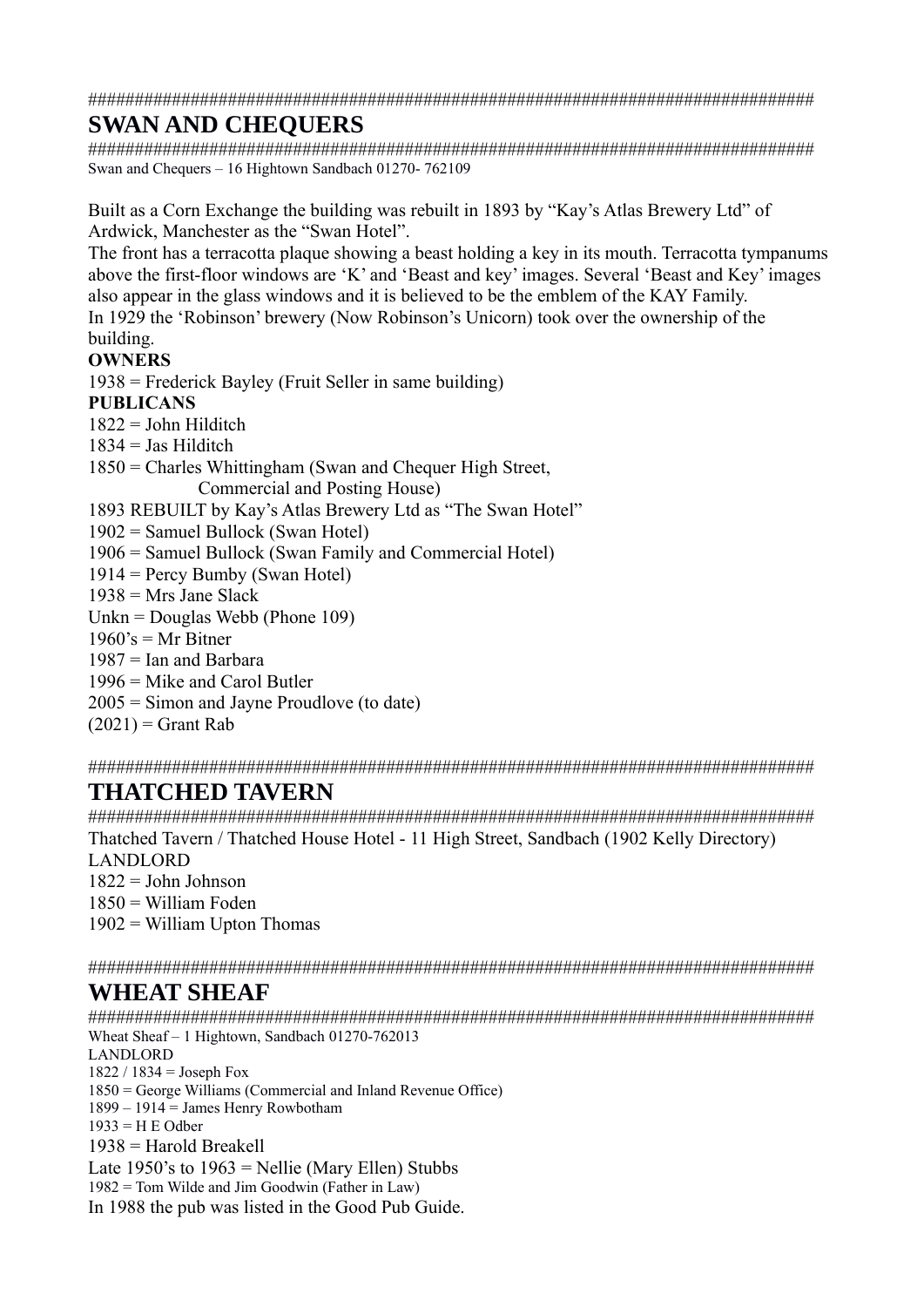################################################################################

# SWAN AND CHEQUERS

################################################################################

Swan and Chequers – 16 Hightown Sandbach 01270- 762109

Built as a Corn Exchange the building was rebuilt in 1893 by "Kay's Atlas Brewery Ltd" of Ardwick, Manchester as the "Swan Hotel".

The front has a terracotta plaque showing a beast holding a key in its mouth. Terracotta tympanums above the first-floor windows are 'K' and 'Beast and key' images. Several 'Beast and Key' images also appear in the glass windows and it is believed to be the emblem of the KAY Family.

In 1929 the 'Robinson' brewery (Now Robinson's Unicorn) took over the ownership of the building.

**OWNERS**

1938 = Frederick Bayley (Fruit Seller in same building)

**PUBLICANS**

1822 = John Hilditch
1834 = Jas Hilditch
1850 = Charles Whittingham (Swan and Chequer High Street, Commercial and Posting House)
1893 REBUILT by Kay's Atlas Brewery Ltd as "The Swan Hotel"
1902 = Samuel Bullock (Swan Hotel)
1906 = Samuel Bullock (Swan Family and Commercial Hotel)
1914 = Percy Bumby (Swan Hotel)
1938 = Mrs Jane Slack
Unkn = Douglas Webb (Phone 109)
1960's = Mr Bitner
1987 = Ian and Barbara
1996 = Mike and Carol Butler
2005 = Simon and Jayne Proudlove (to date)
(2021) = Grant Rab

################################################################################

# THATCHED TAVERN

################################################################################

Thatched Tavern / Thatched House Hotel - 11 High Street, Sandbach (1902 Kelly Directory)

LANDLORD

1822 = John Johnson
1850 = William Foden
1902 = William Upton Thomas

################################################################################

# WHEAT SHEAF

################################################################################

Wheat Sheaf – 1 Hightown, Sandbach 01270-762013

LANDLORD

1822 / 1834 = Joseph Fox
1850 = George Williams (Commercial and Inland Revenue Office)
1899 – 1914 = James Henry Rowbotham
1933 = H E Odber
1938 = Harold Breakell
Late 1950's to 1963 = Nellie (Mary Ellen) Stubbs
1982 = Tom Wilde and Jim Goodwin (Father in Law)

In 1988 the pub was listed in the Good Pub Guide.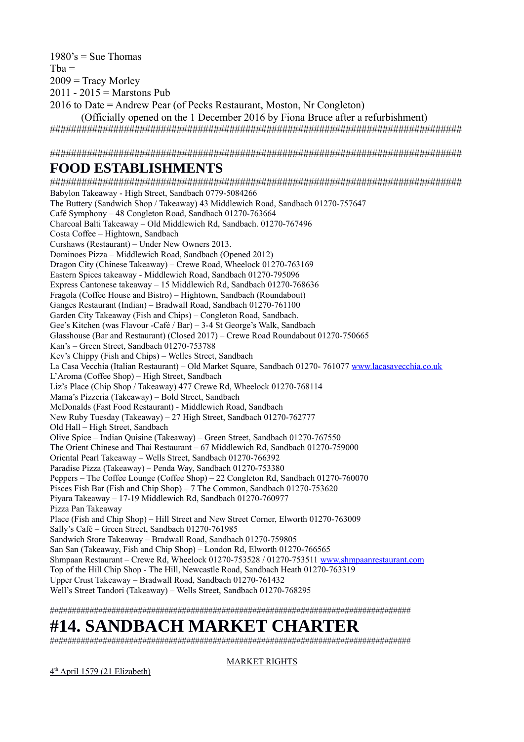1980's = Sue Thomas
Tba =
2009 = Tracy Morley
2011 - 2015 = Marstons Pub
2016 to Date = Andrew Pear (of Pecks Restaurant, Moston, Nr Congleton)
(Officially opened on the 1 December 2016 by Fiona Bruce after a refurbishment)
################################################################################

################################################################################

# FOOD ESTABLISHMENTS

################################################################################

Babylon Takeaway - High Street, Sandbach 0779-5084266
The Buttery (Sandwich Shop / Takeaway) 43 Middlewich Road, Sandbach 01270-757647
Café Symphony – 48 Congleton Road, Sandbach 01270-763664
Charcoal Balti Takeaway – Old Middlewich Rd, Sandbach. 01270-767496
Costa Coffee – Hightown, Sandbach
Curshaws (Restaurant) – Under New Owners 2013.
Dominoes Pizza – Middlewich Road, Sandbach (Opened 2012)
Dragon City (Chinese Takeaway) – Crewe Road, Wheelock 01270-763169
Eastern Spices takeaway - Middlewich Road, Sandbach 01270-795096
Express Cantonese takeaway – 15 Middlewich Rd, Sandbach 01270-768636
Fragola (Coffee House and Bistro) – Hightown, Sandbach (Roundabout)
Ganges Restaurant (Indian) – Bradwall Road, Sandbach 01270-761100
Garden City Takeaway (Fish and Chips) – Congleton Road, Sandbach.
Gee's Kitchen (was Flavour -Café / Bar) – 3-4 St George's Walk, Sandbach
Glasshouse (Bar and Restaurant) (Closed 2017) – Crewe Road Roundabout 01270-750665
Kan's – Green Street, Sandbach 01270-753788
Kev's Chippy (Fish and Chips) – Welles Street, Sandbach
La Casa Vecchia (Italian Restaurant) – Old Market Square, Sandbach 01270- 761077 www.lacasavecchia.co.uk
L'Aroma (Coffee Shop) – High Street, Sandbach
Liz's Place (Chip Shop / Takeaway) 477 Crewe Rd, Wheelock 01270-768114
Mama's Pizzeria (Takeaway) – Bold Street, Sandbach
McDonalds (Fast Food Restaurant) - Middlewich Road, Sandbach
New Ruby Tuesday (Takeaway) – 27 High Street, Sandbach 01270-762777
Old Hall – High Street, Sandbach
Olive Spice – Indian Quisine (Takeaway) – Green Street, Sandbach 01270-767550
The Orient Chinese and Thai Restaurant – 67 Middlewich Rd, Sandbach 01270-759000
Oriental Pearl Takeaway – Wells Street, Sandbach 01270-766392
Paradise Pizza (Takeaway) – Penda Way, Sandbach 01270-753380
Peppers – The Coffee Lounge (Coffee Shop) – 22 Congleton Rd, Sandbach 01270-760070
Pisces Fish Bar (Fish and Chip Shop) – 7 The Common, Sandbach 01270-753620
Piyara Takeaway – 17-19 Middlewich Rd, Sandbach 01270-760977
Pizza Pan Takeaway
Place (Fish and Chip Shop) – Hill Street and New Street Corner, Elworth 01270-763009
Sally's Café – Green Street, Sandbach 01270-761985
Sandwich Store Takeaway – Bradwall Road, Sandbach 01270-759805
San San (Takeaway, Fish and Chip Shop) – London Rd, Elworth 01270-766565
Shmpaan Restaurant – Crewe Rd, Wheelock 01270-753528 / 01270-753511 www.shmpaanrestaurant.com
Top of the Hill Chip Shop - The Hill, Newcastle Road, Sandbach Heath 01270-763319
Upper Crust Takeaway – Bradwall Road, Sandbach 01270-761432
Well's Street Tandori (Takeaway) – Wells Street, Sandbach 01270-768295

################################################################################

# #14. SANDBACH MARKET CHARTER

################################################################################

MARKET RIGHTS

4th April 1579 (21 Elizabeth)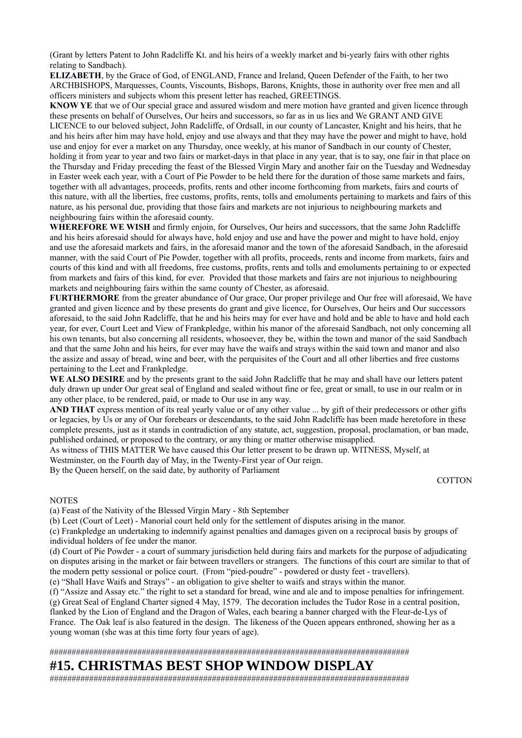(Grant by letters Patent to John Radcliffe Kt. and his heirs of a weekly market and bi-yearly fairs with other rights relating to Sandbach).

**ELIZABETH**, by the Grace of God, of ENGLAND, France and Ireland, Queen Defender of the Faith, to her two ARCHBISHOPS, Marquesses, Counts, Viscounts, Bishops, Barons, Knights, those in authority over free men and all officers ministers and subjects whom this present letter has reached, GREETINGS.

**KNOW YE** that we of Our special grace and assured wisdom and mere motion have granted and given licence through these presents on behalf of Ourselves, Our heirs and successors, so far as in us lies and We GRANT AND GIVE LICENCE to our beloved subject, John Radcliffe, of Ordsall, in our county of Lancaster, Knight and his heirs, that he and his heirs after him may have hold, enjoy and use always and that they may have the power and might to have, hold use and enjoy for ever a market on any Thursday, once weekly, at his manor of Sandbach in our county of Chester, holding it from year to year and two fairs or market-days in that place in any year, that is to say, one fair in that place on the Thursday and Friday preceding the feast of the Blessed Virgin Mary and another fair on the Tuesday and Wednesday in Easter week each year, with a Court of Pie Powder to be held there for the duration of those same markets and fairs, together with all advantages, proceeds, profits, rents and other income forthcoming from markets, fairs and courts of this nature, with all the liberties, free customs, profits, rents, tolls and emoluments pertaining to markets and fairs of this nature, as his personal due, providing that those fairs and markets are not injurious to neighbouring markets and neighbouring fairs within the aforesaid county.

**WHEREFORE WE WISH** and firmly enjoin, for Ourselves, Our heirs and successors, that the same John Radcliffe and his heirs aforesaid should for always have, hold enjoy and use and have the power and might to have hold, enjoy and use the aforesaid markets and fairs, in the aforesaid manor and the town of the aforesaid Sandbach, in the aforesaid manner, with the said Court of Pie Powder, together with all profits, proceeds, rents and income from markets, fairs and courts of this kind and with all freedoms, free customs, profits, rents and tolls and emoluments pertaining to or expected from markets and fairs of this kind, for ever. Provided that those markets and fairs are not injurious to neighbouring markets and neighbouring fairs within the same county of Chester, as aforesaid.

**FURTHERMORE** from the greater abundance of Our grace, Our proper privilege and Our free will aforesaid, We have granted and given licence and by these presents do grant and give licence, for Ourselves, Our heirs and Our successors aforesaid, to the said John Radcliffe, that he and his heirs may for ever have and hold and be able to have and hold each year, for ever, Court Leet and View of Frankpledge, within his manor of the aforesaid Sandbach, not only concerning all his own tenants, but also concerning all residents, whosoever, they be, within the town and manor of the said Sandbach and that the same John and his heirs, for ever may have the waifs and strays within the said town and manor and also the assize and assay of bread, wine and beer, with the perquisites of the Court and all other liberties and free customs pertaining to the Leet and Frankpledge.

**WE ALSO DESIRE** and by the presents grant to the said John Radcliffe that he may and shall have our letters patent duly drawn up under Our great seal of England and sealed without fine or fee, great or small, to use in our realm or in any other place, to be rendered, paid, or made to Our use in any way.

**AND THAT** express mention of its real yearly value or of any other value ... by gift of their predecessors or other gifts or legacies, by Us or any of Our forebears or descendants, to the said John Radcliffe has been made heretofore in these complete presents, just as it stands in contradiction of any statute, act, suggestion, proposal, proclamation, or ban made, published ordained, or proposed to the contrary, or any thing or matter otherwise misapplied.

As witness of THIS MATTER We have caused this Our letter present to be drawn up. WITNESS, Myself, at Westminster, on the Fourth day of May, in the Twenty-First year of Our reign.

By the Queen herself, on the said date, by authority of Parliament

COTTON

NOTES

(a) Feast of the Nativity of the Blessed Virgin Mary - 8th September

(b) Leet (Court of Leet) - Manorial court held only for the settlement of disputes arising in the manor.

(c) Frankpledge an undertaking to indemnify against penalties and damages given on a reciprocal basis by groups of individual holders of fee under the manor.

(d) Court of Pie Powder - a court of summary jurisdiction held during fairs and markets for the purpose of adjudicating on disputes arising in the market or fair between travellers or strangers. The functions of this court are similar to that of the modern petty sessional or police court. (From "pied-poudre" - powdered or dusty feet - travellers).

(e) "Shall Have Waifs and Strays" - an obligation to give shelter to waifs and strays within the manor.

(f) "Assize and Assay etc." the right to set a standard for bread, wine and ale and to impose penalties for infringement.

(g) Great Seal of England Charter signed 4 May, 1579. The decoration includes the Tudor Rose in a central position, flanked by the Lion of England and the Dragon of Wales, each bearing a banner charged with the Fleur-de-Lys of France. The Oak leaf is also featured in the design. The likeness of the Queen appears enthroned, showing her as a young woman (she was at this time forty four years of age).

####################################################################################

# #15. CHRISTMAS BEST SHOP WINDOW DISPLAY

####################################################################################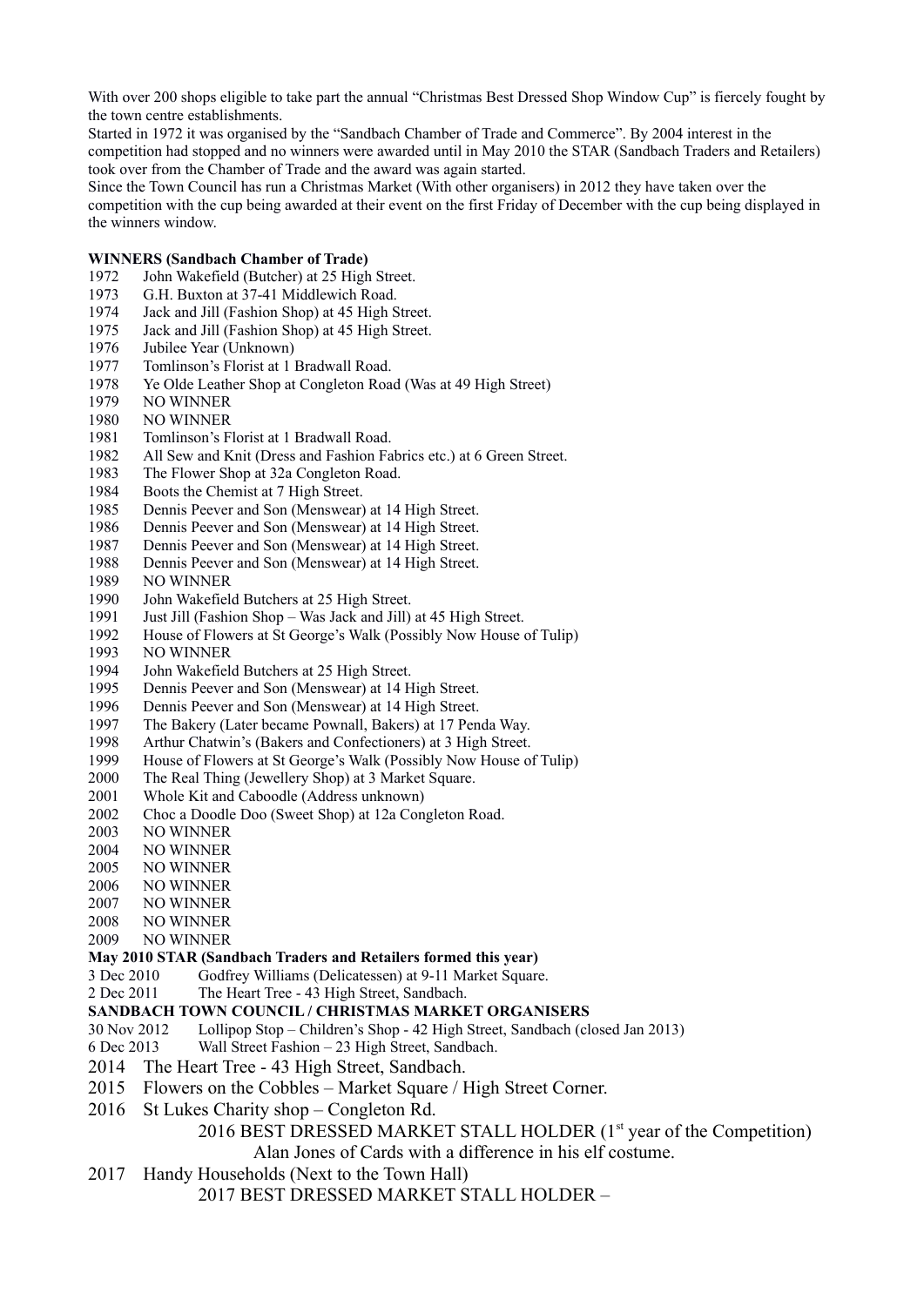With over 200 shops eligible to take part the annual "Christmas Best Dressed Shop Window Cup" is fiercely fought by the town centre establishments.

Started in 1972 it was organised by the "Sandbach Chamber of Trade and Commerce". By 2004 interest in the competition had stopped and no winners were awarded until in May 2010 the STAR (Sandbach Traders and Retailers) took over from the Chamber of Trade and the award was again started.

Since the Town Council has run a Christmas Market (With other organisers) in 2012 they have taken over the competition with the cup being awarded at their event on the first Friday of December with the cup being displayed in the winners window.

**WINNERS (Sandbach Chamber of Trade)**

1972 John Wakefield (Butcher) at 25 High Street.
1973 G.H. Buxton at 37-41 Middlewich Road.
1974 Jack and Jill (Fashion Shop) at 45 High Street.
1975 Jack and Jill (Fashion Shop) at 45 High Street.
1976 Jubilee Year (Unknown)
1977 Tomlinson's Florist at 1 Bradwall Road.
1978 Ye Olde Leather Shop at Congleton Road (Was at 49 High Street)
1979 NO WINNER
1980 NO WINNER
1981 Tomlinson's Florist at 1 Bradwall Road.
1982 All Sew and Knit (Dress and Fashion Fabrics etc.) at 6 Green Street.
1983 The Flower Shop at 32a Congleton Road.
1984 Boots the Chemist at 7 High Street.
1985 Dennis Peever and Son (Menswear) at 14 High Street.
1986 Dennis Peever and Son (Menswear) at 14 High Street.
1987 Dennis Peever and Son (Menswear) at 14 High Street.
1988 Dennis Peever and Son (Menswear) at 14 High Street.
1989 NO WINNER
1990 John Wakefield Butchers at 25 High Street.
1991 Just Jill (Fashion Shop – Was Jack and Jill) at 45 High Street.
1992 House of Flowers at St George's Walk (Possibly Now House of Tulip)
1993 NO WINNER
1994 John Wakefield Butchers at 25 High Street.
1995 Dennis Peever and Son (Menswear) at 14 High Street.
1996 Dennis Peever and Son (Menswear) at 14 High Street.
1997 The Bakery (Later became Pownall, Bakers) at 17 Penda Way.
1998 Arthur Chatwin's (Bakers and Confectioners) at 3 High Street.
1999 House of Flowers at St George's Walk (Possibly Now House of Tulip)
2000 The Real Thing (Jewellery Shop) at 3 Market Square.
2001 Whole Kit and Caboodle (Address unknown)
2002 Choc a Doodle Doo (Sweet Shop) at 12a Congleton Road.
2003 NO WINNER
2004 NO WINNER
2005 NO WINNER
2006 NO WINNER
2007 NO WINNER
2008 NO WINNER
2009 NO WINNER

**May 2010 STAR (Sandbach Traders and Retailers formed this year)**

3 Dec 2010 Godfrey Williams (Delicatessen) at 9-11 Market Square.
2 Dec 2011 The Heart Tree - 43 High Street, Sandbach.

**SANDBACH TOWN COUNCIL / CHRISTMAS MARKET ORGANISERS**

30 Nov 2012 Lollipop Stop – Children's Shop - 42 High Street, Sandbach (closed Jan 2013)
6 Dec 2013 Wall Street Fashion – 23 High Street, Sandbach.
2014 The Heart Tree - 43 High Street, Sandbach.
2015 Flowers on the Cobbles – Market Square / High Street Corner.
2016 St Lukes Charity shop – Congleton Rd.

2016 BEST DRESSED MARKET STALL HOLDER (1st year of the Competition)
Alan Jones of Cards with a difference in his elf costume.

2017 Handy Households (Next to the Town Hall)

2017 BEST DRESSED MARKET STALL HOLDER –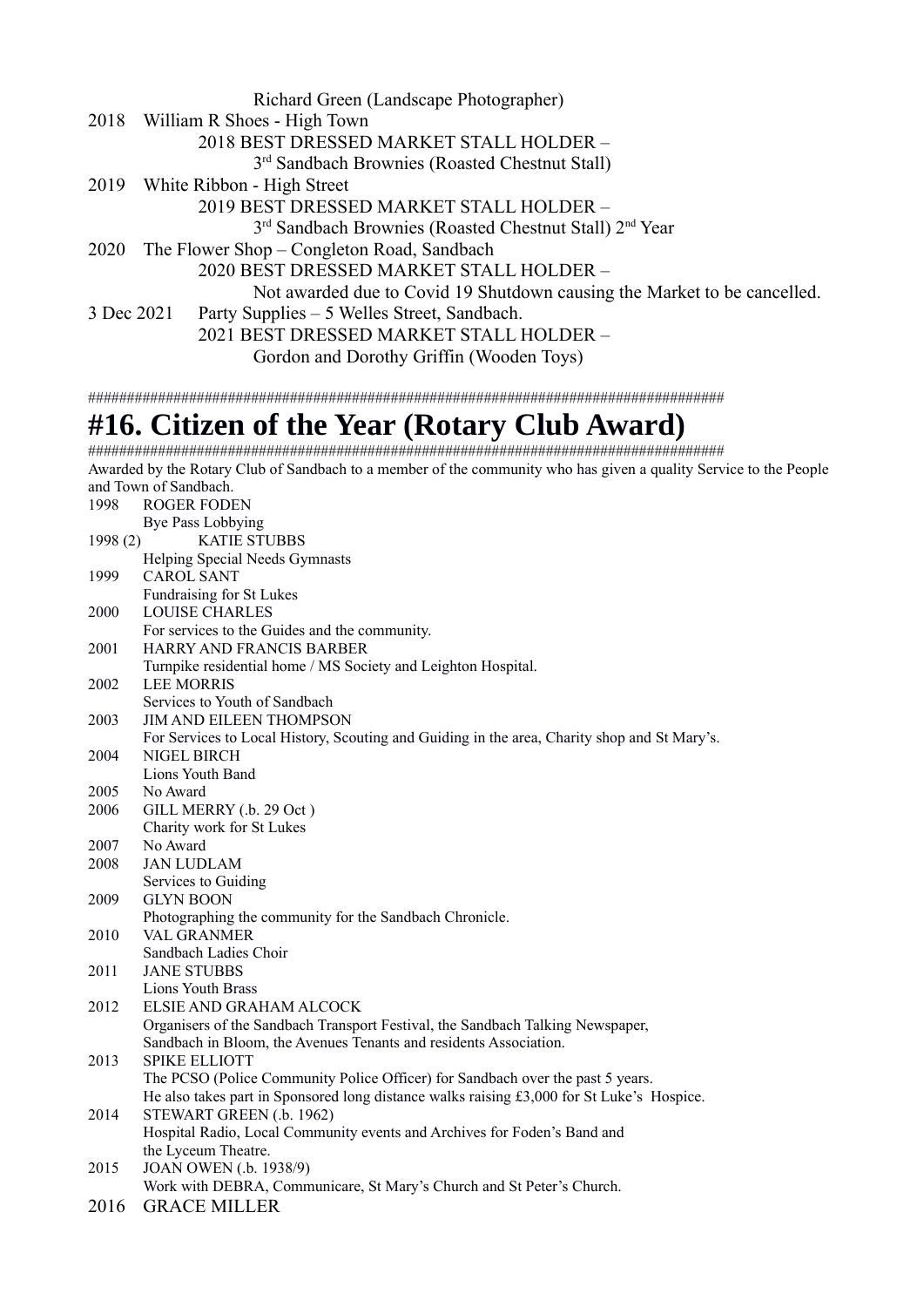Richard Green (Landscape Photographer)

2018 William R Shoes - High Town

2018 BEST DRESSED MARKET STALL HOLDER –

3rd Sandbach Brownies (Roasted Chestnut Stall)

2019 White Ribbon - High Street

2019 BEST DRESSED MARKET STALL HOLDER –

3rd Sandbach Brownies (Roasted Chestnut Stall) 2nd Year

2020 The Flower Shop – Congleton Road, Sandbach

2020 BEST DRESSED MARKET STALL HOLDER –

Not awarded due to Covid 19 Shutdown causing the Market to be cancelled.

3 Dec 2021 Party Supplies – 5 Welles Street, Sandbach.

2021 BEST DRESSED MARKET STALL HOLDER –

Gordon and Dorothy Griffin (Wooden Toys)

################################################################################

# #16. Citizen of the Year (Rotary Club Award)

################################################################################

Awarded by the Rotary Club of Sandbach to a member of the community who has given a quality Service to the People and Town of Sandbach.

1998 ROGER FODEN
Bye Pass Lobbying

1998 (2) KATIE STUBBS
Helping Special Needs Gymnasts

1999 CAROL SANT
Fundraising for St Lukes

2000 LOUISE CHARLES
For services to the Guides and the community.

2001 HARRY AND FRANCIS BARBER
Turnpike residential home / MS Society and Leighton Hospital.

2002 LEE MORRIS
Services to Youth of Sandbach

2003 JIM AND EILEEN THOMPSON
For Services to Local History, Scouting and Guiding in the area, Charity shop and St Mary's.

2004 NIGEL BIRCH
Lions Youth Band

2005 No Award

2006 GILL MERRY (.b. 29 Oct )
Charity work for St Lukes

2007 No Award

2008 JAN LUDLAM
Services to Guiding

2009 GLYN BOON
Photographing the community for the Sandbach Chronicle.

2010 VAL GRANMER
Sandbach Ladies Choir

2011 JANE STUBBS
Lions Youth Brass

2012 ELSIE AND GRAHAM ALCOCK
Organisers of the Sandbach Transport Festival, the Sandbach Talking Newspaper,
Sandbach in Bloom, the Avenues Tenants and residents Association.

2013 SPIKE ELLIOTT
The PCSO (Police Community Police Officer) for Sandbach over the past 5 years.
He also takes part in Sponsored long distance walks raising £3,000 for St Luke's Hospice.

2014 STEWART GREEN (.b. 1962)
Hospital Radio, Local Community events and Archives for Foden's Band and
the Lyceum Theatre.

2015 JOAN OWEN (.b. 1938/9)
Work with DEBRA, Communicare, St Mary's Church and St Peter's Church.

2016 GRACE MILLER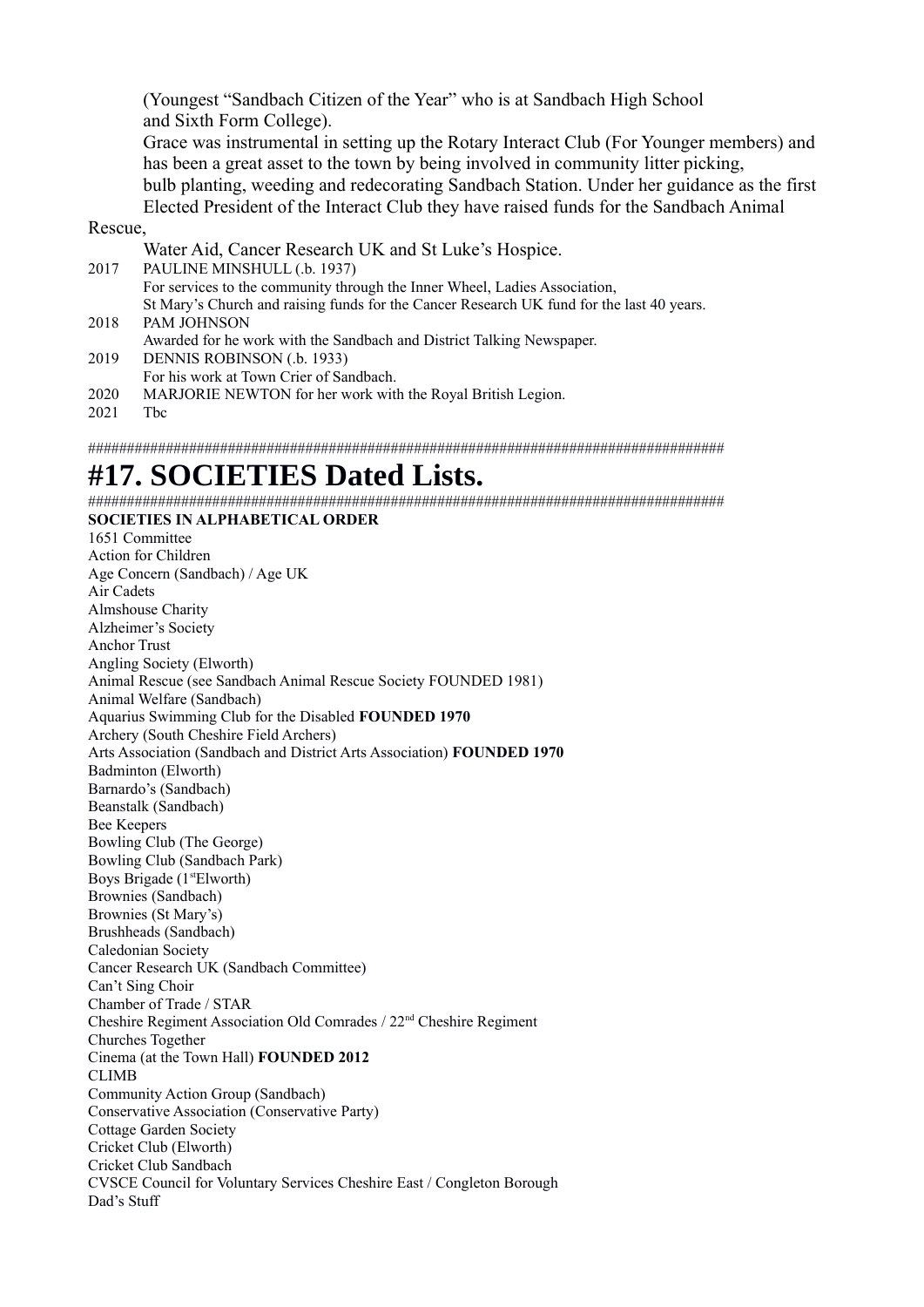(Youngest "Sandbach Citizen of the Year" who is at Sandbach High School and Sixth Form College).

Grace was instrumental in setting up the Rotary Interact Club (For Younger members) and has been a great asset to the town by being involved in community litter picking, bulb planting, weeding and redecorating Sandbach Station. Under her guidance as the first Elected President of the Interact Club they have raised funds for the Sandbach Animal Rescue, Water Aid, Cancer Research UK and St Luke's Hospice.

2017 PAULINE MINSHULL (.b. 1937)
For services to the community through the Inner Wheel, Ladies Association, St Mary's Church and raising funds for the Cancer Research UK fund for the last 40 years.

2018 PAM JOHNSON
Awarded for he work with the Sandbach and District Talking Newspaper.

2019 DENNIS ROBINSON (.b. 1933)
For his work at Town Crier of Sandbach.

2020 MARJORIE NEWTON for her work with the Royal British Legion.

2021 Tbc

##################################################################################

# #17. SOCIETIES Dated Lists.

##################################################################################

**SOCIETIES IN ALPHABETICAL ORDER**

1651 Committee
Action for Children
Age Concern (Sandbach) / Age UK
Air Cadets
Almshouse Charity
Alzheimer's Society
Anchor Trust
Angling Society (Elworth)
Animal Rescue (see Sandbach Animal Rescue Society FOUNDED 1981)
Animal Welfare (Sandbach)
Aquarius Swimming Club for the Disabled **FOUNDED 1970**
Archery (South Cheshire Field Archers)
Arts Association (Sandbach and District Arts Association) **FOUNDED 1970**
Badminton (Elworth)
Barnardo's (Sandbach)
Beanstalk (Sandbach)
Bee Keepers
Bowling Club (The George)
Bowling Club (Sandbach Park)
Boys Brigade (1st Elworth)
Brownies (Sandbach)
Brownies (St Mary's)
Brushheads (Sandbach)
Caledonian Society
Cancer Research UK (Sandbach Committee)
Can't Sing Choir
Chamber of Trade / STAR
Cheshire Regiment Association Old Comrades / 22nd Cheshire Regiment
Churches Together
Cinema (at the Town Hall) **FOUNDED 2012**
CLIMB
Community Action Group (Sandbach)
Conservative Association (Conservative Party)
Cottage Garden Society
Cricket Club (Elworth)
Cricket Club Sandbach
CVSCE Council for Voluntary Services Cheshire East / Congleton Borough
Dad's Stuff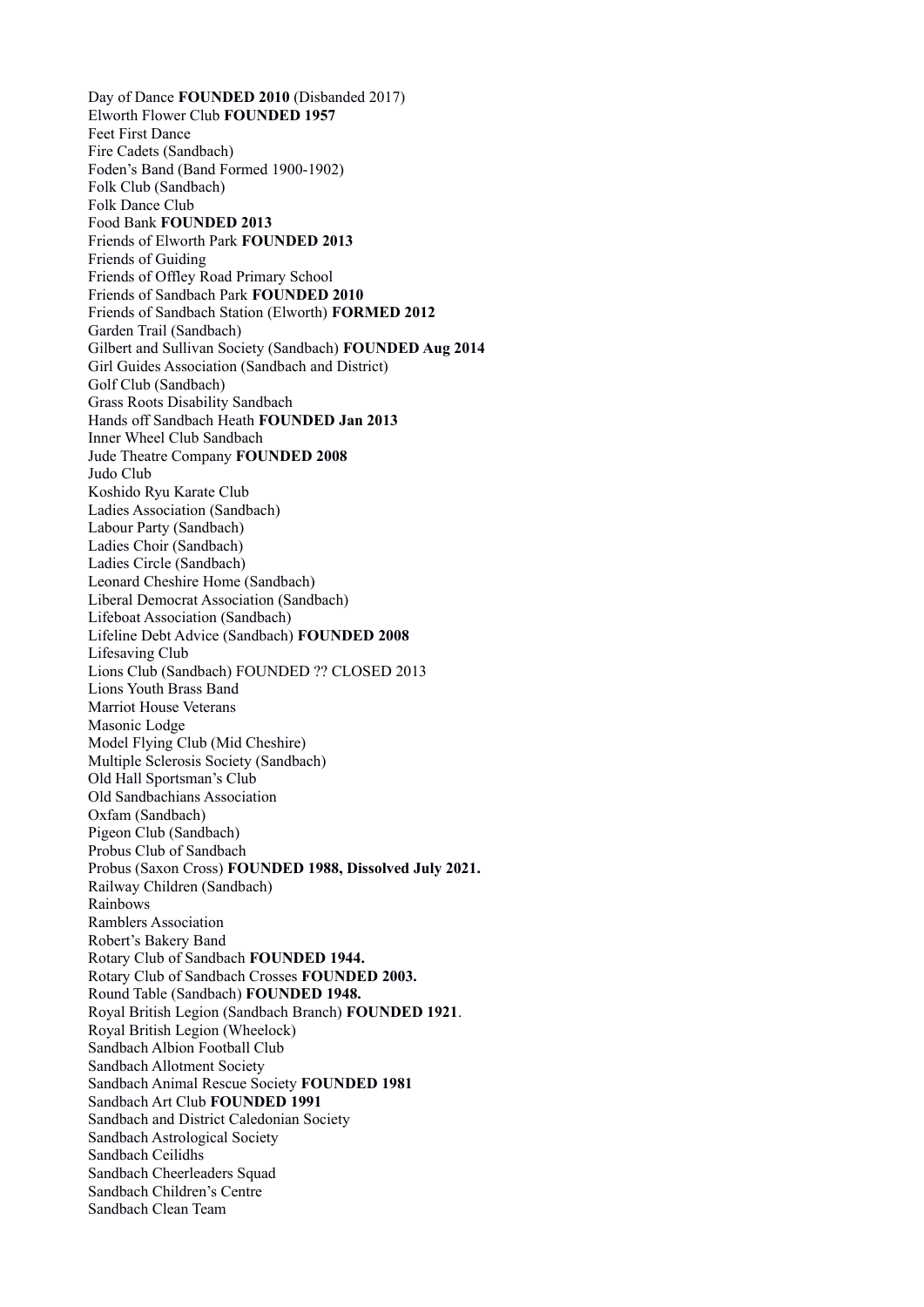Day of Dance **FOUNDED 2010** (Disbanded 2017)
Elworth Flower Club **FOUNDED 1957**
Feet First Dance
Fire Cadets (Sandbach)
Foden's Band (Band Formed 1900-1902)
Folk Club (Sandbach)
Folk Dance Club
Food Bank **FOUNDED 2013**
Friends of Elworth Park **FOUNDED 2013**
Friends of Guiding
Friends of Offley Road Primary School
Friends of Sandbach Park **FOUNDED 2010**
Friends of Sandbach Station (Elworth) **FORMED 2012**
Garden Trail (Sandbach)
Gilbert and Sullivan Society (Sandbach) **FOUNDED Aug 2014**
Girl Guides Association (Sandbach and District)
Golf Club (Sandbach)
Grass Roots Disability Sandbach
Hands off Sandbach Heath **FOUNDED Jan 2013**
Inner Wheel Club Sandbach
Jude Theatre Company **FOUNDED 2008**
Judo Club
Koshido Ryu Karate Club
Ladies Association (Sandbach)
Labour Party (Sandbach)
Ladies Choir (Sandbach)
Ladies Circle (Sandbach)
Leonard Cheshire Home (Sandbach)
Liberal Democrat Association (Sandbach)
Lifeboat Association (Sandbach)
Lifeline Debt Advice (Sandbach) **FOUNDED 2008**
Lifesaving Club
Lions Club (Sandbach) FOUNDED ?? CLOSED 2013
Lions Youth Brass Band
Marriot House Veterans
Masonic Lodge
Model Flying Club (Mid Cheshire)
Multiple Sclerosis Society (Sandbach)
Old Hall Sportsman's Club
Old Sandbachians Association
Oxfam (Sandbach)
Pigeon Club (Sandbach)
Probus Club of Sandbach
Probus (Saxon Cross) **FOUNDED 1988, Dissolved July 2021.**
Railway Children (Sandbach)
Rainbows
Ramblers Association
Robert's Bakery Band
Rotary Club of Sandbach **FOUNDED 1944.**
Rotary Club of Sandbach Crosses **FOUNDED 2003.**
Round Table (Sandbach) **FOUNDED 1948.**
Royal British Legion (Sandbach Branch) **FOUNDED 1921**.
Royal British Legion (Wheelock)
Sandbach Albion Football Club
Sandbach Allotment Society
Sandbach Animal Rescue Society **FOUNDED 1981**
Sandbach Art Club **FOUNDED 1991**
Sandbach and District Caledonian Society
Sandbach Astrological Society
Sandbach Ceilidhs
Sandbach Cheerleaders Squad
Sandbach Children's Centre
Sandbach Clean Team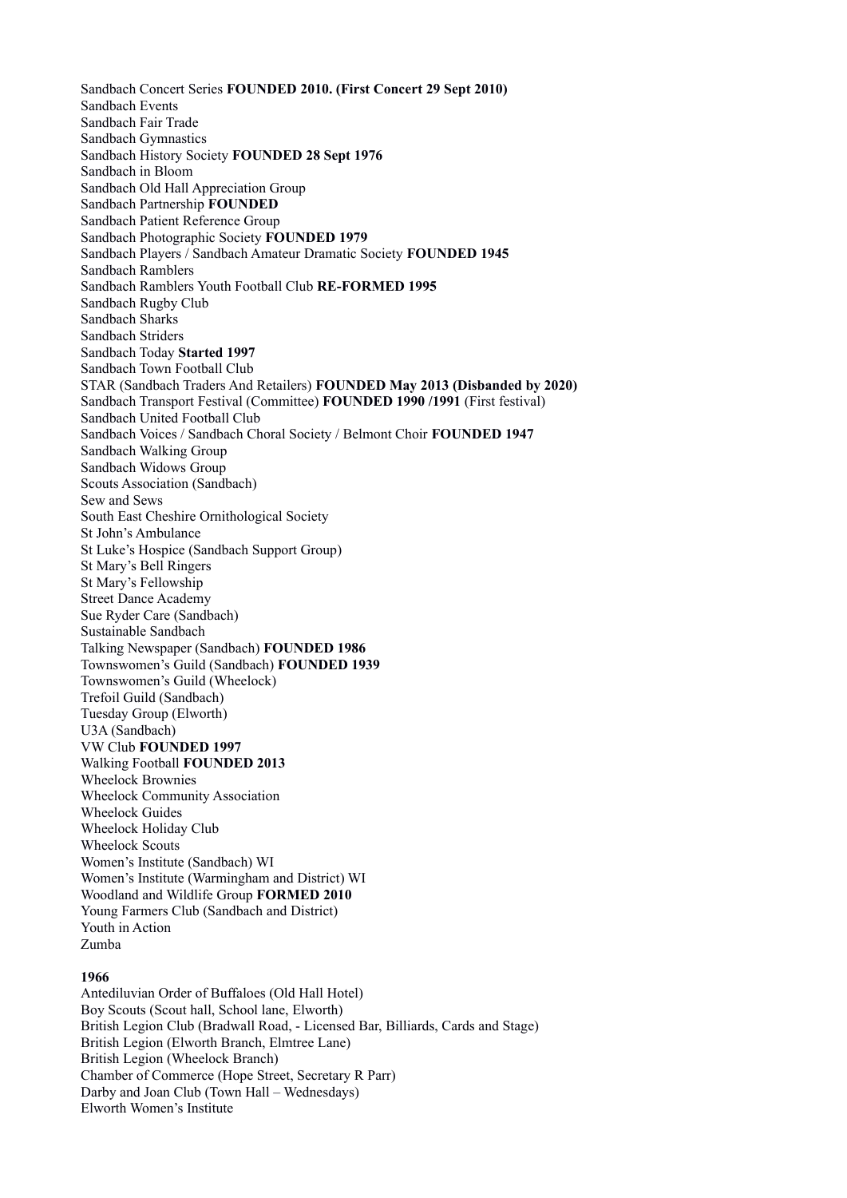Sandbach Concert Series **FOUNDED 2010. (First Concert 29 Sept 2010)**
Sandbach Events
Sandbach Fair Trade
Sandbach Gymnastics
Sandbach History Society **FOUNDED 28 Sept 1976**
Sandbach in Bloom
Sandbach Old Hall Appreciation Group
Sandbach Partnership **FOUNDED**
Sandbach Patient Reference Group
Sandbach Photographic Society **FOUNDED 1979**
Sandbach Players / Sandbach Amateur Dramatic Society **FOUNDED 1945**
Sandbach Ramblers
Sandbach Ramblers Youth Football Club **RE-FORMED 1995**
Sandbach Rugby Club
Sandbach Sharks
Sandbach Striders
Sandbach Today **Started 1997**
Sandbach Town Football Club
STAR (Sandbach Traders And Retailers) **FOUNDED May 2013 (Disbanded by 2020)**
Sandbach Transport Festival (Committee) **FOUNDED 1990 /1991** (First festival)
Sandbach United Football Club
Sandbach Voices / Sandbach Choral Society / Belmont Choir **FOUNDED 1947**
Sandbach Walking Group
Sandbach Widows Group
Scouts Association (Sandbach)
Sew and Sews
South East Cheshire Ornithological Society
St John's Ambulance
St Luke's Hospice (Sandbach Support Group)
St Mary's Bell Ringers
St Mary's Fellowship
Street Dance Academy
Sue Ryder Care (Sandbach)
Sustainable Sandbach
Talking Newspaper (Sandbach) **FOUNDED 1986**
Townswomen's Guild (Sandbach) **FOUNDED 1939**
Townswomen's Guild (Wheelock)
Trefoil Guild (Sandbach)
Tuesday Group (Elworth)
U3A (Sandbach)
VW Club **FOUNDED 1997**
Walking Football **FOUNDED 2013**
Wheelock Brownies
Wheelock Community Association
Wheelock Guides
Wheelock Holiday Club
Wheelock Scouts
Women's Institute (Sandbach) WI
Women's Institute (Warmingham and District) WI
Woodland and Wildlife Group **FORMED 2010**
Young Farmers Club (Sandbach and District)
Youth in Action
Zumba

**1966**

Antediluvian Order of Buffaloes (Old Hall Hotel)
Boy Scouts (Scout hall, School lane, Elworth)
British Legion Club (Bradwall Road, - Licensed Bar, Billiards, Cards and Stage)
British Legion (Elworth Branch, Elmtree Lane)
British Legion (Wheelock Branch)
Chamber of Commerce (Hope Street, Secretary R Parr)
Darby and Joan Club (Town Hall – Wednesdays)
Elworth Women's Institute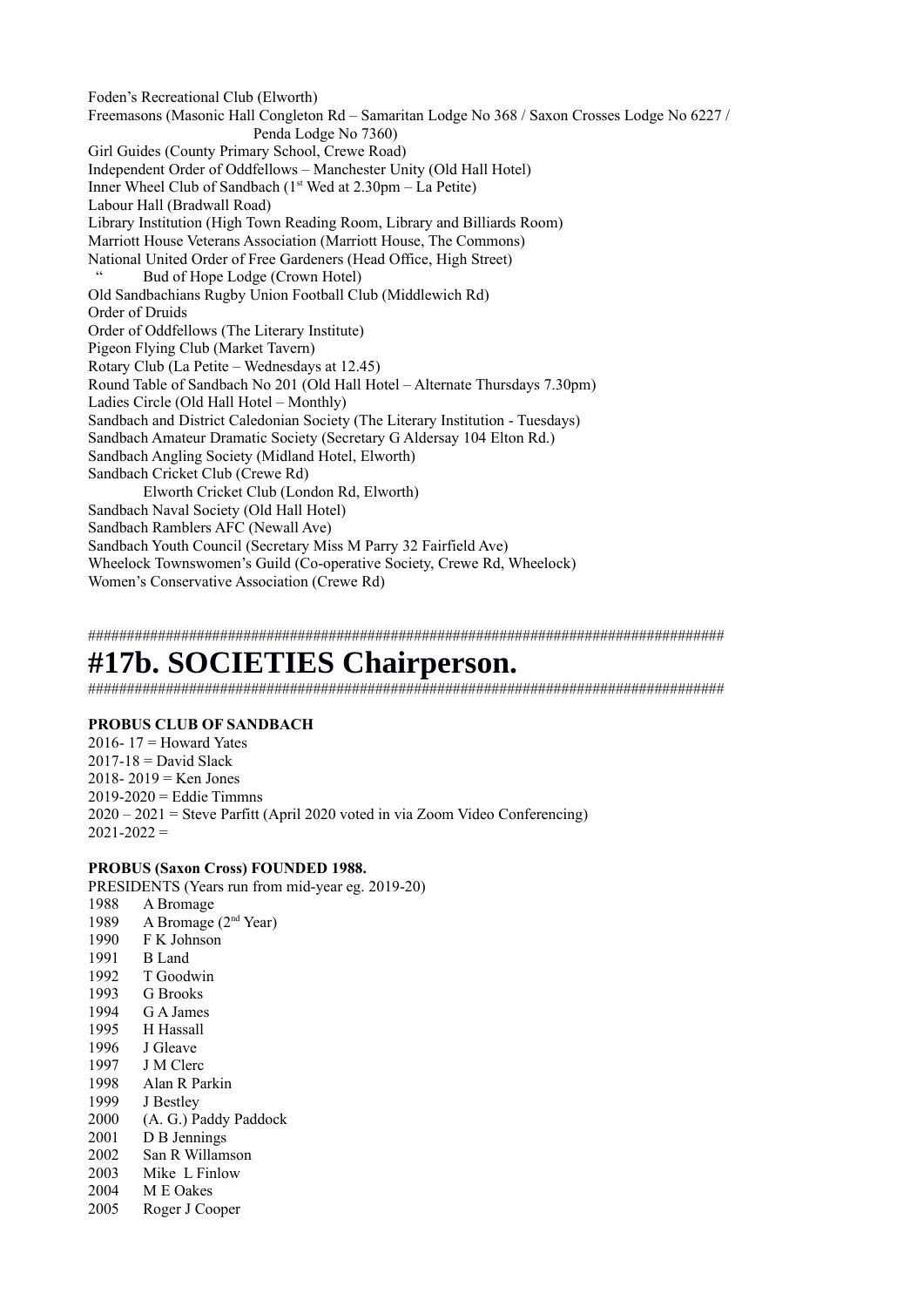Foden's Recreational Club (Elworth)
Freemasons (Masonic Hall Congleton Rd – Samaritan Lodge No 368 / Saxon Crosses Lodge No 6227 / Penda Lodge No 7360)
Girl Guides (County Primary School, Crewe Road)
Independent Order of Oddfellows – Manchester Unity (Old Hall Hotel)
Inner Wheel Club of Sandbach (1st Wed at 2.30pm – La Petite)
Labour Hall (Bradwall Road)
Library Institution (High Town Reading Room, Library and Billiards Room)
Marriott House Veterans Association (Marriott House, The Commons)
National United Order of Free Gardeners (Head Office, High Street)
" Bud of Hope Lodge (Crown Hotel)
Old Sandbachians Rugby Union Football Club (Middlewich Rd)
Order of Druids
Order of Oddfellows (The Literary Institute)
Pigeon Flying Club (Market Tavern)
Rotary Club (La Petite – Wednesdays at 12.45)
Round Table of Sandbach No 201 (Old Hall Hotel – Alternate Thursdays 7.30pm)
Ladies Circle (Old Hall Hotel – Monthly)
Sandbach and District Caledonian Society (The Literary Institution - Tuesdays)
Sandbach Amateur Dramatic Society (Secretary G Aldersay 104 Elton Rd.)
Sandbach Angling Society (Midland Hotel, Elworth)
Sandbach Cricket Club (Crewe Rd)
Elworth Cricket Club (London Rd, Elworth)
Sandbach Naval Society (Old Hall Hotel)
Sandbach Ramblers AFC (Newall Ave)
Sandbach Youth Council (Secretary Miss M Parry 32 Fairfield Ave)
Wheelock Townswomen's Guild (Co-operative Society, Crewe Rd, Wheelock)
Women's Conservative Association (Crewe Rd)

##################################################################################

# #17b. SOCIETIES Chairperson.

##################################################################################

**PROBUS CLUB OF SANDBACH**

2016- 17 = Howard Yates
2017-18 = David Slack
2018- 2019 = Ken Jones
2019-2020 = Eddie Timmns
2020 – 2021 = Steve Parfitt (April 2020 voted in via Zoom Video Conferencing)
2021-2022 =

**PROBUS (Saxon Cross) FOUNDED 1988.**

PRESIDENTS (Years run from mid-year eg. 2019-20)

1988 A Bromage
1989 A Bromage (2nd Year)
1990 F K Johnson
1991 B Land
1992 T Goodwin
1993 G Brooks
1994 G A James
1995 H Hassall
1996 J Gleave
1997 J M Clerc
1998 Alan R Parkin
1999 J Bestley
2000 (A. G.) Paddy Paddock
2001 D B Jennings
2002 San R Willamson
2003 Mike L Finlow
2004 M E Oakes
2005 Roger J Cooper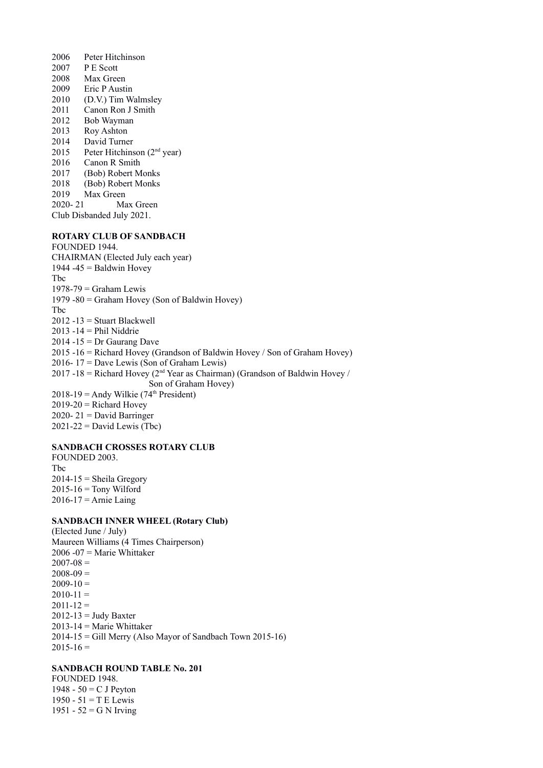2006 Peter Hitchinson
2007 P E Scott
2008 Max Green
2009 Eric P Austin
2010 (D.V.) Tim Walmsley
2011 Canon Ron J Smith
2012 Bob Wayman
2013 Roy Ashton
2014 David Turner
2015 Peter Hitchinson (2nd year)
2016 Canon R Smith
2017 (Bob) Robert Monks
2018 (Bob) Robert Monks
2019 Max Green
2020- 21 Max Green
Club Disbanded July 2021.

**ROTARY CLUB OF SANDBACH**
FOUNDED 1944.
CHAIRMAN (Elected July each year)
1944 -45 = Baldwin Hovey
Tbc
1978-79 = Graham Lewis
1979 -80 = Graham Hovey (Son of Baldwin Hovey)
Tbc
2012 -13 = Stuart Blackwell
2013 -14 = Phil Niddrie
2014 -15 = Dr Gaurang Dave
2015 -16 = Richard Hovey (Grandson of Baldwin Hovey / Son of Graham Hovey)
2016- 17 = Dave Lewis (Son of Graham Lewis)
2017 -18 = Richard Hovey (2nd Year as Chairman) (Grandson of Baldwin Hovey / Son of Graham Hovey)
2018-19 = Andy Wilkie (74th President)
2019-20 = Richard Hovey
2020- 21 = David Barringer
2021-22 = David Lewis (Tbc)

**SANDBACH CROSSES ROTARY CLUB**
FOUNDED 2003.
Tbc
2014-15 = Sheila Gregory
2015-16 = Tony Wilford
2016-17 = Arnie Laing

**SANDBACH INNER WHEEL (Rotary Club)**
(Elected June / July)
Maureen Williams (4 Times Chairperson)
2006 -07 = Marie Whittaker
2007-08 =
2008-09 =
2009-10 =
2010-11 =
2011-12 =
2012-13 = Judy Baxter
2013-14 = Marie Whittaker
2014-15 = Gill Merry (Also Mayor of Sandbach Town 2015-16)
2015-16 =

**SANDBACH ROUND TABLE No. 201**
FOUNDED 1948.
1948 - 50 = C J Peyton
1950 - 51 = T E Lewis
1951 - 52 = G N Irving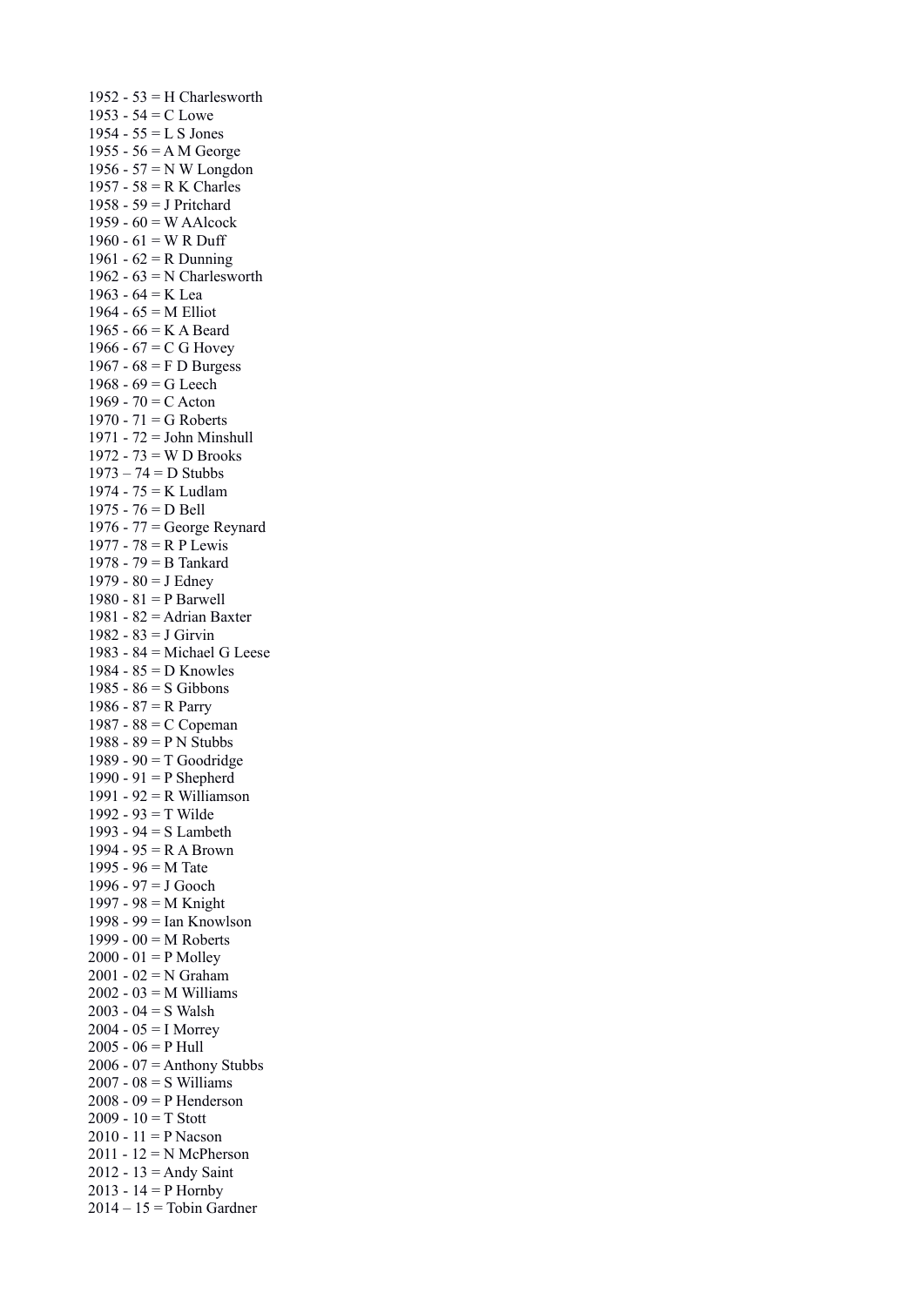1952 - 53 = H Charlesworth
1953 - 54 = C Lowe
1954 - 55 = L S Jones
1955 - 56 = A M George
1956 - 57 = N W Longdon
1957 - 58 = R K Charles
1958 - 59 = J Pritchard
1959 - 60 = W AAlcock
1960 - 61 = W R Duff
1961 - 62 = R Dunning
1962 - 63 = N Charlesworth
1963 - 64 = K Lea
1964 - 65 = M Elliot
1965 - 66 = K A Beard
1966 - 67 = C G Hovey
1967 - 68 = F D Burgess
1968 - 69 = G Leech
1969 - 70 = C Acton
1970 - 71 = G Roberts
1971 - 72 = John Minshull
1972 - 73 = W D Brooks
1973 – 74 = D Stubbs
1974 - 75 = K Ludlam
1975 - 76 = D Bell
1976 - 77 = George Reynard
1977 - 78 = R P Lewis
1978 - 79 = B Tankard
1979 - 80 = J Edney
1980 - 81 = P Barwell
1981 - 82 = Adrian Baxter
1982 - 83 = J Girvin
1983 - 84 = Michael G Leese
1984 - 85 = D Knowles
1985 - 86 = S Gibbons
1986 - 87 = R Parry
1987 - 88 = C Copeman
1988 - 89 = P N Stubbs
1989 - 90 = T Goodridge
1990 - 91 = P Shepherd
1991 - 92 = R Williamson
1992 - 93 = T Wilde
1993 - 94 = S Lambeth
1994 - 95 = R A Brown
1995 - 96 = M Tate
1996 - 97 = J Gooch
1997 - 98 = M Knight
1998 - 99 = Ian Knowlson
1999 - 00 = M Roberts
2000 - 01 = P Molley
2001 - 02 = N Graham
2002 - 03 = M Williams
2003 - 04 = S Walsh
2004 - 05 = I Morrey
2005 - 06 = P Hull
2006 - 07 = Anthony Stubbs
2007 - 08 = S Williams
2008 - 09 = P Henderson
2009 - 10 = T Stott
2010 - 11 = P Nacson
2011 - 12 = N McPherson
2012 - 13 = Andy Saint
2013 - 14 = P Hornby
2014 – 15 = Tobin Gardner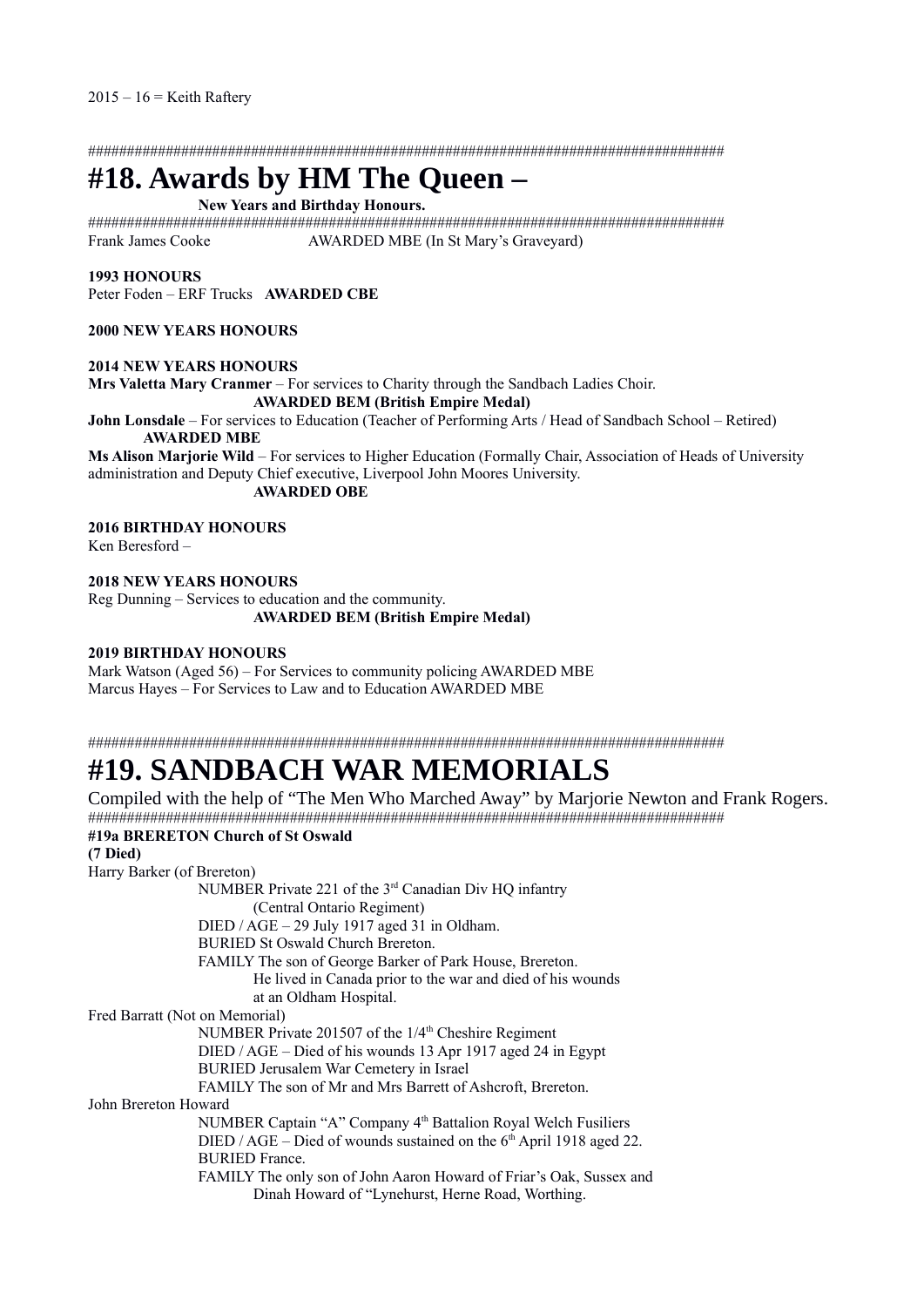2015 – 16 = Keith Raftery

###################################################################################

# #18. Awards by HM The Queen –

**New Years and Birthday Honours.**

###################################################################################

Frank James Cooke AWARDED MBE (In St Mary's Graveyard)

**1993 HONOURS**

Peter Foden – ERF Trucks **AWARDED CBE**

**2000 NEW YEARS HONOURS**

**2014 NEW YEARS HONOURS**

**Mrs Valetta Mary Cranmer** – For services to Charity through the Sandbach Ladies Choir.
**AWARDED BEM (British Empire Medal)**

**John Lonsdale** – For services to Education (Teacher of Performing Arts / Head of Sandbach School – Retired)
**AWARDED MBE**

**Ms Alison Marjorie Wild** – For services to Higher Education (Formally Chair, Association of Heads of University administration and Deputy Chief executive, Liverpool John Moores University.
**AWARDED OBE**

**2016 BIRTHDAY HONOURS**

Ken Beresford –

**2018 NEW YEARS HONOURS**

Reg Dunning – Services to education and the community.
**AWARDED BEM (British Empire Medal)**

**2019 BIRTHDAY HONOURS**

Mark Watson (Aged 56) – For Services to community policing AWARDED MBE
Marcus Hayes – For Services to Law and to Education AWARDED MBE

###################################################################################

# #19. SANDBACH WAR MEMORIALS

Compiled with the help of "The Men Who Marched Away" by Marjorie Newton and Frank Rogers.

###################################################################################

**#19a BRERETON Church of St Oswald**
**(7 Died)**

Harry Barker (of Brereton)
NUMBER Private 221 of the 3rd Canadian Div HQ infantry
(Central Ontario Regiment)
DIED / AGE – 29 July 1917 aged 31 in Oldham.
BURIED St Oswald Church Brereton.
FAMILY The son of George Barker of Park House, Brereton.
He lived in Canada prior to the war and died of his wounds
at an Oldham Hospital.

Fred Barratt (Not on Memorial)
NUMBER Private 201507 of the 1/4th Cheshire Regiment
DIED / AGE – Died of his wounds 13 Apr 1917 aged 24 in Egypt
BURIED Jerusalem War Cemetery in Israel
FAMILY The son of Mr and Mrs Barrett of Ashcroft, Brereton.

John Brereton Howard
NUMBER Captain "A" Company 4th Battalion Royal Welch Fusiliers
DIED / AGE – Died of wounds sustained on the 6th April 1918 aged 22.
BURIED France.
FAMILY The only son of John Aaron Howard of Friar's Oak, Sussex and
Dinah Howard of "Lynehurst, Herne Road, Worthing.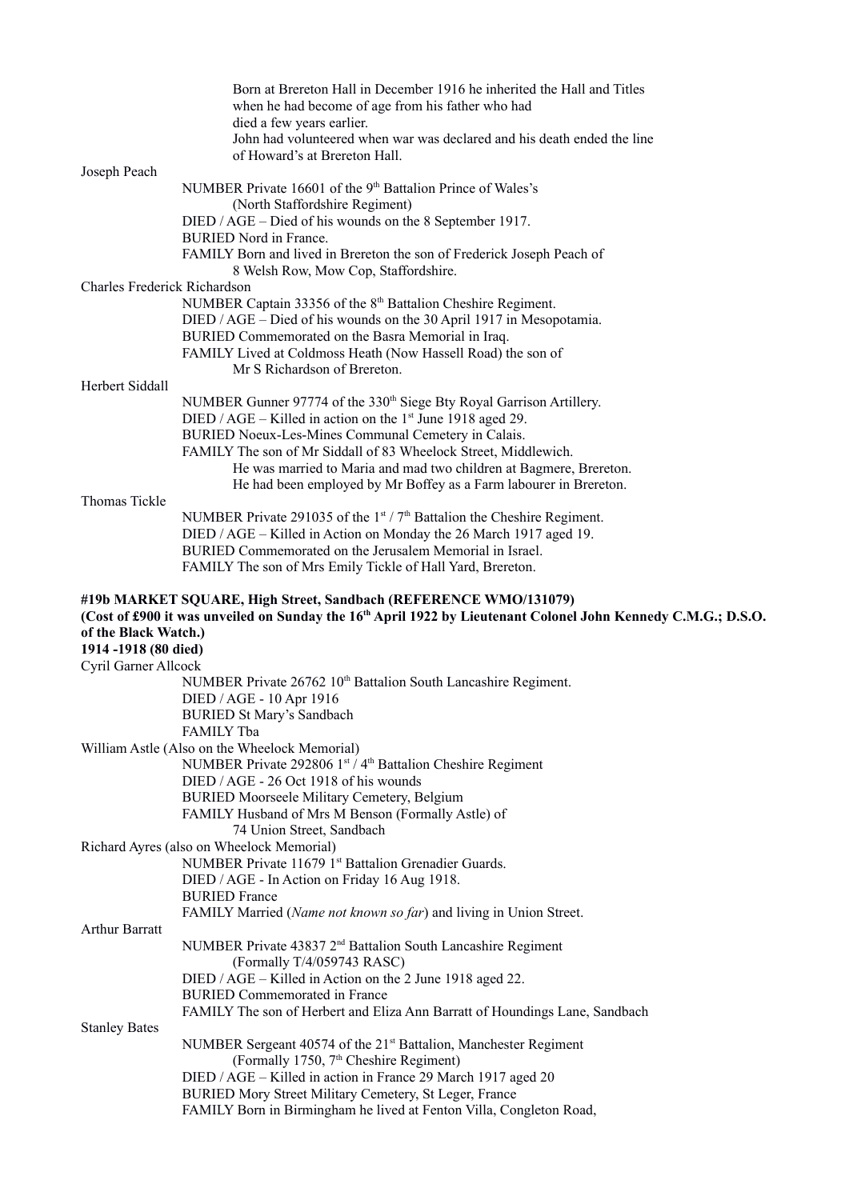Born at Brereton Hall in December 1916 he inherited the Hall and Titles when he had become of age from his father who had died a few years earlier.
John had volunteered when war was declared and his death ended the line of Howard's at Brereton Hall.

Joseph Peach

NUMBER Private 16601 of the 9th Battalion Prince of Wales's (North Staffordshire Regiment)
DIED / AGE – Died of his wounds on the 8 September 1917.
BURIED Nord in France.
FAMILY Born and lived in Brereton the son of Frederick Joseph Peach of 8 Welsh Row, Mow Cop, Staffordshire.

Charles Frederick Richardson

NUMBER Captain 33356 of the 8th Battalion Cheshire Regiment.
DIED / AGE – Died of his wounds on the 30 April 1917 in Mesopotamia.
BURIED Commemorated on the Basra Memorial in Iraq.
FAMILY Lived at Coldmoss Heath (Now Hassell Road) the son of Mr S Richardson of Brereton.

Herbert Siddall

NUMBER Gunner 97774 of the 330th Siege Bty Royal Garrison Artillery.
DIED / AGE – Killed in action on the 1st June 1918 aged 29.
BURIED Noeux-Les-Mines Communal Cemetery in Calais.
FAMILY The son of Mr Siddall of 83 Wheelock Street, Middlewich.
He was married to Maria and mad two children at Bagmere, Brereton.
He had been employed by Mr Boffey as a Farm labourer in Brereton.

Thomas Tickle

NUMBER Private 291035 of the 1st / 7th Battalion the Cheshire Regiment.
DIED / AGE – Killed in Action on Monday the 26 March 1917 aged 19.
BURIED Commemorated on the Jerusalem Memorial in Israel.
FAMILY The son of Mrs Emily Tickle of Hall Yard, Brereton.

**#19b MARKET SQUARE, High Street, Sandbach (REFERENCE WMO/131079)**
**(Cost of £900 it was unveiled on Sunday the 16th April 1922 by Lieutenant Colonel John Kennedy C.M.G.; D.S.O. of the Black Watch.)**
**1914 -1918 (80 died)**

Cyril Garner Allcock

NUMBER Private 26762 10th Battalion South Lancashire Regiment.
DIED / AGE - 10 Apr 1916
BURIED St Mary's Sandbach
FAMILY Tba

William Astle (Also on the Wheelock Memorial)

NUMBER Private 292806 1st / 4th Battalion Cheshire Regiment
DIED / AGE - 26 Oct 1918 of his wounds
BURIED Moorseele Military Cemetery, Belgium
FAMILY Husband of Mrs M Benson (Formally Astle) of 74 Union Street, Sandbach

Richard Ayres (also on Wheelock Memorial)

NUMBER Private 11679 1st Battalion Grenadier Guards.
DIED / AGE - In Action on Friday 16 Aug 1918.
BURIED France
FAMILY Married (*Name not known so far*) and living in Union Street.

Arthur Barratt

NUMBER Private 43837 2nd Battalion South Lancashire Regiment (Formally T/4/059743 RASC)
DIED / AGE – Killed in Action on the 2 June 1918 aged 22.
BURIED Commemorated in France
FAMILY The son of Herbert and Eliza Ann Barratt of Houndings Lane, Sandbach

Stanley Bates

NUMBER Sergeant 40574 of the 21st Battalion, Manchester Regiment (Formally 1750, 7th Cheshire Regiment)
DIED / AGE – Killed in action in France 29 March 1917 aged 20
BURIED Mory Street Military Cemetery, St Leger, France
FAMILY Born in Birmingham he lived at Fenton Villa, Congleton Road,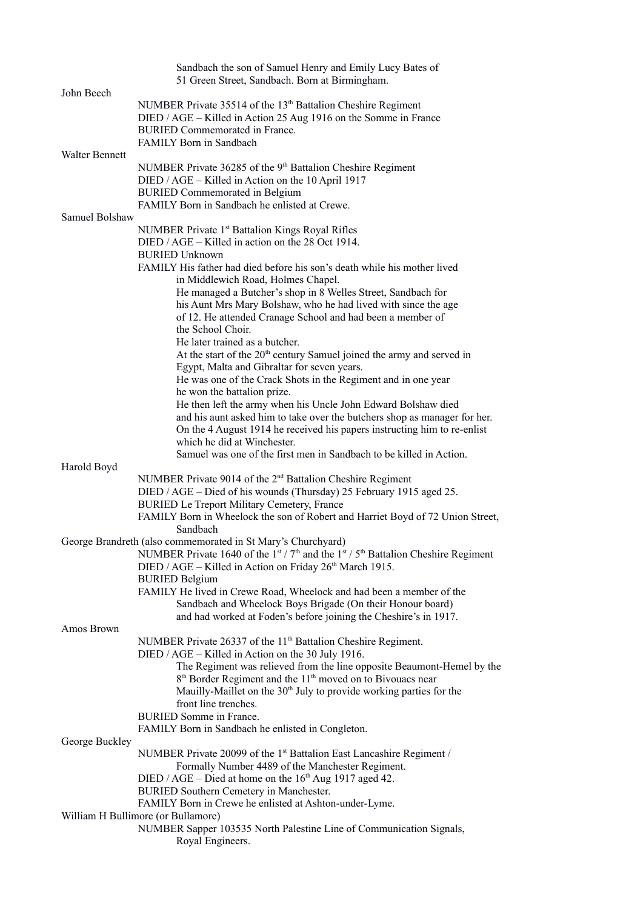Sandbach the son of Samuel Henry and Emily Lucy Bates of 51 Green Street, Sandbach. Born at Birmingham.

John Beech

NUMBER Private 35514 of the 13th Battalion Cheshire Regiment
DIED / AGE – Killed in Action 25 Aug 1916 on the Somme in France
BURIED Commemorated in France.
FAMILY Born in Sandbach

Walter Bennett

NUMBER Private 36285 of the 9th Battalion Cheshire Regiment
DIED / AGE – Killed in Action on the 10 April 1917
BURIED Commemorated in Belgium
FAMILY Born in Sandbach he enlisted at Crewe.

Samuel Bolshaw

NUMBER Private 1st Battalion Kings Royal Rifles
DIED / AGE – Killed in action on the 28 Oct 1914.
BURIED Unknown
FAMILY His father had died before his son's death while his mother lived in Middlewich Road, Holmes Chapel.
He managed a Butcher's shop in 8 Welles Street, Sandbach for his Aunt Mrs Mary Bolshaw, who he had lived with since the age of 12. He attended Cranage School and had been a member of the School Choir.
He later trained as a butcher.
At the start of the 20th century Samuel joined the army and served in Egypt, Malta and Gibraltar for seven years.
He was one of the Crack Shots in the Regiment and in one year he won the battalion prize.
He then left the army when his Uncle John Edward Bolshaw died and his aunt asked him to take over the butchers shop as manager for her.
On the 4 August 1914 he received his papers instructing him to re-enlist which he did at Winchester.
Samuel was one of the first men in Sandbach to be killed in Action.

Harold Boyd

NUMBER Private 9014 of the 2nd Battalion Cheshire Regiment
DIED / AGE – Died of his wounds (Thursday) 25 February 1915 aged 25.
BURIED Le Treport Military Cemetery, France
FAMILY Born in Wheelock the son of Robert and Harriet Boyd of 72 Union Street, Sandbach

George Brandreth (also commemorated in St Mary's Churchyard)

NUMBER Private 1640 of the 1st / 7th and the 1st / 5th Battalion Cheshire Regiment
DIED / AGE – Killed in Action on Friday 26th March 1915.
BURIED Belgium
FAMILY He lived in Crewe Road, Wheelock and had been a member of the Sandbach and Wheelock Boys Brigade (On their Honour board) and had worked at Foden's before joining the Cheshire's in 1917.

Amos Brown

NUMBER Private 26337 of the 11th Battalion Cheshire Regiment.
DIED / AGE – Killed in Action on the 30 July 1916.
The Regiment was relieved from the line opposite Beaumont-Hemel by the 8th Border Regiment and the 11th moved on to Bivouacs near Mauilly-Maillet on the 30th July to provide working parties for the front line trenches.
BURIED Somme in France.
FAMILY Born in Sandbach he enlisted in Congleton.

George Buckley

NUMBER Private 20099 of the 1st Battalion East Lancashire Regiment / Formally Number 4489 of the Manchester Regiment.
DIED / AGE – Died at home on the 16th Aug 1917 aged 42.
BURIED Southern Cemetery in Manchester.
FAMILY Born in Crewe he enlisted at Ashton-under-Lyme.

William H Bullimore (or Bullamore)

NUMBER Sapper 103535 North Palestine Line of Communication Signals, Royal Engineers.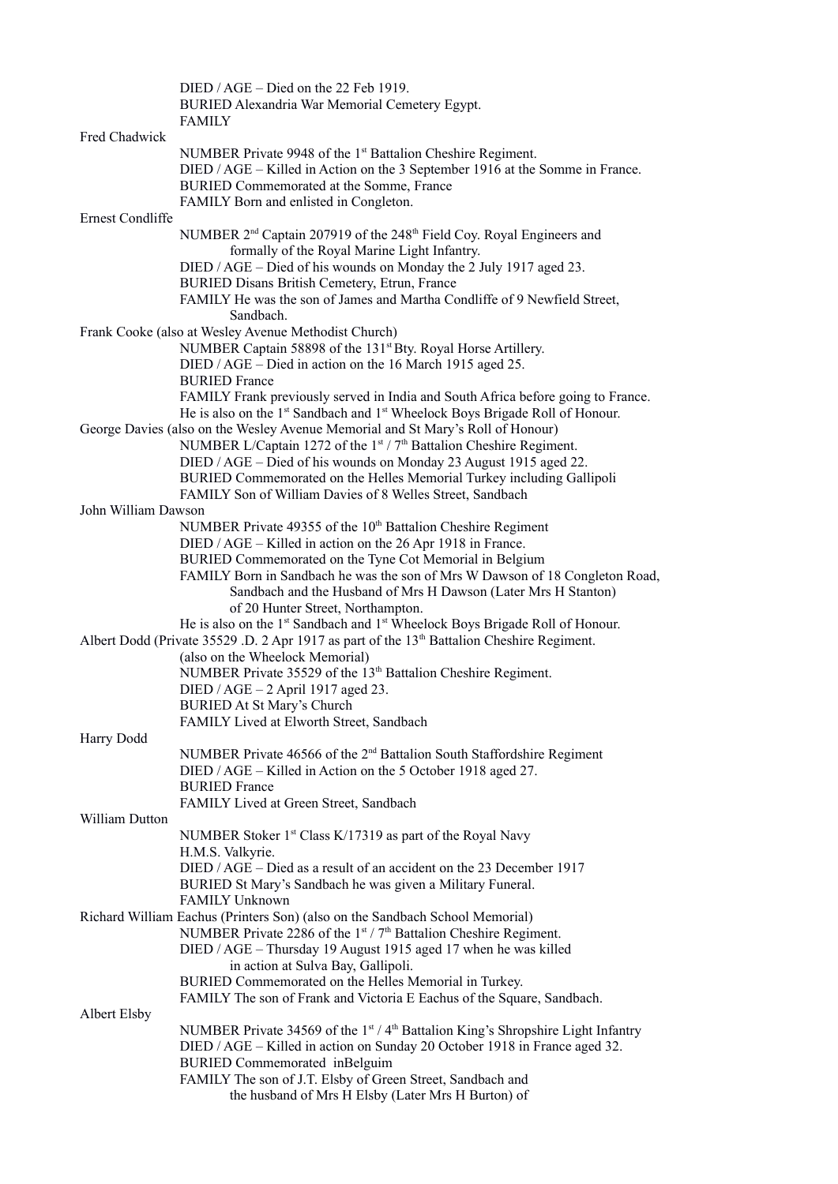DIED / AGE – Died on the 22 Feb 1919.
BURIED Alexandria War Memorial Cemetery Egypt.
FAMILY

Fred Chadwick

NUMBER Private 9948 of the 1st Battalion Cheshire Regiment.
DIED / AGE – Killed in Action on the 3 September 1916 at the Somme in France.
BURIED Commemorated at the Somme, France
FAMILY Born and enlisted in Congleton.

Ernest Condliffe

NUMBER 2nd Captain 207919 of the 248th Field Coy. Royal Engineers and formally of the Royal Marine Light Infantry.
DIED / AGE – Died of his wounds on Monday the 2 July 1917 aged 23.
BURIED Disans British Cemetery, Etrun, France
FAMILY He was the son of James and Martha Condliffe of 9 Newfield Street, Sandbach.

Frank Cooke (also at Wesley Avenue Methodist Church)

NUMBER Captain 58898 of the 131st Bty. Royal Horse Artillery.
DIED / AGE – Died in action on the 16 March 1915 aged 25.
BURIED France
FAMILY Frank previously served in India and South Africa before going to France.
He is also on the 1st Sandbach and 1st Wheelock Boys Brigade Roll of Honour.

George Davies (also on the Wesley Avenue Memorial and St Mary's Roll of Honour)

NUMBER L/Captain 1272 of the 1st / 7th Battalion Cheshire Regiment.
DIED / AGE – Died of his wounds on Monday 23 August 1915 aged 22.
BURIED Commemorated on the Helles Memorial Turkey including Gallipoli
FAMILY Son of William Davies of 8 Welles Street, Sandbach

John William Dawson

NUMBER Private 49355 of the 10th Battalion Cheshire Regiment
DIED / AGE – Killed in action on the 26 Apr 1918 in France.
BURIED Commemorated on the Tyne Cot Memorial in Belgium
FAMILY Born in Sandbach he was the son of Mrs W Dawson of 18 Congleton Road, Sandbach and the Husband of Mrs H Dawson (Later Mrs H Stanton) of 20 Hunter Street, Northampton.
He is also on the 1st Sandbach and 1st Wheelock Boys Brigade Roll of Honour.

Albert Dodd (Private 35529 .D. 2 Apr 1917 as part of the 13th Battalion Cheshire Regiment.
(also on the Wheelock Memorial)

NUMBER Private 35529 of the 13th Battalion Cheshire Regiment.
DIED / AGE – 2 April 1917 aged 23.
BURIED At St Mary's Church
FAMILY Lived at Elworth Street, Sandbach

Harry Dodd

NUMBER Private 46566 of the 2nd Battalion South Staffordshire Regiment
DIED / AGE – Killed in Action on the 5 October 1918 aged 27.
BURIED France
FAMILY Lived at Green Street, Sandbach

William Dutton

NUMBER Stoker 1st Class K/17319 as part of the Royal Navy
H.M.S. Valkyrie.
DIED / AGE – Died as a result of an accident on the 23 December 1917
BURIED St Mary's Sandbach he was given a Military Funeral.
FAMILY Unknown

Richard William Eachus (Printers Son) (also on the Sandbach School Memorial)

NUMBER Private 2286 of the 1st / 7th Battalion Cheshire Regiment.
DIED / AGE – Thursday 19 August 1915 aged 17 when he was killed in action at Sulva Bay, Gallipoli.
BURIED Commemorated on the Helles Memorial in Turkey.
FAMILY The son of Frank and Victoria E Eachus of the Square, Sandbach.

Albert Elsby

NUMBER Private 34569 of the 1st / 4th Battalion King's Shropshire Light Infantry
DIED / AGE – Killed in action on Sunday 20 October 1918 in France aged 32.
BURIED Commemorated inBelguim
FAMILY The son of J.T. Elsby of Green Street, Sandbach and the husband of Mrs H Elsby (Later Mrs H Burton) of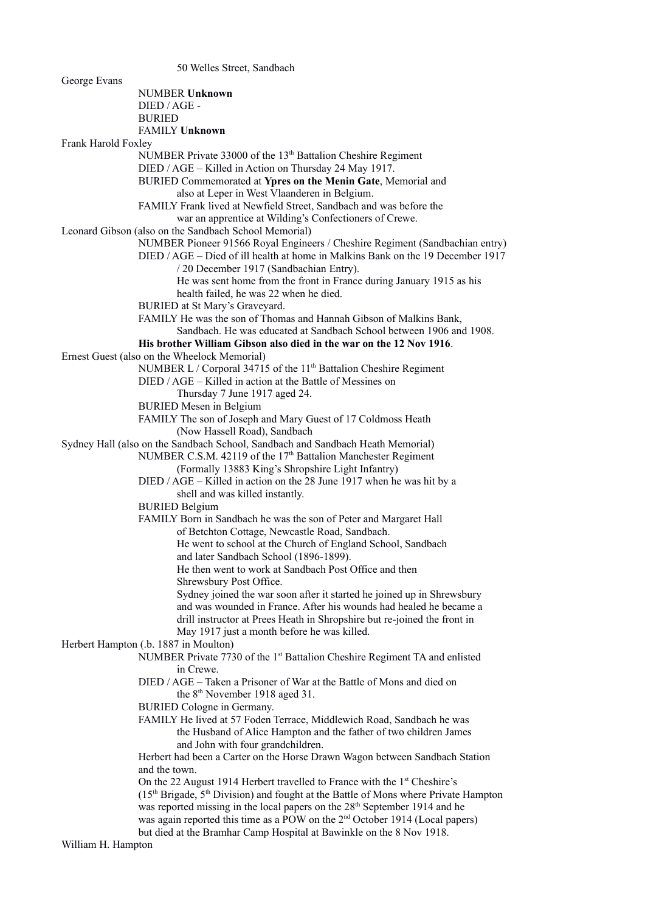50 Welles Street, Sandbach

George Evans

NUMBER **Unknown**
DIED / AGE -
BURIED
FAMILY **Unknown**

Frank Harold Foxley

NUMBER Private 33000 of the 13th Battalion Cheshire Regiment
DIED / AGE – Killed in Action on Thursday 24 May 1917.
BURIED Commemorated at **Ypres on the Menin Gate**, Memorial and also at Leper in West Vlaanderen in Belgium.
FAMILY Frank lived at Newfield Street, Sandbach and was before the war an apprentice at Wilding's Confectioners of Crewe.

Leonard Gibson (also on the Sandbach School Memorial)

NUMBER Pioneer 91566 Royal Engineers / Cheshire Regiment (Sandbachian entry)
DIED / AGE – Died of ill health at home in Malkins Bank on the 19 December 1917 / 20 December 1917 (Sandbachian Entry).
He was sent home from the front in France during January 1915 as his health failed, he was 22 when he died.
BURIED at St Mary's Graveyard.
FAMILY He was the son of Thomas and Hannah Gibson of Malkins Bank, Sandbach. He was educated at Sandbach School between 1906 and 1908.
**His brother William Gibson also died in the war on the 12 Nov 1916**.

Ernest Guest (also on the Wheelock Memorial)

NUMBER L / Corporal 34715 of the 11th Battalion Cheshire Regiment
DIED / AGE – Killed in action at the Battle of Messines on Thursday 7 June 1917 aged 24.
BURIED Mesen in Belgium
FAMILY The son of Joseph and Mary Guest of 17 Coldmoss Heath (Now Hassell Road), Sandbach

Sydney Hall (also on the Sandbach School, Sandbach and Sandbach Heath Memorial)

NUMBER C.S.M. 42119 of the 17th Battalion Manchester Regiment (Formally 13883 King's Shropshire Light Infantry)
DIED / AGE – Killed in action on the 28 June 1917 when he was hit by a shell and was killed instantly.
BURIED Belgium
FAMILY Born in Sandbach he was the son of Peter and Margaret Hall of Betchton Cottage, Newcastle Road, Sandbach.
He went to school at the Church of England School, Sandbach and later Sandbach School (1896-1899).
He then went to work at Sandbach Post Office and then Shrewsbury Post Office.
Sydney joined the war soon after it started he joined up in Shrewsbury and was wounded in France. After his wounds had healed he became a drill instructor at Prees Heath in Shropshire but re-joined the front in May 1917 just a month before he was killed.

Herbert Hampton (.b. 1887 in Moulton)

NUMBER Private 7730 of the 1st Battalion Cheshire Regiment TA and enlisted in Crewe.
DIED / AGE – Taken a Prisoner of War at the Battle of Mons and died on the 8th November 1918 aged 31.
BURIED Cologne in Germany.
FAMILY He lived at 57 Foden Terrace, Middlewich Road, Sandbach he was the Husband of Alice Hampton and the father of two children James and John with four grandchildren.
Herbert had been a Carter on the Horse Drawn Wagon between Sandbach Station and the town.
On the 22 August 1914 Herbert travelled to France with the 1st Cheshire's (15th Brigade, 5th Division) and fought at the Battle of Mons where Private Hampton was reported missing in the local papers on the 28th September 1914 and he was again reported this time as a POW on the 2nd October 1914 (Local papers) but died at the Bramhar Camp Hospital at Bawinkle on the 8 Nov 1918.

William H. Hampton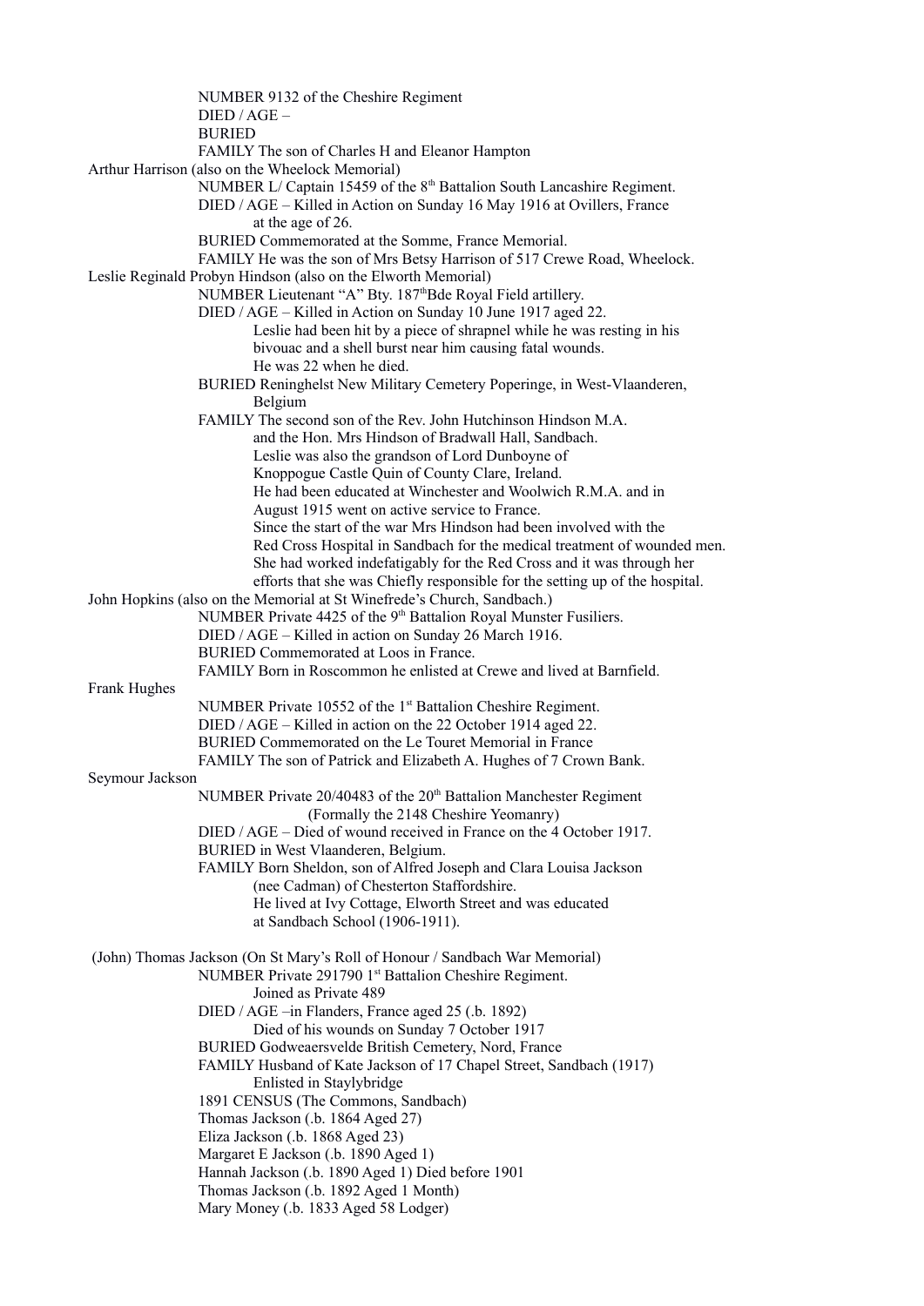NUMBER 9132 of the Cheshire Regiment
DIED / AGE –
BURIED
FAMILY The son of Charles H and Eleanor Hampton

Arthur Harrison (also on the Wheelock Memorial)
NUMBER L/ Captain 15459 of the 8th Battalion South Lancashire Regiment.
DIED / AGE – Killed in Action on Sunday 16 May 1916 at Ovillers, France at the age of 26.
BURIED Commemorated at the Somme, France Memorial.
FAMILY He was the son of Mrs Betsy Harrison of 517 Crewe Road, Wheelock.

Leslie Reginald Probyn Hindson (also on the Elworth Memorial)
NUMBER Lieutenant "A" Bty. 187thBde Royal Field artillery.
DIED / AGE – Killed in Action on Sunday 10 June 1917 aged 22.
Leslie had been hit by a piece of shrapnel while he was resting in his bivouac and a shell burst near him causing fatal wounds.
He was 22 when he died.
BURIED Reninghelst New Military Cemetery Poperinge, in West-Vlaanderen, Belgium
FAMILY The second son of the Rev. John Hutchinson Hindson M.A. and the Hon. Mrs Hindson of Bradwall Hall, Sandbach.
Leslie was also the grandson of Lord Dunboyne of Knoppogue Castle Quin of County Clare, Ireland.
He had been educated at Winchester and Woolwich R.M.A. and in August 1915 went on active service to France.
Since the start of the war Mrs Hindson had been involved with the Red Cross Hospital in Sandbach for the medical treatment of wounded men.
She had worked indefatigably for the Red Cross and it was through her efforts that she was Chiefly responsible for the setting up of the hospital.

John Hopkins (also on the Memorial at St Winefrede's Church, Sandbach.)
NUMBER Private 4425 of the 9th Battalion Royal Munster Fusiliers.
DIED / AGE – Killed in action on Sunday 26 March 1916.
BURIED Commemorated at Loos in France.
FAMILY Born in Roscommon he enlisted at Crewe and lived at Barnfield.

Frank Hughes
NUMBER Private 10552 of the 1st Battalion Cheshire Regiment.
DIED / AGE – Killed in action on the 22 October 1914 aged 22.
BURIED Commemorated on the Le Touret Memorial in France
FAMILY The son of Patrick and Elizabeth A. Hughes of 7 Crown Bank.

Seymour Jackson
NUMBER Private 20/40483 of the 20th Battalion Manchester Regiment (Formally the 2148 Cheshire Yeomanry)
DIED / AGE – Died of wound received in France on the 4 October 1917.
BURIED in West Vlaanderen, Belgium.
FAMILY Born Sheldon, son of Alfred Joseph and Clara Louisa Jackson (nee Cadman) of Chesterton Staffordshire.
He lived at Ivy Cottage, Elworth Street and was educated at Sandbach School (1906-1911).

(John) Thomas Jackson (On St Mary's Roll of Honour / Sandbach War Memorial)
NUMBER Private 291790 1st Battalion Cheshire Regiment.
Joined as Private 489
DIED / AGE –in Flanders, France aged 25 (.b. 1892)
Died of his wounds on Sunday 7 October 1917
BURIED Godweaersvelde British Cemetery, Nord, France
FAMILY Husband of Kate Jackson of 17 Chapel Street, Sandbach (1917)
Enlisted in Staylybridge
1891 CENSUS (The Commons, Sandbach)
Thomas Jackson (.b. 1864 Aged 27)
Eliza Jackson (.b. 1868 Aged 23)
Margaret E Jackson (.b. 1890 Aged 1)
Hannah Jackson (.b. 1890 Aged 1) Died before 1901
Thomas Jackson (.b. 1892 Aged 1 Month)
Mary Money (.b. 1833 Aged 58 Lodger)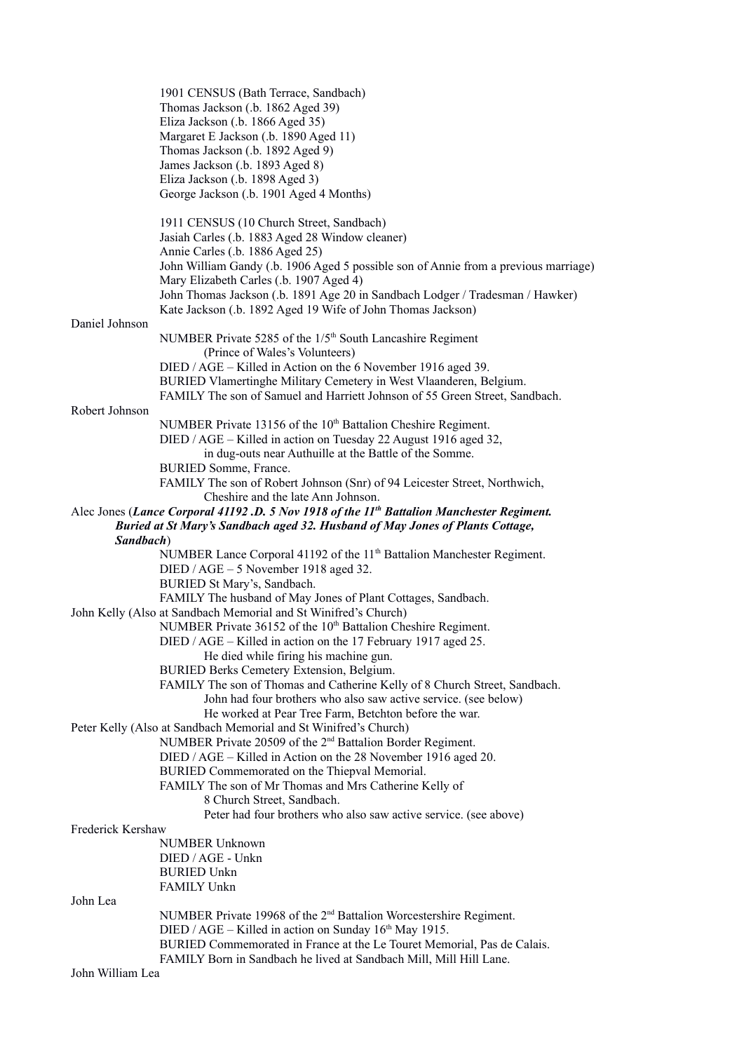1901 CENSUS (Bath Terrace, Sandbach)
Thomas Jackson (.b. 1862 Aged 39)
Eliza Jackson (.b. 1866 Aged 35)
Margaret E Jackson (.b. 1890 Aged 11)
Thomas Jackson (.b. 1892 Aged 9)
James Jackson (.b. 1893 Aged 8)
Eliza Jackson (.b. 1898 Aged 3)
George Jackson (.b. 1901 Aged 4 Months)

1911 CENSUS (10 Church Street, Sandbach)
Jasiah Carles (.b. 1883 Aged 28 Window cleaner)
Annie Carles (.b. 1886 Aged 25)
John William Gandy (.b. 1906 Aged 5 possible son of Annie from a previous marriage)
Mary Elizabeth Carles (.b. 1907 Aged 4)
John Thomas Jackson (.b. 1891 Age 20 in Sandbach Lodger / Tradesman / Hawker)
Kate Jackson (.b. 1892 Aged 19 Wife of John Thomas Jackson)

Daniel Johnson

NUMBER Private 5285 of the 1/5th South Lancashire Regiment (Prince of Wales's Volunteers)
DIED / AGE – Killed in Action on the 6 November 1916 aged 39.
BURIED Vlamertinghe Military Cemetery in West Vlaanderen, Belgium.
FAMILY The son of Samuel and Harriett Johnson of 55 Green Street, Sandbach.

Robert Johnson

NUMBER Private 13156 of the 10th Battalion Cheshire Regiment.
DIED / AGE – Killed in action on Tuesday 22 August 1916 aged 32, in dug-outs near Authuille at the Battle of the Somme.
BURIED Somme, France.
FAMILY The son of Robert Johnson (Snr) of 94 Leicester Street, Northwich, Cheshire and the late Ann Johnson.

Alec Jones (***Lance Corporal 41192 .D. 5 Nov 1918 of the 11th Battalion Manchester Regiment. Buried at St Mary's Sandbach aged 32. Husband of May Jones of Plants Cottage, Sandbach***)

NUMBER Lance Corporal 41192 of the 11th Battalion Manchester Regiment.
DIED / AGE – 5 November 1918 aged 32.
BURIED St Mary's, Sandbach.
FAMILY The husband of May Jones of Plant Cottages, Sandbach.

John Kelly (Also at Sandbach Memorial and St Winifred's Church)

NUMBER Private 36152 of the 10th Battalion Cheshire Regiment.
DIED / AGE – Killed in action on the 17 February 1917 aged 25. He died while firing his machine gun.
BURIED Berks Cemetery Extension, Belgium.
FAMILY The son of Thomas and Catherine Kelly of 8 Church Street, Sandbach. John had four brothers who also saw active service. (see below) He worked at Pear Tree Farm, Betchton before the war.

Peter Kelly (Also at Sandbach Memorial and St Winifred's Church)

NUMBER Private 20509 of the 2nd Battalion Border Regiment.
DIED / AGE – Killed in Action on the 28 November 1916 aged 20.
BURIED Commemorated on the Thiepval Memorial.
FAMILY The son of Mr Thomas and Mrs Catherine Kelly of 8 Church Street, Sandbach. Peter had four brothers who also saw active service. (see above)

Frederick Kershaw

NUMBER Unknown
DIED / AGE - Unkn
BURIED Unkn
FAMILY Unkn

John Lea

NUMBER Private 19968 of the 2nd Battalion Worcestershire Regiment.
DIED / AGE – Killed in action on Sunday 16th May 1915.
BURIED Commemorated in France at the Le Touret Memorial, Pas de Calais.
FAMILY Born in Sandbach he lived at Sandbach Mill, Mill Hill Lane.

John William Lea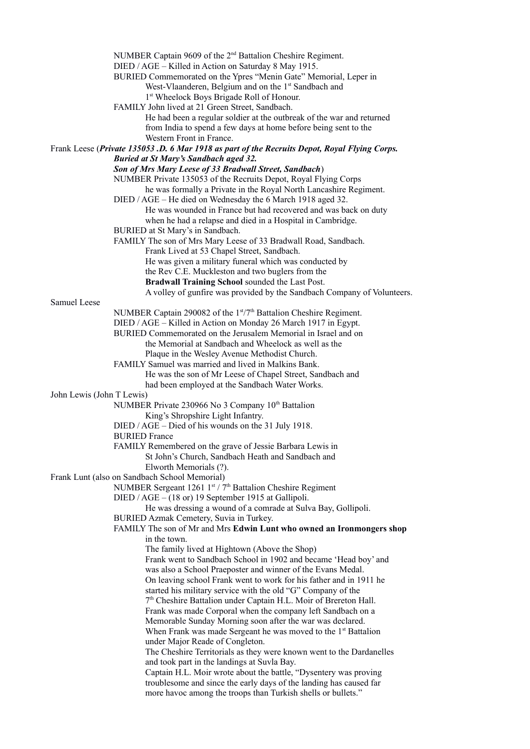NUMBER Captain 9609 of the 2nd Battalion Cheshire Regiment.

DIED / AGE – Killed in Action on Saturday 8 May 1915.

BURIED Commemorated on the Ypres "Menin Gate" Memorial, Leper in West-Vlaanderen, Belgium and on the 1st Sandbach and 1st Wheelock Boys Brigade Roll of Honour.

FAMILY John lived at 21 Green Street, Sandbach.
He had been a regular soldier at the outbreak of the war and returned from India to spend a few days at home before being sent to the Western Front in France.

Frank Leese (***Private 135053 .D. 6 Mar 1918 as part of the Recruits Depot, Royal Flying Corps. Buried at St Mary's Sandbach aged 32. Son of Mrs Mary Leese of 33 Bradwall Street, Sandbach***)

NUMBER Private 135053 of the Recruits Depot, Royal Flying Corps
he was formally a Private in the Royal North Lancashire Regiment.

DIED / AGE – He died on Wednesday the 6 March 1918 aged 32.
He was wounded in France but had recovered and was back on duty when he had a relapse and died in a Hospital in Cambridge.

BURIED at St Mary's in Sandbach.

FAMILY The son of Mrs Mary Leese of 33 Bradwall Road, Sandbach.
Frank Lived at 53 Chapel Street, Sandbach.
He was given a military funeral which was conducted by the Rev C.E. Muckleston and two buglers from the **Bradwall Training School** sounded the Last Post.
A volley of gunfire was provided by the Sandbach Company of Volunteers.

Samuel Leese

NUMBER Captain 290082 of the 1st/7th Battalion Cheshire Regiment.

DIED / AGE – Killed in Action on Monday 26 March 1917 in Egypt.

BURIED Commemorated on the Jerusalem Memorial in Israel and on the Memorial at Sandbach and Wheelock as well as the Plaque in the Wesley Avenue Methodist Church.

FAMILY Samuel was married and lived in Malkins Bank.
He was the son of Mr Leese of Chapel Street, Sandbach and had been employed at the Sandbach Water Works.

John Lewis (John T Lewis)

NUMBER Private 230966 No 3 Company 10th Battalion King's Shropshire Light Infantry.

DIED / AGE – Died of his wounds on the 31 July 1918.

BURIED France

FAMILY Remembered on the grave of Jessie Barbara Lewis in St John's Church, Sandbach Heath and Sandbach and Elworth Memorials (?).

Frank Lunt (also on Sandbach School Memorial)

NUMBER Sergeant 1261 1st / 7th Battalion Cheshire Regiment

DIED / AGE – (18 or) 19 September 1915 at Gallipoli.
He was dressing a wound of a comrade at Sulva Bay, Gollipoli.

BURIED Azmak Cemetery, Suvia in Turkey.

FAMILY The son of Mr and Mrs **Edwin Lunt who owned an Ironmongers shop** in the town.
The family lived at Hightown (Above the Shop)
Frank went to Sandbach School in 1902 and became 'Head boy' and was also a School Praeposter and winner of the Evans Medal.
On leaving school Frank went to work for his father and in 1911 he started his military service with the old "G" Company of the 7th Cheshire Battalion under Captain H.L. Moir of Brereton Hall.
Frank was made Corporal when the company left Sandbach on a Memorable Sunday Morning soon after the war was declared.
When Frank was made Sergeant he was moved to the 1st Battalion under Major Reade of Congleton.
The Cheshire Territorials as they were known went to the Dardanelles and took part in the landings at Suvla Bay.
Captain H.L. Moir wrote about the battle, "Dysentery was proving troublesome and since the early days of the landing has caused far more havoc among the troops than Turkish shells or bullets."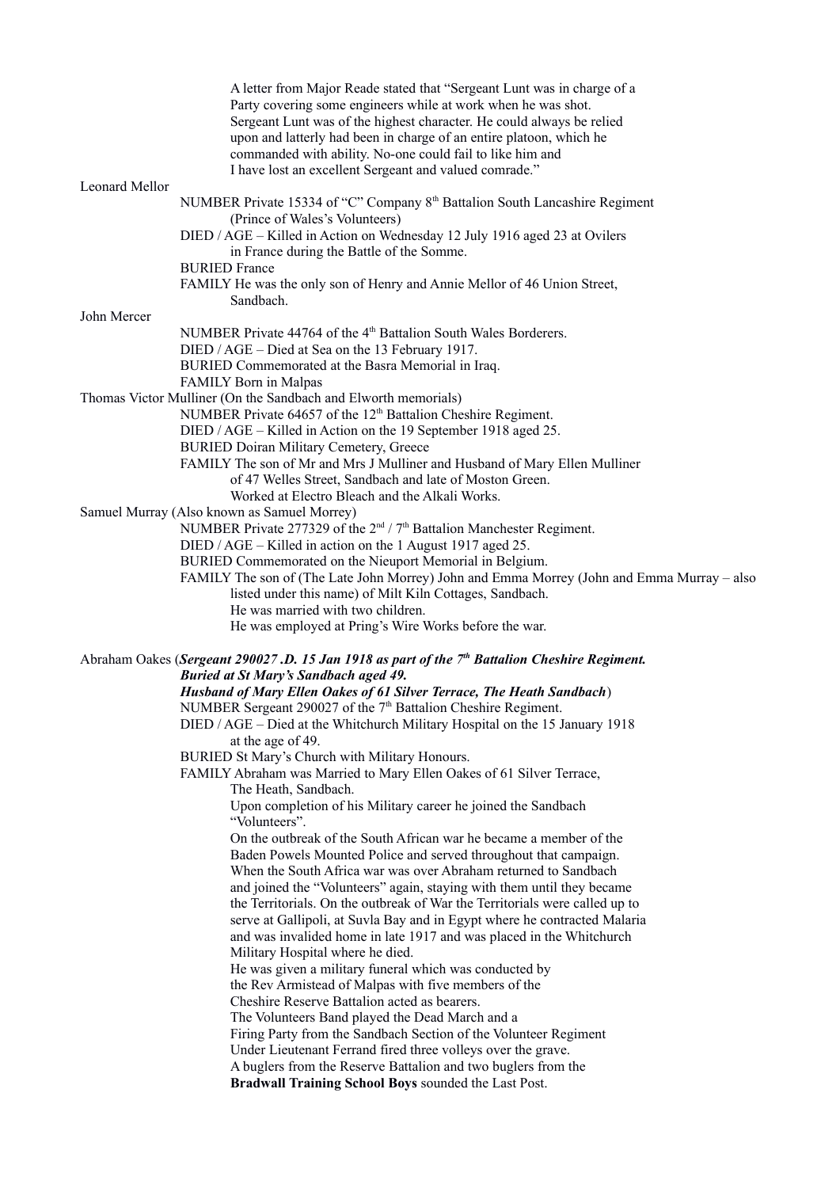A letter from Major Reade stated that "Sergeant Lunt was in charge of a Party covering some engineers while at work when he was shot. Sergeant Lunt was of the highest character. He could always be relied upon and latterly had been in charge of an entire platoon, which he commanded with ability. No-one could fail to like him and I have lost an excellent Sergeant and valued comrade."

Leonard Mellor

NUMBER Private 15334 of "C" Company 8th Battalion South Lancashire Regiment (Prince of Wales's Volunteers)

DIED / AGE – Killed in Action on Wednesday 12 July 1916 aged 23 at Ovilers in France during the Battle of the Somme.

BURIED France

FAMILY He was the only son of Henry and Annie Mellor of 46 Union Street, Sandbach.

John Mercer

NUMBER Private 44764 of the 4th Battalion South Wales Borderers.

DIED / AGE – Died at Sea on the 13 February 1917.

BURIED Commemorated at the Basra Memorial in Iraq.

FAMILY Born in Malpas

Thomas Victor Mulliner (On the Sandbach and Elworth memorials)

NUMBER Private 64657 of the 12th Battalion Cheshire Regiment.

DIED / AGE – Killed in Action on the 19 September 1918 aged 25.

BURIED Doiran Military Cemetery, Greece

FAMILY The son of Mr and Mrs J Mulliner and Husband of Mary Ellen Mulliner of 47 Welles Street, Sandbach and late of Moston Green. Worked at Electro Bleach and the Alkali Works.

Samuel Murray (Also known as Samuel Morrey)

NUMBER Private 277329 of the 2nd / 7th Battalion Manchester Regiment.

DIED / AGE – Killed in action on the 1 August 1917 aged 25.

BURIED Commemorated on the Nieuport Memorial in Belgium.

FAMILY The son of (The Late John Morrey) John and Emma Morrey (John and Emma Murray – also listed under this name) of Milt Kiln Cottages, Sandbach.
He was married with two children.
He was employed at Pring's Wire Works before the war.

Abraham Oakes (***Sergeant 290027 .D. 15 Jan 1918 as part of the 7th Battalion Cheshire Regiment. Buried at St Mary's Sandbach aged 49. Husband of Mary Ellen Oakes of 61 Silver Terrace, The Heath Sandbach***)

NUMBER Sergeant 290027 of the 7th Battalion Cheshire Regiment.

DIED / AGE – Died at the Whitchurch Military Hospital on the 15 January 1918 at the age of 49.

BURIED St Mary's Church with Military Honours.

FAMILY Abraham was Married to Mary Ellen Oakes of 61 Silver Terrace, The Heath, Sandbach.
Upon completion of his Military career he joined the Sandbach "Volunteers".
On the outbreak of the South African war he became a member of the Baden Powels Mounted Police and served throughout that campaign. When the South Africa war was over Abraham returned to Sandbach and joined the "Volunteers" again, staying with them until they became the Territorials. On the outbreak of War the Territorials were called up to serve at Gallipoli, at Suvla Bay and in Egypt where he contracted Malaria and was invalided home in late 1917 and was placed in the Whitchurch Military Hospital where he died.
He was given a military funeral which was conducted by the Rev Armistead of Malpas with five members of the Cheshire Reserve Battalion acted as bearers.
The Volunteers Band played the Dead March and a Firing Party from the Sandbach Section of the Volunteer Regiment Under Lieutenant Ferrand fired three volleys over the grave.
A buglers from the Reserve Battalion and two buglers from the **Bradwall Training School Boys** sounded the Last Post.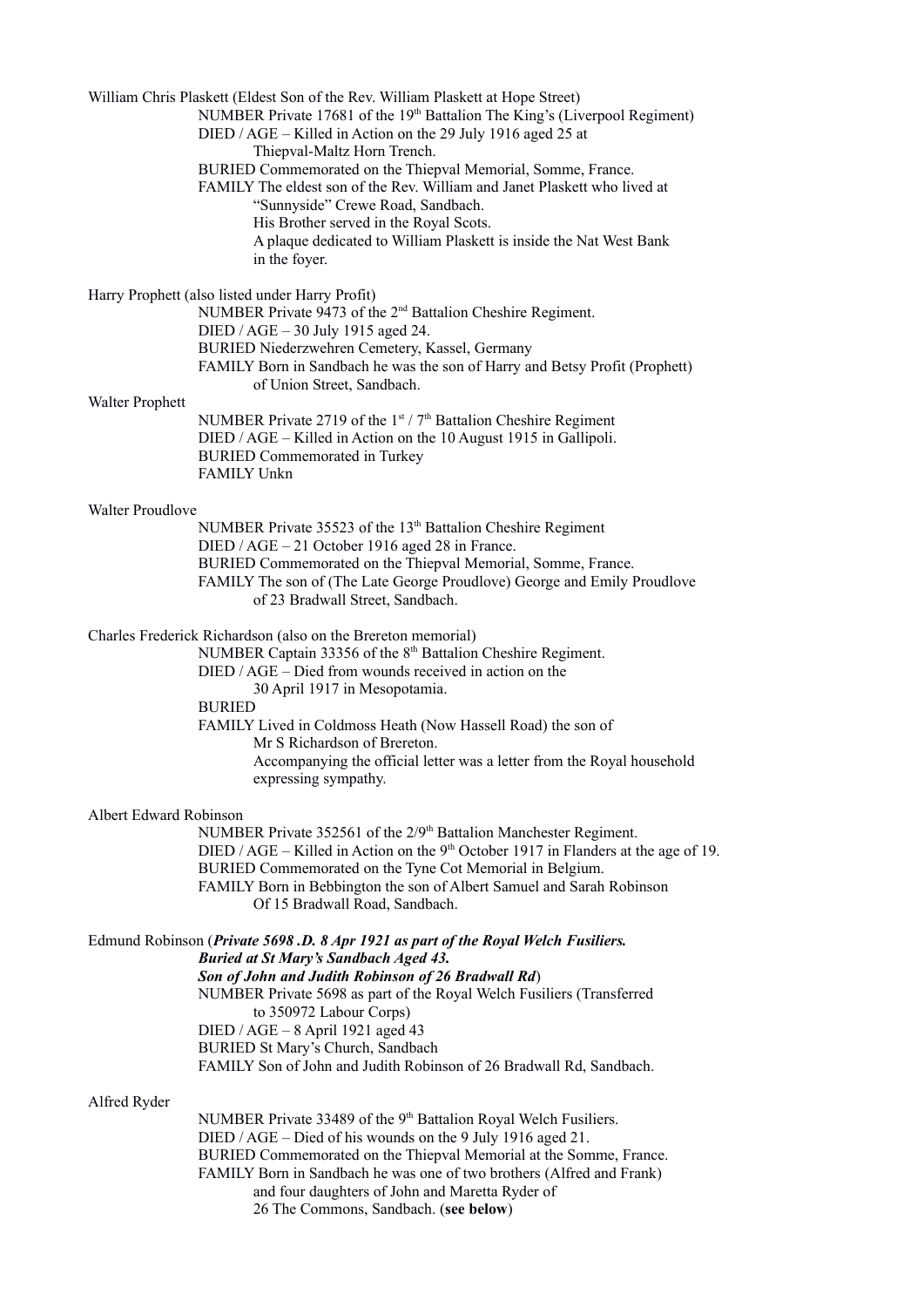William Chris Plaskett (Eldest Son of the Rev. William Plaskett at Hope Street)

NUMBER Private 17681 of the 19th Battalion The King's (Liverpool Regiment)
DIED / AGE – Killed in Action on the 29 July 1916 aged 25 at Thiepval-Maltz Horn Trench.
BURIED Commemorated on the Thiepval Memorial, Somme, France.
FAMILY The eldest son of the Rev. William and Janet Plaskett who lived at "Sunnyside" Crewe Road, Sandbach.
His Brother served in the Royal Scots.
A plaque dedicated to William Plaskett is inside the Nat West Bank in the foyer.

Harry Prophett (also listed under Harry Profit)

NUMBER Private 9473 of the 2nd Battalion Cheshire Regiment.
DIED / AGE – 30 July 1915 aged 24.
BURIED Niederzwehren Cemetery, Kassel, Germany
FAMILY Born in Sandbach he was the son of Harry and Betsy Profit (Prophett) of Union Street, Sandbach.

Walter Prophett

NUMBER Private 2719 of the 1st / 7th Battalion Cheshire Regiment
DIED / AGE – Killed in Action on the 10 August 1915 in Gallipoli.
BURIED Commemorated in Turkey
FAMILY Unkn

Walter Proudlove

NUMBER Private 35523 of the 13th Battalion Cheshire Regiment
DIED / AGE – 21 October 1916 aged 28 in France.
BURIED Commemorated on the Thiepval Memorial, Somme, France.
FAMILY The son of (The Late George Proudlove) George and Emily Proudlove of 23 Bradwall Street, Sandbach.

Charles Frederick Richardson (also on the Brereton memorial)

NUMBER Captain 33356 of the 8th Battalion Cheshire Regiment.
DIED / AGE – Died from wounds received in action on the 30 April 1917 in Mesopotamia.
BURIED
FAMILY Lived in Coldmoss Heath (Now Hassell Road) the son of Mr S Richardson of Brereton.
Accompanying the official letter was a letter from the Royal household expressing sympathy.

Albert Edward Robinson

NUMBER Private 352561 of the 2/9th Battalion Manchester Regiment.
DIED / AGE – Killed in Action on the 9th October 1917 in Flanders at the age of 19.
BURIED Commemorated on the Tyne Cot Memorial in Belgium.
FAMILY Born in Bebbington the son of Albert Samuel and Sarah Robinson Of 15 Bradwall Road, Sandbach.

Edmund Robinson (***Private 5698 .D. 8 Apr 1921 as part of the Royal Welch Fusiliers. Buried at St Mary's Sandbach Aged 43. Son of John and Judith Robinson of 26 Bradwall Rd***)

NUMBER Private 5698 as part of the Royal Welch Fusiliers (Transferred to 350972 Labour Corps)
DIED / AGE – 8 April 1921 aged 43
BURIED St Mary's Church, Sandbach
FAMILY Son of John and Judith Robinson of 26 Bradwall Rd, Sandbach.

Alfred Ryder

NUMBER Private 33489 of the 9th Battalion Royal Welch Fusiliers.
DIED / AGE – Died of his wounds on the 9 July 1916 aged 21.
BURIED Commemorated on the Thiepval Memorial at the Somme, France.
FAMILY Born in Sandbach he was one of two brothers (Alfred and Frank) and four daughters of John and Maretta Ryder of 26 The Commons, Sandbach. (**see below**)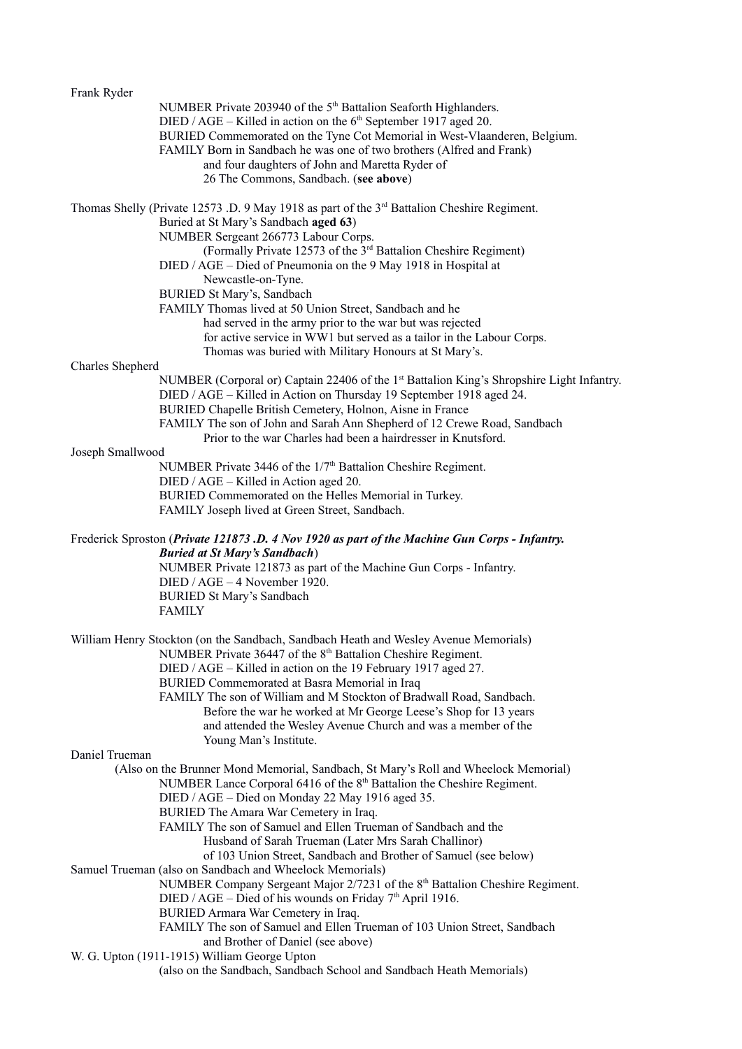Frank Ryder

NUMBER Private 203940 of the 5th Battalion Seaforth Highlanders.
DIED / AGE – Killed in action on the 6th September 1917 aged 20.
BURIED Commemorated on the Tyne Cot Memorial in West-Vlaanderen, Belgium.
FAMILY Born in Sandbach he was one of two brothers (Alfred and Frank) and four daughters of John and Maretta Ryder of 26 The Commons, Sandbach. (**see above**)

Thomas Shelly (Private 12573 .D. 9 May 1918 as part of the 3rd Battalion Cheshire Regiment. Buried at St Mary's Sandbach **aged 63**)

NUMBER Sergeant 266773 Labour Corps.
(Formally Private 12573 of the 3rd Battalion Cheshire Regiment)
DIED / AGE – Died of Pneumonia on the 9 May 1918 in Hospital at Newcastle-on-Tyne.
BURIED St Mary's, Sandbach
FAMILY Thomas lived at 50 Union Street, Sandbach and he had served in the army prior to the war but was rejected for active service in WW1 but served as a tailor in the Labour Corps. Thomas was buried with Military Honours at St Mary's.

Charles Shepherd

NUMBER (Corporal or) Captain 22406 of the 1st Battalion King's Shropshire Light Infantry.
DIED / AGE – Killed in Action on Thursday 19 September 1918 aged 24.
BURIED Chapelle British Cemetery, Holnon, Aisne in France
FAMILY The son of John and Sarah Ann Shepherd of 12 Crewe Road, Sandbach Prior to the war Charles had been a hairdresser in Knutsford.

Joseph Smallwood

NUMBER Private 3446 of the 1/7th Battalion Cheshire Regiment.
DIED / AGE – Killed in Action aged 20.
BURIED Commemorated on the Helles Memorial in Turkey.
FAMILY Joseph lived at Green Street, Sandbach.

Frederick Sproston (***Private 121873 .D. 4 Nov 1920 as part of the Machine Gun Corps - Infantry. Buried at St Mary's Sandbach***)

NUMBER Private 121873 as part of the Machine Gun Corps - Infantry.
DIED / AGE – 4 November 1920.
BURIED St Mary's Sandbach
FAMILY

William Henry Stockton (on the Sandbach, Sandbach Heath and Wesley Avenue Memorials)

NUMBER Private 36447 of the 8th Battalion Cheshire Regiment.
DIED / AGE – Killed in action on the 19 February 1917 aged 27.
BURIED Commemorated at Basra Memorial in Iraq
FAMILY The son of William and M Stockton of Bradwall Road, Sandbach. Before the war he worked at Mr George Leese's Shop for 13 years and attended the Wesley Avenue Church and was a member of the Young Man's Institute.

Daniel Trueman

(Also on the Brunner Mond Memorial, Sandbach, St Mary's Roll and Wheelock Memorial)

NUMBER Lance Corporal 6416 of the 8th Battalion the Cheshire Regiment.
DIED / AGE – Died on Monday 22 May 1916 aged 35.
BURIED The Amara War Cemetery in Iraq.
FAMILY The son of Samuel and Ellen Trueman of Sandbach and the Husband of Sarah Trueman (Later Mrs Sarah Challinor) of 103 Union Street, Sandbach and Brother of Samuel (see below)

Samuel Trueman (also on Sandbach and Wheelock Memorials)

NUMBER Company Sergeant Major 2/7231 of the 8th Battalion Cheshire Regiment.
DIED / AGE – Died of his wounds on Friday 7th April 1916.
BURIED Armara War Cemetery in Iraq.
FAMILY The son of Samuel and Ellen Trueman of 103 Union Street, Sandbach and Brother of Daniel (see above)

W. G. Upton (1911-1915) William George Upton

(also on the Sandbach, Sandbach School and Sandbach Heath Memorials)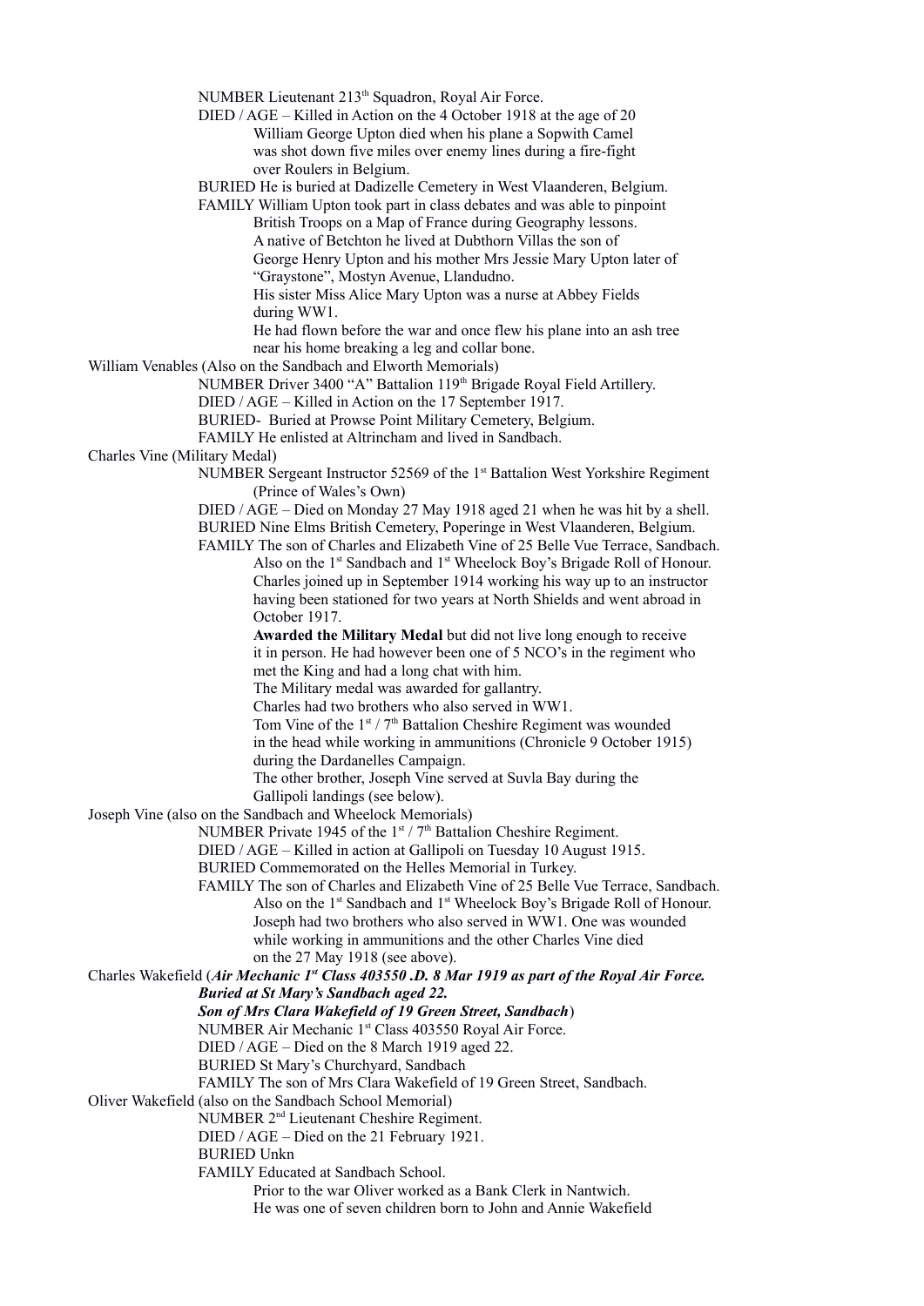NUMBER Lieutenant 213th Squadron, Royal Air Force.

DIED / AGE – Killed in Action on the 4 October 1918 at the age of 20
William George Upton died when his plane a Sopwith Camel
was shot down five miles over enemy lines during a fire-fight
over Roulers in Belgium.

BURIED He is buried at Dadizelle Cemetery in West Vlaanderen, Belgium.

FAMILY William Upton took part in class debates and was able to pinpoint
British Troops on a Map of France during Geography lessons.
A native of Betchton he lived at Dubthorn Villas the son of
George Henry Upton and his mother Mrs Jessie Mary Upton later of
"Graystone", Mostyn Avenue, Llandudno.
His sister Miss Alice Mary Upton was a nurse at Abbey Fields
during WW1.
He had flown before the war and once flew his plane into an ash tree
near his home breaking a leg and collar bone.

William Venables (Also on the Sandbach and Elworth Memorials)

NUMBER Driver 3400 "A" Battalion 119th Brigade Royal Field Artillery.

DIED / AGE – Killed in Action on the 17 September 1917.

BURIED- Buried at Prowse Point Military Cemetery, Belgium.

FAMILY He enlisted at Altrincham and lived in Sandbach.

Charles Vine (Military Medal)

NUMBER Sergeant Instructor 52569 of the 1st Battalion West Yorkshire Regiment
(Prince of Wales's Own)

DIED / AGE – Died on Monday 27 May 1918 aged 21 when he was hit by a shell.

BURIED Nine Elms British Cemetery, Poperinge in West Vlaanderen, Belgium.

FAMILY The son of Charles and Elizabeth Vine of 25 Belle Vue Terrace, Sandbach.
Also on the 1st Sandbach and 1st Wheelock Boy's Brigade Roll of Honour.
Charles joined up in September 1914 working his way up to an instructor
having been stationed for two years at North Shields and went abroad in
October 1917.
**Awarded the Military Medal** but did not live long enough to receive
it in person. He had however been one of 5 NCO's in the regiment who
met the King and had a long chat with him.
The Military medal was awarded for gallantry.
Charles had two brothers who also served in WW1.
Tom Vine of the 1st / 7th Battalion Cheshire Regiment was wounded
in the head while working in ammunitions (Chronicle 9 October 1915)
during the Dardanelles Campaign.
The other brother, Joseph Vine served at Suvla Bay during the
Gallipoli landings (see below).

Joseph Vine (also on the Sandbach and Wheelock Memorials)

NUMBER Private 1945 of the 1st / 7th Battalion Cheshire Regiment.

DIED / AGE – Killed in action at Gallipoli on Tuesday 10 August 1915.

BURIED Commemorated on the Helles Memorial in Turkey.

FAMILY The son of Charles and Elizabeth Vine of 25 Belle Vue Terrace, Sandbach.
Also on the 1st Sandbach and 1st Wheelock Boy's Brigade Roll of Honour.
Joseph had two brothers who also served in WW1. One was wounded
while working in ammunitions and the other Charles Vine died
on the 27 May 1918 (see above).

Charles Wakefield (***Air Mechanic 1st Class 403550 .D. 8 Mar 1919 as part of the Royal Air Force.***
***Buried at St Mary's Sandbach aged 22.***
***Son of Mrs Clara Wakefield of 19 Green Street, Sandbach***)

NUMBER Air Mechanic 1st Class 403550 Royal Air Force.

DIED / AGE – Died on the 8 March 1919 aged 22.

BURIED St Mary's Churchyard, Sandbach

FAMILY The son of Mrs Clara Wakefield of 19 Green Street, Sandbach.

Oliver Wakefield (also on the Sandbach School Memorial)

NUMBER 2nd Lieutenant Cheshire Regiment.

DIED / AGE – Died on the 21 February 1921.

BURIED Unkn

FAMILY Educated at Sandbach School.
Prior to the war Oliver worked as a Bank Clerk in Nantwich.
He was one of seven children born to John and Annie Wakefield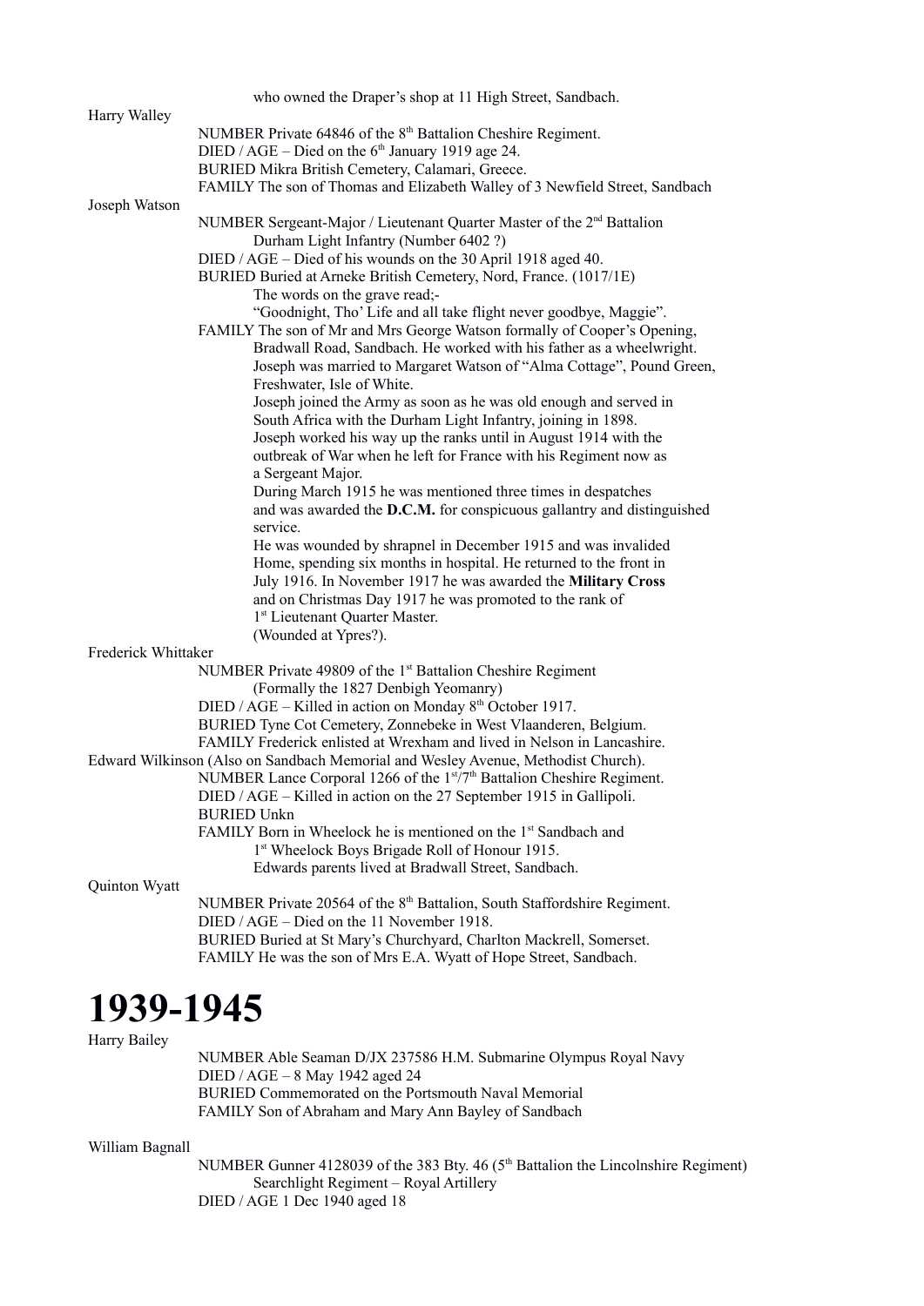who owned the Draper's shop at 11 High Street, Sandbach.

Harry Walley

NUMBER Private 64846 of the 8th Battalion Cheshire Regiment.
DIED / AGE – Died on the 6th January 1919 age 24.
BURIED Mikra British Cemetery, Calamari, Greece.
FAMILY The son of Thomas and Elizabeth Walley of 3 Newfield Street, Sandbach

Joseph Watson

NUMBER Sergeant-Major / Lieutenant Quarter Master of the 2nd Battalion Durham Light Infantry (Number 6402 ?)
DIED / AGE – Died of his wounds on the 30 April 1918 aged 40.
BURIED Buried at Arneke British Cemetery, Nord, France. (1017/1E)
The words on the grave read;-
"Goodnight, Tho' Life and all take flight never goodbye, Maggie".
FAMILY The son of Mr and Mrs George Watson formally of Cooper's Opening, Bradwall Road, Sandbach. He worked with his father as a wheelwright.
Joseph was married to Margaret Watson of "Alma Cottage", Pound Green, Freshwater, Isle of White.
Joseph joined the Army as soon as he was old enough and served in South Africa with the Durham Light Infantry, joining in 1898.
Joseph worked his way up the ranks until in August 1914 with the outbreak of War when he left for France with his Regiment now as a Sergeant Major.
During March 1915 he was mentioned three times in despatches and was awarded the **D.C.M.** for conspicuous gallantry and distinguished service.
He was wounded by shrapnel in December 1915 and was invalided Home, spending six months in hospital. He returned to the front in July 1916. In November 1917 he was awarded the **Military Cross** and on Christmas Day 1917 he was promoted to the rank of 1st Lieutenant Quarter Master.
(Wounded at Ypres?).

Frederick Whittaker

NUMBER Private 49809 of the 1st Battalion Cheshire Regiment (Formally the 1827 Denbigh Yeomanry)
DIED / AGE – Killed in action on Monday 8th October 1917.
BURIED Tyne Cot Cemetery, Zonnebeke in West Vlaanderen, Belgium.
FAMILY Frederick enlisted at Wrexham and lived in Nelson in Lancashire.

Edward Wilkinson (Also on Sandbach Memorial and Wesley Avenue, Methodist Church).

NUMBER Lance Corporal 1266 of the 1st/7th Battalion Cheshire Regiment.
DIED / AGE – Killed in action on the 27 September 1915 in Gallipoli.
BURIED Unkn
FAMILY Born in Wheelock he is mentioned on the 1st Sandbach and 1st Wheelock Boys Brigade Roll of Honour 1915.
Edwards parents lived at Bradwall Street, Sandbach.

Quinton Wyatt

NUMBER Private 20564 of the 8th Battalion, South Staffordshire Regiment.
DIED / AGE – Died on the 11 November 1918.
BURIED Buried at St Mary's Churchyard, Charlton Mackrell, Somerset.
FAMILY He was the son of Mrs E.A. Wyatt of Hope Street, Sandbach.

# 1939-1945

Harry Bailey

NUMBER Able Seaman D/JX 237586 H.M. Submarine Olympus Royal Navy
DIED / AGE – 8 May 1942 aged 24
BURIED Commemorated on the Portsmouth Naval Memorial
FAMILY Son of Abraham and Mary Ann Bayley of Sandbach

William Bagnall

NUMBER Gunner 4128039 of the 383 Bty. 46 (5th Battalion the Lincolnshire Regiment) Searchlight Regiment – Royal Artillery
DIED / AGE 1 Dec 1940 aged 18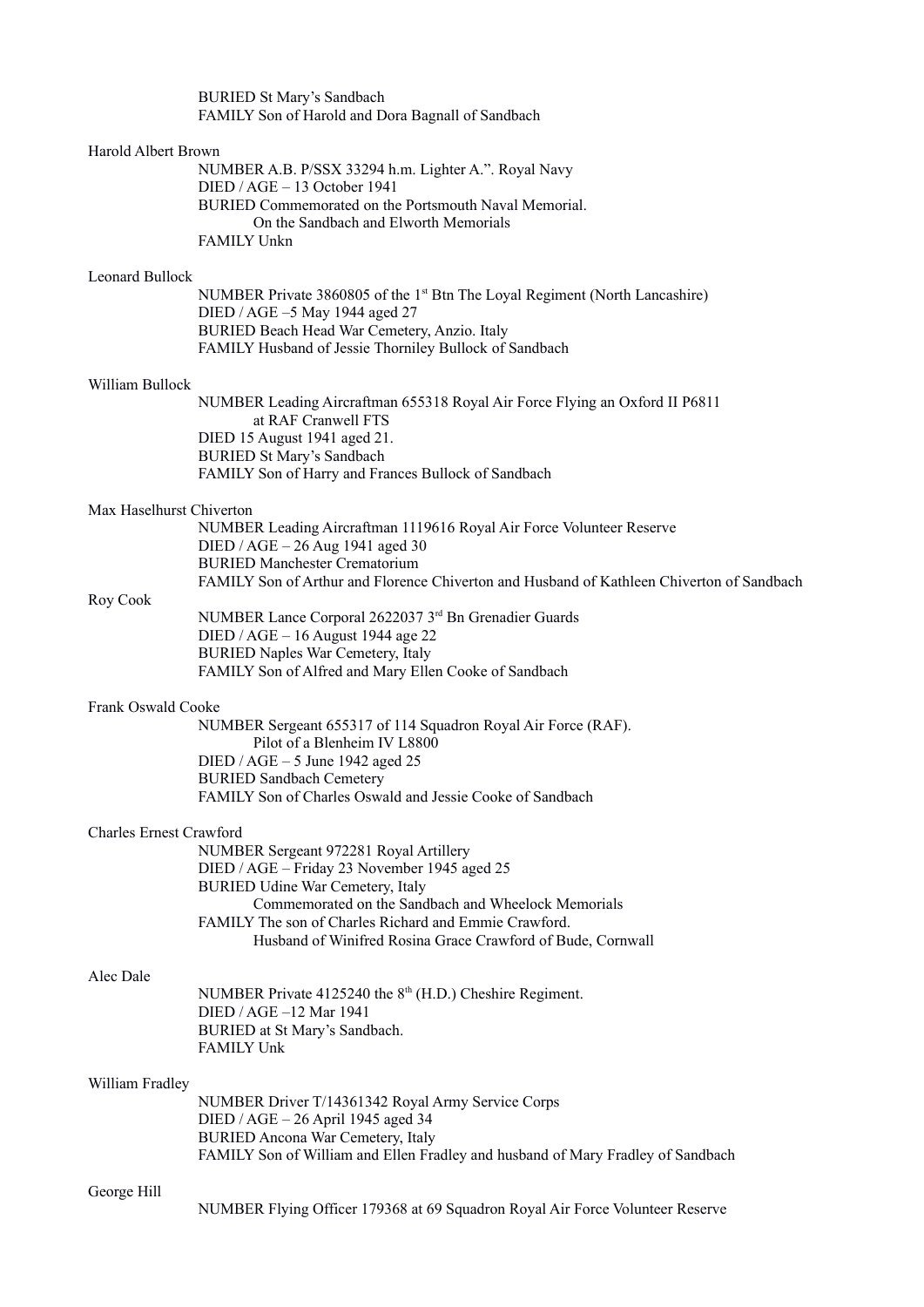BURIED St Mary's Sandbach
FAMILY Son of Harold and Dora Bagnall of Sandbach

Harold Albert Brown

NUMBER A.B. P/SSX 33294 h.m. Lighter A.". Royal Navy
DIED / AGE – 13 October 1941
BURIED Commemorated on the Portsmouth Naval Memorial.
On the Sandbach and Elworth Memorials
FAMILY Unkn

Leonard Bullock

NUMBER Private 3860805 of the 1st Btn The Loyal Regiment (North Lancashire)
DIED / AGE –5 May 1944 aged 27
BURIED Beach Head War Cemetery, Anzio. Italy
FAMILY Husband of Jessie Thorniley Bullock of Sandbach

William Bullock

NUMBER Leading Aircraftman 655318 Royal Air Force Flying an Oxford II P6811
at RAF Cranwell FTS
DIED 15 August 1941 aged 21.
BURIED St Mary's Sandbach
FAMILY Son of Harry and Frances Bullock of Sandbach

Max Haselhurst Chiverton

NUMBER Leading Aircraftman 1119616 Royal Air Force Volunteer Reserve
DIED / AGE – 26 Aug 1941 aged 30
BURIED Manchester Crematorium
FAMILY Son of Arthur and Florence Chiverton and Husband of Kathleen Chiverton of Sandbach

Roy Cook

NUMBER Lance Corporal 2622037 3rd Bn Grenadier Guards
DIED / AGE – 16 August 1944 age 22
BURIED Naples War Cemetery, Italy
FAMILY Son of Alfred and Mary Ellen Cooke of Sandbach

Frank Oswald Cooke

NUMBER Sergeant 655317 of 114 Squadron Royal Air Force (RAF).
Pilot of a Blenheim IV L8800
DIED / AGE – 5 June 1942 aged 25
BURIED Sandbach Cemetery
FAMILY Son of Charles Oswald and Jessie Cooke of Sandbach

Charles Ernest Crawford

NUMBER Sergeant 972281 Royal Artillery
DIED / AGE – Friday 23 November 1945 aged 25
BURIED Udine War Cemetery, Italy
Commemorated on the Sandbach and Wheelock Memorials
FAMILY The son of Charles Richard and Emmie Crawford.
Husband of Winifred Rosina Grace Crawford of Bude, Cornwall

Alec Dale

NUMBER Private 4125240 the 8th (H.D.) Cheshire Regiment.
DIED / AGE –12 Mar 1941
BURIED at St Mary's Sandbach.
FAMILY Unk

William Fradley

NUMBER Driver T/14361342 Royal Army Service Corps
DIED / AGE – 26 April 1945 aged 34
BURIED Ancona War Cemetery, Italy
FAMILY Son of William and Ellen Fradley and husband of Mary Fradley of Sandbach

George Hill

NUMBER Flying Officer 179368 at 69 Squadron Royal Air Force Volunteer Reserve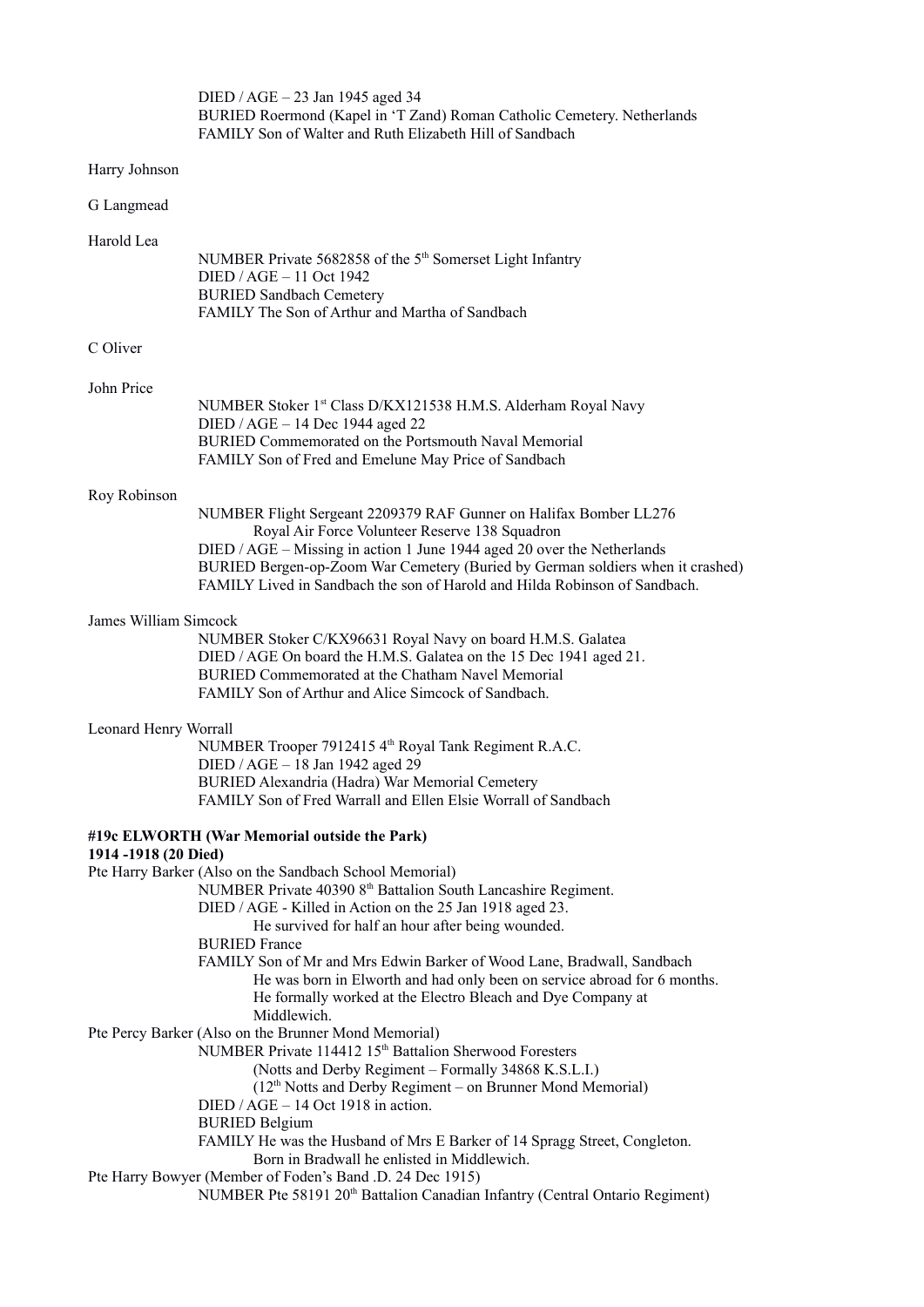DIED / AGE – 23 Jan 1945 aged 34
BURIED Roermond (Kapel in 'T Zand) Roman Catholic Cemetery. Netherlands
FAMILY Son of Walter and Ruth Elizabeth Hill of Sandbach

Harry Johnson

G Langmead

Harold Lea

NUMBER Private 5682858 of the 5th Somerset Light Infantry
DIED / AGE – 11 Oct 1942
BURIED Sandbach Cemetery
FAMILY The Son of Arthur and Martha of Sandbach

C Oliver

John Price

NUMBER Stoker 1st Class D/KX121538 H.M.S. Alderham Royal Navy
DIED / AGE – 14 Dec 1944 aged 22
BURIED Commemorated on the Portsmouth Naval Memorial
FAMILY Son of Fred and Emelune May Price of Sandbach

Roy Robinson

NUMBER Flight Sergeant 2209379 RAF Gunner on Halifax Bomber LL276
Royal Air Force Volunteer Reserve 138 Squadron
DIED / AGE – Missing in action 1 June 1944 aged 20 over the Netherlands
BURIED Bergen-op-Zoom War Cemetery (Buried by German soldiers when it crashed)
FAMILY Lived in Sandbach the son of Harold and Hilda Robinson of Sandbach.

James William Simcock

NUMBER Stoker C/KX96631 Royal Navy on board H.M.S. Galatea
DIED / AGE On board the H.M.S. Galatea on the 15 Dec 1941 aged 21.
BURIED Commemorated at the Chatham Navel Memorial
FAMILY Son of Arthur and Alice Simcock of Sandbach.

Leonard Henry Worrall

NUMBER Trooper 7912415 4th Royal Tank Regiment R.A.C.
DIED / AGE – 18 Jan 1942 aged 29
BURIED Alexandria (Hadra) War Memorial Cemetery
FAMILY Son of Fred Warrall and Ellen Elsie Worrall of Sandbach

**#19c ELWORTH (War Memorial outside the Park)**
**1914 -1918 (20 Died)**

Pte Harry Barker (Also on the Sandbach School Memorial)

NUMBER Private 40390 8th Battalion South Lancashire Regiment.
DIED / AGE - Killed in Action on the 25 Jan 1918 aged 23.
He survived for half an hour after being wounded.
BURIED France
FAMILY Son of Mr and Mrs Edwin Barker of Wood Lane, Bradwall, Sandbach
He was born in Elworth and had only been on service abroad for 6 months.
He formally worked at the Electro Bleach and Dye Company at Middlewich.

Pte Percy Barker (Also on the Brunner Mond Memorial)

NUMBER Private 114412 15th Battalion Sherwood Foresters
(Notts and Derby Regiment – Formally 34868 K.S.L.I.)
(12th Notts and Derby Regiment – on Brunner Mond Memorial)
DIED / AGE – 14 Oct 1918 in action.
BURIED Belgium
FAMILY He was the Husband of Mrs E Barker of 14 Spragg Street, Congleton.
Born in Bradwall he enlisted in Middlewich.

Pte Harry Bowyer (Member of Foden's Band .D. 24 Dec 1915)

NUMBER Pte 58191 20th Battalion Canadian Infantry (Central Ontario Regiment)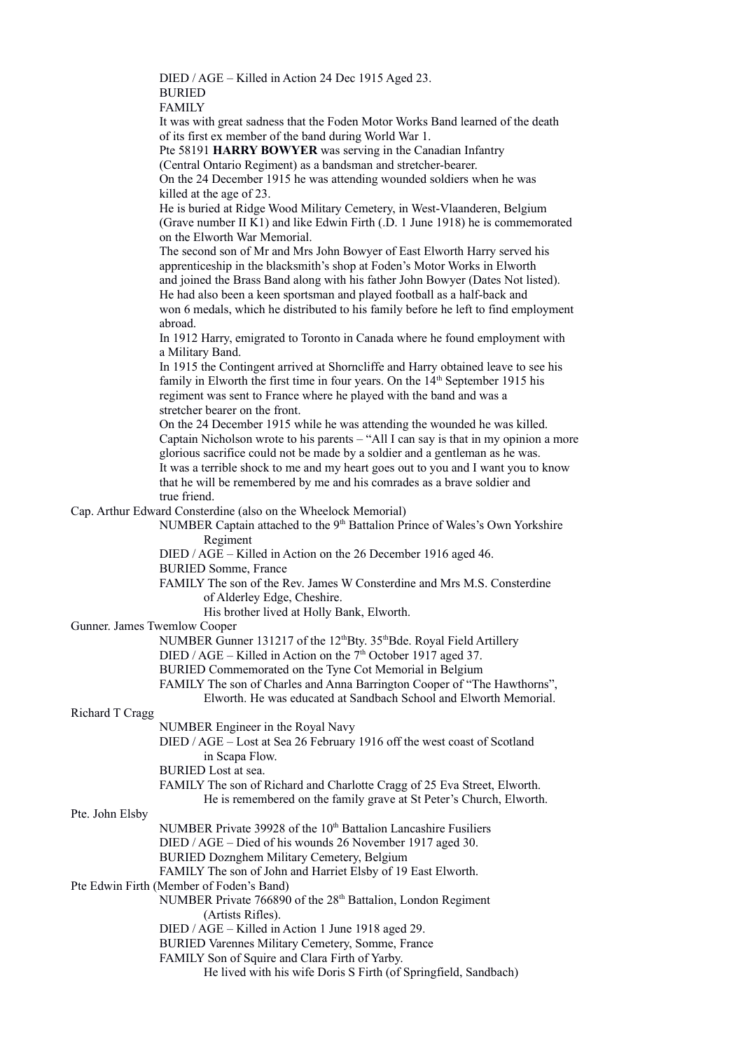DIED / AGE – Killed in Action 24 Dec 1915 Aged 23.
BURIED
FAMILY

It was with great sadness that the Foden Motor Works Band learned of the death of its first ex member of the band during World War 1.

Pte 58191 **HARRY BOWYER** was serving in the Canadian Infantry (Central Ontario Regiment) as a bandsman and stretcher-bearer.

On the 24 December 1915 he was attending wounded soldiers when he was killed at the age of 23.

He is buried at Ridge Wood Military Cemetery, in West-Vlaanderen, Belgium (Grave number II K1) and like Edwin Firth (.D. 1 June 1918) he is commemorated on the Elworth War Memorial.

The second son of Mr and Mrs John Bowyer of East Elworth Harry served his apprenticeship in the blacksmith's shop at Foden's Motor Works in Elworth and joined the Brass Band along with his father John Bowyer (Dates Not listed).

He had also been a keen sportsman and played football as a half-back and won 6 medals, which he distributed to his family before he left to find employment abroad.

In 1912 Harry, emigrated to Toronto in Canada where he found employment with a Military Band.

In 1915 the Contingent arrived at Shorncliffe and Harry obtained leave to see his family in Elworth the first time in four years. On the 14th September 1915 his regiment was sent to France where he played with the band and was a stretcher bearer on the front.

On the 24 December 1915 while he was attending the wounded he was killed.

Captain Nicholson wrote to his parents – "All I can say is that in my opinion a more glorious sacrifice could not be made by a soldier and a gentleman as he was. It was a terrible shock to me and my heart goes out to you and I want you to know that he will be remembered by me and his comrades as a brave soldier and true friend.

Cap. Arthur Edward Consterdine (also on the Wheelock Memorial)

NUMBER Captain attached to the 9th Battalion Prince of Wales's Own Yorkshire Regiment
DIED / AGE – Killed in Action on the 26 December 1916 aged 46.
BURIED Somme, France
FAMILY The son of the Rev. James W Consterdine and Mrs M.S. Consterdine of Alderley Edge, Cheshire.
His brother lived at Holly Bank, Elworth.

Gunner. James Twemlow Cooper

NUMBER Gunner 131217 of the 12thBty. 35thBde. Royal Field Artillery
DIED / AGE – Killed in Action on the 7th October 1917 aged 37.
BURIED Commemorated on the Tyne Cot Memorial in Belgium
FAMILY The son of Charles and Anna Barrington Cooper of "The Hawthorns", Elworth. He was educated at Sandbach School and Elworth Memorial.

Richard T Cragg

NUMBER Engineer in the Royal Navy
DIED / AGE – Lost at Sea 26 February 1916 off the west coast of Scotland in Scapa Flow.
BURIED Lost at sea.
FAMILY The son of Richard and Charlotte Cragg of 25 Eva Street, Elworth.
He is remembered on the family grave at St Peter's Church, Elworth.

Pte. John Elsby

NUMBER Private 39928 of the 10th Battalion Lancashire Fusiliers
DIED / AGE – Died of his wounds 26 November 1917 aged 30.
BURIED Doznghem Military Cemetery, Belgium
FAMILY The son of John and Harriet Elsby of 19 East Elworth.

Pte Edwin Firth (Member of Foden's Band)

NUMBER Private 766890 of the 28th Battalion, London Regiment (Artists Rifles).
DIED / AGE – Killed in Action 1 June 1918 aged 29.
BURIED Varennes Military Cemetery, Somme, France
FAMILY Son of Squire and Clara Firth of Yarby.
He lived with his wife Doris S Firth (of Springfield, Sandbach)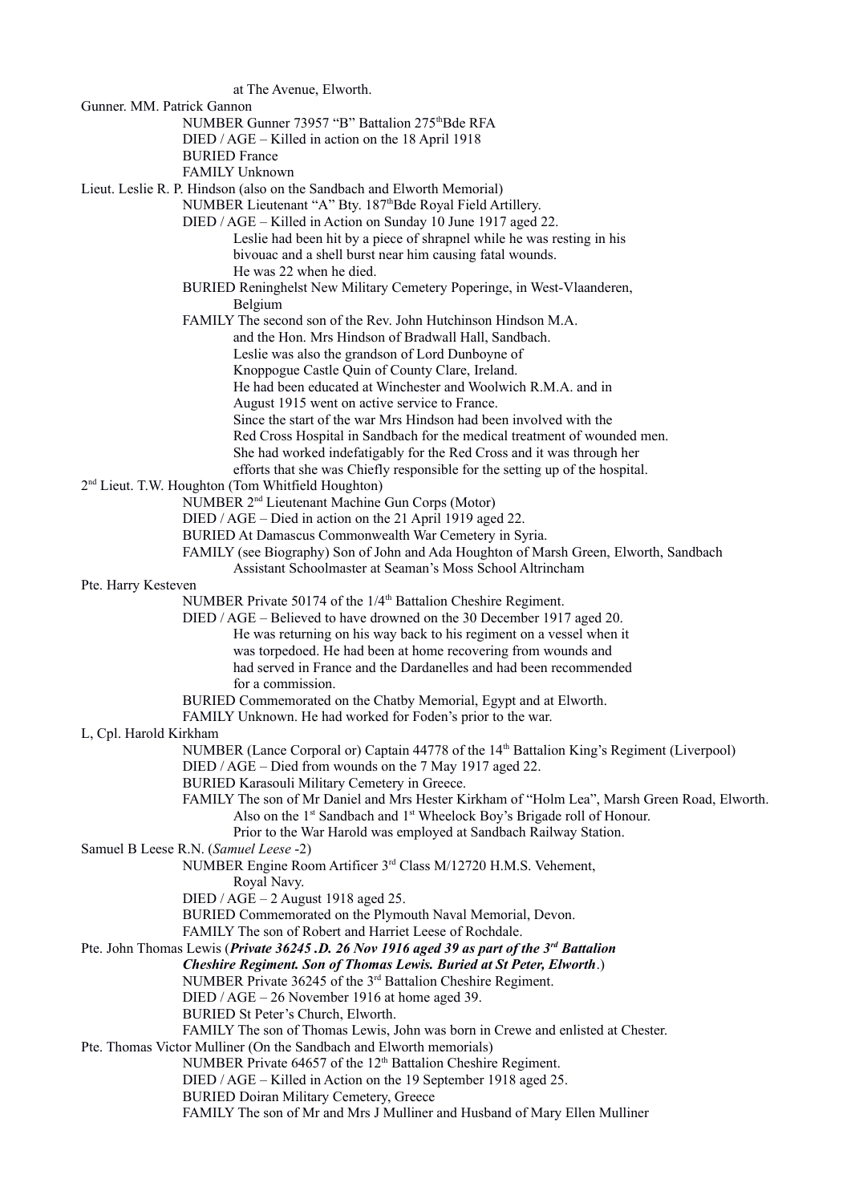at The Avenue, Elworth.

Gunner. MM. Patrick Gannon

NUMBER Gunner 73957 "B" Battalion 275th Bde RFA

DIED / AGE – Killed in action on the 18 April 1918

BURIED France

FAMILY Unknown

Lieut. Leslie R. P. Hindson (also on the Sandbach and Elworth Memorial)

NUMBER Lieutenant "A" Bty. 187th Bde Royal Field Artillery.

DIED / AGE – Killed in Action on Sunday 10 June 1917 aged 22.
Leslie had been hit by a piece of shrapnel while he was resting in his bivouac and a shell burst near him causing fatal wounds.
He was 22 when he died.

BURIED Reninghelst New Military Cemetery Poperinge, in West-Vlaanderen, Belgium

FAMILY The second son of the Rev. John Hutchinson Hindson M.A. and the Hon. Mrs Hindson of Bradwall Hall, Sandbach.
Leslie was also the grandson of Lord Dunboyne of Knoppogue Castle Quin of County Clare, Ireland.
He had been educated at Winchester and Woolwich R.M.A. and in August 1915 went on active service to France.
Since the start of the war Mrs Hindson had been involved with the Red Cross Hospital in Sandbach for the medical treatment of wounded men.
She had worked indefatigably for the Red Cross and it was through her efforts that she was Chiefly responsible for the setting up of the hospital.

2nd Lieut. T.W. Houghton (Tom Whitfield Houghton)

NUMBER 2nd Lieutenant Machine Gun Corps (Motor)

DIED / AGE – Died in action on the 21 April 1919 aged 22.

BURIED At Damascus Commonwealth War Cemetery in Syria.

FAMILY (see Biography) Son of John and Ada Houghton of Marsh Green, Elworth, Sandbach
Assistant Schoolmaster at Seaman's Moss School Altrincham

Pte. Harry Kesteven

NUMBER Private 50174 of the 1/4th Battalion Cheshire Regiment.

DIED / AGE – Believed to have drowned on the 30 December 1917 aged 20.
He was returning on his way back to his regiment on a vessel when it was torpedoed. He had been at home recovering from wounds and had served in France and the Dardanelles and had been recommended for a commission.

BURIED Commemorated on the Chatby Memorial, Egypt and at Elworth.

FAMILY Unknown. He had worked for Foden's prior to the war.

L, Cpl. Harold Kirkham

NUMBER (Lance Corporal or) Captain 44778 of the 14th Battalion King's Regiment (Liverpool)

DIED / AGE – Died from wounds on the 7 May 1917 aged 22.

BURIED Karasouli Military Cemetery in Greece.

FAMILY The son of Mr Daniel and Mrs Hester Kirkham of "Holm Lea", Marsh Green Road, Elworth.
Also on the 1st Sandbach and 1st Wheelock Boy's Brigade roll of Honour.
Prior to the War Harold was employed at Sandbach Railway Station.

Samuel B Leese R.N. (*Samuel Leese* -2)

NUMBER Engine Room Artificer 3rd Class M/12720 H.M.S. Vehement, Royal Navy.

DIED / AGE – 2 August 1918 aged 25.

BURIED Commemorated on the Plymouth Naval Memorial, Devon.

FAMILY The son of Robert and Harriet Leese of Rochdale.

Pte. John Thomas Lewis (***Private 36245 .D. 26 Nov 1916 aged 39 as part of the 3rd Battalion Cheshire Regiment. Son of Thomas Lewis. Buried at St Peter, Elworth***.)

NUMBER Private 36245 of the 3rd Battalion Cheshire Regiment.

DIED / AGE – 26 November 1916 at home aged 39.

BURIED St Peter's Church, Elworth.

FAMILY The son of Thomas Lewis, John was born in Crewe and enlisted at Chester.

Pte. Thomas Victor Mulliner (On the Sandbach and Elworth memorials)

NUMBER Private 64657 of the 12th Battalion Cheshire Regiment.

DIED / AGE – Killed in Action on the 19 September 1918 aged 25.

BURIED Doiran Military Cemetery, Greece

FAMILY The son of Mr and Mrs J Mulliner and Husband of Mary Ellen Mulliner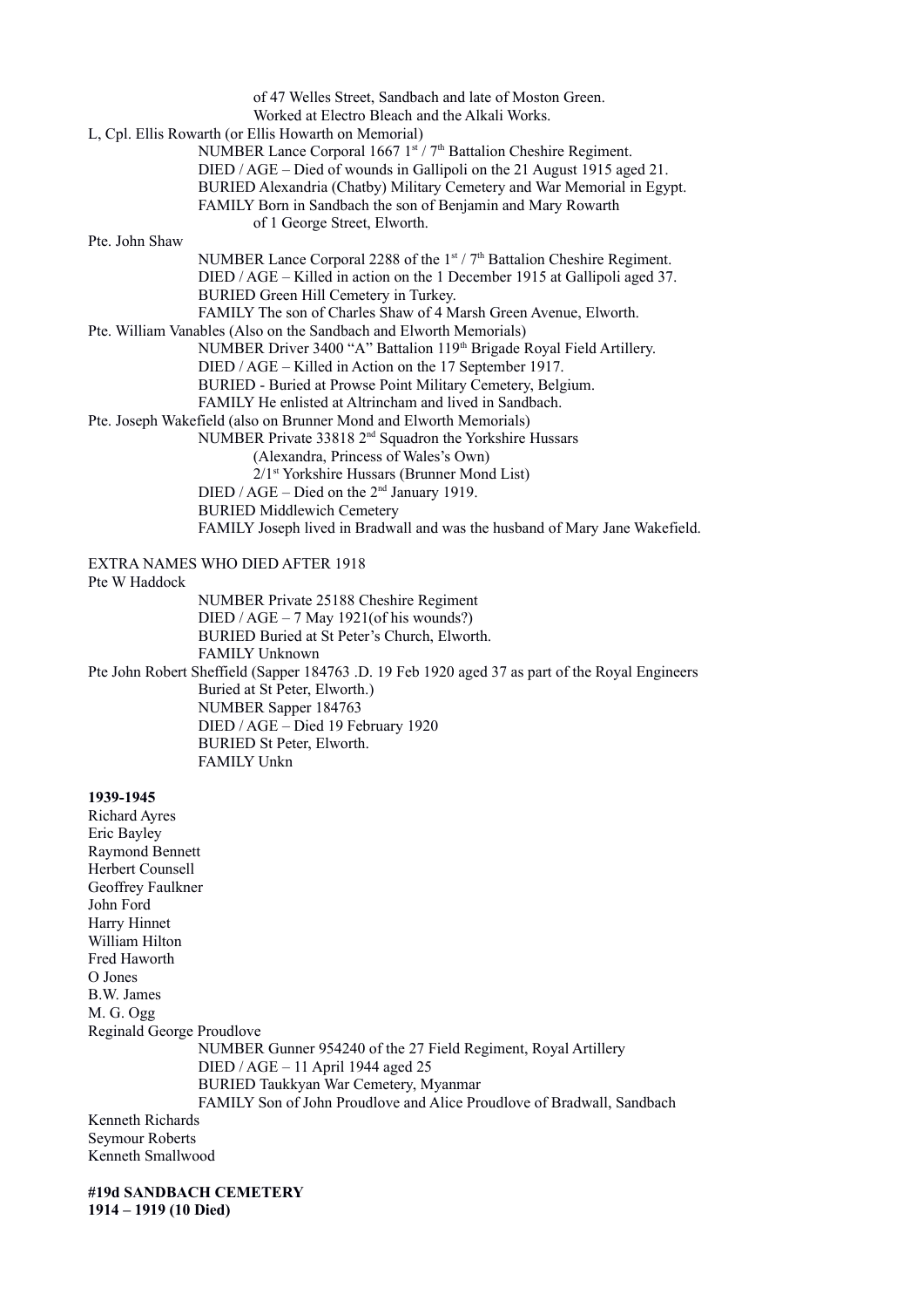of 47 Welles Street, Sandbach and late of Moston Green.
Worked at Electro Bleach and the Alkali Works.

L, Cpl. Ellis Rowarth (or Ellis Howarth on Memorial)

NUMBER Lance Corporal 1667 1st / 7th Battalion Cheshire Regiment.
DIED / AGE – Died of wounds in Gallipoli on the 21 August 1915 aged 21.
BURIED Alexandria (Chatby) Military Cemetery and War Memorial in Egypt.
FAMILY Born in Sandbach the son of Benjamin and Mary Rowarth
of 1 George Street, Elworth.

Pte. John Shaw

NUMBER Lance Corporal 2288 of the 1st / 7th Battalion Cheshire Regiment.
DIED / AGE – Killed in action on the 1 December 1915 at Gallipoli aged 37.
BURIED Green Hill Cemetery in Turkey.
FAMILY The son of Charles Shaw of 4 Marsh Green Avenue, Elworth.

Pte. William Vanables (Also on the Sandbach and Elworth Memorials)

NUMBER Driver 3400 "A" Battalion 119th Brigade Royal Field Artillery.
DIED / AGE – Killed in Action on the 17 September 1917.
BURIED - Buried at Prowse Point Military Cemetery, Belgium.
FAMILY He enlisted at Altrincham and lived in Sandbach.

Pte. Joseph Wakefield (also on Brunner Mond and Elworth Memorials)

NUMBER Private 33818 2nd Squadron the Yorkshire Hussars
(Alexandra, Princess of Wales's Own)
2/1st Yorkshire Hussars (Brunner Mond List)
DIED / AGE – Died on the 2nd January 1919.
BURIED Middlewich Cemetery
FAMILY Joseph lived in Bradwall and was the husband of Mary Jane Wakefield.

EXTRA NAMES WHO DIED AFTER 1918

Pte W Haddock

NUMBER Private 25188 Cheshire Regiment
DIED / AGE – 7 May 1921(of his wounds?)
BURIED Buried at St Peter's Church, Elworth.
FAMILY Unknown

Pte John Robert Sheffield (Sapper 184763 .D. 19 Feb 1920 aged 37 as part of the Royal Engineers
Buried at St Peter, Elworth.)

NUMBER Sapper 184763
DIED / AGE – Died 19 February 1920
BURIED St Peter, Elworth.
FAMILY Unkn

**1939-1945**

Richard Ayres
Eric Bayley
Raymond Bennett
Herbert Counsell
Geoffrey Faulkner
John Ford
Harry Hinnet
William Hilton
Fred Haworth
O Jones
B.W. James
M. G. Ogg
Reginald George Proudlove

NUMBER Gunner 954240 of the 27 Field Regiment, Royal Artillery
DIED / AGE – 11 April 1944 aged 25
BURIED Taukkyan War Cemetery, Myanmar
FAMILY Son of John Proudlove and Alice Proudlove of Bradwall, Sandbach

Kenneth Richards
Seymour Roberts
Kenneth Smallwood

**#19d SANDBACH CEMETERY**
**1914 – 1919 (10 Died)**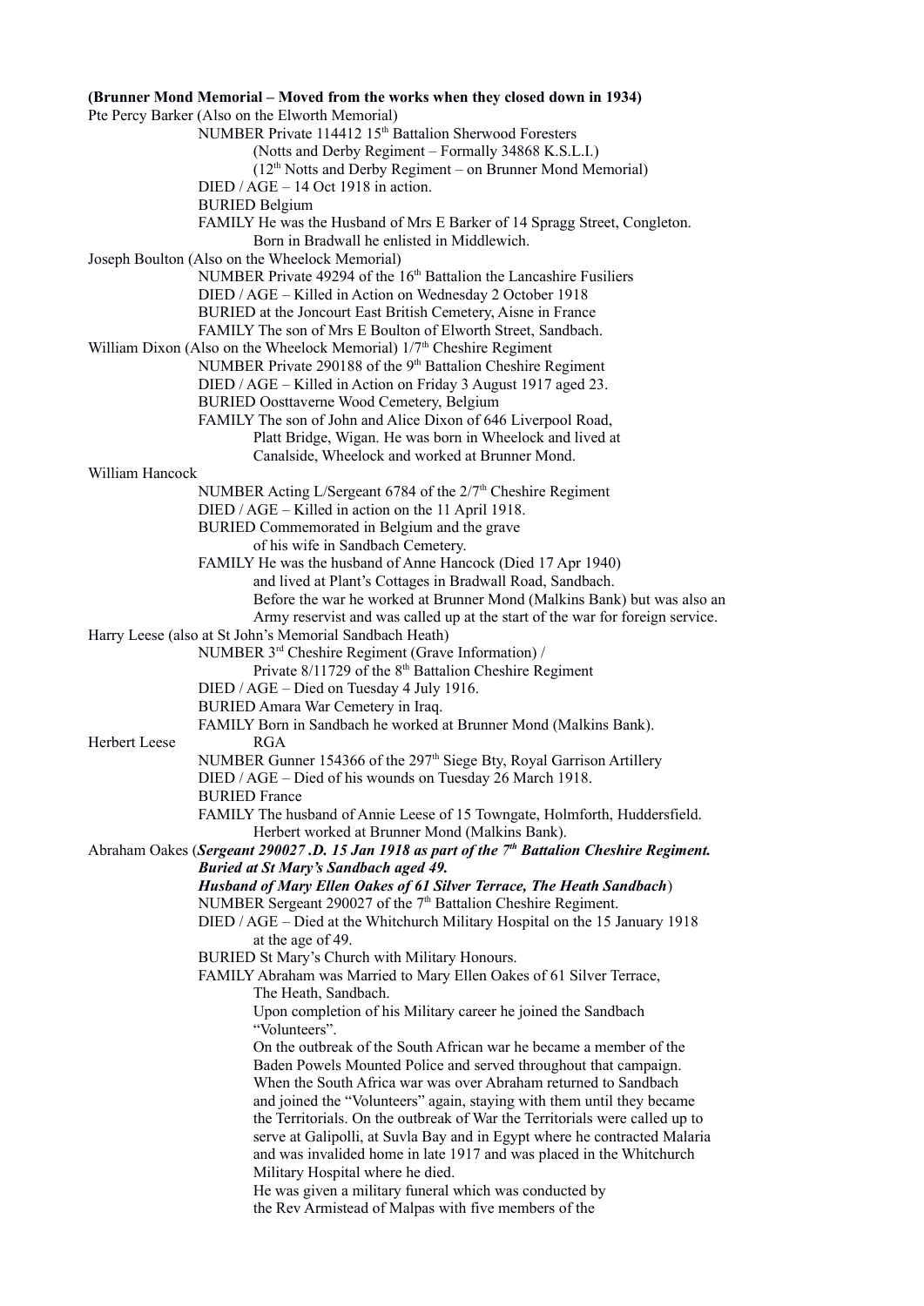**(Brunner Mond Memorial – Moved from the works when they closed down in 1934)**

Pte Percy Barker (Also on the Elworth Memorial)

NUMBER Private 114412 15th Battalion Sherwood Foresters
(Notts and Derby Regiment – Formally 34868 K.S.L.I.)
(12th Notts and Derby Regiment – on Brunner Mond Memorial)
DIED / AGE – 14 Oct 1918 in action.
BURIED Belgium
FAMILY He was the Husband of Mrs E Barker of 14 Spragg Street, Congleton.
Born in Bradwall he enlisted in Middlewich.

Joseph Boulton (Also on the Wheelock Memorial)

NUMBER Private 49294 of the 16th Battalion the Lancashire Fusiliers
DIED / AGE – Killed in Action on Wednesday 2 October 1918
BURIED at the Joncourt East British Cemetery, Aisne in France
FAMILY The son of Mrs E Boulton of Elworth Street, Sandbach.

William Dixon (Also on the Wheelock Memorial) 1/7th Cheshire Regiment

NUMBER Private 290188 of the 9th Battalion Cheshire Regiment
DIED / AGE – Killed in Action on Friday 3 August 1917 aged 23.
BURIED Oosttaverne Wood Cemetery, Belgium
FAMILY The son of John and Alice Dixon of 646 Liverpool Road,
Platt Bridge, Wigan. He was born in Wheelock and lived at
Canalside, Wheelock and worked at Brunner Mond.

William Hancock

NUMBER Acting L/Sergeant 6784 of the 2/7th Cheshire Regiment
DIED / AGE – Killed in action on the 11 April 1918.
BURIED Commemorated in Belgium and the grave
of his wife in Sandbach Cemetery.
FAMILY He was the husband of Anne Hancock (Died 17 Apr 1940)
and lived at Plant's Cottages in Bradwall Road, Sandbach.
Before the war he worked at Brunner Mond (Malkins Bank) but was also an
Army reservist and was called up at the start of the war for foreign service.

Harry Leese (also at St John's Memorial Sandbach Heath)

NUMBER 3rd Cheshire Regiment (Grave Information) /
Private 8/11729 of the 8th Battalion Cheshire Regiment
DIED / AGE – Died on Tuesday 4 July 1916.
BURIED Amara War Cemetery in Iraq.
FAMILY Born in Sandbach he worked at Brunner Mond (Malkins Bank).

Herbert Leese RGA

NUMBER Gunner 154366 of the 297th Siege Bty, Royal Garrison Artillery
DIED / AGE – Died of his wounds on Tuesday 26 March 1918.
BURIED France
FAMILY The husband of Annie Leese of 15 Towngate, Holmforth, Huddersfield.
Herbert worked at Brunner Mond (Malkins Bank).

Abraham Oakes (***Sergeant 290027 .D. 15 Jan 1918 as part of the 7th Battalion Cheshire Regiment.***
***Buried at St Mary's Sandbach aged 49.***
***Husband of Mary Ellen Oakes of 61 Silver Terrace, The Heath Sandbach***)

NUMBER Sergeant 290027 of the 7th Battalion Cheshire Regiment.
DIED / AGE – Died at the Whitchurch Military Hospital on the 15 January 1918
at the age of 49.
BURIED St Mary's Church with Military Honours.
FAMILY Abraham was Married to Mary Ellen Oakes of 61 Silver Terrace,
The Heath, Sandbach.
Upon completion of his Military career he joined the Sandbach
"Volunteers".
On the outbreak of the South African war he became a member of the
Baden Powels Mounted Police and served throughout that campaign.
When the South Africa war was over Abraham returned to Sandbach
and joined the "Volunteers" again, staying with them until they became
the Territorials. On the outbreak of War the Territorials were called up to
serve at Galipolli, at Suvla Bay and in Egypt where he contracted Malaria
and was invalided home in late 1917 and was placed in the Whitchurch
Military Hospital where he died.
He was given a military funeral which was conducted by
the Rev Armistead of Malpas with five members of the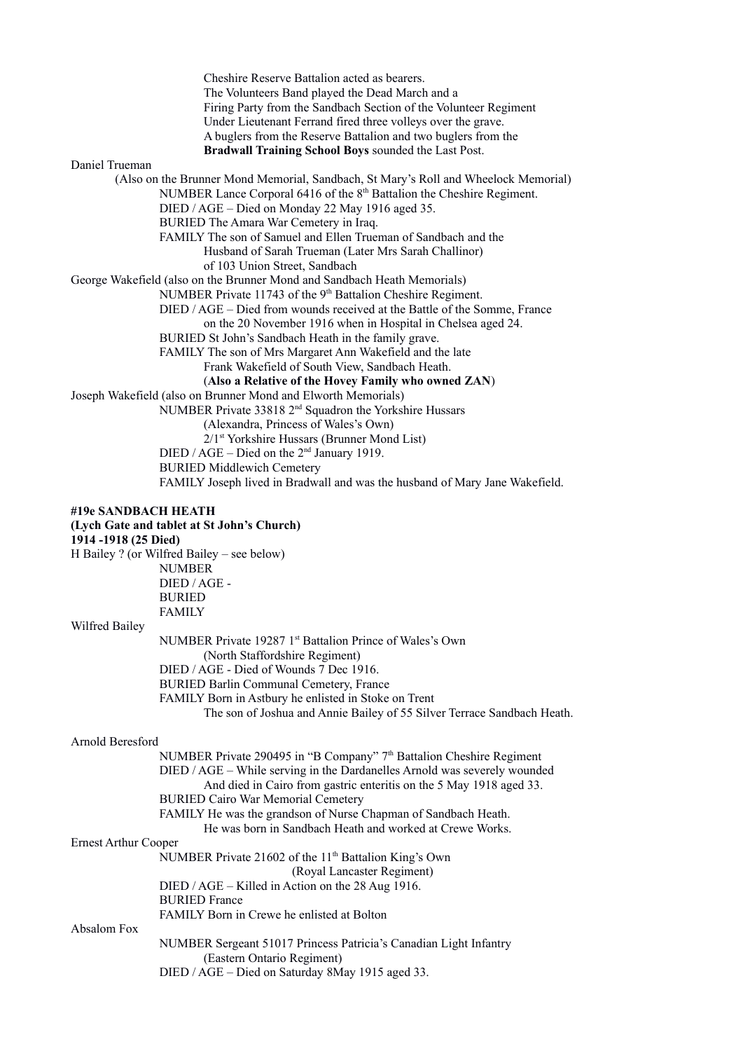Cheshire Reserve Battalion acted as bearers.
The Volunteers Band played the Dead March and a
Firing Party from the Sandbach Section of the Volunteer Regiment
Under Lieutenant Ferrand fired three volleys over the grave.
A buglers from the Reserve Battalion and two buglers from the
**Bradwall Training School Boys** sounded the Last Post.

Daniel Trueman
(Also on the Brunner Mond Memorial, Sandbach, St Mary's Roll and Wheelock Memorial)
NUMBER Lance Corporal 6416 of the 8th Battalion the Cheshire Regiment.
DIED / AGE – Died on Monday 22 May 1916 aged 35.
BURIED The Amara War Cemetery in Iraq.
FAMILY The son of Samuel and Ellen Trueman of Sandbach and the
Husband of Sarah Trueman (Later Mrs Sarah Challinor)
of 103 Union Street, Sandbach

George Wakefield (also on the Brunner Mond and Sandbach Heath Memorials)
NUMBER Private 11743 of the 9th Battalion Cheshire Regiment.
DIED / AGE – Died from wounds received at the Battle of the Somme, France
on the 20 November 1916 when in Hospital in Chelsea aged 24.
BURIED St John's Sandbach Heath in the family grave.
FAMILY The son of Mrs Margaret Ann Wakefield and the late
Frank Wakefield of South View, Sandbach Heath.
(**Also a Relative of the Hovey Family who owned ZAN**)

Joseph Wakefield (also on Brunner Mond and Elworth Memorials)
NUMBER Private 33818 2nd Squadron the Yorkshire Hussars
(Alexandra, Princess of Wales's Own)
2/1st Yorkshire Hussars (Brunner Mond List)
DIED / AGE – Died on the 2nd January 1919.
BURIED Middlewich Cemetery
FAMILY Joseph lived in Bradwall and was the husband of Mary Jane Wakefield.

**#19e SANDBACH HEATH**
**(Lych Gate and tablet at St John's Church)**
**1914 -1918 (25 Died)**

H Bailey ? (or Wilfred Bailey – see below)
NUMBER
DIED / AGE -
BURIED
FAMILY

Wilfred Bailey
NUMBER Private 19287 1st Battalion Prince of Wales's Own
(North Staffordshire Regiment)
DIED / AGE - Died of Wounds 7 Dec 1916.
BURIED Barlin Communal Cemetery, France
FAMILY Born in Astbury he enlisted in Stoke on Trent
The son of Joshua and Annie Bailey of 55 Silver Terrace Sandbach Heath.

Arnold Beresford
NUMBER Private 290495 in "B Company" 7th Battalion Cheshire Regiment
DIED / AGE – While serving in the Dardanelles Arnold was severely wounded
And died in Cairo from gastric enteritis on the 5 May 1918 aged 33.
BURIED Cairo War Memorial Cemetery
FAMILY He was the grandson of Nurse Chapman of Sandbach Heath.
He was born in Sandbach Heath and worked at Crewe Works.

Ernest Arthur Cooper
NUMBER Private 21602 of the 11th Battalion King's Own
(Royal Lancaster Regiment)
DIED / AGE – Killed in Action on the 28 Aug 1916.
BURIED France
FAMILY Born in Crewe he enlisted at Bolton

Absalom Fox
NUMBER Sergeant 51017 Princess Patricia's Canadian Light Infantry
(Eastern Ontario Regiment)
DIED / AGE – Died on Saturday 8May 1915 aged 33.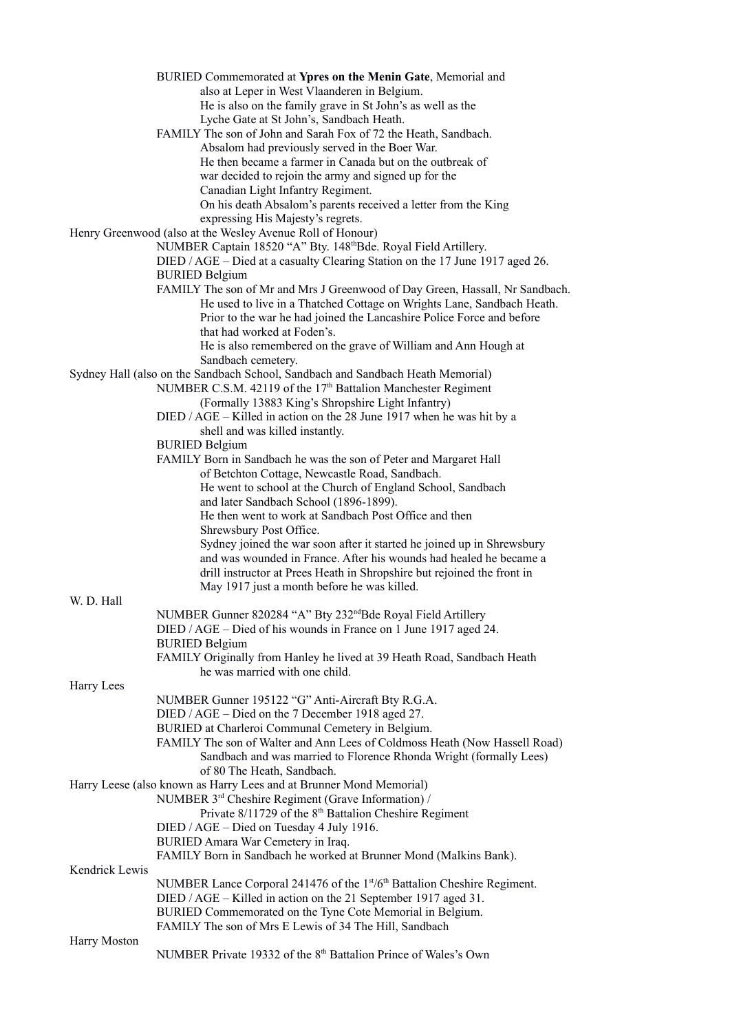BURIED Commemorated at **Ypres on the Menin Gate**, Memorial and
also at Leper in West Vlaanderen in Belgium.
He is also on the family grave in St John's as well as the
Lyche Gate at St John's, Sandbach Heath.

FAMILY The son of John and Sarah Fox of 72 the Heath, Sandbach.
Absalom had previously served in the Boer War.
He then became a farmer in Canada but on the outbreak of
war decided to rejoin the army and signed up for the
Canadian Light Infantry Regiment.
On his death Absalom's parents received a letter from the King
expressing His Majesty's regrets.

Henry Greenwood (also at the Wesley Avenue Roll of Honour)

NUMBER Captain 18520 "A" Bty. 148th Bde. Royal Field Artillery.

DIED / AGE – Died at a casualty Clearing Station on the 17 June 1917 aged 26.

BURIED Belgium

FAMILY The son of Mr and Mrs J Greenwood of Day Green, Hassall, Nr Sandbach.
He used to live in a Thatched Cottage on Wrights Lane, Sandbach Heath.
Prior to the war he had joined the Lancashire Police Force and before
that had worked at Foden's.
He is also remembered on the grave of William and Ann Hough at
Sandbach cemetery.

Sydney Hall (also on the Sandbach School, Sandbach and Sandbach Heath Memorial)

NUMBER C.S.M. 42119 of the 17th Battalion Manchester Regiment
(Formally 13883 King's Shropshire Light Infantry)

DIED / AGE – Killed in action on the 28 June 1917 when he was hit by a
shell and was killed instantly.

BURIED Belgium

FAMILY Born in Sandbach he was the son of Peter and Margaret Hall
of Betchton Cottage, Newcastle Road, Sandbach.
He went to school at the Church of England School, Sandbach
and later Sandbach School (1896-1899).
He then went to work at Sandbach Post Office and then
Shrewsbury Post Office.
Sydney joined the war soon after it started he joined up in Shrewsbury
and was wounded in France. After his wounds had healed he became a
drill instructor at Prees Heath in Shropshire but rejoined the front in
May 1917 just a month before he was killed.

W. D. Hall

NUMBER Gunner 820284 "A" Bty 232nd Bde Royal Field Artillery

DIED / AGE – Died of his wounds in France on 1 June 1917 aged 24.

BURIED Belgium

FAMILY Originally from Hanley he lived at 39 Heath Road, Sandbach Heath
he was married with one child.

Harry Lees

NUMBER Gunner 195122 "G" Anti-Aircraft Bty R.G.A.

DIED / AGE – Died on the 7 December 1918 aged 27.

BURIED at Charleroi Communal Cemetery in Belgium.

FAMILY The son of Walter and Ann Lees of Coldmoss Heath (Now Hassell Road)
Sandbach and was married to Florence Rhonda Wright (formally Lees)
of 80 The Heath, Sandbach.

Harry Leese (also known as Harry Lees and at Brunner Mond Memorial)

NUMBER 3rd Cheshire Regiment (Grave Information) /
Private 8/11729 of the 8th Battalion Cheshire Regiment

DIED / AGE – Died on Tuesday 4 July 1916.

BURIED Amara War Cemetery in Iraq.

FAMILY Born in Sandbach he worked at Brunner Mond (Malkins Bank).

Kendrick Lewis

NUMBER Lance Corporal 241476 of the 1st/6th Battalion Cheshire Regiment.

DIED / AGE – Killed in action on the 21 September 1917 aged 31.

BURIED Commemorated on the Tyne Cote Memorial in Belgium.

FAMILY The son of Mrs E Lewis of 34 The Hill, Sandbach

Harry Moston

NUMBER Private 19332 of the 8th Battalion Prince of Wales's Own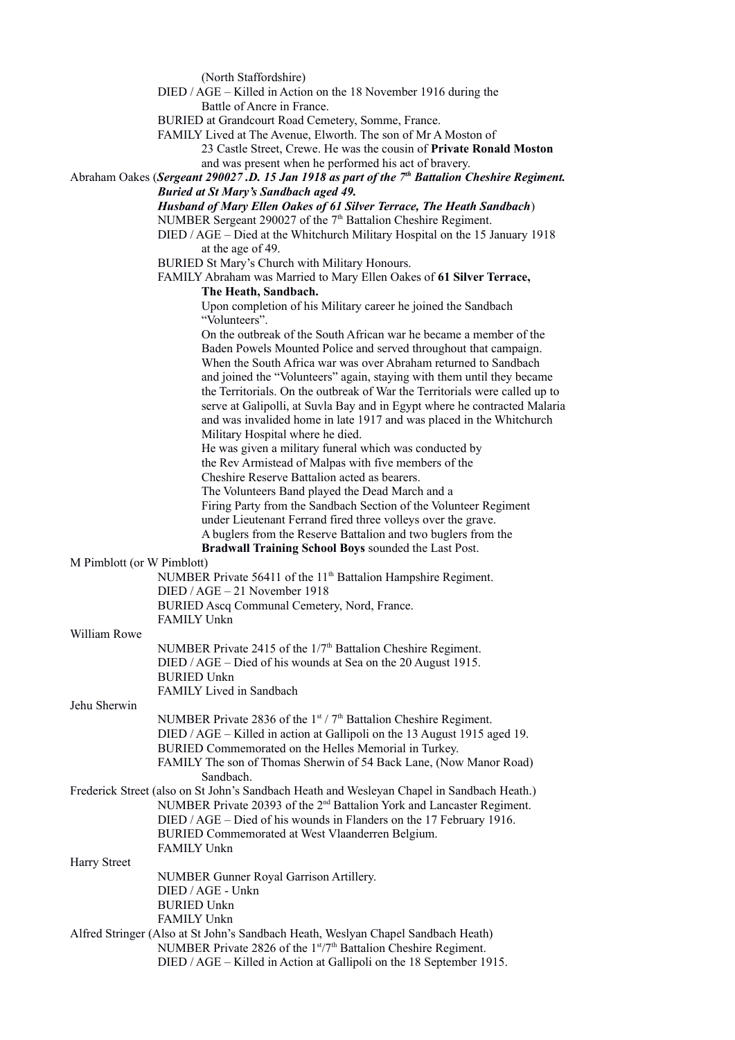(North Staffordshire)

DIED / AGE – Killed in Action on the 18 November 1916 during the Battle of Ancre in France.

BURIED at Grandcourt Road Cemetery, Somme, France.

FAMILY Lived at The Avenue, Elworth. The son of Mr A Moston of 23 Castle Street, Crewe. He was the cousin of **Private Ronald Moston** and was present when he performed his act of bravery.

Abraham Oakes (***Sergeant 290027 .D. 15 Jan 1918 as part of the 7th Battalion Cheshire Regiment. Buried at St Mary's Sandbach aged 49. Husband of Mary Ellen Oakes of 61 Silver Terrace, The Heath Sandbach***)

NUMBER Sergeant 290027 of the 7th Battalion Cheshire Regiment.

DIED / AGE – Died at the Whitchurch Military Hospital on the 15 January 1918 at the age of 49.

BURIED St Mary's Church with Military Honours.

FAMILY Abraham was Married to Mary Ellen Oakes of **61 Silver Terrace, The Heath, Sandbach.**

Upon completion of his Military career he joined the Sandbach "Volunteers".

On the outbreak of the South African war he became a member of the Baden Powels Mounted Police and served throughout that campaign. When the South Africa war was over Abraham returned to Sandbach and joined the "Volunteers" again, staying with them until they became the Territorials. On the outbreak of War the Territorials were called up to serve at Galipolli, at Suvla Bay and in Egypt where he contracted Malaria and was invalided home in late 1917 and was placed in the Whitchurch Military Hospital where he died.

He was given a military funeral which was conducted by the Rev Armistead of Malpas with five members of the Cheshire Reserve Battalion acted as bearers.

The Volunteers Band played the Dead March and a Firing Party from the Sandbach Section of the Volunteer Regiment under Lieutenant Ferrand fired three volleys over the grave.

A buglers from the Reserve Battalion and two buglers from the **Bradwall Training School Boys** sounded the Last Post.

M Pimblott (or W Pimblott)

NUMBER Private 56411 of the 11th Battalion Hampshire Regiment.

DIED / AGE – 21 November 1918

BURIED Ascq Communal Cemetery, Nord, France.

FAMILY Unkn

William Rowe

NUMBER Private 2415 of the 1/7th Battalion Cheshire Regiment.

DIED / AGE – Died of his wounds at Sea on the 20 August 1915.

BURIED Unkn

FAMILY Lived in Sandbach

Jehu Sherwin

NUMBER Private 2836 of the 1st / 7th Battalion Cheshire Regiment.

DIED / AGE – Killed in action at Gallipoli on the 13 August 1915 aged 19.

BURIED Commemorated on the Helles Memorial in Turkey.

FAMILY The son of Thomas Sherwin of 54 Back Lane, (Now Manor Road) Sandbach.

Frederick Street (also on St John's Sandbach Heath and Wesleyan Chapel in Sandbach Heath.)

NUMBER Private 20393 of the 2nd Battalion York and Lancaster Regiment.

DIED / AGE – Died of his wounds in Flanders on the 17 February 1916.

BURIED Commemorated at West Vlaanderren Belgium.

FAMILY Unkn

Harry Street

NUMBER Gunner Royal Garrison Artillery.

DIED / AGE - Unkn

BURIED Unkn

FAMILY Unkn

Alfred Stringer (Also at St John's Sandbach Heath, Weslyan Chapel Sandbach Heath)

NUMBER Private 2826 of the 1st/7th Battalion Cheshire Regiment.

DIED / AGE – Killed in Action at Gallipoli on the 18 September 1915.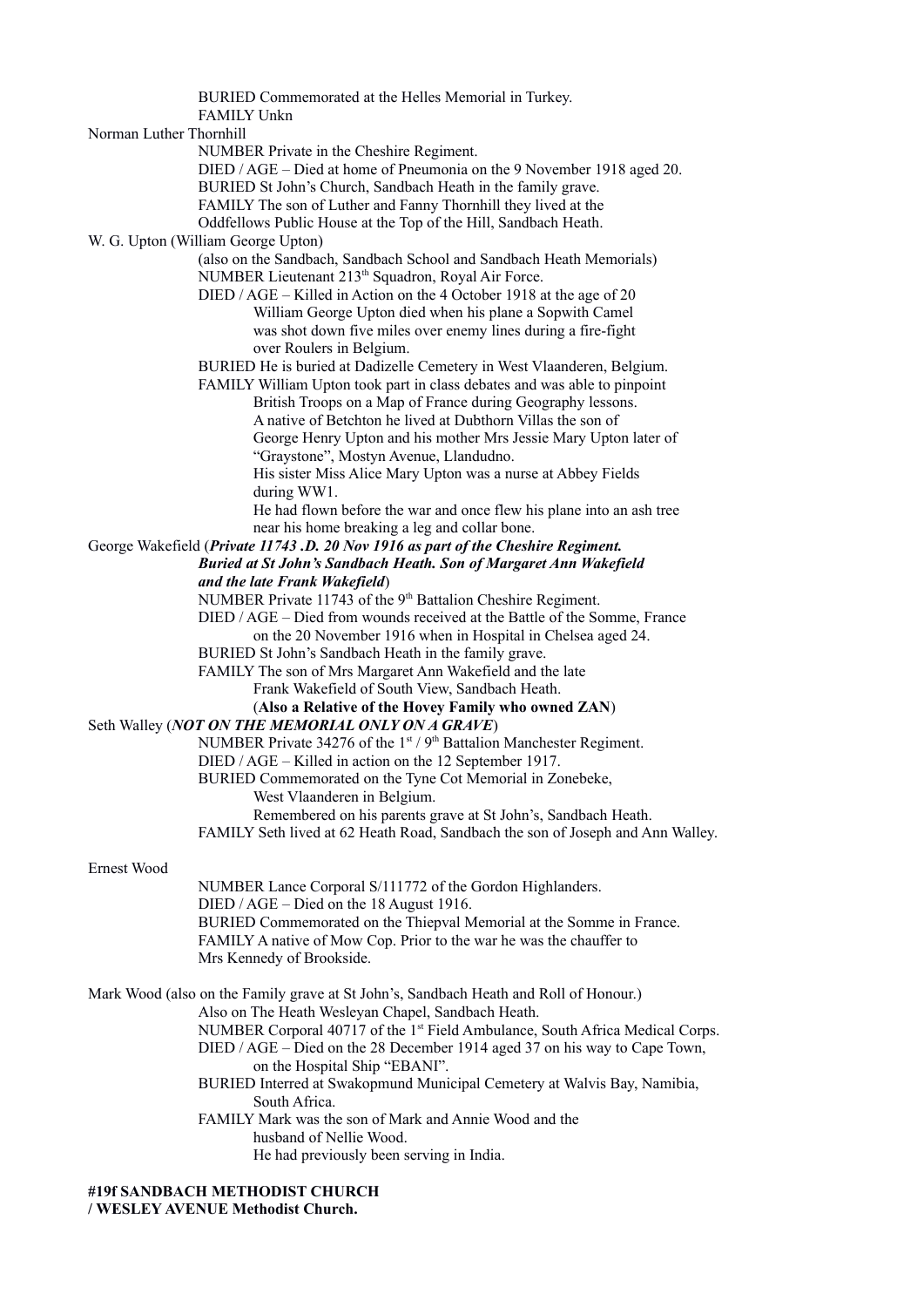BURIED Commemorated at the Helles Memorial in Turkey.
FAMILY Unkn

Norman Luther Thornhill

NUMBER Private in the Cheshire Regiment.
DIED / AGE – Died at home of Pneumonia on the 9 November 1918 aged 20.
BURIED St John's Church, Sandbach Heath in the family grave.
FAMILY The son of Luther and Fanny Thornhill they lived at the Oddfellows Public House at the Top of the Hill, Sandbach Heath.

W. G. Upton (William George Upton)

(also on the Sandbach, Sandbach School and Sandbach Heath Memorials)
NUMBER Lieutenant 213th Squadron, Royal Air Force.
DIED / AGE – Killed in Action on the 4 October 1918 at the age of 20
William George Upton died when his plane a Sopwith Camel was shot down five miles over enemy lines during a fire-fight over Roulers in Belgium.
BURIED He is buried at Dadizelle Cemetery in West Vlaanderen, Belgium.
FAMILY William Upton took part in class debates and was able to pinpoint British Troops on a Map of France during Geography lessons.
A native of Betchton he lived at Dubthorn Villas the son of George Henry Upton and his mother Mrs Jessie Mary Upton later of "Graystone", Mostyn Avenue, Llandudno.
His sister Miss Alice Mary Upton was a nurse at Abbey Fields during WW1.
He had flown before the war and once flew his plane into an ash tree near his home breaking a leg and collar bone.

George Wakefield (***Private 11743 .D. 20 Nov 1916 as part of the Cheshire Regiment. Buried at St John's Sandbach Heath. Son of Margaret Ann Wakefield and the late Frank Wakefield***)

NUMBER Private 11743 of the 9th Battalion Cheshire Regiment.
DIED / AGE – Died from wounds received at the Battle of the Somme, France on the 20 November 1916 when in Hospital in Chelsea aged 24.
BURIED St John's Sandbach Heath in the family grave.
FAMILY The son of Mrs Margaret Ann Wakefield and the late Frank Wakefield of South View, Sandbach Heath.
(**Also a Relative of the Hovey Family who owned ZAN**)

Seth Walley (***NOT ON THE MEMORIAL ONLY ON A GRAVE***)

NUMBER Private 34276 of the 1st / 9th Battalion Manchester Regiment.
DIED / AGE – Killed in action on the 12 September 1917.
BURIED Commemorated on the Tyne Cot Memorial in Zonebeke, West Vlaanderen in Belgium.
Remembered on his parents grave at St John's, Sandbach Heath.
FAMILY Seth lived at 62 Heath Road, Sandbach the son of Joseph and Ann Walley.

Ernest Wood

NUMBER Lance Corporal S/111772 of the Gordon Highlanders.
DIED / AGE – Died on the 18 August 1916.
BURIED Commemorated on the Thiepval Memorial at the Somme in France.
FAMILY A native of Mow Cop. Prior to the war he was the chauffer to Mrs Kennedy of Brookside.

Mark Wood (also on the Family grave at St John's, Sandbach Heath and Roll of Honour.)

Also on The Heath Wesleyan Chapel, Sandbach Heath.
NUMBER Corporal 40717 of the 1st Field Ambulance, South Africa Medical Corps.
DIED / AGE – Died on the 28 December 1914 aged 37 on his way to Cape Town, on the Hospital Ship "EBANI".
BURIED Interred at Swakopmund Municipal Cemetery at Walvis Bay, Namibia, South Africa.
FAMILY Mark was the son of Mark and Annie Wood and the husband of Nellie Wood.
He had previously been serving in India.

**#19f SANDBACH METHODIST CHURCH / WESLEY AVENUE Methodist Church.**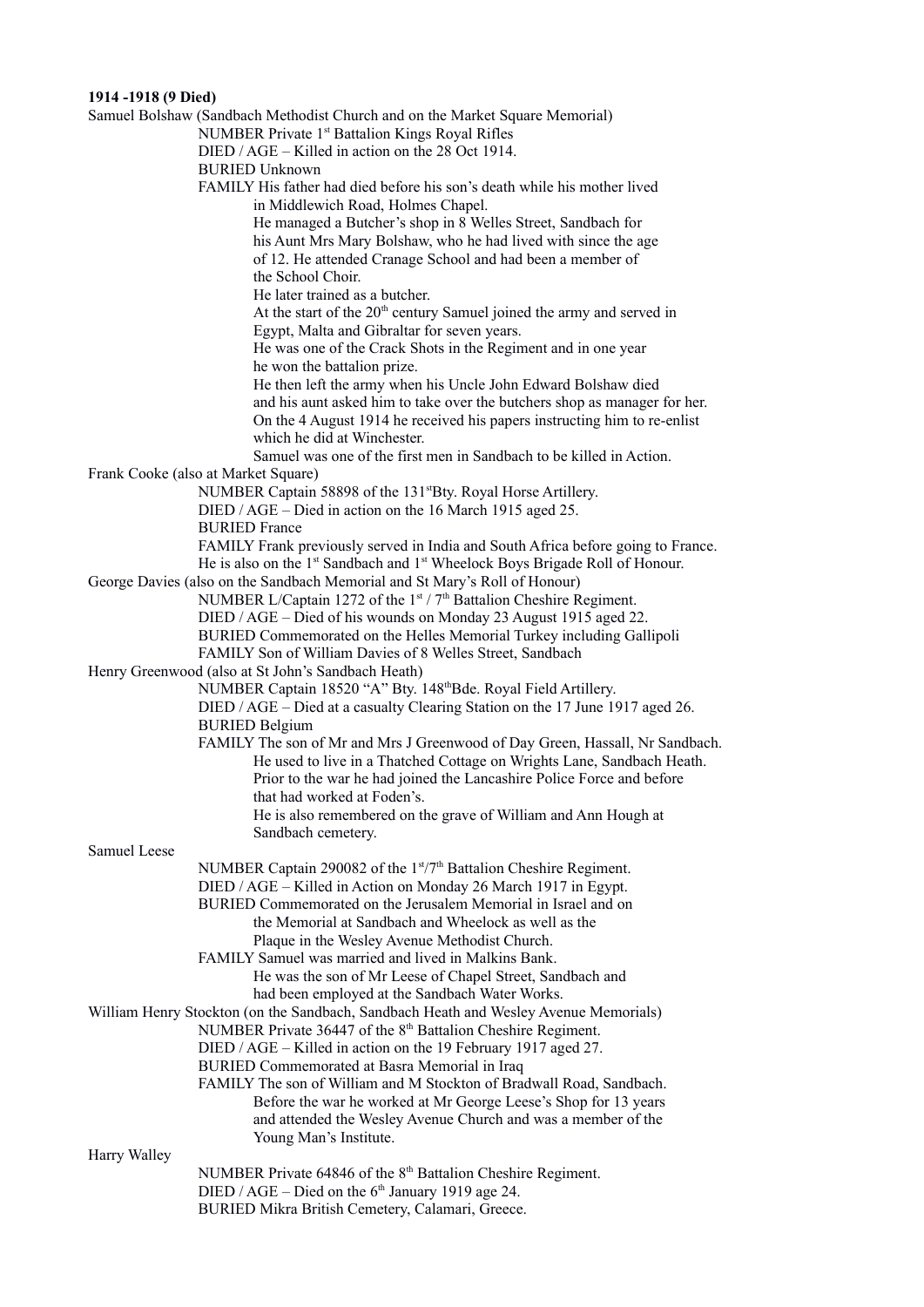**1914 -1918 (9 Died)**

Samuel Bolshaw (Sandbach Methodist Church and on the Market Square Memorial)

NUMBER Private 1st Battalion Kings Royal Rifles
DIED / AGE – Killed in action on the 28 Oct 1914.
BURIED Unknown
FAMILY His father had died before his son's death while his mother lived in Middlewich Road, Holmes Chapel.
He managed a Butcher's shop in 8 Welles Street, Sandbach for his Aunt Mrs Mary Bolshaw, who he had lived with since the age of 12. He attended Cranage School and had been a member of the School Choir.
He later trained as a butcher.
At the start of the 20th century Samuel joined the army and served in Egypt, Malta and Gibraltar for seven years.
He was one of the Crack Shots in the Regiment and in one year he won the battalion prize.
He then left the army when his Uncle John Edward Bolshaw died and his aunt asked him to take over the butchers shop as manager for her.
On the 4 August 1914 he received his papers instructing him to re-enlist which he did at Winchester.
Samuel was one of the first men in Sandbach to be killed in Action.

Frank Cooke (also at Market Square)

NUMBER Captain 58898 of the 131stBty. Royal Horse Artillery.
DIED / AGE – Died in action on the 16 March 1915 aged 25.
BURIED France
FAMILY Frank previously served in India and South Africa before going to France.
He is also on the 1st Sandbach and 1st Wheelock Boys Brigade Roll of Honour.

George Davies (also on the Sandbach Memorial and St Mary's Roll of Honour)

NUMBER L/Captain 1272 of the 1st / 7th Battalion Cheshire Regiment.
DIED / AGE – Died of his wounds on Monday 23 August 1915 aged 22.
BURIED Commemorated on the Helles Memorial Turkey including Gallipoli
FAMILY Son of William Davies of 8 Welles Street, Sandbach

Henry Greenwood (also at St John's Sandbach Heath)

NUMBER Captain 18520 "A" Bty. 148thBde. Royal Field Artillery.
DIED / AGE – Died at a casualty Clearing Station on the 17 June 1917 aged 26.
BURIED Belgium
FAMILY The son of Mr and Mrs J Greenwood of Day Green, Hassall, Nr Sandbach.
He used to live in a Thatched Cottage on Wrights Lane, Sandbach Heath.
Prior to the war he had joined the Lancashire Police Force and before that had worked at Foden's.
He is also remembered on the grave of William and Ann Hough at Sandbach cemetery.

Samuel Leese

NUMBER Captain 290082 of the 1st/7th Battalion Cheshire Regiment.
DIED / AGE – Killed in Action on Monday 26 March 1917 in Egypt.
BURIED Commemorated on the Jerusalem Memorial in Israel and on the Memorial at Sandbach and Wheelock as well as the Plaque in the Wesley Avenue Methodist Church.
FAMILY Samuel was married and lived in Malkins Bank.
He was the son of Mr Leese of Chapel Street, Sandbach and had been employed at the Sandbach Water Works.

William Henry Stockton (on the Sandbach, Sandbach Heath and Wesley Avenue Memorials)

NUMBER Private 36447 of the 8th Battalion Cheshire Regiment.
DIED / AGE – Killed in action on the 19 February 1917 aged 27.
BURIED Commemorated at Basra Memorial in Iraq
FAMILY The son of William and M Stockton of Bradwall Road, Sandbach.
Before the war he worked at Mr George Leese's Shop for 13 years and attended the Wesley Avenue Church and was a member of the Young Man's Institute.

Harry Walley

NUMBER Private 64846 of the 8th Battalion Cheshire Regiment.
DIED / AGE – Died on the 6th January 1919 age 24.
BURIED Mikra British Cemetery, Calamari, Greece.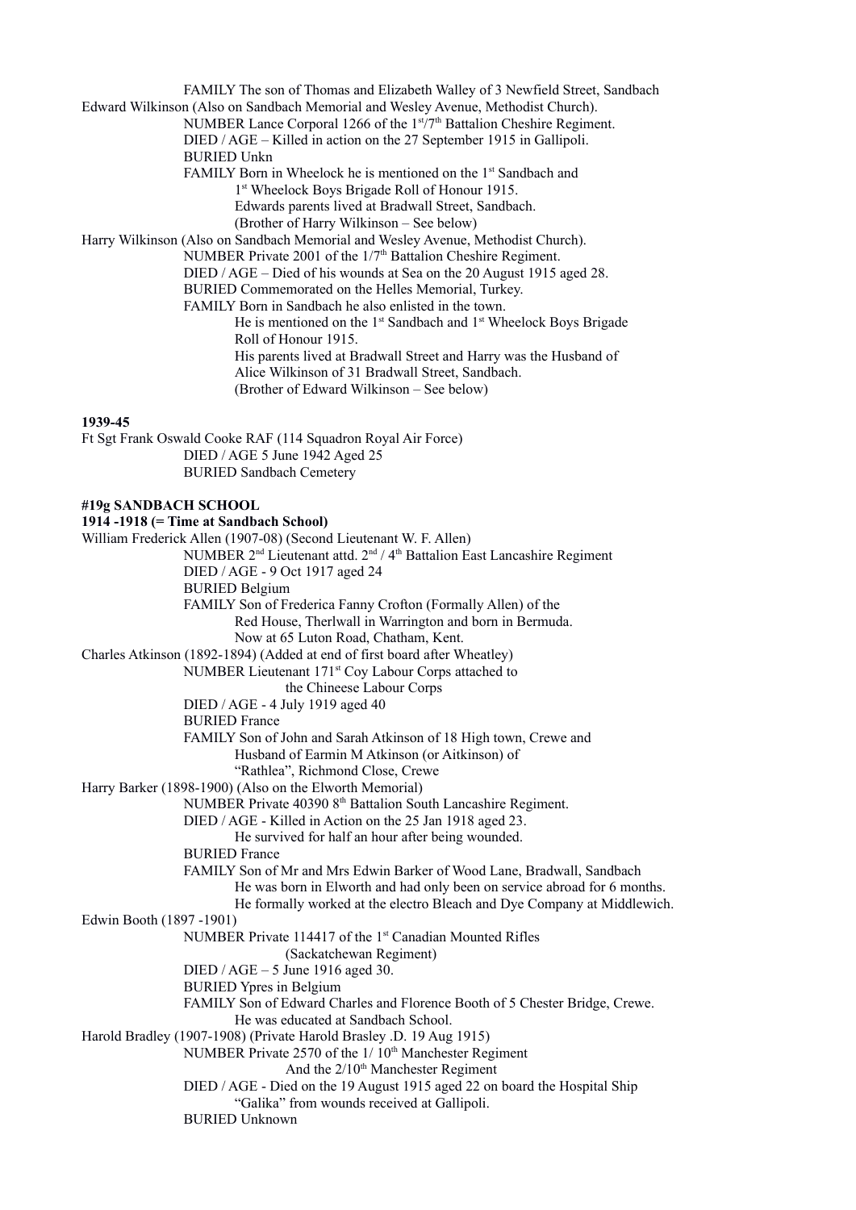FAMILY The son of Thomas and Elizabeth Walley of 3 Newfield Street, Sandbach

Edward Wilkinson (Also on Sandbach Memorial and Wesley Avenue, Methodist Church).

NUMBER Lance Corporal 1266 of the 1st/7th Battalion Cheshire Regiment.

DIED / AGE – Killed in action on the 27 September 1915 in Gallipoli.

BURIED Unkn

FAMILY Born in Wheelock he is mentioned on the 1st Sandbach and 1st Wheelock Boys Brigade Roll of Honour 1915.
Edwards parents lived at Bradwall Street, Sandbach.
(Brother of Harry Wilkinson – See below)

Harry Wilkinson (Also on Sandbach Memorial and Wesley Avenue, Methodist Church).

NUMBER Private 2001 of the 1/7th Battalion Cheshire Regiment.

DIED / AGE – Died of his wounds at Sea on the 20 August 1915 aged 28.

BURIED Commemorated on the Helles Memorial, Turkey.

FAMILY Born in Sandbach he also enlisted in the town.
He is mentioned on the 1st Sandbach and 1st Wheelock Boys Brigade Roll of Honour 1915.
His parents lived at Bradwall Street and Harry was the Husband of Alice Wilkinson of 31 Bradwall Street, Sandbach.
(Brother of Edward Wilkinson – See below)

**1939-45**

Ft Sgt Frank Oswald Cooke RAF (114 Squadron Royal Air Force)

DIED / AGE 5 June 1942 Aged 25

BURIED Sandbach Cemetery

**#19g SANDBACH SCHOOL**

**1914 -1918 (= Time at Sandbach School)**

William Frederick Allen (1907-08) (Second Lieutenant W. F. Allen)

NUMBER 2nd Lieutenant attd. 2nd / 4th Battalion East Lancashire Regiment

DIED / AGE - 9 Oct 1917 aged 24

BURIED Belgium

FAMILY Son of Frederica Fanny Crofton (Formally Allen) of the Red House, Therlwall in Warrington and born in Bermuda.
Now at 65 Luton Road, Chatham, Kent.

Charles Atkinson (1892-1894) (Added at end of first board after Wheatley)

NUMBER Lieutenant 171st Coy Labour Corps attached to the Chineese Labour Corps

DIED / AGE - 4 July 1919 aged 40

BURIED France

FAMILY Son of John and Sarah Atkinson of 18 High town, Crewe and Husband of Earmin M Atkinson (or Aitkinson) of "Rathlea", Richmond Close, Crewe

Harry Barker (1898-1900) (Also on the Elworth Memorial)

NUMBER Private 40390 8th Battalion South Lancashire Regiment.

DIED / AGE - Killed in Action on the 25 Jan 1918 aged 23.
He survived for half an hour after being wounded.

BURIED France

FAMILY Son of Mr and Mrs Edwin Barker of Wood Lane, Bradwall, Sandbach
He was born in Elworth and had only been on service abroad for 6 months.
He formally worked at the electro Bleach and Dye Company at Middlewich.

Edwin Booth (1897 -1901)

NUMBER Private 114417 of the 1st Canadian Mounted Rifles (Sackatchewan Regiment)

DIED / AGE – 5 June 1916 aged 30.

BURIED Ypres in Belgium

FAMILY Son of Edward Charles and Florence Booth of 5 Chester Bridge, Crewe.
He was educated at Sandbach School.

Harold Bradley (1907-1908) (Private Harold Brasley .D. 19 Aug 1915)

NUMBER Private 2570 of the 1/ 10th Manchester Regiment And the 2/10th Manchester Regiment

DIED / AGE - Died on the 19 August 1915 aged 22 on board the Hospital Ship "Galika" from wounds received at Gallipoli.

BURIED Unknown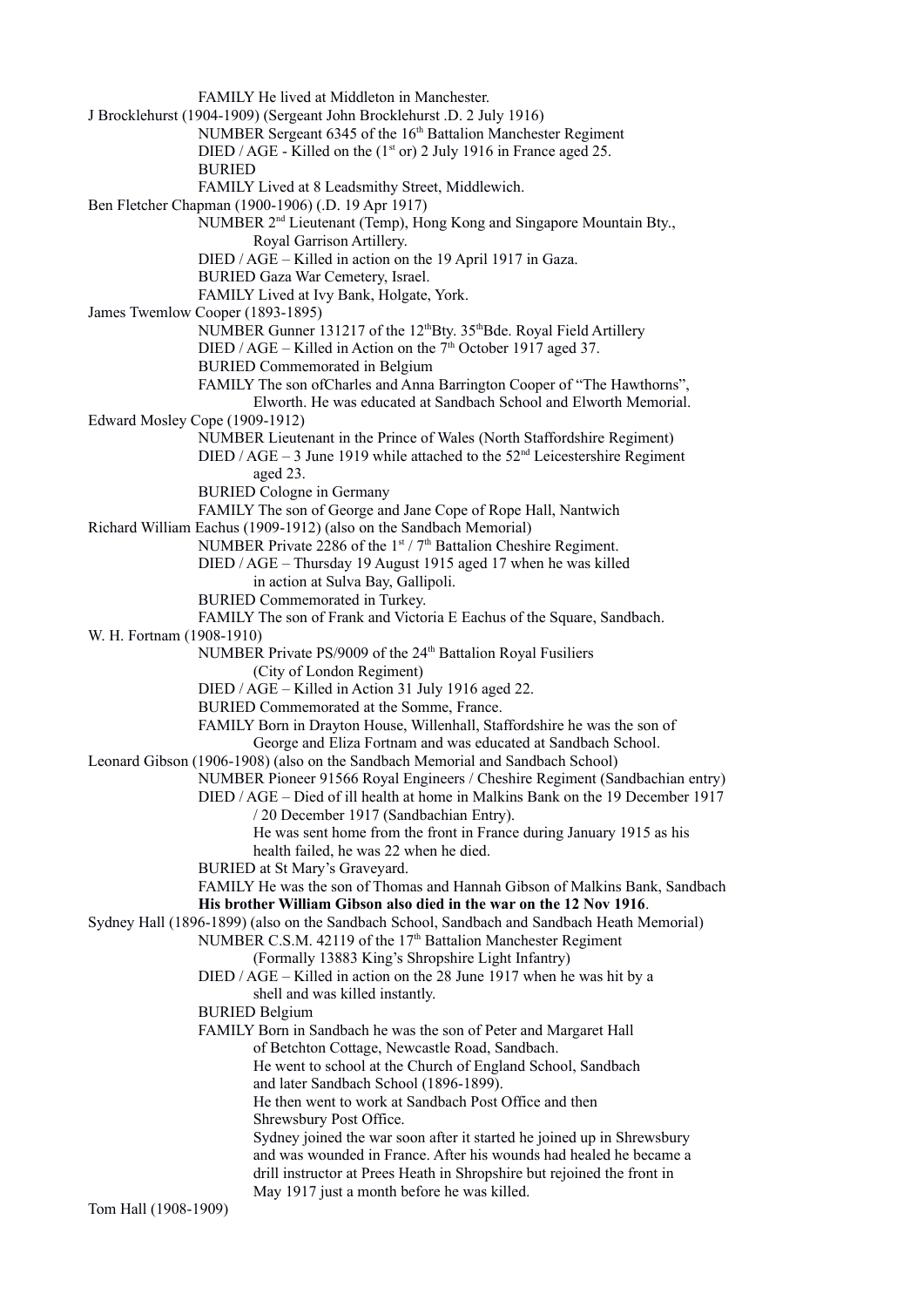FAMILY He lived at Middleton in Manchester.

J Brocklehurst (1904-1909) (Sergeant John Brocklehurst .D. 2 July 1916)

NUMBER Sergeant 6345 of the 16th Battalion Manchester Regiment
DIED / AGE - Killed on the (1st or) 2 July 1916 in France aged 25.
BURIED
FAMILY Lived at 8 Leadsmithy Street, Middlewich.

Ben Fletcher Chapman (1900-1906) (.D. 19 Apr 1917)

NUMBER 2nd Lieutenant (Temp), Hong Kong and Singapore Mountain Bty., Royal Garrison Artillery.
DIED / AGE – Killed in action on the 19 April 1917 in Gaza.
BURIED Gaza War Cemetery, Israel.
FAMILY Lived at Ivy Bank, Holgate, York.

James Twemlow Cooper (1893-1895)

NUMBER Gunner 131217 of the 12thBty. 35thBde. Royal Field Artillery
DIED / AGE – Killed in Action on the 7th October 1917 aged 37.
BURIED Commemorated in Belgium
FAMILY The son ofCharles and Anna Barrington Cooper of "The Hawthorns", Elworth. He was educated at Sandbach School and Elworth Memorial.

Edward Mosley Cope (1909-1912)

NUMBER Lieutenant in the Prince of Wales (North Staffordshire Regiment)
DIED / AGE – 3 June 1919 while attached to the 52nd Leicestershire Regiment aged 23.
BURIED Cologne in Germany
FAMILY The son of George and Jane Cope of Rope Hall, Nantwich

Richard William Eachus (1909-1912) (also on the Sandbach Memorial)

NUMBER Private 2286 of the 1st / 7th Battalion Cheshire Regiment.
DIED / AGE – Thursday 19 August 1915 aged 17 when he was killed in action at Sulva Bay, Gallipoli.
BURIED Commemorated in Turkey.
FAMILY The son of Frank and Victoria E Eachus of the Square, Sandbach.

W. H. Fortnam (1908-1910)

NUMBER Private PS/9009 of the 24th Battalion Royal Fusiliers (City of London Regiment)
DIED / AGE – Killed in Action 31 July 1916 aged 22.
BURIED Commemorated at the Somme, France.
FAMILY Born in Drayton House, Willenhall, Staffordshire he was the son of George and Eliza Fortnam and was educated at Sandbach School.

Leonard Gibson (1906-1908) (also on the Sandbach Memorial and Sandbach School)

NUMBER Pioneer 91566 Royal Engineers / Cheshire Regiment (Sandbachian entry)
DIED / AGE – Died of ill health at home in Malkins Bank on the 19 December 1917 / 20 December 1917 (Sandbachian Entry).
He was sent home from the front in France during January 1915 as his health failed, he was 22 when he died.
BURIED at St Mary's Graveyard.
FAMILY He was the son of Thomas and Hannah Gibson of Malkins Bank, Sandbach
**His brother William Gibson also died in the war on the 12 Nov 1916**.

Sydney Hall (1896-1899) (also on the Sandbach School, Sandbach and Sandbach Heath Memorial)

NUMBER C.S.M. 42119 of the 17th Battalion Manchester Regiment (Formally 13883 King's Shropshire Light Infantry)
DIED / AGE – Killed in action on the 28 June 1917 when he was hit by a shell and was killed instantly.
BURIED Belgium
FAMILY Born in Sandbach he was the son of Peter and Margaret Hall of Betchton Cottage, Newcastle Road, Sandbach.
He went to school at the Church of England School, Sandbach and later Sandbach School (1896-1899).
He then went to work at Sandbach Post Office and then Shrewsbury Post Office.
Sydney joined the war soon after it started he joined up in Shrewsbury and was wounded in France. After his wounds had healed he became a drill instructor at Prees Heath in Shropshire but rejoined the front in May 1917 just a month before he was killed.

Tom Hall (1908-1909)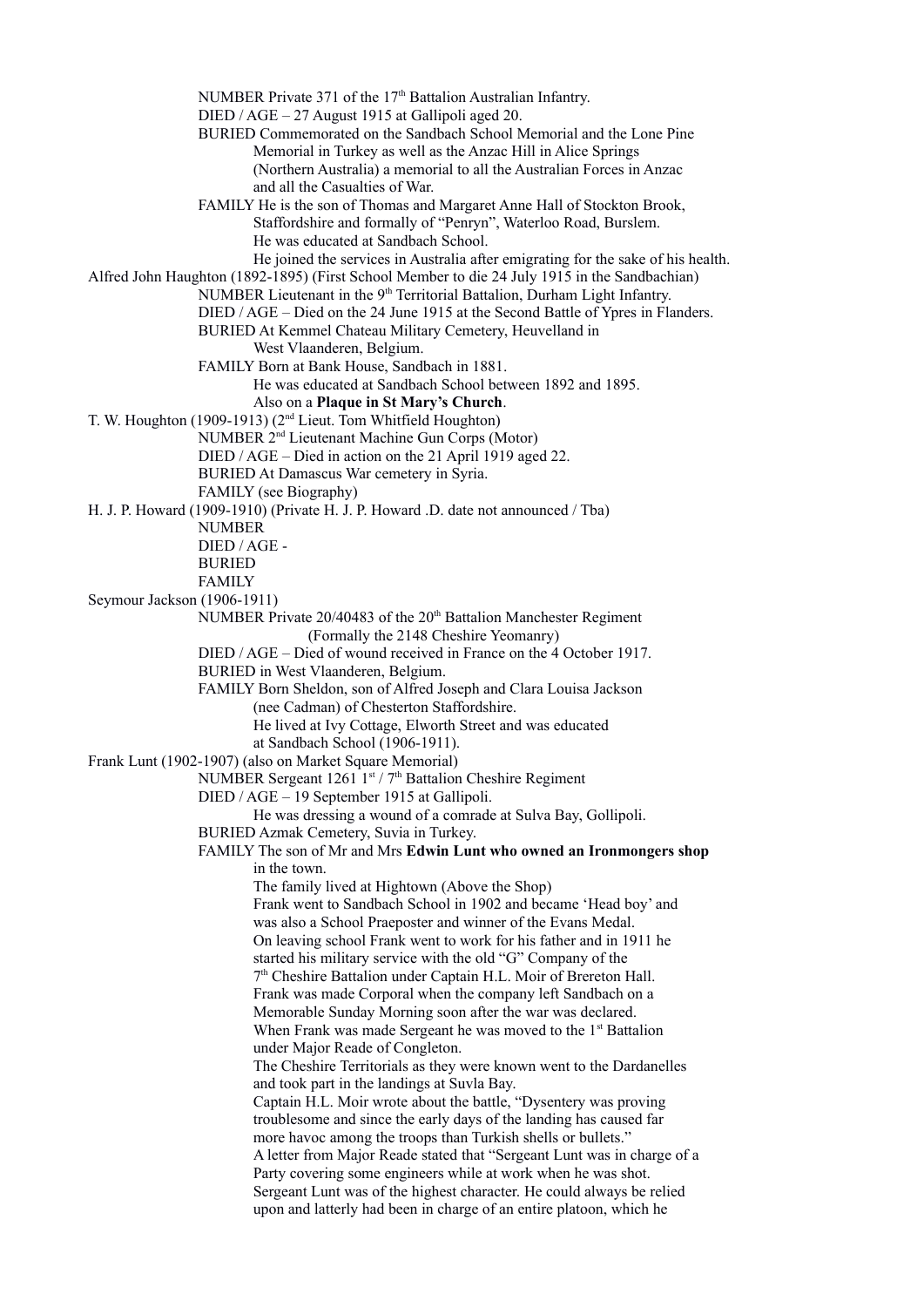NUMBER Private 371 of the 17th Battalion Australian Infantry.

DIED / AGE – 27 August 1915 at Gallipoli aged 20.

BURIED Commemorated on the Sandbach School Memorial and the Lone Pine Memorial in Turkey as well as the Anzac Hill in Alice Springs (Northern Australia) a memorial to all the Australian Forces in Anzac and all the Casualties of War.

FAMILY He is the son of Thomas and Margaret Anne Hall of Stockton Brook, Staffordshire and formally of "Penryn", Waterloo Road, Burslem.
He was educated at Sandbach School.
He joined the services in Australia after emigrating for the sake of his health.

Alfred John Haughton (1892-1895) (First School Member to die 24 July 1915 in the Sandbachian)

NUMBER Lieutenant in the 9th Territorial Battalion, Durham Light Infantry.

DIED / AGE – Died on the 24 June 1915 at the Second Battle of Ypres in Flanders.

BURIED At Kemmel Chateau Military Cemetery, Heuvelland in West Vlaanderen, Belgium.

FAMILY Born at Bank House, Sandbach in 1881.
He was educated at Sandbach School between 1892 and 1895.
Also on a **Plaque in St Mary's Church**.

T. W. Houghton (1909-1913) (2nd Lieut. Tom Whitfield Houghton)

NUMBER 2nd Lieutenant Machine Gun Corps (Motor)

DIED / AGE – Died in action on the 21 April 1919 aged 22.

BURIED At Damascus War cemetery in Syria.

FAMILY (see Biography)

H. J. P. Howard (1909-1910) (Private H. J. P. Howard .D. date not announced / Tba)

NUMBER

DIED / AGE -

BURIED

FAMILY

Seymour Jackson (1906-1911)

NUMBER Private 20/40483 of the 20th Battalion Manchester Regiment (Formally the 2148 Cheshire Yeomanry)

DIED / AGE – Died of wound received in France on the 4 October 1917.

BURIED in West Vlaanderen, Belgium.

FAMILY Born Sheldon, son of Alfred Joseph and Clara Louisa Jackson (nee Cadman) of Chesterton Staffordshire.
He lived at Ivy Cottage, Elworth Street and was educated at Sandbach School (1906-1911).

Frank Lunt (1902-1907) (also on Market Square Memorial)

NUMBER Sergeant 1261 1st / 7th Battalion Cheshire Regiment

DIED / AGE – 19 September 1915 at Gallipoli.
He was dressing a wound of a comrade at Sulva Bay, Gollipoli.

BURIED Azmak Cemetery, Suvia in Turkey.

FAMILY The son of Mr and Mrs **Edwin Lunt who owned an Ironmongers shop** in the town.
The family lived at Hightown (Above the Shop)
Frank went to Sandbach School in 1902 and became 'Head boy' and was also a School Praeposter and winner of the Evans Medal.
On leaving school Frank went to work for his father and in 1911 he started his military service with the old "G" Company of the 7th Cheshire Battalion under Captain H.L. Moir of Brereton Hall.
Frank was made Corporal when the company left Sandbach on a Memorable Sunday Morning soon after the war was declared.
When Frank was made Sergeant he was moved to the 1st Battalion under Major Reade of Congleton.
The Cheshire Territorials as they were known went to the Dardanelles and took part in the landings at Suvla Bay.
Captain H.L. Moir wrote about the battle, "Dysentery was proving troublesome and since the early days of the landing has caused far more havoc among the troops than Turkish shells or bullets."
A letter from Major Reade stated that "Sergeant Lunt was in charge of a Party covering some engineers while at work when he was shot.
Sergeant Lunt was of the highest character. He could always be relied upon and latterly had been in charge of an entire platoon, which he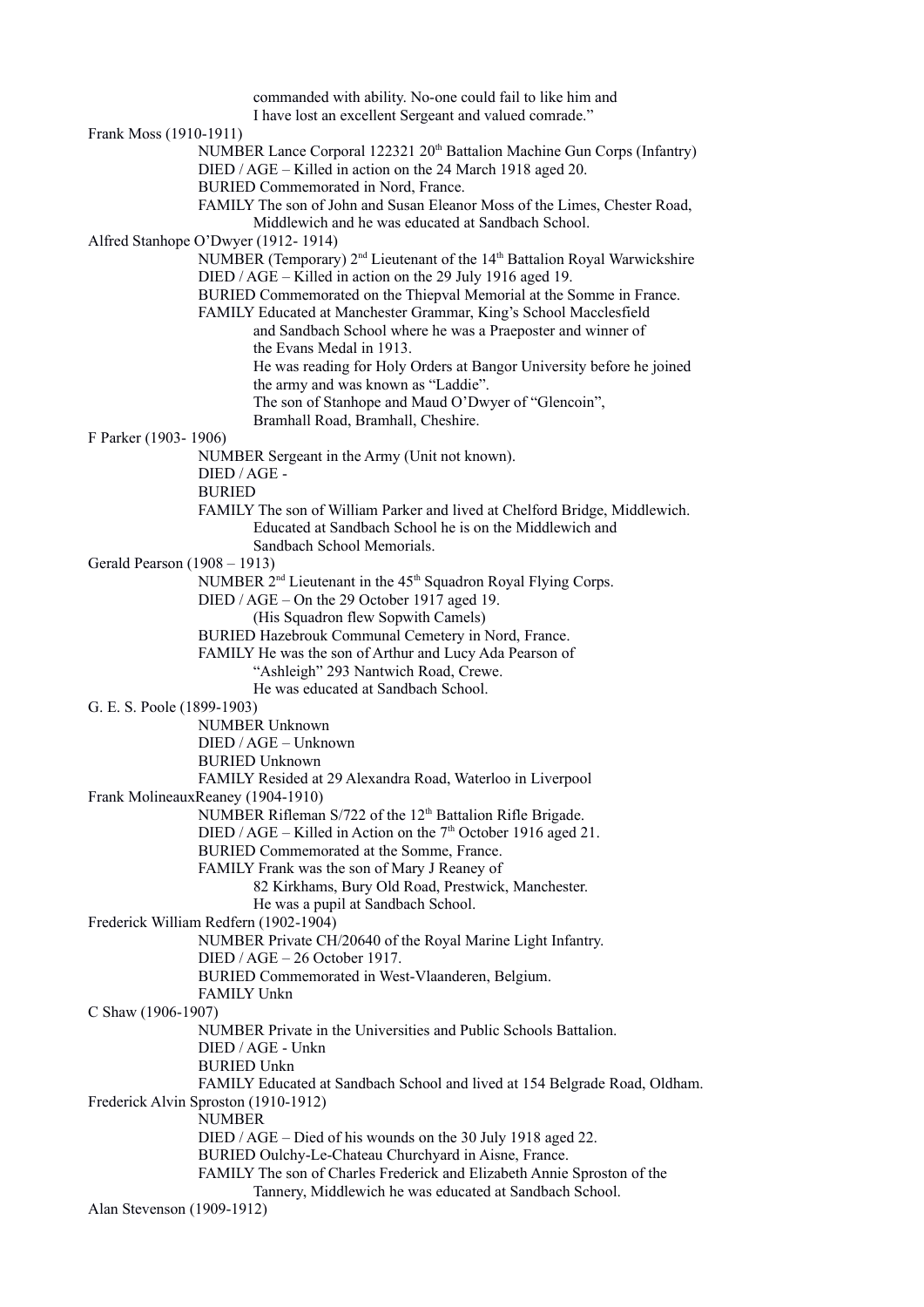commanded with ability. No-one could fail to like him and
I have lost an excellent Sergeant and valued comrade."

Frank Moss (1910-1911)

NUMBER Lance Corporal 122321 20th Battalion Machine Gun Corps (Infantry)
DIED / AGE – Killed in action on the 24 March 1918 aged 20.
BURIED Commemorated in Nord, France.
FAMILY The son of John and Susan Eleanor Moss of the Limes, Chester Road,
Middlewich and he was educated at Sandbach School.

Alfred Stanhope O'Dwyer (1912- 1914)

NUMBER (Temporary) 2nd Lieutenant of the 14th Battalion Royal Warwickshire
DIED / AGE – Killed in action on the 29 July 1916 aged 19.
BURIED Commemorated on the Thiepval Memorial at the Somme in France.
FAMILY Educated at Manchester Grammar, King's School Macclesfield
and Sandbach School where he was a Praeposter and winner of
the Evans Medal in 1913.
He was reading for Holy Orders at Bangor University before he joined
the army and was known as "Laddie".
The son of Stanhope and Maud O'Dwyer of "Glencoin",
Bramhall Road, Bramhall, Cheshire.

F Parker (1903- 1906)

NUMBER Sergeant in the Army (Unit not known).
DIED / AGE -
BURIED
FAMILY The son of William Parker and lived at Chelford Bridge, Middlewich.
Educated at Sandbach School he is on the Middlewich and
Sandbach School Memorials.

Gerald Pearson (1908 – 1913)

NUMBER 2nd Lieutenant in the 45th Squadron Royal Flying Corps.
DIED / AGE – On the 29 October 1917 aged 19.
(His Squadron flew Sopwith Camels)
BURIED Hazebrouk Communal Cemetery in Nord, France.
FAMILY He was the son of Arthur and Lucy Ada Pearson of
"Ashleigh" 293 Nantwich Road, Crewe.
He was educated at Sandbach School.

G. E. S. Poole (1899-1903)

NUMBER Unknown
DIED / AGE – Unknown
BURIED Unknown
FAMILY Resided at 29 Alexandra Road, Waterloo in Liverpool

Frank MolineauxReaney (1904-1910)

NUMBER Rifleman S/722 of the 12th Battalion Rifle Brigade.
DIED / AGE – Killed in Action on the 7th October 1916 aged 21.
BURIED Commemorated at the Somme, France.
FAMILY Frank was the son of Mary J Reaney of
82 Kirkhams, Bury Old Road, Prestwick, Manchester.
He was a pupil at Sandbach School.

Frederick William Redfern (1902-1904)

NUMBER Private CH/20640 of the Royal Marine Light Infantry.
DIED / AGE – 26 October 1917.
BURIED Commemorated in West-Vlaanderen, Belgium.
FAMILY Unkn

C Shaw (1906-1907)

NUMBER Private in the Universities and Public Schools Battalion.
DIED / AGE - Unkn
BURIED Unkn
FAMILY Educated at Sandbach School and lived at 154 Belgrade Road, Oldham.

Frederick Alvin Sproston (1910-1912)

NUMBER
DIED / AGE – Died of his wounds on the 30 July 1918 aged 22.
BURIED Oulchy-Le-Chateau Churchyard in Aisne, France.
FAMILY The son of Charles Frederick and Elizabeth Annie Sproston of the
Tannery, Middlewich he was educated at Sandbach School.

Alan Stevenson (1909-1912)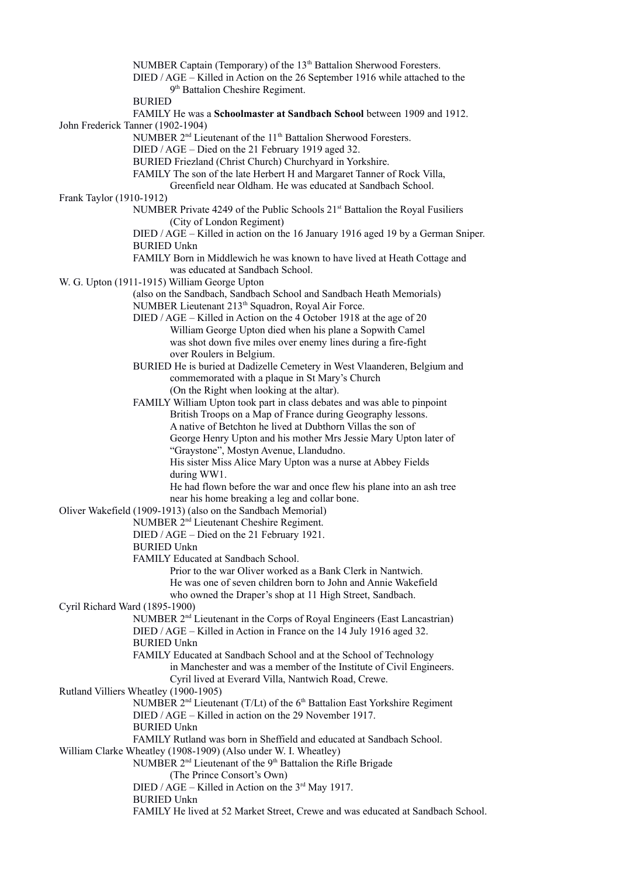NUMBER Captain (Temporary) of the 13th Battalion Sherwood Foresters.
DIED / AGE – Killed in Action on the 26 September 1916 while attached to the 9th Battalion Cheshire Regiment.
BURIED
FAMILY He was a **Schoolmaster at Sandbach School** between 1909 and 1912.

John Frederick Tanner (1902-1904)
NUMBER 2nd Lieutenant of the 11th Battalion Sherwood Foresters.
DIED / AGE – Died on the 21 February 1919 aged 32.
BURIED Friezland (Christ Church) Churchyard in Yorkshire.
FAMILY The son of the late Herbert H and Margaret Tanner of Rock Villa, Greenfield near Oldham. He was educated at Sandbach School.

Frank Taylor (1910-1912)
NUMBER Private 4249 of the Public Schools 21st Battalion the Royal Fusiliers (City of London Regiment)
DIED / AGE – Killed in action on the 16 January 1916 aged 19 by a German Sniper.
BURIED Unkn
FAMILY Born in Middlewich he was known to have lived at Heath Cottage and was educated at Sandbach School.

W. G. Upton (1911-1915) William George Upton
(also on the Sandbach, Sandbach School and Sandbach Heath Memorials)
NUMBER Lieutenant 213th Squadron, Royal Air Force.
DIED / AGE – Killed in Action on the 4 October 1918 at the age of 20
William George Upton died when his plane a Sopwith Camel was shot down five miles over enemy lines during a fire-fight over Roulers in Belgium.
BURIED He is buried at Dadizelle Cemetery in West Vlaanderen, Belgium and commemorated with a plaque in St Mary's Church
(On the Right when looking at the altar).
FAMILY William Upton took part in class debates and was able to pinpoint British Troops on a Map of France during Geography lessons.
A native of Betchton he lived at Dubthorn Villas the son of George Henry Upton and his mother Mrs Jessie Mary Upton later of "Graystone", Mostyn Avenue, Llandudno.
His sister Miss Alice Mary Upton was a nurse at Abbey Fields during WW1.
He had flown before the war and once flew his plane into an ash tree near his home breaking a leg and collar bone.

Oliver Wakefield (1909-1913) (also on the Sandbach Memorial)
NUMBER 2nd Lieutenant Cheshire Regiment.
DIED / AGE – Died on the 21 February 1921.
BURIED Unkn
FAMILY Educated at Sandbach School.
Prior to the war Oliver worked as a Bank Clerk in Nantwich.
He was one of seven children born to John and Annie Wakefield who owned the Draper's shop at 11 High Street, Sandbach.

Cyril Richard Ward (1895-1900)
NUMBER 2nd Lieutenant in the Corps of Royal Engineers (East Lancastrian)
DIED / AGE – Killed in Action in France on the 14 July 1916 aged 32.
BURIED Unkn
FAMILY Educated at Sandbach School and at the School of Technology in Manchester and was a member of the Institute of Civil Engineers.
Cyril lived at Everard Villa, Nantwich Road, Crewe.

Rutland Villiers Wheatley (1900-1905)
NUMBER 2nd Lieutenant (T/Lt) of the 6th Battalion East Yorkshire Regiment
DIED / AGE – Killed in action on the 29 November 1917.
BURIED Unkn
FAMILY Rutland was born in Sheffield and educated at Sandbach School.

William Clarke Wheatley (1908-1909) (Also under W. I. Wheatley)
NUMBER 2nd Lieutenant of the 9th Battalion the Rifle Brigade (The Prince Consort's Own)
DIED / AGE – Killed in Action on the 3rd May 1917.
BURIED Unkn
FAMILY He lived at 52 Market Street, Crewe and was educated at Sandbach School.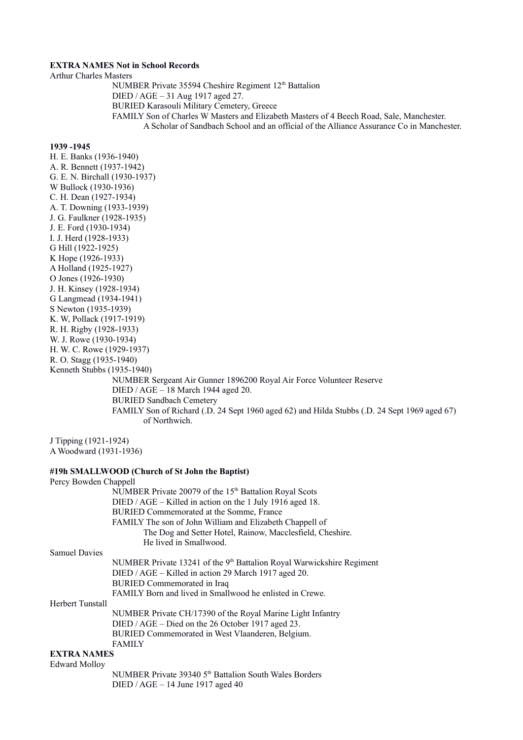**EXTRA NAMES Not in School Records**

Arthur Charles Masters

NUMBER Private 35594 Cheshire Regiment 12th Battalion
DIED / AGE – 31 Aug 1917 aged 27.
BURIED Karasouli Military Cemetery, Greece
FAMILY Son of Charles W Masters and Elizabeth Masters of 4 Beech Road, Sale, Manchester.
A Scholar of Sandbach School and an official of the Alliance Assurance Co in Manchester.

**1939 -1945**

H. E. Banks (1936-1940)
A. R. Bennett (1937-1942)
G. E. N. Birchall (1930-1937)
W Bullock (1930-1936)
C. H. Dean (1927-1934)
A. T. Downing (1933-1939)
J. G. Faulkner (1928-1935)
J. E. Ford (1930-1934)
I. J. Herd (1928-1933)
G Hill (1922-1925)
K Hope (1926-1933)
A Holland (1925-1927)
O Jones (1926-1930)
J. H. Kinsey (1928-1934)
G Langmead (1934-1941)
S Newton (1935-1939)
K. W, Pollack (1917-1919)
R. H. Rigby (1928-1933)
W. J. Rowe (1930-1934)
H. W. C. Rowe (1929-1937)
R. O. Stagg (1935-1940)
Kenneth Stubbs (1935-1940)

NUMBER Sergeant Air Gunner 1896200 Royal Air Force Volunteer Reserve
DIED / AGE – 18 March 1944 aged 20.
BURIED Sandbach Cemetery
FAMILY Son of Richard (.D. 24 Sept 1960 aged 62) and Hilda Stubbs (.D. 24 Sept 1969 aged 67) of Northwich.

J Tipping (1921-1924)
A Woodward (1931-1936)

**#19h SMALLWOOD (Church of St John the Baptist)**

Percy Bowden Chappell

NUMBER Private 20079 of the 15th Battalion Royal Scots
DIED / AGE – Killed in action on the 1 July 1916 aged 18.
BURIED Commemorated at the Somme, France
FAMILY The son of John William and Elizabeth Chappell of
The Dog and Setter Hotel, Rainow, Macclesfield, Cheshire.
He lived in Smallwood.

Samuel Davies

NUMBER Private 13241 of the 9th Battalion Royal Warwickshire Regiment
DIED / AGE – Killed in action 29 March 1917 aged 20.
BURIED Commemorated in Iraq
FAMILY Born and lived in Smallwood he enlisted in Crewe.

Herbert Tunstall

NUMBER Private CH/17390 of the Royal Marine Light Infantry
DIED / AGE – Died on the 26 October 1917 aged 23.
BURIED Commemorated in West Vlaanderen, Belgium.
FAMILY

**EXTRA NAMES**

Edward Molloy

NUMBER Private 39340 5th Battalion South Wales Borders
DIED / AGE – 14 June 1917 aged 40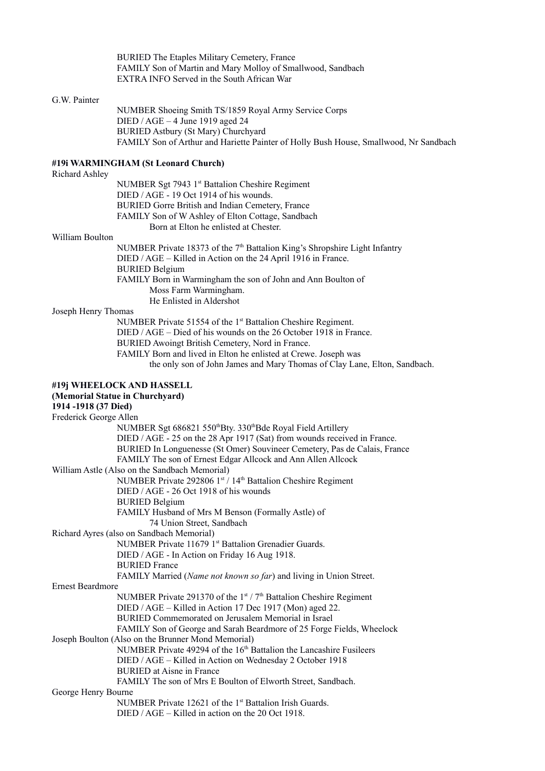BURIED The Etaples Military Cemetery, France
FAMILY Son of Martin and Mary Molloy of Smallwood, Sandbach
EXTRA INFO Served in the South African War

G.W. Painter

NUMBER Shoeing Smith TS/1859 Royal Army Service Corps
DIED / AGE – 4 June 1919 aged 24
BURIED Astbury (St Mary) Churchyard
FAMILY Son of Arthur and Hariette Painter of Holly Bush House, Smallwood, Nr Sandbach

**#19i WARMINGHAM (St Leonard Church)**

Richard Ashley

NUMBER Sgt 7943 1st Battalion Cheshire Regiment
DIED / AGE - 19 Oct 1914 of his wounds.
BURIED Gorre British and Indian Cemetery, France
FAMILY Son of W Ashley of Elton Cottage, Sandbach
Born at Elton he enlisted at Chester.

William Boulton

NUMBER Private 18373 of the 7th Battalion King's Shropshire Light Infantry
DIED / AGE – Killed in Action on the 24 April 1916 in France.
BURIED Belgium
FAMILY Born in Warmingham the son of John and Ann Boulton of
Moss Farm Warmingham.
He Enlisted in Aldershot

Joseph Henry Thomas

NUMBER Private 51554 of the 1st Battalion Cheshire Regiment.
DIED / AGE – Died of his wounds on the 26 October 1918 in France.
BURIED Awoingt British Cemetery, Nord in France.
FAMILY Born and lived in Elton he enlisted at Crewe. Joseph was
the only son of John James and Mary Thomas of Clay Lane, Elton, Sandbach.

**#19j WHEELOCK AND HASSELL**
**(Memorial Statue in Churchyard)**
**1914 -1918 (37 Died)**

Frederick George Allen

NUMBER Sgt 686821 550thBty. 330thBde Royal Field Artillery
DIED / AGE - 25 on the 28 Apr 1917 (Sat) from wounds received in France.
BURIED In Longuenesse (St Omer) Souvineer Cemetery, Pas de Calais, France
FAMILY The son of Ernest Edgar Allcock and Ann Allen Allcock

William Astle (Also on the Sandbach Memorial)

NUMBER Private 292806 1st / 14th Battalion Cheshire Regiment
DIED / AGE - 26 Oct 1918 of his wounds
BURIED Belgium
FAMILY Husband of Mrs M Benson (Formally Astle) of
74 Union Street, Sandbach

Richard Ayres (also on Sandbach Memorial)

NUMBER Private 11679 1st Battalion Grenadier Guards.
DIED / AGE - In Action on Friday 16 Aug 1918.
BURIED France
FAMILY Married (*Name not known so far*) and living in Union Street.

Ernest Beardmore

NUMBER Private 291370 of the 1st / 7th Battalion Cheshire Regiment
DIED / AGE – Killed in Action 17 Dec 1917 (Mon) aged 22.
BURIED Commemorated on Jerusalem Memorial in Israel
FAMILY Son of George and Sarah Beardmore of 25 Forge Fields, Wheelock

Joseph Boulton (Also on the Brunner Mond Memorial)

NUMBER Private 49294 of the 16th Battalion the Lancashire Fusileers
DIED / AGE – Killed in Action on Wednesday 2 October 1918
BURIED at Aisne in France
FAMILY The son of Mrs E Boulton of Elworth Street, Sandbach.

George Henry Bourne

NUMBER Private 12621 of the 1st Battalion Irish Guards.
DIED / AGE – Killed in action on the 20 Oct 1918.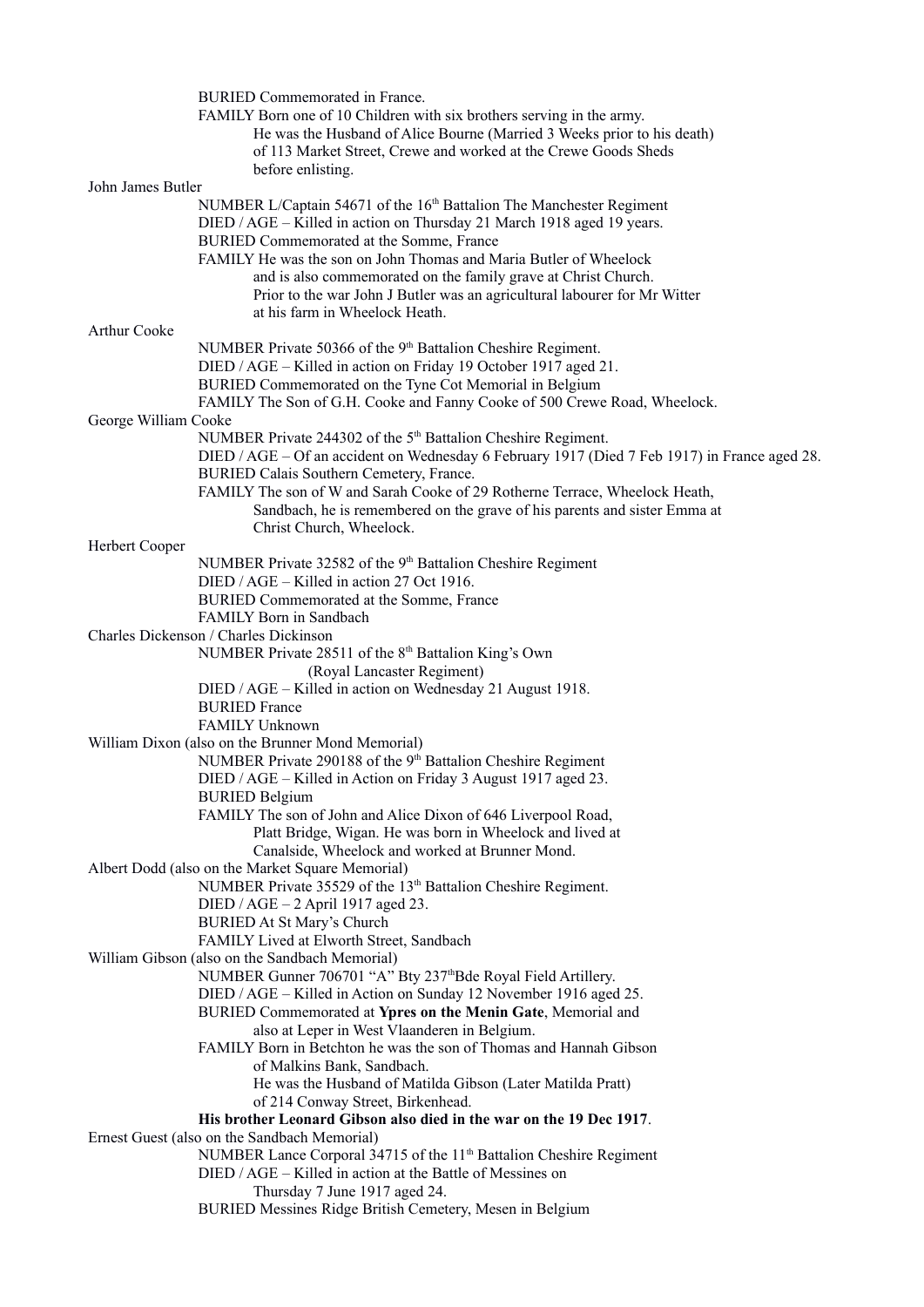BURIED Commemorated in France.
FAMILY Born one of 10 Children with six brothers serving in the army.
He was the Husband of Alice Bourne (Married 3 Weeks prior to his death)
of 113 Market Street, Crewe and worked at the Crewe Goods Sheds
before enlisting.

John James Butler

NUMBER L/Captain 54671 of the 16th Battalion The Manchester Regiment
DIED / AGE – Killed in action on Thursday 21 March 1918 aged 19 years.
BURIED Commemorated at the Somme, France
FAMILY He was the son on John Thomas and Maria Butler of Wheelock
and is also commemorated on the family grave at Christ Church.
Prior to the war John J Butler was an agricultural labourer for Mr Witter
at his farm in Wheelock Heath.

Arthur Cooke

NUMBER Private 50366 of the 9th Battalion Cheshire Regiment.
DIED / AGE – Killed in action on Friday 19 October 1917 aged 21.
BURIED Commemorated on the Tyne Cot Memorial in Belgium
FAMILY The Son of G.H. Cooke and Fanny Cooke of 500 Crewe Road, Wheelock.

George William Cooke

NUMBER Private 244302 of the 5th Battalion Cheshire Regiment.
DIED / AGE – Of an accident on Wednesday 6 February 1917 (Died 7 Feb 1917) in France aged 28.
BURIED Calais Southern Cemetery, France.
FAMILY The son of W and Sarah Cooke of 29 Rotherne Terrace, Wheelock Heath,
Sandbach, he is remembered on the grave of his parents and sister Emma at
Christ Church, Wheelock.

Herbert Cooper

NUMBER Private 32582 of the 9th Battalion Cheshire Regiment
DIED / AGE – Killed in action 27 Oct 1916.
BURIED Commemorated at the Somme, France
FAMILY Born in Sandbach

Charles Dickenson / Charles Dickinson

NUMBER Private 28511 of the 8th Battalion King's Own
(Royal Lancaster Regiment)
DIED / AGE – Killed in action on Wednesday 21 August 1918.
BURIED France
FAMILY Unknown

William Dixon (also on the Brunner Mond Memorial)

NUMBER Private 290188 of the 9th Battalion Cheshire Regiment
DIED / AGE – Killed in Action on Friday 3 August 1917 aged 23.
BURIED Belgium
FAMILY The son of John and Alice Dixon of 646 Liverpool Road,
Platt Bridge, Wigan. He was born in Wheelock and lived at
Canalside, Wheelock and worked at Brunner Mond.

Albert Dodd (also on the Market Square Memorial)

NUMBER Private 35529 of the 13th Battalion Cheshire Regiment.
DIED / AGE – 2 April 1917 aged 23.
BURIED At St Mary's Church
FAMILY Lived at Elworth Street, Sandbach

William Gibson (also on the Sandbach Memorial)

NUMBER Gunner 706701 "A" Bty 237thBde Royal Field Artillery.
DIED / AGE – Killed in Action on Sunday 12 November 1916 aged 25.
BURIED Commemorated at **Ypres on the Menin Gate**, Memorial and
also at Leper in West Vlaanderen in Belgium.
FAMILY Born in Betchton he was the son of Thomas and Hannah Gibson
of Malkins Bank, Sandbach.
He was the Husband of Matilda Gibson (Later Matilda Pratt)
of 214 Conway Street, Birkenhead.
**His brother Leonard Gibson also died in the war on the 19 Dec 1917**.

Ernest Guest (also on the Sandbach Memorial)

NUMBER Lance Corporal 34715 of the 11th Battalion Cheshire Regiment
DIED / AGE – Killed in action at the Battle of Messines on
Thursday 7 June 1917 aged 24.
BURIED Messines Ridge British Cemetery, Mesen in Belgium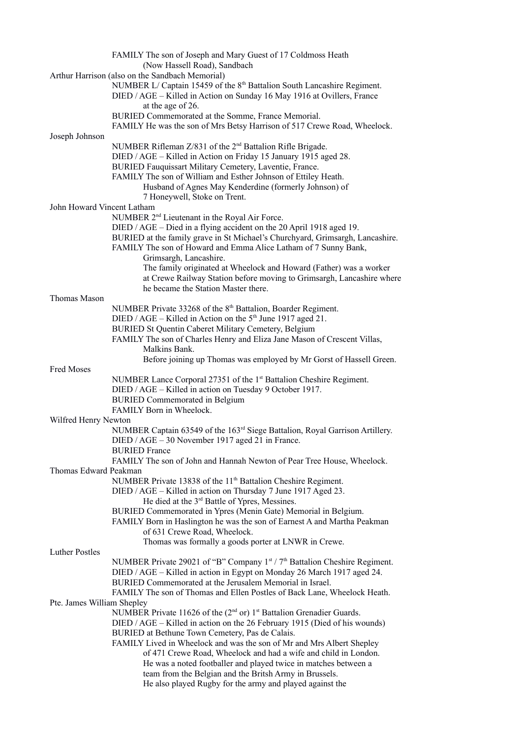FAMILY The son of Joseph and Mary Guest of 17 Coldmoss Heath
(Now Hassell Road), Sandbach

Arthur Harrison (also on the Sandbach Memorial)

NUMBER L/ Captain 15459 of the 8th Battalion South Lancashire Regiment.
DIED / AGE – Killed in Action on Sunday 16 May 1916 at Ovillers, France
at the age of 26.
BURIED Commemorated at the Somme, France Memorial.
FAMILY He was the son of Mrs Betsy Harrison of 517 Crewe Road, Wheelock.

Joseph Johnson

NUMBER Rifleman Z/831 of the 2nd Battalion Rifle Brigade.
DIED / AGE – Killed in Action on Friday 15 January 1915 aged 28.
BURIED Fauquissart Military Cemetery, Laventie, France.
FAMILY The son of William and Esther Johnson of Ettiley Heath.
Husband of Agnes May Kenderdine (formerly Johnson) of
7 Honeywell, Stoke on Trent.

John Howard Vincent Latham

NUMBER 2nd Lieutenant in the Royal Air Force.
DIED / AGE – Died in a flying accident on the 20 April 1918 aged 19.
BURIED at the family grave in St Michael's Churchyard, Grimsargh, Lancashire.
FAMILY The son of Howard and Emma Alice Latham of 7 Sunny Bank,
Grimsargh, Lancashire.
The family originated at Wheelock and Howard (Father) was a worker
at Crewe Railway Station before moving to Grimsargh, Lancashire where
he became the Station Master there.

Thomas Mason

NUMBER Private 33268 of the 8th Battalion, Boarder Regiment.
DIED / AGE – Killed in Action on the 5th June 1917 aged 21.
BURIED St Quentin Caberet Military Cemetery, Belgium
FAMILY The son of Charles Henry and Eliza Jane Mason of Crescent Villas,
Malkins Bank.
Before joining up Thomas was employed by Mr Gorst of Hassell Green.

Fred Moses

NUMBER Lance Corporal 27351 of the 1st Battalion Cheshire Regiment.
DIED / AGE – Killed in action on Tuesday 9 October 1917.
BURIED Commemorated in Belgium
FAMILY Born in Wheelock.

Wilfred Henry Newton

NUMBER Captain 63549 of the 163rd Siege Battalion, Royal Garrison Artillery.
DIED / AGE – 30 November 1917 aged 21 in France.
BURIED France
FAMILY The son of John and Hannah Newton of Pear Tree House, Wheelock.

Thomas Edward Peakman

NUMBER Private 13838 of the 11th Battalion Cheshire Regiment.
DIED / AGE – Killed in action on Thursday 7 June 1917 Aged 23.
He died at the 3rd Battle of Ypres, Messines.
BURIED Commemorated in Ypres (Menin Gate) Memorial in Belgium.
FAMILY Born in Haslington he was the son of Earnest A and Martha Peakman
of 631 Crewe Road, Wheelock.
Thomas was formally a goods porter at LNWR in Crewe.

Luther Postles

NUMBER Private 29021 of "B" Company 1st / 7th Battalion Cheshire Regiment.
DIED / AGE – Killed in action in Egypt on Monday 26 March 1917 aged 24.
BURIED Commemorated at the Jerusalem Memorial in Israel.
FAMILY The son of Thomas and Ellen Postles of Back Lane, Wheelock Heath.

Pte. James William Shepley

NUMBER Private 11626 of the (2nd or) 1st Battalion Grenadier Guards.
DIED / AGE – Killed in action on the 26 February 1915 (Died of his wounds)
BURIED at Bethune Town Cemetery, Pas de Calais.
FAMILY Lived in Wheelock and was the son of Mr and Mrs Albert Shepley
of 471 Crewe Road, Wheelock and had a wife and child in London.
He was a noted footballer and played twice in matches between a
team from the Belgian and the Britsh Army in Brussels.
He also played Rugby for the army and played against the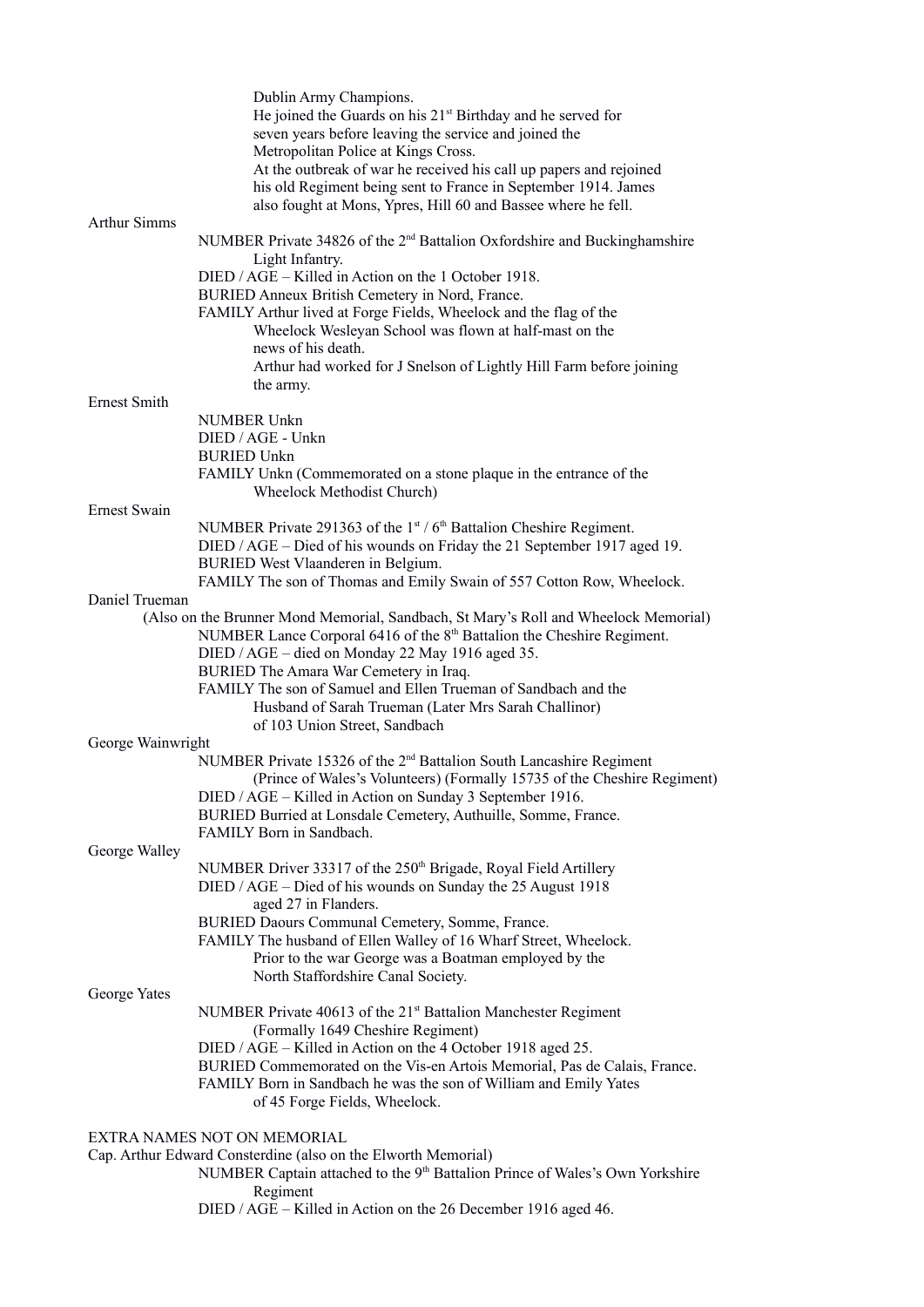Dublin Army Champions.
He joined the Guards on his 21st Birthday and he served for seven years before leaving the service and joined the Metropolitan Police at Kings Cross.
At the outbreak of war he received his call up papers and rejoined his old Regiment being sent to France in September 1914. James also fought at Mons, Ypres, Hill 60 and Bassee where he fell.

**Arthur Simms**

NUMBER Private 34826 of the 2nd Battalion Oxfordshire and Buckinghamshire Light Infantry.
DIED / AGE – Killed in Action on the 1 October 1918.
BURIED Anneux British Cemetery in Nord, France.
FAMILY Arthur lived at Forge Fields, Wheelock and the flag of the Wheelock Wesleyan School was flown at half-mast on the news of his death.
Arthur had worked for J Snelson of Lightly Hill Farm before joining the army.

**Ernest Smith**

NUMBER Unkn
DIED / AGE - Unkn
BURIED Unkn
FAMILY Unkn (Commemorated on a stone plaque in the entrance of the Wheelock Methodist Church)

**Ernest Swain**

NUMBER Private 291363 of the 1st / 6th Battalion Cheshire Regiment.
DIED / AGE – Died of his wounds on Friday the 21 September 1917 aged 19.
BURIED West Vlaanderen in Belgium.
FAMILY The son of Thomas and Emily Swain of 557 Cotton Row, Wheelock.

**Daniel Trueman**

(Also on the Brunner Mond Memorial, Sandbach, St Mary's Roll and Wheelock Memorial)
NUMBER Lance Corporal 6416 of the 8th Battalion the Cheshire Regiment.
DIED / AGE – died on Monday 22 May 1916 aged 35.
BURIED The Amara War Cemetery in Iraq.
FAMILY The son of Samuel and Ellen Trueman of Sandbach and the Husband of Sarah Trueman (Later Mrs Sarah Challinor) of 103 Union Street, Sandbach

**George Wainwright**

NUMBER Private 15326 of the 2nd Battalion South Lancashire Regiment (Prince of Wales's Volunteers) (Formally 15735 of the Cheshire Regiment)
DIED / AGE – Killed in Action on Sunday 3 September 1916.
BURIED Burried at Lonsdale Cemetery, Authuille, Somme, France.
FAMILY Born in Sandbach.

**George Walley**

NUMBER Driver 33317 of the 250th Brigade, Royal Field Artillery
DIED / AGE – Died of his wounds on Sunday the 25 August 1918 aged 27 in Flanders.
BURIED Daours Communal Cemetery, Somme, France.
FAMILY The husband of Ellen Walley of 16 Wharf Street, Wheelock.
Prior to the war George was a Boatman employed by the North Staffordshire Canal Society.

**George Yates**

NUMBER Private 40613 of the 21st Battalion Manchester Regiment (Formally 1649 Cheshire Regiment)
DIED / AGE – Killed in Action on the 4 October 1918 aged 25.
BURIED Commemorated on the Vis-en Artois Memorial, Pas de Calais, France.
FAMILY Born in Sandbach he was the son of William and Emily Yates of 45 Forge Fields, Wheelock.

## EXTRA NAMES NOT ON MEMORIAL

**Cap. Arthur Edward Consterdine (also on the Elworth Memorial)**

NUMBER Captain attached to the 9th Battalion Prince of Wales's Own Yorkshire Regiment
DIED / AGE – Killed in Action on the 26 December 1916 aged 46.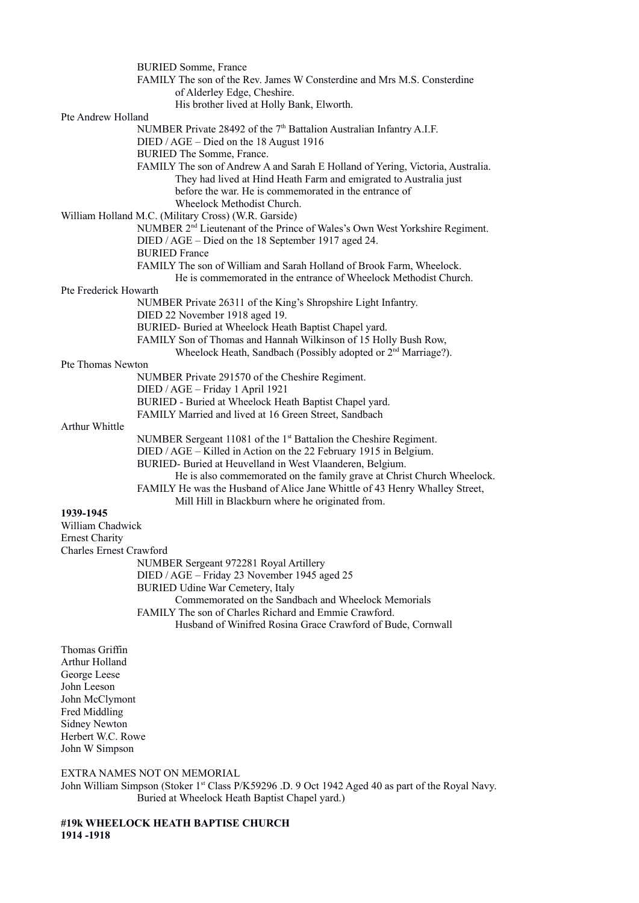BURIED Somme, France

FAMILY The son of the Rev. James W Consterdine and Mrs M.S. Consterdine of Alderley Edge, Cheshire.
His brother lived at Holly Bank, Elworth.

Pte Andrew Holland

NUMBER Private 28492 of the 7th Battalion Australian Infantry A.I.F.
DIED / AGE – Died on the 18 August 1916
BURIED The Somme, France.
FAMILY The son of Andrew A and Sarah E Holland of Yering, Victoria, Australia. They had lived at Hind Heath Farm and emigrated to Australia just before the war. He is commemorated in the entrance of Wheelock Methodist Church.

William Holland M.C. (Military Cross) (W.R. Garside)

NUMBER 2nd Lieutenant of the Prince of Wales's Own West Yorkshire Regiment.
DIED / AGE – Died on the 18 September 1917 aged 24.
BURIED France
FAMILY The son of William and Sarah Holland of Brook Farm, Wheelock. He is commemorated in the entrance of Wheelock Methodist Church.

Pte Frederick Howarth

NUMBER Private 26311 of the King's Shropshire Light Infantry.
DIED 22 November 1918 aged 19.
BURIED- Buried at Wheelock Heath Baptist Chapel yard.
FAMILY Son of Thomas and Hannah Wilkinson of 15 Holly Bush Row, Wheelock Heath, Sandbach (Possibly adopted or 2nd Marriage?).

Pte Thomas Newton

NUMBER Private 291570 of the Cheshire Regiment.
DIED / AGE – Friday 1 April 1921
BURIED - Buried at Wheelock Heath Baptist Chapel yard.
FAMILY Married and lived at 16 Green Street, Sandbach

Arthur Whittle

NUMBER Sergeant 11081 of the 1st Battalion the Cheshire Regiment.
DIED / AGE – Killed in Action on the 22 February 1915 in Belgium.
BURIED- Buried at Heuvelland in West Vlaanderen, Belgium. He is also commemorated on the family grave at Christ Church Wheelock.
FAMILY He was the Husband of Alice Jane Whittle of 43 Henry Whalley Street, Mill Hill in Blackburn where he originated from.

**1939-1945**

William Chadwick
Ernest Charity
Charles Ernest Crawford

NUMBER Sergeant 972281 Royal Artillery
DIED / AGE – Friday 23 November 1945 aged 25
BURIED Udine War Cemetery, Italy
Commemorated on the Sandbach and Wheelock Memorials
FAMILY The son of Charles Richard and Emmie Crawford.
Husband of Winifred Rosina Grace Crawford of Bude, Cornwall

Thomas Griffin
Arthur Holland
George Leese
John Leeson
John McClymont
Fred Middling
Sidney Newton
Herbert W.C. Rowe
John W Simpson

EXTRA NAMES NOT ON MEMORIAL

John William Simpson (Stoker 1st Class P/K59296 .D. 9 Oct 1942 Aged 40 as part of the Royal Navy. Buried at Wheelock Heath Baptist Chapel yard.)

**#19k WHEELOCK HEATH BAPTISE CHURCH**
**1914 -1918**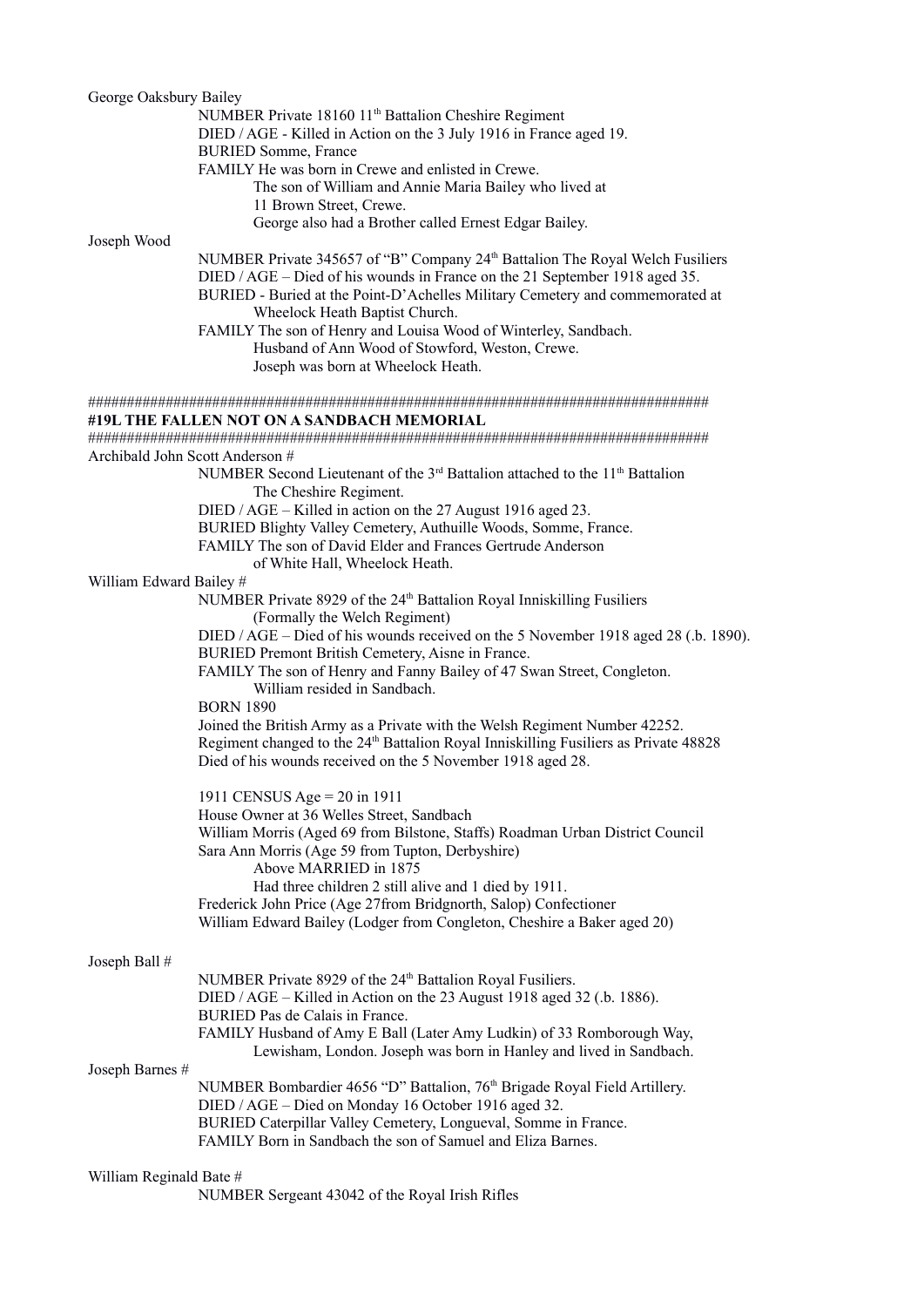George Oaksbury Bailey

NUMBER Private 18160 11th Battalion Cheshire Regiment
DIED / AGE - Killed in Action on the 3 July 1916 in France aged 19.
BURIED Somme, France
FAMILY He was born in Crewe and enlisted in Crewe.
The son of William and Annie Maria Bailey who lived at
11 Brown Street, Crewe.
George also had a Brother called Ernest Edgar Bailey.

Joseph Wood

NUMBER Private 345657 of "B" Company 24th Battalion The Royal Welch Fusiliers
DIED / AGE – Died of his wounds in France on the 21 September 1918 aged 35.
BURIED - Buried at the Point-D'Achelles Military Cemetery and commemorated at
Wheelock Heath Baptist Church.
FAMILY The son of Henry and Louisa Wood of Winterley, Sandbach.
Husband of Ann Wood of Stowford, Weston, Crewe.
Joseph was born at Wheelock Heath.

################################################################################

**#19L THE FALLEN NOT ON A SANDBACH MEMORIAL**

################################################################################

Archibald John Scott Anderson #

NUMBER Second Lieutenant of the 3rd Battalion attached to the 11th Battalion
The Cheshire Regiment.
DIED / AGE – Killed in action on the 27 August 1916 aged 23.
BURIED Blighty Valley Cemetery, Authuille Woods, Somme, France.
FAMILY The son of David Elder and Frances Gertrude Anderson
of White Hall, Wheelock Heath.

William Edward Bailey #

NUMBER Private 8929 of the 24th Battalion Royal Inniskilling Fusiliers
(Formally the Welch Regiment)
DIED / AGE – Died of his wounds received on the 5 November 1918 aged 28 (.b. 1890).
BURIED Premont British Cemetery, Aisne in France.
FAMILY The son of Henry and Fanny Bailey of 47 Swan Street, Congleton.
William resided in Sandbach.
BORN 1890
Joined the British Army as a Private with the Welsh Regiment Number 42252.
Regiment changed to the 24th Battalion Royal Inniskilling Fusiliers as Private 48828
Died of his wounds received on the 5 November 1918 aged 28.

1911 CENSUS Age = 20 in 1911
House Owner at 36 Welles Street, Sandbach
William Morris (Aged 69 from Bilstone, Staffs) Roadman Urban District Council
Sara Ann Morris (Age 59 from Tupton, Derbyshire)
Above MARRIED in 1875
Had three children 2 still alive and 1 died by 1911.
Frederick John Price (Age 27from Bridgnorth, Salop) Confectioner
William Edward Bailey (Lodger from Congleton, Cheshire a Baker aged 20)

Joseph Ball #

NUMBER Private 8929 of the 24th Battalion Royal Fusiliers.
DIED / AGE – Killed in Action on the 23 August 1918 aged 32 (.b. 1886).
BURIED Pas de Calais in France.
FAMILY Husband of Amy E Ball (Later Amy Ludkin) of 33 Romborough Way,
Lewisham, London. Joseph was born in Hanley and lived in Sandbach.

Joseph Barnes #

NUMBER Bombardier 4656 "D" Battalion, 76th Brigade Royal Field Artillery.
DIED / AGE – Died on Monday 16 October 1916 aged 32.
BURIED Caterpillar Valley Cemetery, Longueval, Somme in France.
FAMILY Born in Sandbach the son of Samuel and Eliza Barnes.

William Reginald Bate #

NUMBER Sergeant 43042 of the Royal Irish Rifles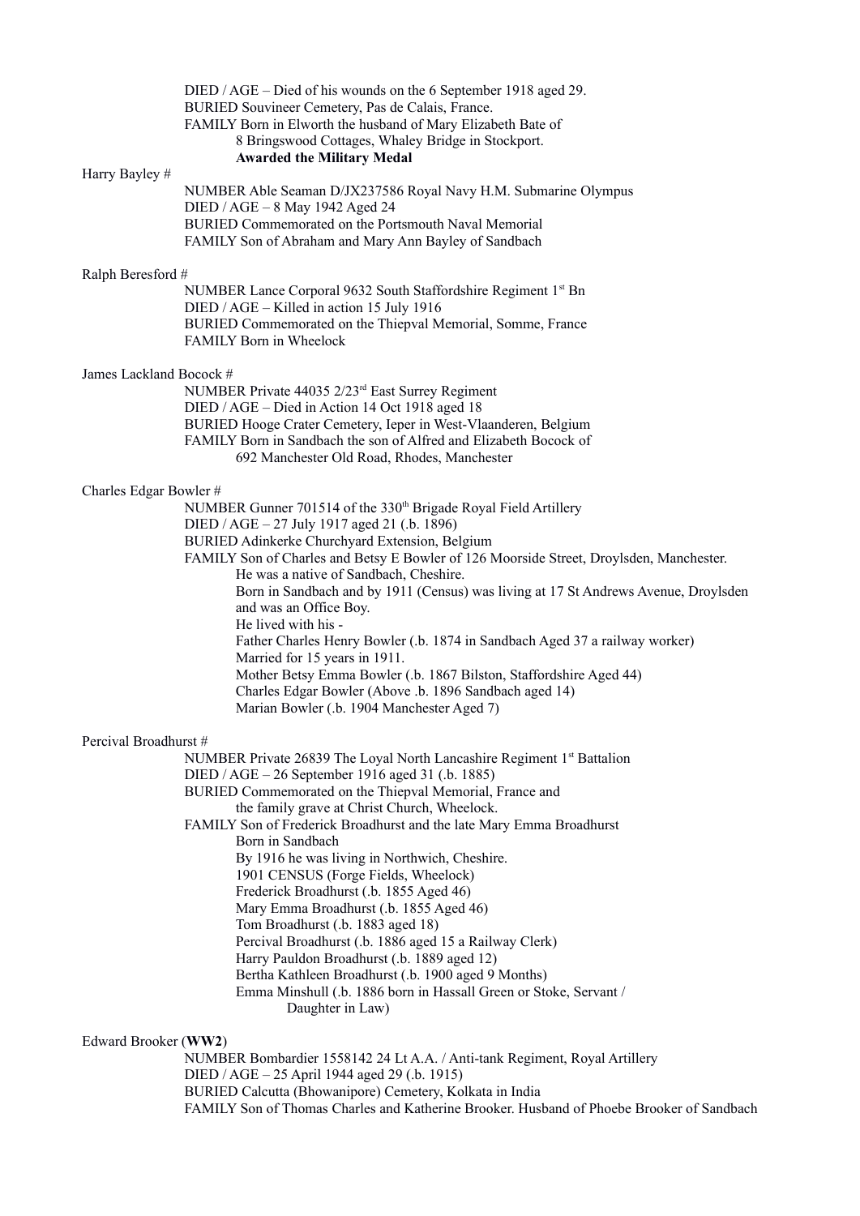DIED / AGE – Died of his wounds on the 6 September 1918 aged 29.
BURIED Souvineer Cemetery, Pas de Calais, France.
FAMILY Born in Elworth the husband of Mary Elizabeth Bate of
8 Bringswood Cottages, Whaley Bridge in Stockport.
**Awarded the Military Medal**

Harry Bayley #

NUMBER Able Seaman D/JX237586 Royal Navy H.M. Submarine Olympus
DIED / AGE – 8 May 1942 Aged 24
BURIED Commemorated on the Portsmouth Naval Memorial
FAMILY Son of Abraham and Mary Ann Bayley of Sandbach

Ralph Beresford #

NUMBER Lance Corporal 9632 South Staffordshire Regiment 1st Bn
DIED / AGE – Killed in action 15 July 1916
BURIED Commemorated on the Thiepval Memorial, Somme, France
FAMILY Born in Wheelock

James Lackland Bocock #

NUMBER Private 44035 2/23rd East Surrey Regiment
DIED / AGE – Died in Action 14 Oct 1918 aged 18
BURIED Hooge Crater Cemetery, Ieper in West-Vlaanderen, Belgium
FAMILY Born in Sandbach the son of Alfred and Elizabeth Bocock of
692 Manchester Old Road, Rhodes, Manchester

Charles Edgar Bowler #

NUMBER Gunner 701514 of the 330th Brigade Royal Field Artillery
DIED / AGE – 27 July 1917 aged 21 (.b. 1896)
BURIED Adinkerke Churchyard Extension, Belgium
FAMILY Son of Charles and Betsy E Bowler of 126 Moorside Street, Droylsden, Manchester.
He was a native of Sandbach, Cheshire.
Born in Sandbach and by 1911 (Census) was living at 17 St Andrews Avenue, Droylsden and was an Office Boy.
He lived with his -
Father Charles Henry Bowler (.b. 1874 in Sandbach Aged 37 a railway worker)
Married for 15 years in 1911.
Mother Betsy Emma Bowler (.b. 1867 Bilston, Staffordshire Aged 44)
Charles Edgar Bowler (Above .b. 1896 Sandbach aged 14)
Marian Bowler (.b. 1904 Manchester Aged 7)

Percival Broadhurst #

NUMBER Private 26839 The Loyal North Lancashire Regiment 1st Battalion
DIED / AGE – 26 September 1916 aged 31 (.b. 1885)
BURIED Commemorated on the Thiepval Memorial, France and
the family grave at Christ Church, Wheelock.
FAMILY Son of Frederick Broadhurst and the late Mary Emma Broadhurst
Born in Sandbach
By 1916 he was living in Northwich, Cheshire.
1901 CENSUS (Forge Fields, Wheelock)
Frederick Broadhurst (.b. 1855 Aged 46)
Mary Emma Broadhurst (.b. 1855 Aged 46)
Tom Broadhurst (.b. 1883 aged 18)
Percival Broadhurst (.b. 1886 aged 15 a Railway Clerk)
Harry Pauldon Broadhurst (.b. 1889 aged 12)
Bertha Kathleen Broadhurst (.b. 1900 aged 9 Months)
Emma Minshull (.b. 1886 born in Hassall Green or Stoke, Servant /
Daughter in Law)

Edward Brooker (**WW2**)

NUMBER Bombardier 1558142 24 Lt A.A. / Anti-tank Regiment, Royal Artillery
DIED / AGE – 25 April 1944 aged 29 (.b. 1915)
BURIED Calcutta (Bhowanipore) Cemetery, Kolkata in India
FAMILY Son of Thomas Charles and Katherine Brooker. Husband of Phoebe Brooker of Sandbach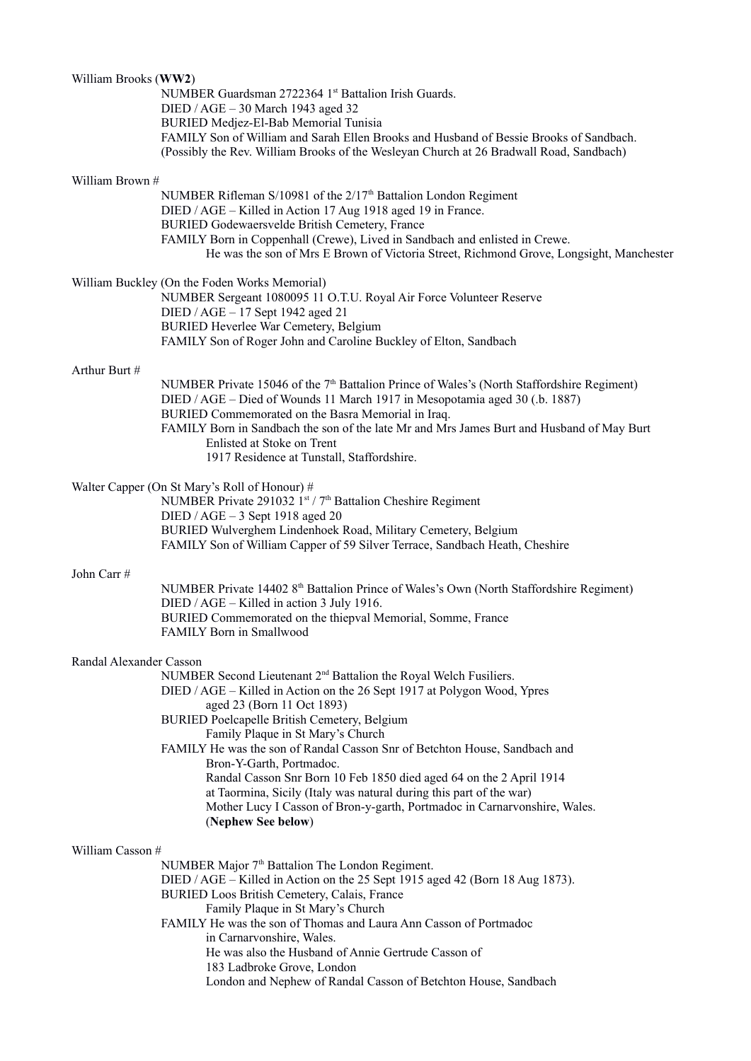William Brooks (**WW2**)

NUMBER Guardsman 2722364 1st Battalion Irish Guards.
DIED / AGE – 30 March 1943 aged 32
BURIED Medjez-El-Bab Memorial Tunisia
FAMILY Son of William and Sarah Ellen Brooks and Husband of Bessie Brooks of Sandbach.
(Possibly the Rev. William Brooks of the Wesleyan Church at 26 Bradwall Road, Sandbach)

William Brown #

NUMBER Rifleman S/10981 of the 2/17th Battalion London Regiment
DIED / AGE – Killed in Action 17 Aug 1918 aged 19 in France.
BURIED Godewaersvelde British Cemetery, France
FAMILY Born in Coppenhall (Crewe), Lived in Sandbach and enlisted in Crewe.
He was the son of Mrs E Brown of Victoria Street, Richmond Grove, Longsight, Manchester

William Buckley (On the Foden Works Memorial)

NUMBER Sergeant 1080095 11 O.T.U. Royal Air Force Volunteer Reserve
DIED / AGE – 17 Sept 1942 aged 21
BURIED Heverlee War Cemetery, Belgium
FAMILY Son of Roger John and Caroline Buckley of Elton, Sandbach

Arthur Burt #

NUMBER Private 15046 of the 7th Battalion Prince of Wales's (North Staffordshire Regiment)
DIED / AGE – Died of Wounds 11 March 1917 in Mesopotamia aged 30 (.b. 1887)
BURIED Commemorated on the Basra Memorial in Iraq.
FAMILY Born in Sandbach the son of the late Mr and Mrs James Burt and Husband of May Burt
Enlisted at Stoke on Trent
1917 Residence at Tunstall, Staffordshire.

Walter Capper (On St Mary's Roll of Honour) #

NUMBER Private 291032 1st / 7th Battalion Cheshire Regiment
DIED / AGE – 3 Sept 1918 aged 20
BURIED Wulverghem Lindenhoek Road, Military Cemetery, Belgium
FAMILY Son of William Capper of 59 Silver Terrace, Sandbach Heath, Cheshire

John Carr #

NUMBER Private 14402 8th Battalion Prince of Wales's Own (North Staffordshire Regiment)
DIED / AGE – Killed in action 3 July 1916.
BURIED Commemorated on the thiepval Memorial, Somme, France
FAMILY Born in Smallwood

Randal Alexander Casson

NUMBER Second Lieutenant 2nd Battalion the Royal Welch Fusiliers.
DIED / AGE – Killed in Action on the 26 Sept 1917 at Polygon Wood, Ypres
aged 23 (Born 11 Oct 1893)
BURIED Poelcapelle British Cemetery, Belgium
Family Plaque in St Mary's Church
FAMILY He was the son of Randal Casson Snr of Betchton House, Sandbach and
Bron-Y-Garth, Portmadoc.
Randal Casson Snr Born 10 Feb 1850 died aged 64 on the 2 April 1914
at Taormina, Sicily (Italy was natural during this part of the war)
Mother Lucy I Casson of Bron-y-garth, Portmadoc in Carnarvonshire, Wales.
(**Nephew See below**)

William Casson #

NUMBER Major 7th Battalion The London Regiment.
DIED / AGE – Killed in Action on the 25 Sept 1915 aged 42 (Born 18 Aug 1873).
BURIED Loos British Cemetery, Calais, France
Family Plaque in St Mary's Church
FAMILY He was the son of Thomas and Laura Ann Casson of Portmadoc
in Carnarvonshire, Wales.
He was also the Husband of Annie Gertrude Casson of
183 Ladbroke Grove, London
London and Nephew of Randal Casson of Betchton House, Sandbach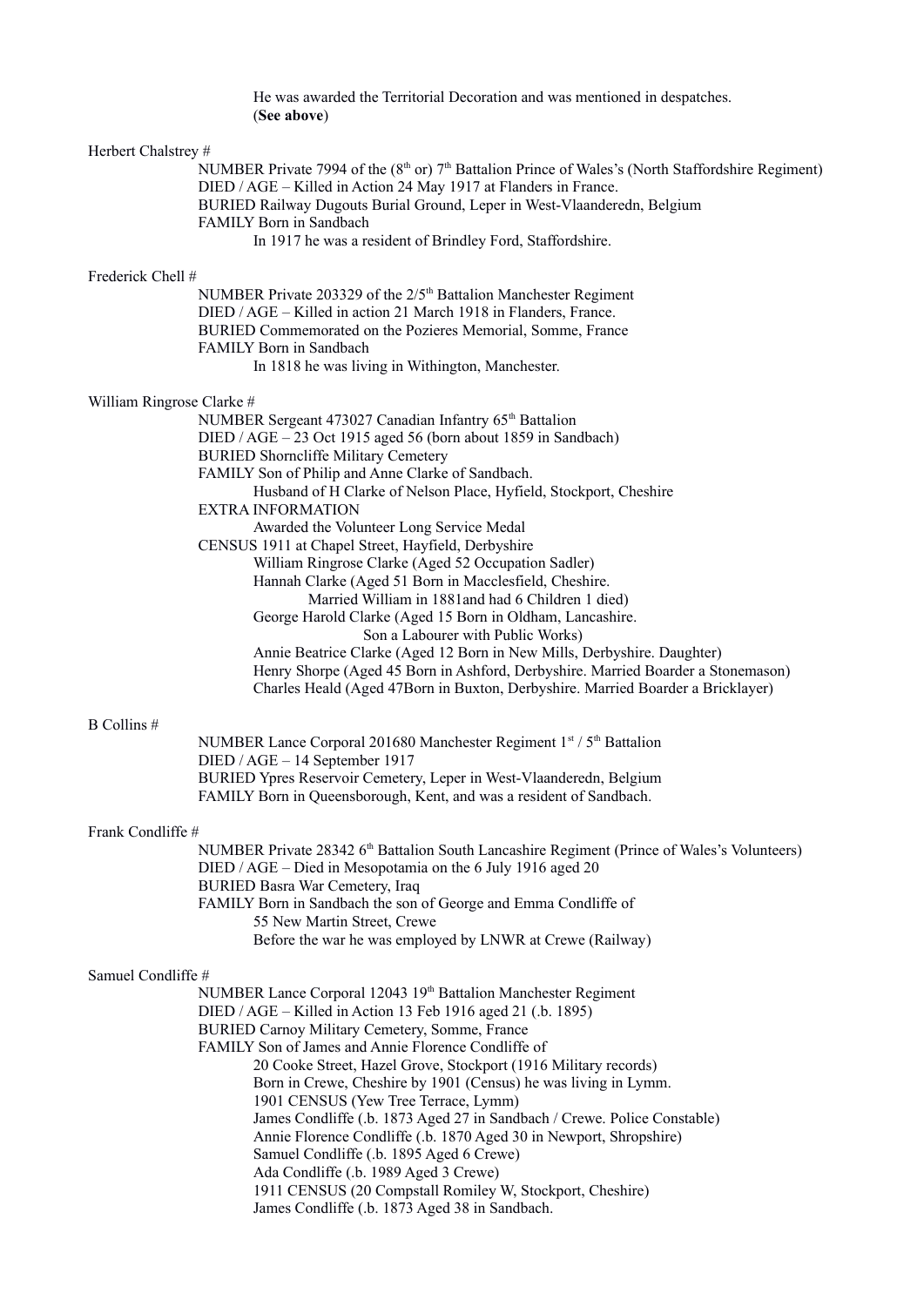He was awarded the Territorial Decoration and was mentioned in despatches.
(**See above**)

Herbert Chalstrey #

NUMBER Private 7994 of the (8th or) 7th Battalion Prince of Wales's (North Staffordshire Regiment)
DIED / AGE – Killed in Action 24 May 1917 at Flanders in France.
BURIED Railway Dugouts Burial Ground, Leper in West-Vlaanderedn, Belgium
FAMILY Born in Sandbach
In 1917 he was a resident of Brindley Ford, Staffordshire.

Frederick Chell #

NUMBER Private 203329 of the 2/5th Battalion Manchester Regiment
DIED / AGE – Killed in action 21 March 1918 in Flanders, France.
BURIED Commemorated on the Pozieres Memorial, Somme, France
FAMILY Born in Sandbach
In 1818 he was living in Withington, Manchester.

William Ringrose Clarke #

NUMBER Sergeant 473027 Canadian Infantry 65th Battalion
DIED / AGE – 23 Oct 1915 aged 56 (born about 1859 in Sandbach)
BURIED Shorncliffe Military Cemetery
FAMILY Son of Philip and Anne Clarke of Sandbach.
Husband of H Clarke of Nelson Place, Hyfield, Stockport, Cheshire
EXTRA INFORMATION
Awarded the Volunteer Long Service Medal
CENSUS 1911 at Chapel Street, Hayfield, Derbyshire
William Ringrose Clarke (Aged 52 Occupation Sadler)
Hannah Clarke (Aged 51 Born in Macclesfield, Cheshire.
Married William in 1881and had 6 Children 1 died)
George Harold Clarke (Aged 15 Born in Oldham, Lancashire.
Son a Labourer with Public Works)
Annie Beatrice Clarke (Aged 12 Born in New Mills, Derbyshire. Daughter)
Henry Shorpe (Aged 45 Born in Ashford, Derbyshire. Married Boarder a Stonemason)
Charles Heald (Aged 47Born in Buxton, Derbyshire. Married Boarder a Bricklayer)

B Collins #

NUMBER Lance Corporal 201680 Manchester Regiment 1st / 5th Battalion
DIED / AGE – 14 September 1917
BURIED Ypres Reservoir Cemetery, Leper in West-Vlaanderedn, Belgium
FAMILY Born in Queensborough, Kent, and was a resident of Sandbach.

Frank Condliffe #

NUMBER Private 28342 6th Battalion South Lancashire Regiment (Prince of Wales's Volunteers)
DIED / AGE – Died in Mesopotamia on the 6 July 1916 aged 20
BURIED Basra War Cemetery, Iraq
FAMILY Born in Sandbach the son of George and Emma Condliffe of
55 New Martin Street, Crewe
Before the war he was employed by LNWR at Crewe (Railway)

Samuel Condliffe #

NUMBER Lance Corporal 12043 19th Battalion Manchester Regiment
DIED / AGE – Killed in Action 13 Feb 1916 aged 21 (.b. 1895)
BURIED Carnoy Military Cemetery, Somme, France
FAMILY Son of James and Annie Florence Condliffe of
20 Cooke Street, Hazel Grove, Stockport (1916 Military records)
Born in Crewe, Cheshire by 1901 (Census) he was living in Lymm.
1901 CENSUS (Yew Tree Terrace, Lymm)
James Condliffe (.b. 1873 Aged 27 in Sandbach / Crewe. Police Constable)
Annie Florence Condliffe (.b. 1870 Aged 30 in Newport, Shropshire)
Samuel Condliffe (.b. 1895 Aged 6 Crewe)
Ada Condliffe (.b. 1989 Aged 3 Crewe)
1911 CENSUS (20 Compstall Romiley W, Stockport, Cheshire)
James Condliffe (.b. 1873 Aged 38 in Sandbach.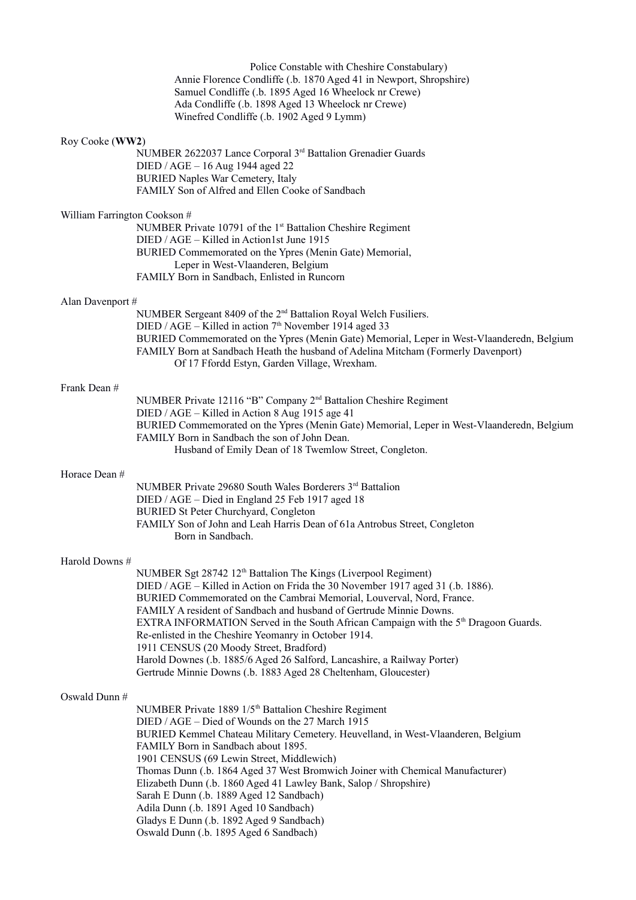Police Constable with Cheshire Constabulary)
Annie Florence Condliffe (.b. 1870 Aged 41 in Newport, Shropshire)
Samuel Condliffe (.b. 1895 Aged 16 Wheelock nr Crewe)
Ada Condliffe (.b. 1898 Aged 13 Wheelock nr Crewe)
Winefred Condliffe (.b. 1902 Aged 9 Lymm)

Roy Cooke (**WW2**)

NUMBER 2622037 Lance Corporal 3rd Battalion Grenadier Guards
DIED / AGE – 16 Aug 1944 aged 22
BURIED Naples War Cemetery, Italy
FAMILY Son of Alfred and Ellen Cooke of Sandbach

William Farrington Cookson #

NUMBER Private 10791 of the 1st Battalion Cheshire Regiment
DIED / AGE – Killed in Action1st June 1915
BURIED Commemorated on the Ypres (Menin Gate) Memorial,
Leper in West-Vlaanderen, Belgium
FAMILY Born in Sandbach, Enlisted in Runcorn

Alan Davenport #

NUMBER Sergeant 8409 of the 2nd Battalion Royal Welch Fusiliers.
DIED / AGE – Killed in action 7th November 1914 aged 33
BURIED Commemorated on the Ypres (Menin Gate) Memorial, Leper in West-Vlaanderedn, Belgium
FAMILY Born at Sandbach Heath the husband of Adelina Mitcham (Formerly Davenport)
Of 17 Ffordd Estyn, Garden Village, Wrexham.

Frank Dean #

NUMBER Private 12116 "B" Company 2nd Battalion Cheshire Regiment
DIED / AGE – Killed in Action 8 Aug 1915 age 41
BURIED Commemorated on the Ypres (Menin Gate) Memorial, Leper in West-Vlaanderedn, Belgium
FAMILY Born in Sandbach the son of John Dean.
Husband of Emily Dean of 18 Twemlow Street, Congleton.

Horace Dean #

NUMBER Private 29680 South Wales Borderers 3rd Battalion
DIED / AGE – Died in England 25 Feb 1917 aged 18
BURIED St Peter Churchyard, Congleton
FAMILY Son of John and Leah Harris Dean of 61a Antrobus Street, Congleton
Born in Sandbach.

Harold Downs #

NUMBER Sgt 28742 12th Battalion The Kings (Liverpool Regiment)
DIED / AGE – Killed in Action on Frida the 30 November 1917 aged 31 (.b. 1886).
BURIED Commemorated on the Cambrai Memorial, Louverval, Nord, France.
FAMILY A resident of Sandbach and husband of Gertrude Minnie Downs.
EXTRA INFORMATION Served in the South African Campaign with the 5th Dragoon Guards.
Re-enlisted in the Cheshire Yeomanry in October 1914.
1911 CENSUS (20 Moody Street, Bradford)
Harold Downes (.b. 1885/6 Aged 26 Salford, Lancashire, a Railway Porter)
Gertrude Minnie Downs (.b. 1883 Aged 28 Cheltenham, Gloucester)

Oswald Dunn #

NUMBER Private 1889 1/5th Battalion Cheshire Regiment
DIED / AGE – Died of Wounds on the 27 March 1915
BURIED Kemmel Chateau Military Cemetery. Heuvelland, in West-Vlaanderen, Belgium
FAMILY Born in Sandbach about 1895.
1901 CENSUS (69 Lewin Street, Middlewich)
Thomas Dunn (.b. 1864 Aged 37 West Bromwich Joiner with Chemical Manufacturer)
Elizabeth Dunn (.b. 1860 Aged 41 Lawley Bank, Salop / Shropshire)
Sarah E Dunn (.b. 1889 Aged 12 Sandbach)
Adila Dunn (.b. 1891 Aged 10 Sandbach)
Gladys E Dunn (.b. 1892 Aged 9 Sandbach)
Oswald Dunn (.b. 1895 Aged 6 Sandbach)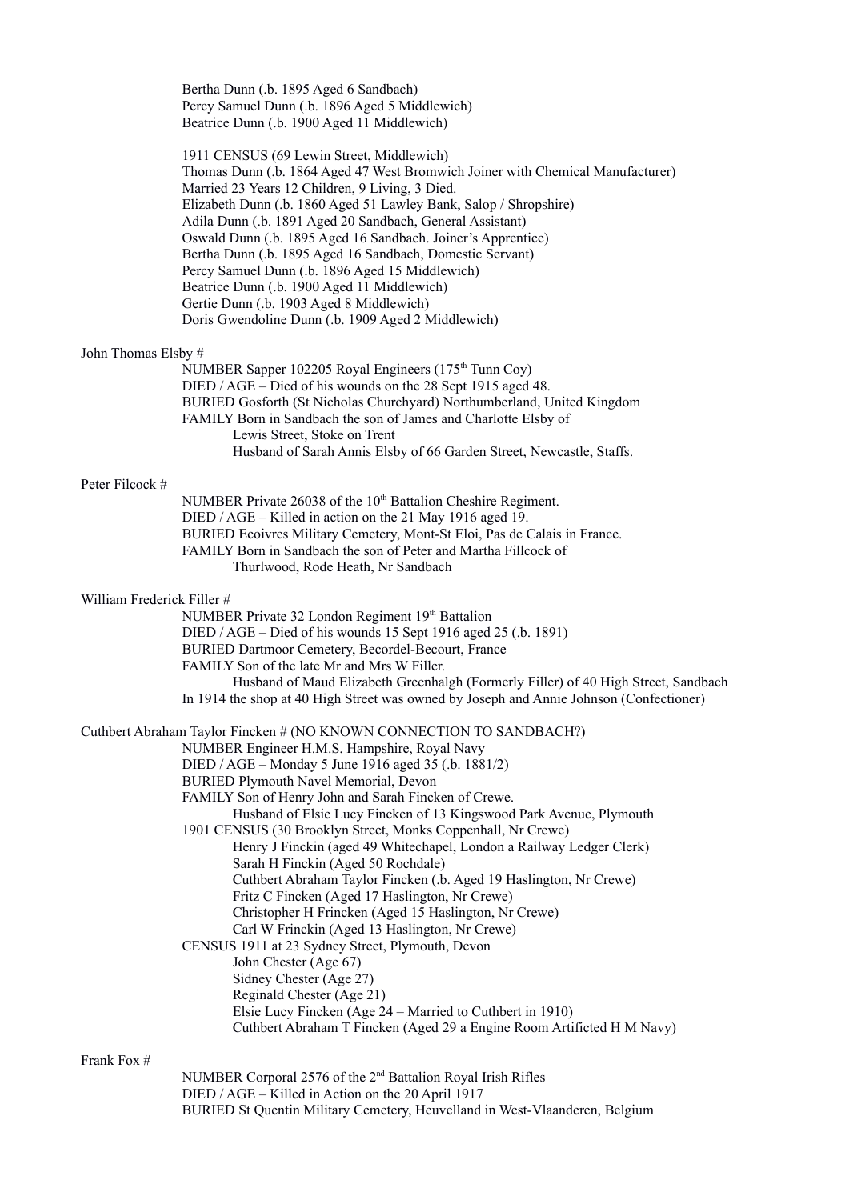Bertha Dunn (.b. 1895 Aged 6 Sandbach)
Percy Samuel Dunn (.b. 1896 Aged 5 Middlewich)
Beatrice Dunn (.b. 1900 Aged 11 Middlewich)

1911 CENSUS (69 Lewin Street, Middlewich)
Thomas Dunn (.b. 1864 Aged 47 West Bromwich Joiner with Chemical Manufacturer)
Married 23 Years 12 Children, 9 Living, 3 Died.
Elizabeth Dunn (.b. 1860 Aged 51 Lawley Bank, Salop / Shropshire)
Adila Dunn (.b. 1891 Aged 20 Sandbach, General Assistant)
Oswald Dunn (.b. 1895 Aged 16 Sandbach. Joiner's Apprentice)
Bertha Dunn (.b. 1895 Aged 16 Sandbach, Domestic Servant)
Percy Samuel Dunn (.b. 1896 Aged 15 Middlewich)
Beatrice Dunn (.b. 1900 Aged 11 Middlewich)
Gertie Dunn (.b. 1903 Aged 8 Middlewich)
Doris Gwendoline Dunn (.b. 1909 Aged 2 Middlewich)

John Thomas Elsby #

NUMBER Sapper 102205 Royal Engineers (175th Tunn Coy)
DIED / AGE – Died of his wounds on the 28 Sept 1915 aged 48.
BURIED Gosforth (St Nicholas Churchyard) Northumberland, United Kingdom
FAMILY Born in Sandbach the son of James and Charlotte Elsby of
Lewis Street, Stoke on Trent
Husband of Sarah Annis Elsby of 66 Garden Street, Newcastle, Staffs.

Peter Filcock #

NUMBER Private 26038 of the 10th Battalion Cheshire Regiment.
DIED / AGE – Killed in action on the 21 May 1916 aged 19.
BURIED Ecoivres Military Cemetery, Mont-St Eloi, Pas de Calais in France.
FAMILY Born in Sandbach the son of Peter and Martha Fillcock of
Thurlwood, Rode Heath, Nr Sandbach

William Frederick Filler #

NUMBER Private 32 London Regiment 19th Battalion
DIED / AGE – Died of his wounds 15 Sept 1916 aged 25 (.b. 1891)
BURIED Dartmoor Cemetery, Becordel-Becourt, France
FAMILY Son of the late Mr and Mrs W Filler.
Husband of Maud Elizabeth Greenhalgh (Formerly Filler) of 40 High Street, Sandbach
In 1914 the shop at 40 High Street was owned by Joseph and Annie Johnson (Confectioner)

Cuthbert Abraham Taylor Fincken # (NO KNOWN CONNECTION TO SANDBACH?)

NUMBER Engineer H.M.S. Hampshire, Royal Navy
DIED / AGE – Monday 5 June 1916 aged 35 (.b. 1881/2)
BURIED Plymouth Navel Memorial, Devon
FAMILY Son of Henry John and Sarah Fincken of Crewe.
Husband of Elsie Lucy Fincken of 13 Kingswood Park Avenue, Plymouth
1901 CENSUS (30 Brooklyn Street, Monks Coppenhall, Nr Crewe)
Henry J Finckin (aged 49 Whitechapel, London a Railway Ledger Clerk)
Sarah H Finckin (Aged 50 Rochdale)
Cuthbert Abraham Taylor Fincken (.b. Aged 19 Haslington, Nr Crewe)
Fritz C Fincken (Aged 17 Haslington, Nr Crewe)
Christopher H Frincken (Aged 15 Haslington, Nr Crewe)
Carl W Frinckin (Aged 13 Haslington, Nr Crewe)
CENSUS 1911 at 23 Sydney Street, Plymouth, Devon
John Chester (Age 67)
Sidney Chester (Age 27)
Reginald Chester (Age 21)
Elsie Lucy Fincken (Age 24 – Married to Cuthbert in 1910)
Cuthbert Abraham T Fincken (Aged 29 a Engine Room Artificted H M Navy)

Frank Fox #

NUMBER Corporal 2576 of the 2nd Battalion Royal Irish Rifles
DIED / AGE – Killed in Action on the 20 April 1917
BURIED St Quentin Military Cemetery, Heuvelland in West-Vlaanderen, Belgium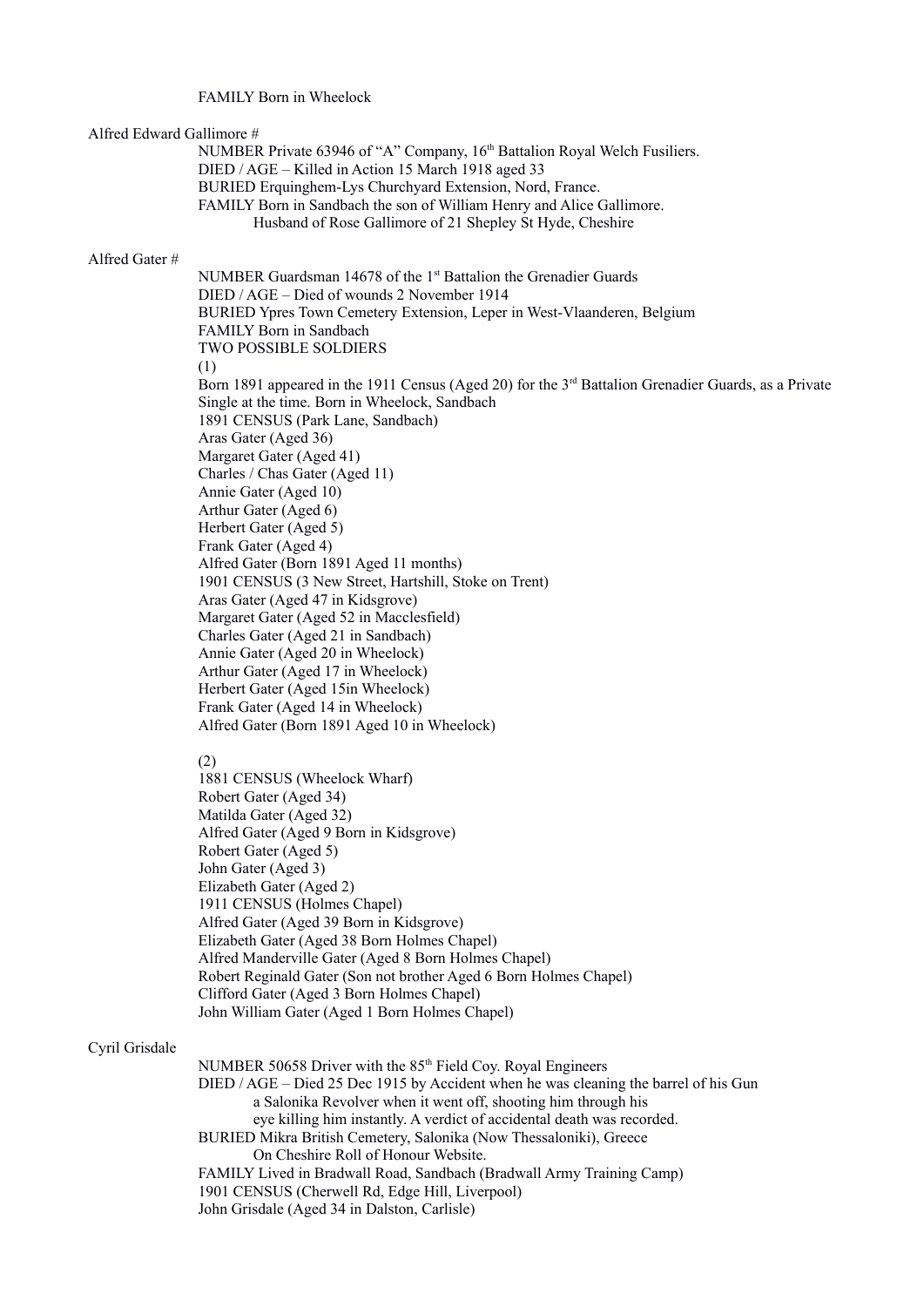FAMILY Born in Wheelock

Alfred Edward Gallimore #

NUMBER Private 63946 of "A" Company, 16th Battalion Royal Welch Fusiliers.
DIED / AGE – Killed in Action 15 March 1918 aged 33
BURIED Erquinghem-Lys Churchyard Extension, Nord, France.
FAMILY Born in Sandbach the son of William Henry and Alice Gallimore.
Husband of Rose Gallimore of 21 Shepley St Hyde, Cheshire

Alfred Gater #

NUMBER Guardsman 14678 of the 1st Battalion the Grenadier Guards
DIED / AGE – Died of wounds 2 November 1914
BURIED Ypres Town Cemetery Extension, Leper in West-Vlaanderen, Belgium
FAMILY Born in Sandbach
TWO POSSIBLE SOLDIERS
(1)
Born 1891 appeared in the 1911 Census (Aged 20) for the 3rd Battalion Grenadier Guards, as a Private
Single at the time. Born in Wheelock, Sandbach
1891 CENSUS (Park Lane, Sandbach)
Aras Gater (Aged 36)
Margaret Gater (Aged 41)
Charles / Chas Gater (Aged 11)
Annie Gater (Aged 10)
Arthur Gater (Aged 6)
Herbert Gater (Aged 5)
Frank Gater (Aged 4)
Alfred Gater (Born 1891 Aged 11 months)
1901 CENSUS (3 New Street, Hartshill, Stoke on Trent)
Aras Gater (Aged 47 in Kidsgrove)
Margaret Gater (Aged 52 in Macclesfield)
Charles Gater (Aged 21 in Sandbach)
Annie Gater (Aged 20 in Wheelock)
Arthur Gater (Aged 17 in Wheelock)
Herbert Gater (Aged 15in Wheelock)
Frank Gater (Aged 14 in Wheelock)
Alfred Gater (Born 1891 Aged 10 in Wheelock)

(2)
1881 CENSUS (Wheelock Wharf)
Robert Gater (Aged 34)
Matilda Gater (Aged 32)
Alfred Gater (Aged 9 Born in Kidsgrove)
Robert Gater (Aged 5)
John Gater (Aged 3)
Elizabeth Gater (Aged 2)
1911 CENSUS (Holmes Chapel)
Alfred Gater (Aged 39 Born in Kidsgrove)
Elizabeth Gater (Aged 38 Born Holmes Chapel)
Alfred Manderville Gater (Aged 8 Born Holmes Chapel)
Robert Reginald Gater (Son not brother Aged 6 Born Holmes Chapel)
Clifford Gater (Aged 3 Born Holmes Chapel)
John William Gater (Aged 1 Born Holmes Chapel)

Cyril Grisdale

NUMBER 50658 Driver with the 85th Field Coy. Royal Engineers
DIED / AGE – Died 25 Dec 1915 by Accident when he was cleaning the barrel of his Gun
a Salonika Revolver when it went off, shooting him through his
eye killing him instantly. A verdict of accidental death was recorded.
BURIED Mikra British Cemetery, Salonika (Now Thessaloniki), Greece
On Cheshire Roll of Honour Website.
FAMILY Lived in Bradwall Road, Sandbach (Bradwall Army Training Camp)
1901 CENSUS (Cherwell Rd, Edge Hill, Liverpool)
John Grisdale (Aged 34 in Dalston, Carlisle)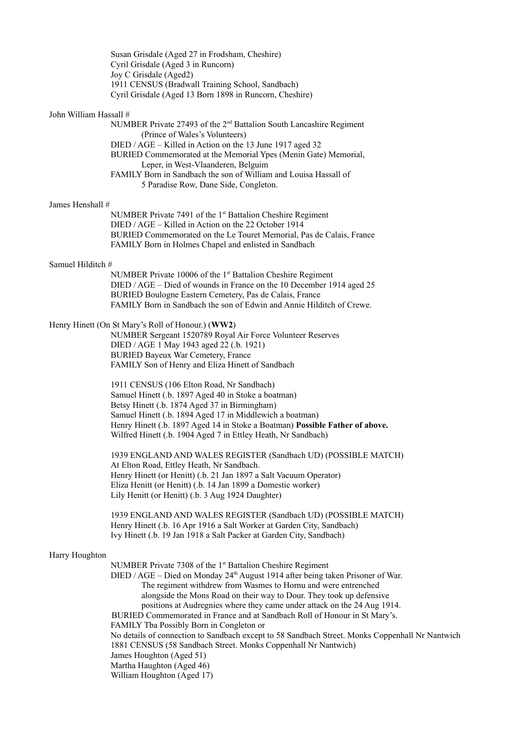Susan Grisdale (Aged 27 in Frodsham, Cheshire)
Cyril Grisdale (Aged 3 in Runcorn)
Joy C Grisdale (Aged2)
1911 CENSUS (Bradwall Training School, Sandbach)
Cyril Grisdale (Aged 13 Born 1898 in Runcorn, Cheshire)

John William Hassall #

NUMBER Private 27493 of the 2nd Battalion South Lancashire Regiment (Prince of Wales's Volunteers)
DIED / AGE – Killed in Action on the 13 June 1917 aged 32
BURIED Commemorated at the Memorial Ypes (Menin Gate) Memorial, Leper, in West-Vlaanderen, Belguim
FAMILY Born in Sandbach the son of William and Louisa Hassall of 5 Paradise Row, Dane Side, Congleton.

James Henshall #

NUMBER Private 7491 of the 1st Battalion Cheshire Regiment
DIED / AGE – Killed in Action on the 22 October 1914
BURIED Commemorated on the Le Touret Memorial, Pas de Calais, France
FAMILY Born in Holmes Chapel and enlisted in Sandbach

Samuel Hilditch #

NUMBER Private 10006 of the 1st Battalion Cheshire Regiment
DIED / AGE – Died of wounds in France on the 10 December 1914 aged 25
BURIED Boulogne Eastern Cemetery, Pas de Calais, France
FAMILY Born in Sandbach the son of Edwin and Annie Hilditch of Crewe.

Henry Hinett (On St Mary's Roll of Honour.) (**WW2**)

NUMBER Sergeant 1520789 Royal Air Force Volunteer Reserves
DIED / AGE 1 May 1943 aged 22 (.b. 1921)
BURIED Bayeux War Cemetery, France
FAMILY Son of Henry and Eliza Hinett of Sandbach

1911 CENSUS (106 Elton Road, Nr Sandbach)
Samuel Hinett (.b. 1897 Aged 40 in Stoke a boatman)
Betsy Hinett (.b. 1874 Aged 37 in Birmingham)
Samuel Hinett (.b. 1894 Aged 17 in Middlewich a boatman)
Henry Hinett (.b. 1897 Aged 14 in Stoke a Boatman) **Possible Father of above.**
Wilfred Hinett (.b. 1904 Aged 7 in Ettley Heath, Nr Sandbach)

1939 ENGLAND AND WALES REGISTER (Sandbach UD) (POSSIBLE MATCH)
At Elton Road, Ettley Heath, Nr Sandbach.
Henry Hinett (or Henitt) (.b. 21 Jan 1897 a Salt Vacuum Operator)
Eliza Henitt (or Henitt) (.b. 14 Jan 1899 a Domestic worker)
Lily Henitt (or Henitt) (.b. 3 Aug 1924 Daughter)

1939 ENGLAND AND WALES REGISTER (Sandbach UD) (POSSIBLE MATCH)
Henry Hinett (.b. 16 Apr 1916 a Salt Worker at Garden City, Sandbach)
Ivy Hinett (.b. 19 Jan 1918 a Salt Packer at Garden City, Sandbach)

Harry Houghton

NUMBER Private 7308 of the 1st Battalion Cheshire Regiment
DIED / AGE – Died on Monday 24th August 1914 after being taken Prisoner of War. The regiment withdrew from Wasmes to Hornu and were entrenched alongside the Mons Road on their way to Dour. They took up defensive positions at Audregnies where they came under attack on the 24 Aug 1914.
BURIED Commemorated in France and at Sandbach Roll of Honour in St Mary's.
FAMILY Tba Possibly Born in Congleton or
No details of connection to Sandbach except to 58 Sandbach Street. Monks Coppenhall Nr Nantwich
1881 CENSUS (58 Sandbach Street. Monks Coppenhall Nr Nantwich)
James Houghton (Aged 51)
Martha Haughton (Aged 46)
William Houghton (Aged 17)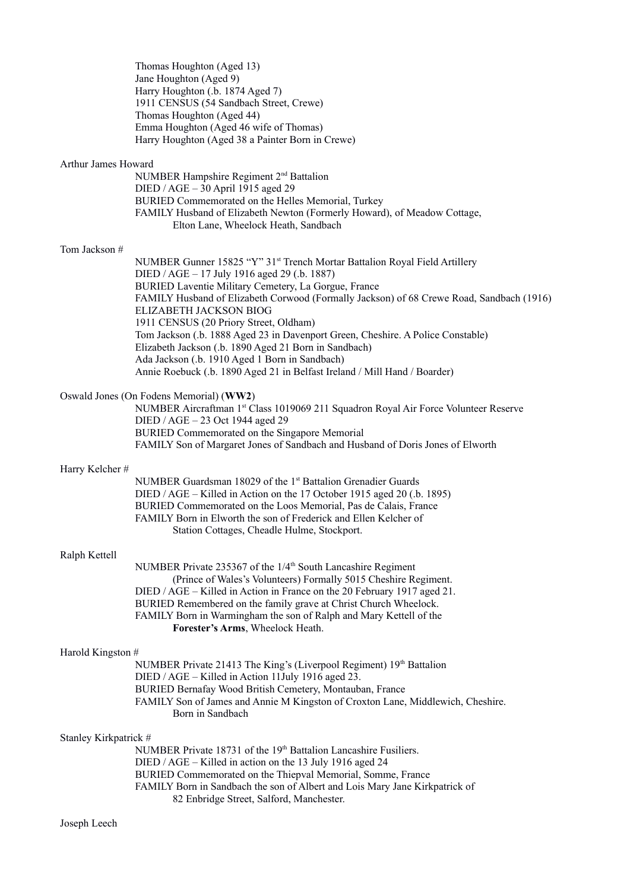Thomas Houghton (Aged 13)
Jane Houghton (Aged 9)
Harry Houghton (.b. 1874 Aged 7)
1911 CENSUS (54 Sandbach Street, Crewe)
Thomas Houghton (Aged 44)
Emma Houghton (Aged 46 wife of Thomas)
Harry Houghton (Aged 38 a Painter Born in Crewe)

Arthur James Howard

NUMBER Hampshire Regiment 2nd Battalion
DIED / AGE – 30 April 1915 aged 29
BURIED Commemorated on the Helles Memorial, Turkey
FAMILY Husband of Elizabeth Newton (Formerly Howard), of Meadow Cottage, Elton Lane, Wheelock Heath, Sandbach

Tom Jackson #

NUMBER Gunner 15825 "Y" 31st Trench Mortar Battalion Royal Field Artillery
DIED / AGE – 17 July 1916 aged 29 (.b. 1887)
BURIED Laventie Military Cemetery, La Gorgue, France
FAMILY Husband of Elizabeth Corwood (Formally Jackson) of 68 Crewe Road, Sandbach (1916)
ELIZABETH JACKSON BIOG
1911 CENSUS (20 Priory Street, Oldham)
Tom Jackson (.b. 1888 Aged 23 in Davenport Green, Cheshire. A Police Constable)
Elizabeth Jackson (.b. 1890 Aged 21 Born in Sandbach)
Ada Jackson (.b. 1910 Aged 1 Born in Sandbach)
Annie Roebuck (.b. 1890 Aged 21 in Belfast Ireland / Mill Hand / Boarder)

Oswald Jones (On Fodens Memorial) (**WW2**)

NUMBER Aircraftman 1st Class 1019069 211 Squadron Royal Air Force Volunteer Reserve
DIED / AGE – 23 Oct 1944 aged 29
BURIED Commemorated on the Singapore Memorial
FAMILY Son of Margaret Jones of Sandbach and Husband of Doris Jones of Elworth

Harry Kelcher #

NUMBER Guardsman 18029 of the 1st Battalion Grenadier Guards
DIED / AGE – Killed in Action on the 17 October 1915 aged 20 (.b. 1895)
BURIED Commemorated on the Loos Memorial, Pas de Calais, France
FAMILY Born in Elworth the son of Frederick and Ellen Kelcher of Station Cottages, Cheadle Hulme, Stockport.

Ralph Kettell

NUMBER Private 235367 of the 1/4th South Lancashire Regiment (Prince of Wales's Volunteers) Formally 5015 Cheshire Regiment.
DIED / AGE – Killed in Action in France on the 20 February 1917 aged 21.
BURIED Remembered on the family grave at Christ Church Wheelock.
FAMILY Born in Warmingham the son of Ralph and Mary Kettell of the **Forester's Arms**, Wheelock Heath.

Harold Kingston #

NUMBER Private 21413 The King's (Liverpool Regiment) 19th Battalion
DIED / AGE – Killed in Action 11July 1916 aged 23.
BURIED Bernafay Wood British Cemetery, Montauban, France
FAMILY Son of James and Annie M Kingston of Croxton Lane, Middlewich, Cheshire. Born in Sandbach

Stanley Kirkpatrick #

NUMBER Private 18731 of the 19th Battalion Lancashire Fusiliers.
DIED / AGE – Killed in action on the 13 July 1916 aged 24
BURIED Commemorated on the Thiepval Memorial, Somme, France
FAMILY Born in Sandbach the son of Albert and Lois Mary Jane Kirkpatrick of 82 Enbridge Street, Salford, Manchester.

Joseph Leech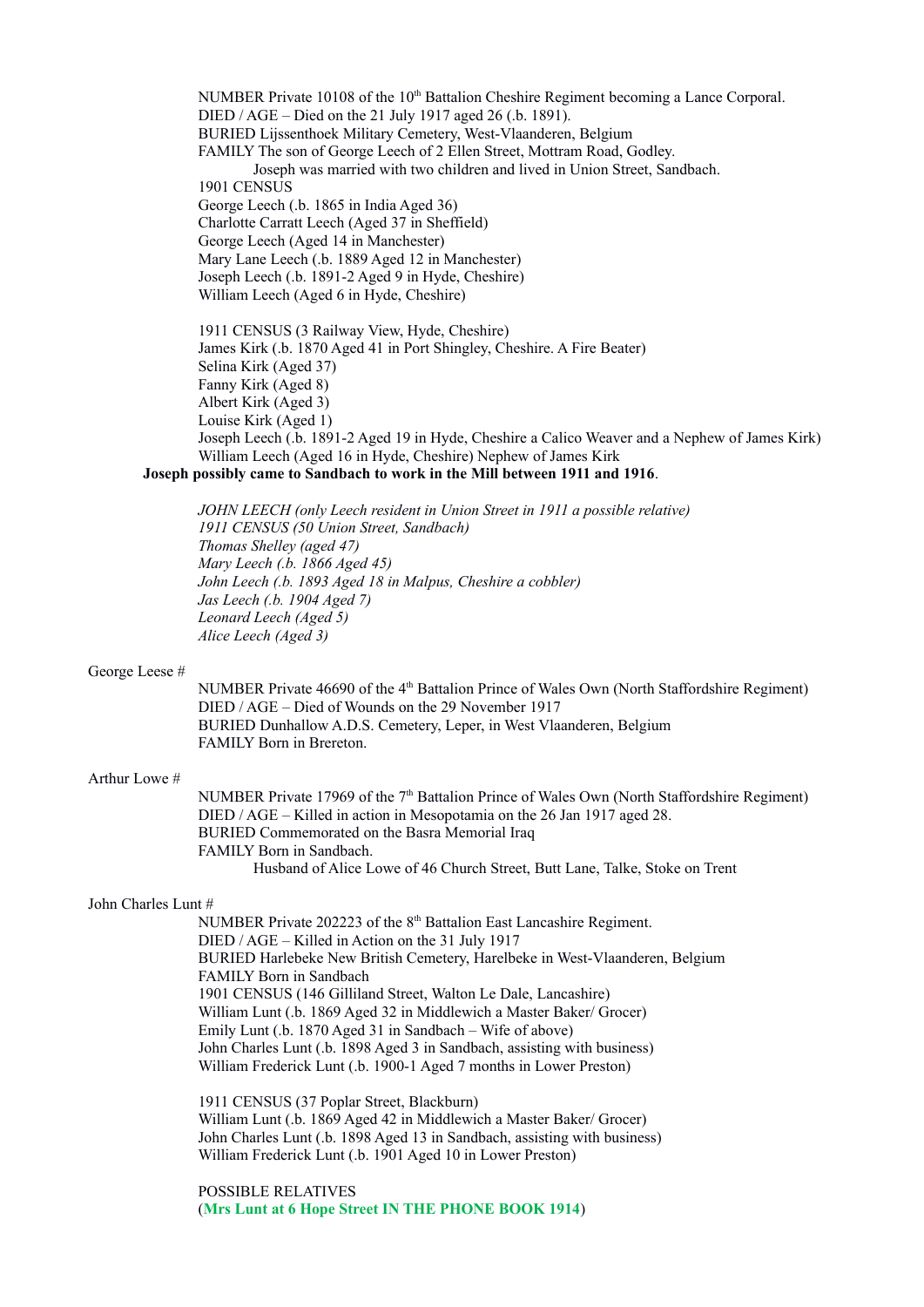NUMBER Private 10108 of the 10th Battalion Cheshire Regiment becoming a Lance Corporal.
DIED / AGE – Died on the 21 July 1917 aged 26 (.b. 1891).
BURIED Lijssenthoek Military Cemetery, West-Vlaanderen, Belgium
FAMILY The son of George Leech of 2 Ellen Street, Mottram Road, Godley.
Joseph was married with two children and lived in Union Street, Sandbach.
1901 CENSUS
George Leech (.b. 1865 in India Aged 36)
Charlotte Carratt Leech (Aged 37 in Sheffield)
George Leech (Aged 14 in Manchester)
Mary Lane Leech (.b. 1889 Aged 12 in Manchester)
Joseph Leech (.b. 1891-2 Aged 9 in Hyde, Cheshire)
William Leech (Aged 6 in Hyde, Cheshire)

1911 CENSUS (3 Railway View, Hyde, Cheshire)
James Kirk (.b. 1870 Aged 41 in Port Shingley, Cheshire. A Fire Beater)
Selina Kirk (Aged 37)
Fanny Kirk (Aged 8)
Albert Kirk (Aged 3)
Louise Kirk (Aged 1)
Joseph Leech (.b. 1891-2 Aged 19 in Hyde, Cheshire a Calico Weaver and a Nephew of James Kirk)
William Leech (Aged 16 in Hyde, Cheshire) Nephew of James Kirk

**Joseph possibly came to Sandbach to work in the Mill between 1911 and 1916**.

*JOHN LEECH (only Leech resident in Union Street in 1911 a possible relative)*
*1911 CENSUS (50 Union Street, Sandbach)*
*Thomas Shelley (aged 47)*
*Mary Leech (.b. 1866 Aged 45)*
*John Leech (.b. 1893 Aged 18 in Malpus, Cheshire a cobbler)*
*Jas Leech (.b. 1904 Aged 7)*
*Leonard Leech (Aged 5)*
*Alice Leech (Aged 3)*

George Leese #

NUMBER Private 46690 of the 4th Battalion Prince of Wales Own (North Staffordshire Regiment)
DIED / AGE – Died of Wounds on the 29 November 1917
BURIED Dunhallow A.D.S. Cemetery, Leper, in West Vlaanderen, Belgium
FAMILY Born in Brereton.

Arthur Lowe #

NUMBER Private 17969 of the 7th Battalion Prince of Wales Own (North Staffordshire Regiment)
DIED / AGE – Killed in action in Mesopotamia on the 26 Jan 1917 aged 28.
BURIED Commemorated on the Basra Memorial Iraq
FAMILY Born in Sandbach.
Husband of Alice Lowe of 46 Church Street, Butt Lane, Talke, Stoke on Trent

John Charles Lunt #

NUMBER Private 202223 of the 8th Battalion East Lancashire Regiment.
DIED / AGE – Killed in Action on the 31 July 1917
BURIED Harlebeke New British Cemetery, Harelbeke in West-Vlaanderen, Belgium
FAMILY Born in Sandbach
1901 CENSUS (146 Gilliland Street, Walton Le Dale, Lancashire)
William Lunt (.b. 1869 Aged 32 in Middlewich a Master Baker/ Grocer)
Emily Lunt (.b. 1870 Aged 31 in Sandbach – Wife of above)
John Charles Lunt (.b. 1898 Aged 3 in Sandbach, assisting with business)
William Frederick Lunt (.b. 1900-1 Aged 7 months in Lower Preston)

1911 CENSUS (37 Poplar Street, Blackburn)
William Lunt (.b. 1869 Aged 42 in Middlewich a Master Baker/ Grocer)
John Charles Lunt (.b. 1898 Aged 13 in Sandbach, assisting with business)
William Frederick Lunt (.b. 1901 Aged 10 in Lower Preston)

POSSIBLE RELATIVES
(**Mrs Lunt at 6 Hope Street IN THE PHONE BOOK 1914**)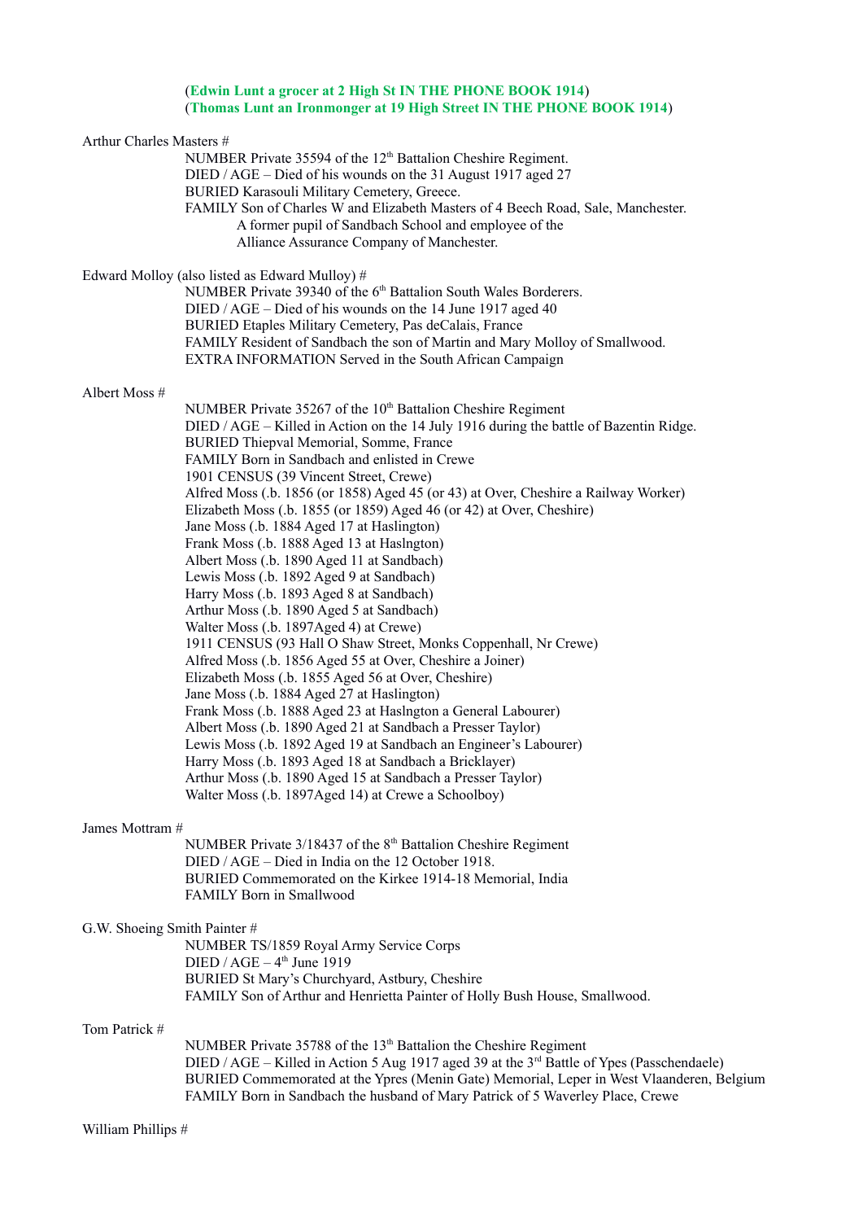(**Edwin Lunt a grocer at 2 High St IN THE PHONE BOOK 1914**)
(**Thomas Lunt an Ironmonger at 19 High Street IN THE PHONE BOOK 1914**)

Arthur Charles Masters #

NUMBER Private 35594 of the 12th Battalion Cheshire Regiment.
DIED / AGE – Died of his wounds on the 31 August 1917 aged 27
BURIED Karasouli Military Cemetery, Greece.
FAMILY Son of Charles W and Elizabeth Masters of 4 Beech Road, Sale, Manchester.
A former pupil of Sandbach School and employee of the
Alliance Assurance Company of Manchester.

Edward Molloy (also listed as Edward Mulloy) #

NUMBER Private 39340 of the 6th Battalion South Wales Borderers.
DIED / AGE – Died of his wounds on the 14 June 1917 aged 40
BURIED Etaples Military Cemetery, Pas deCalais, France
FAMILY Resident of Sandbach the son of Martin and Mary Molloy of Smallwood.
EXTRA INFORMATION Served in the South African Campaign

Albert Moss #

NUMBER Private 35267 of the 10th Battalion Cheshire Regiment
DIED / AGE – Killed in Action on the 14 July 1916 during the battle of Bazentin Ridge.
BURIED Thiepval Memorial, Somme, France
FAMILY Born in Sandbach and enlisted in Crewe
1901 CENSUS (39 Vincent Street, Crewe)
Alfred Moss (.b. 1856 (or 1858) Aged 45 (or 43) at Over, Cheshire a Railway Worker)
Elizabeth Moss (.b. 1855 (or 1859) Aged 46 (or 42) at Over, Cheshire)
Jane Moss (.b. 1884 Aged 17 at Haslington)
Frank Moss (.b. 1888 Aged 13 at Haslngton)
Albert Moss (.b. 1890 Aged 11 at Sandbach)
Lewis Moss (.b. 1892 Aged 9 at Sandbach)
Harry Moss (.b. 1893 Aged 8 at Sandbach)
Arthur Moss (.b. 1890 Aged 5 at Sandbach)
Walter Moss (.b. 1897Aged 4) at Crewe)
1911 CENSUS (93 Hall O Shaw Street, Monks Coppenhall, Nr Crewe)
Alfred Moss (.b. 1856 Aged 55 at Over, Cheshire a Joiner)
Elizabeth Moss (.b. 1855 Aged 56 at Over, Cheshire)
Jane Moss (.b. 1884 Aged 27 at Haslington)
Frank Moss (.b. 1888 Aged 23 at Haslngton a General Labourer)
Albert Moss (.b. 1890 Aged 21 at Sandbach a Presser Taylor)
Lewis Moss (.b. 1892 Aged 19 at Sandbach an Engineer's Labourer)
Harry Moss (.b. 1893 Aged 18 at Sandbach a Bricklayer)
Arthur Moss (.b. 1890 Aged 15 at Sandbach a Presser Taylor)
Walter Moss (.b. 1897Aged 14) at Crewe a Schoolboy)

James Mottram #

NUMBER Private 3/18437 of the 8th Battalion Cheshire Regiment
DIED / AGE – Died in India on the 12 October 1918.
BURIED Commemorated on the Kirkee 1914-18 Memorial, India
FAMILY Born in Smallwood

G.W. Shoeing Smith Painter #

NUMBER TS/1859 Royal Army Service Corps
DIED / AGE – 4th June 1919
BURIED St Mary's Churchyard, Astbury, Cheshire
FAMILY Son of Arthur and Henrietta Painter of Holly Bush House, Smallwood.

Tom Patrick #

NUMBER Private 35788 of the 13th Battalion the Cheshire Regiment
DIED / AGE – Killed in Action 5 Aug 1917 aged 39 at the 3rd Battle of Ypes (Passchendaele)
BURIED Commemorated at the Ypres (Menin Gate) Memorial, Leper in West Vlaanderen, Belgium
FAMILY Born in Sandbach the husband of Mary Patrick of 5 Waverley Place, Crewe

William Phillips #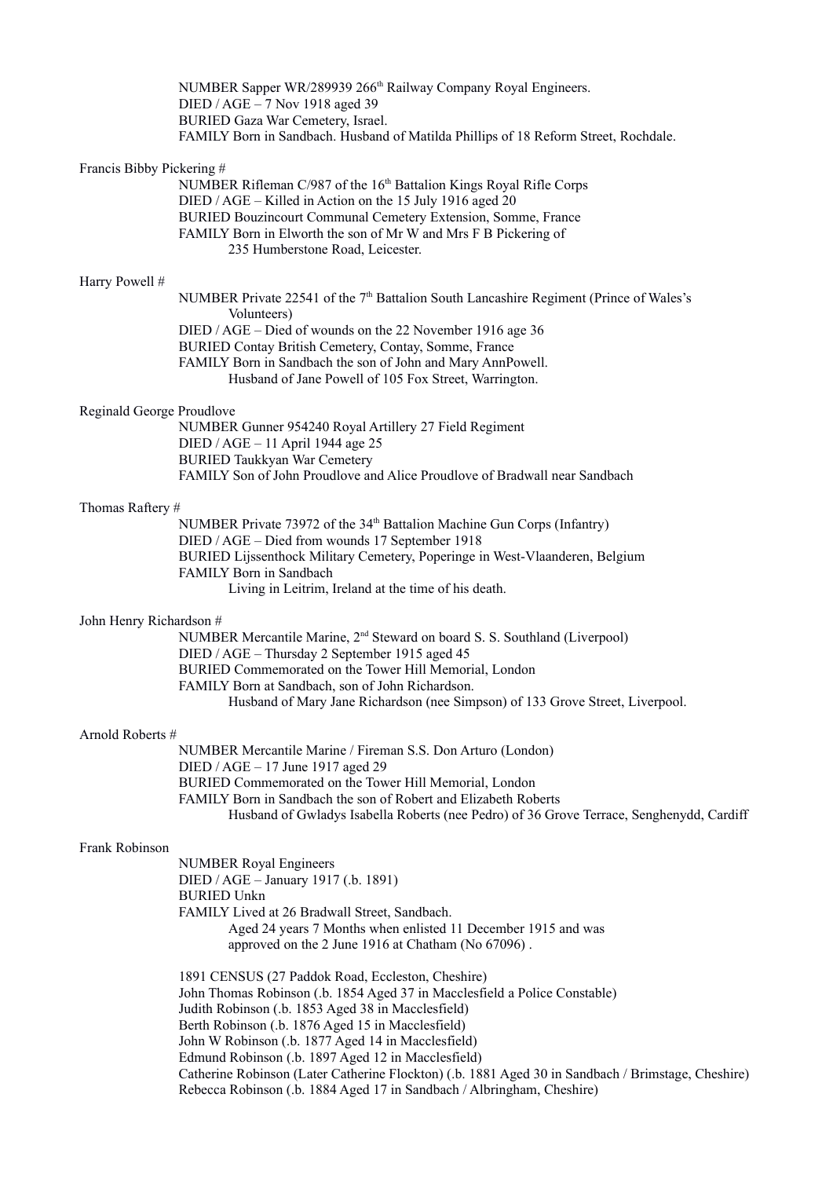NUMBER Sapper WR/289939 266th Railway Company Royal Engineers.
DIED / AGE – 7 Nov 1918 aged 39
BURIED Gaza War Cemetery, Israel.
FAMILY Born in Sandbach. Husband of Matilda Phillips of 18 Reform Street, Rochdale.

Francis Bibby Pickering #

NUMBER Rifleman C/987 of the 16th Battalion Kings Royal Rifle Corps
DIED / AGE – Killed in Action on the 15 July 1916 aged 20
BURIED Bouzincourt Communal Cemetery Extension, Somme, France
FAMILY Born in Elworth the son of Mr W and Mrs F B Pickering of
235 Humberstone Road, Leicester.

Harry Powell #

NUMBER Private 22541 of the 7th Battalion South Lancashire Regiment (Prince of Wales's Volunteers)
DIED / AGE – Died of wounds on the 22 November 1916 age 36
BURIED Contay British Cemetery, Contay, Somme, France
FAMILY Born in Sandbach the son of John and Mary AnnPowell.
Husband of Jane Powell of 105 Fox Street, Warrington.

Reginald George Proudlove

NUMBER Gunner 954240 Royal Artillery 27 Field Regiment
DIED / AGE – 11 April 1944 age 25
BURIED Taukkyan War Cemetery
FAMILY Son of John Proudlove and Alice Proudlove of Bradwall near Sandbach

Thomas Raftery #

NUMBER Private 73972 of the 34th Battalion Machine Gun Corps (Infantry)
DIED / AGE – Died from wounds 17 September 1918
BURIED Lijssenthock Military Cemetery, Poperinge in West-Vlaanderen, Belgium
FAMILY Born in Sandbach
Living in Leitrim, Ireland at the time of his death.

John Henry Richardson #

NUMBER Mercantile Marine, 2nd Steward on board S. S. Southland (Liverpool)
DIED / AGE – Thursday 2 September 1915 aged 45
BURIED Commemorated on the Tower Hill Memorial, London
FAMILY Born at Sandbach, son of John Richardson.
Husband of Mary Jane Richardson (nee Simpson) of 133 Grove Street, Liverpool.

Arnold Roberts #

NUMBER Mercantile Marine / Fireman S.S. Don Arturo (London)
DIED / AGE – 17 June 1917 aged 29
BURIED Commemorated on the Tower Hill Memorial, London
FAMILY Born in Sandbach the son of Robert and Elizabeth Roberts
Husband of Gwladys Isabella Roberts (nee Pedro) of 36 Grove Terrace, Senghenydd, Cardiff

Frank Robinson

NUMBER Royal Engineers
DIED / AGE – January 1917 (.b. 1891)
BURIED Unkn
FAMILY Lived at 26 Bradwall Street, Sandbach.
Aged 24 years 7 Months when enlisted 11 December 1915 and was approved on the 2 June 1916 at Chatham (No 67096) .

1891 CENSUS (27 Paddok Road, Eccleston, Cheshire)
John Thomas Robinson (.b. 1854 Aged 37 in Macclesfield a Police Constable)
Judith Robinson (.b. 1853 Aged 38 in Macclesfield)
Berth Robinson (.b. 1876 Aged 15 in Macclesfield)
John W Robinson (.b. 1877 Aged 14 in Macclesfield)
Edmund Robinson (.b. 1897 Aged 12 in Macclesfield)
Catherine Robinson (Later Catherine Flockton) (.b. 1881 Aged 30 in Sandbach / Brimstage, Cheshire)
Rebecca Robinson (.b. 1884 Aged 17 in Sandbach / Albringham, Cheshire)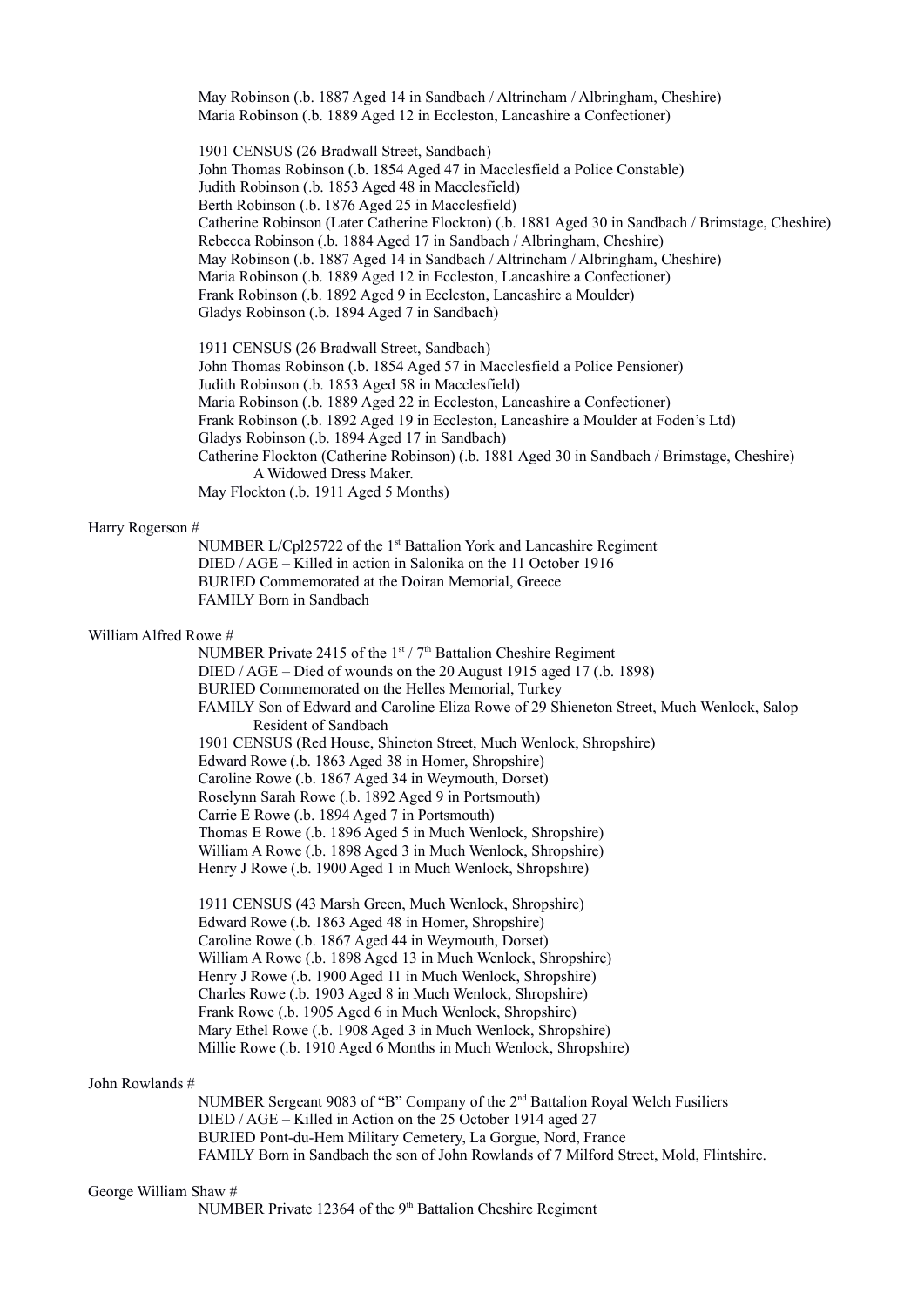May Robinson (.b. 1887 Aged 14 in Sandbach / Altrincham / Albringham, Cheshire)
Maria Robinson (.b. 1889 Aged 12 in Eccleston, Lancashire a Confectioner)

1901 CENSUS (26 Bradwall Street, Sandbach)
John Thomas Robinson (.b. 1854 Aged 47 in Macclesfield a Police Constable)
Judith Robinson (.b. 1853 Aged 48 in Macclesfield)
Berth Robinson (.b. 1876 Aged 25 in Macclesfield)
Catherine Robinson (Later Catherine Flockton) (.b. 1881 Aged 30 in Sandbach / Brimstage, Cheshire)
Rebecca Robinson (.b. 1884 Aged 17 in Sandbach / Albringham, Cheshire)
May Robinson (.b. 1887 Aged 14 in Sandbach / Altrincham / Albringham, Cheshire)
Maria Robinson (.b. 1889 Aged 12 in Eccleston, Lancashire a Confectioner)
Frank Robinson (.b. 1892 Aged 9 in Eccleston, Lancashire a Moulder)
Gladys Robinson (.b. 1894 Aged 7 in Sandbach)

1911 CENSUS (26 Bradwall Street, Sandbach)
John Thomas Robinson (.b. 1854 Aged 57 in Macclesfield a Police Pensioner)
Judith Robinson (.b. 1853 Aged 58 in Macclesfield)
Maria Robinson (.b. 1889 Aged 22 in Eccleston, Lancashire a Confectioner)
Frank Robinson (.b. 1892 Aged 19 in Eccleston, Lancashire a Moulder at Foden's Ltd)
Gladys Robinson (.b. 1894 Aged 17 in Sandbach)
Catherine Flockton (Catherine Robinson) (.b. 1881 Aged 30 in Sandbach / Brimstage, Cheshire) A Widowed Dress Maker.
May Flockton (.b. 1911 Aged 5 Months)

Harry Rogerson #

NUMBER L/Cpl25722 of the 1st Battalion York and Lancashire Regiment
DIED / AGE – Killed in action in Salonika on the 11 October 1916
BURIED Commemorated at the Doiran Memorial, Greece
FAMILY Born in Sandbach

William Alfred Rowe #

NUMBER Private 2415 of the 1st / 7th Battalion Cheshire Regiment
DIED / AGE – Died of wounds on the 20 August 1915 aged 17 (.b. 1898)
BURIED Commemorated on the Helles Memorial, Turkey
FAMILY Son of Edward and Caroline Eliza Rowe of 29 Shieneton Street, Much Wenlock, Salop Resident of Sandbach

1901 CENSUS (Red House, Shineton Street, Much Wenlock, Shropshire)
Edward Rowe (.b. 1863 Aged 38 in Homer, Shropshire)
Caroline Rowe (.b. 1867 Aged 34 in Weymouth, Dorset)
Roselynn Sarah Rowe (.b. 1892 Aged 9 in Portsmouth)
Carrie E Rowe (.b. 1894 Aged 7 in Portsmouth)
Thomas E Rowe (.b. 1896 Aged 5 in Much Wenlock, Shropshire)
William A Rowe (.b. 1898 Aged 3 in Much Wenlock, Shropshire)
Henry J Rowe (.b. 1900 Aged 1 in Much Wenlock, Shropshire)

1911 CENSUS (43 Marsh Green, Much Wenlock, Shropshire)
Edward Rowe (.b. 1863 Aged 48 in Homer, Shropshire)
Caroline Rowe (.b. 1867 Aged 44 in Weymouth, Dorset)
William A Rowe (.b. 1898 Aged 13 in Much Wenlock, Shropshire)
Henry J Rowe (.b. 1900 Aged 11 in Much Wenlock, Shropshire)
Charles Rowe (.b. 1903 Aged 8 in Much Wenlock, Shropshire)
Frank Rowe (.b. 1905 Aged 6 in Much Wenlock, Shropshire)
Mary Ethel Rowe (.b. 1908 Aged 3 in Much Wenlock, Shropshire)
Millie Rowe (.b. 1910 Aged 6 Months in Much Wenlock, Shropshire)

John Rowlands #

NUMBER Sergeant 9083 of "B" Company of the 2nd Battalion Royal Welch Fusiliers
DIED / AGE – Killed in Action on the 25 October 1914 aged 27
BURIED Pont-du-Hem Military Cemetery, La Gorgue, Nord, France
FAMILY Born in Sandbach the son of John Rowlands of 7 Milford Street, Mold, Flintshire.

George William Shaw #

NUMBER Private 12364 of the 9th Battalion Cheshire Regiment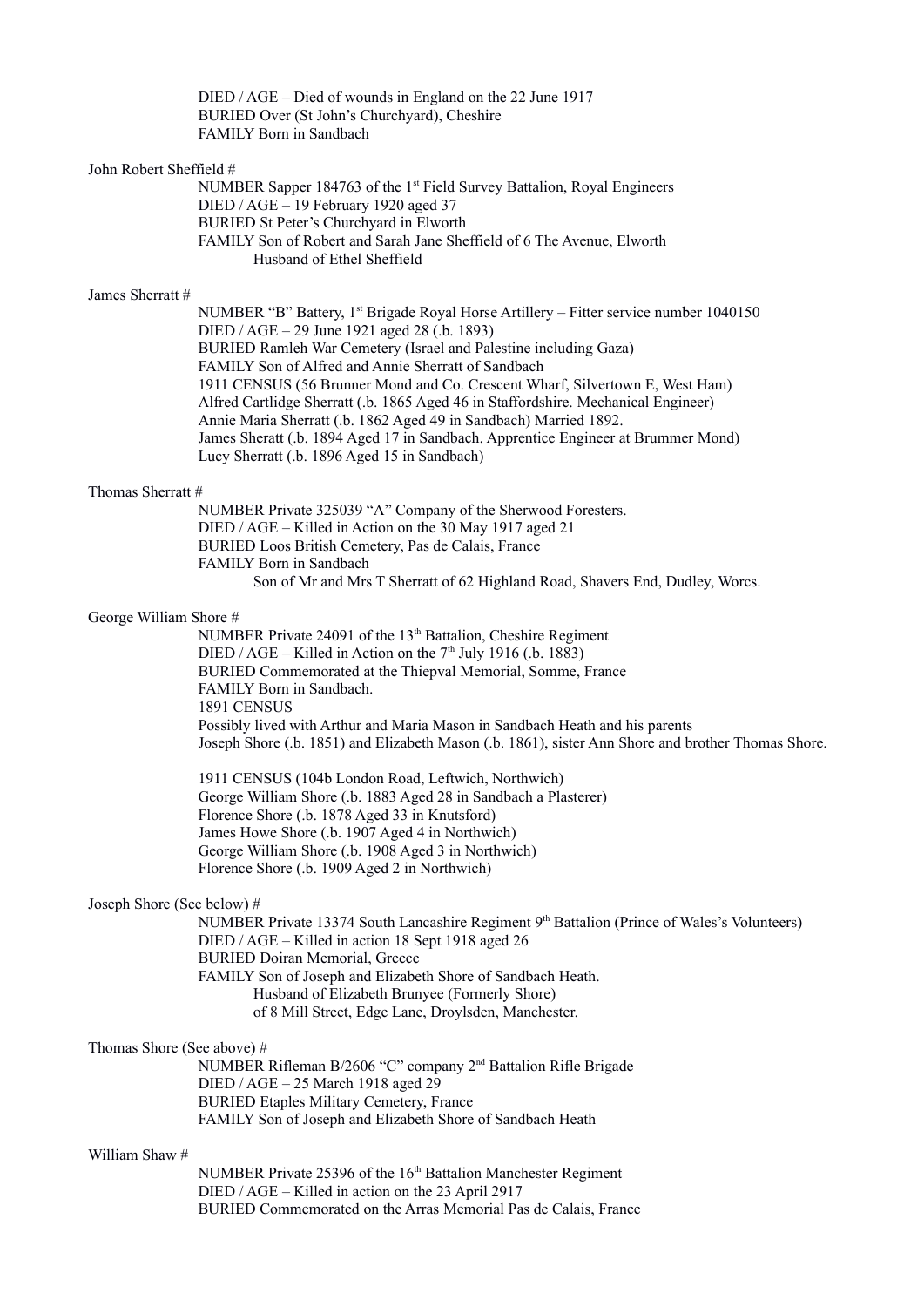DIED / AGE – Died of wounds in England on the 22 June 1917
BURIED Over (St John's Churchyard), Cheshire
FAMILY Born in Sandbach

John Robert Sheffield #

NUMBER Sapper 184763 of the 1st Field Survey Battalion, Royal Engineers
DIED / AGE – 19 February 1920 aged 37
BURIED St Peter's Churchyard in Elworth
FAMILY Son of Robert and Sarah Jane Sheffield of 6 The Avenue, Elworth
Husband of Ethel Sheffield

James Sherratt #

NUMBER "B" Battery, 1st Brigade Royal Horse Artillery – Fitter service number 1040150
DIED / AGE – 29 June 1921 aged 28 (.b. 1893)
BURIED Ramleh War Cemetery (Israel and Palestine including Gaza)
FAMILY Son of Alfred and Annie Sherratt of Sandbach
1911 CENSUS (56 Brunner Mond and Co. Crescent Wharf, Silvertown E, West Ham)
Alfred Cartlidge Sherratt (.b. 1865 Aged 46 in Staffordshire. Mechanical Engineer)
Annie Maria Sherratt (.b. 1862 Aged 49 in Sandbach) Married 1892.
James Sheratt (.b. 1894 Aged 17 in Sandbach. Apprentice Engineer at Brummer Mond)
Lucy Sherratt (.b. 1896 Aged 15 in Sandbach)

Thomas Sherratt #

NUMBER Private 325039 "A" Company of the Sherwood Foresters.
DIED / AGE – Killed in Action on the 30 May 1917 aged 21
BURIED Loos British Cemetery, Pas de Calais, France
FAMILY Born in Sandbach
Son of Mr and Mrs T Sherratt of 62 Highland Road, Shavers End, Dudley, Worcs.

George William Shore #

NUMBER Private 24091 of the 13th Battalion, Cheshire Regiment
DIED / AGE – Killed in Action on the 7th July 1916 (.b. 1883)
BURIED Commemorated at the Thiepval Memorial, Somme, France
FAMILY Born in Sandbach.
1891 CENSUS
Possibly lived with Arthur and Maria Mason in Sandbach Heath and his parents
Joseph Shore (.b. 1851) and Elizabeth Mason (.b. 1861), sister Ann Shore and brother Thomas Shore.

1911 CENSUS (104b London Road, Leftwich, Northwich)
George William Shore (.b. 1883 Aged 28 in Sandbach a Plasterer)
Florence Shore (.b. 1878 Aged 33 in Knutsford)
James Howe Shore (.b. 1907 Aged 4 in Northwich)
George William Shore (.b. 1908 Aged 3 in Northwich)
Florence Shore (.b. 1909 Aged 2 in Northwich)

Joseph Shore (See below) #

NUMBER Private 13374 South Lancashire Regiment 9th Battalion (Prince of Wales's Volunteers)
DIED / AGE – Killed in action 18 Sept 1918 aged 26
BURIED Doiran Memorial, Greece
FAMILY Son of Joseph and Elizabeth Shore of Sandbach Heath.
Husband of Elizabeth Brunyee (Formerly Shore)
of 8 Mill Street, Edge Lane, Droylsden, Manchester.

Thomas Shore (See above) #

NUMBER Rifleman B/2606 "C" company 2nd Battalion Rifle Brigade
DIED / AGE – 25 March 1918 aged 29
BURIED Etaples Military Cemetery, France
FAMILY Son of Joseph and Elizabeth Shore of Sandbach Heath

William Shaw #

NUMBER Private 25396 of the 16th Battalion Manchester Regiment
DIED / AGE – Killed in action on the 23 April 2917
BURIED Commemorated on the Arras Memorial Pas de Calais, France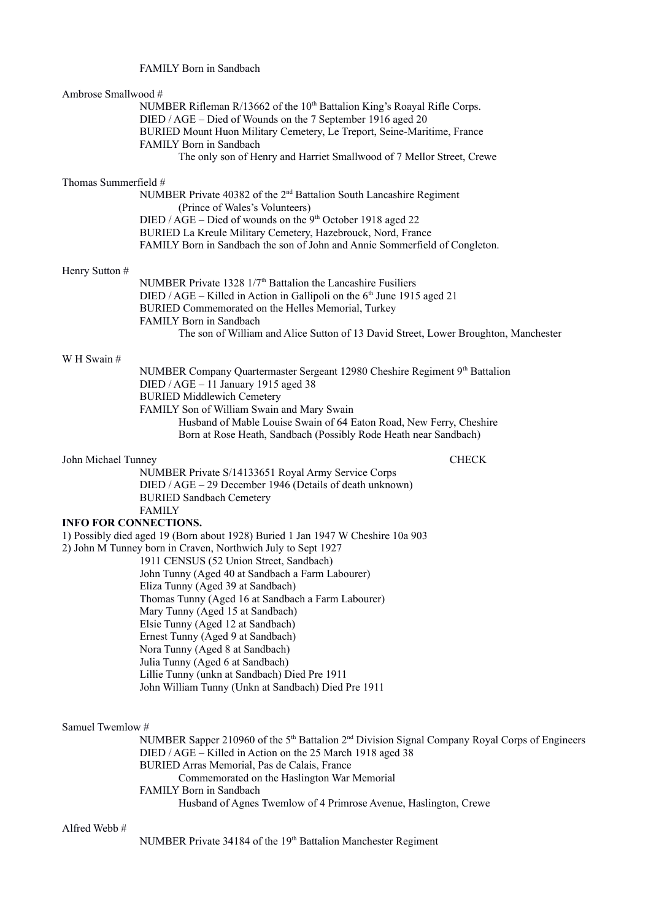FAMILY Born in Sandbach

Ambrose Smallwood #

NUMBER Rifleman R/13662 of the 10th Battalion King's Roayal Rifle Corps.
DIED / AGE – Died of Wounds on the 7 September 1916 aged 20
BURIED Mount Huon Military Cemetery, Le Treport, Seine-Maritime, France
FAMILY Born in Sandbach
The only son of Henry and Harriet Smallwood of 7 Mellor Street, Crewe

Thomas Summerfield #

NUMBER Private 40382 of the 2nd Battalion South Lancashire Regiment
(Prince of Wales's Volunteers)
DIED / AGE – Died of wounds on the 9th October 1918 aged 22
BURIED La Kreule Military Cemetery, Hazebrouck, Nord, France
FAMILY Born in Sandbach the son of John and Annie Sommerfield of Congleton.

Henry Sutton #

NUMBER Private 1328 1/7th Battalion the Lancashire Fusiliers
DIED / AGE – Killed in Action in Gallipoli on the 6th June 1915 aged 21
BURIED Commemorated on the Helles Memorial, Turkey
FAMILY Born in Sandbach
The son of William and Alice Sutton of 13 David Street, Lower Broughton, Manchester

W H Swain #

NUMBER Company Quartermaster Sergeant 12980 Cheshire Regiment 9th Battalion
DIED / AGE – 11 January 1915 aged 38
BURIED Middlewich Cemetery
FAMILY Son of William Swain and Mary Swain
Husband of Mable Louise Swain of 64 Eaton Road, New Ferry, Cheshire
Born at Rose Heath, Sandbach (Possibly Rode Heath near Sandbach)

John Michael Tunney CHECK

NUMBER Private S/14133651 Royal Army Service Corps
DIED / AGE – 29 December 1946 (Details of death unknown)
BURIED Sandbach Cemetery
FAMILY

**INFO FOR CONNECTIONS.**

1) Possibly died aged 19 (Born about 1928) Buried 1 Jan 1947 W Cheshire 10a 903
2) John M Tunney born in Craven, Northwich July to Sept 1927

1911 CENSUS (52 Union Street, Sandbach)
John Tunny (Aged 40 at Sandbach a Farm Labourer)
Eliza Tunny (Aged 39 at Sandbach)
Thomas Tunny (Aged 16 at Sandbach a Farm Labourer)
Mary Tunny (Aged 15 at Sandbach)
Elsie Tunny (Aged 12 at Sandbach)
Ernest Tunny (Aged 9 at Sandbach)
Nora Tunny (Aged 8 at Sandbach)
Julia Tunny (Aged 6 at Sandbach)
Lillie Tunny (unkn at Sandbach) Died Pre 1911
John William Tunny (Unkn at Sandbach) Died Pre 1911

Samuel Twemlow #

NUMBER Sapper 210960 of the 5th Battalion 2nd Division Signal Company Royal Corps of Engineers
DIED / AGE – Killed in Action on the 25 March 1918 aged 38
BURIED Arras Memorial, Pas de Calais, France
Commemorated on the Haslington War Memorial
FAMILY Born in Sandbach
Husband of Agnes Twemlow of 4 Primrose Avenue, Haslington, Crewe

Alfred Webb #

NUMBER Private 34184 of the 19th Battalion Manchester Regiment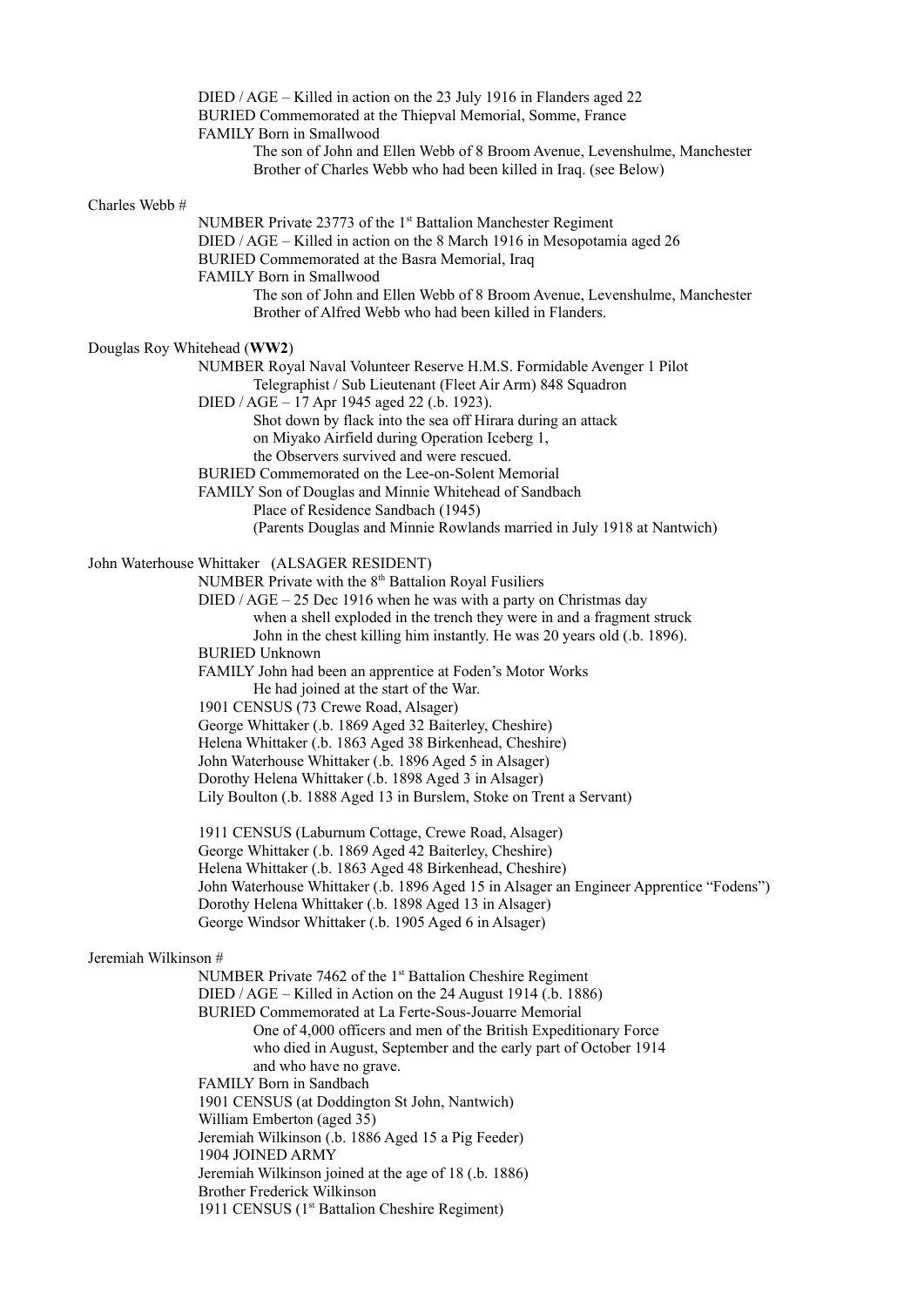DIED / AGE – Killed in action on the 23 July 1916 in Flanders aged 22
BURIED Commemorated at the Thiepval Memorial, Somme, France
FAMILY Born in Smallwood
The son of John and Ellen Webb of 8 Broom Avenue, Levenshulme, Manchester
Brother of Charles Webb who had been killed in Iraq. (see Below)

Charles Webb #

NUMBER Private 23773 of the 1st Battalion Manchester Regiment
DIED / AGE – Killed in action on the 8 March 1916 in Mesopotamia aged 26
BURIED Commemorated at the Basra Memorial, Iraq
FAMILY Born in Smallwood
The son of John and Ellen Webb of 8 Broom Avenue, Levenshulme, Manchester
Brother of Alfred Webb who had been killed in Flanders.

Douglas Roy Whitehead (**WW2**)

NUMBER Royal Naval Volunteer Reserve H.M.S. Formidable Avenger 1 Pilot
Telegraphist / Sub Lieutenant (Fleet Air Arm) 848 Squadron
DIED / AGE – 17 Apr 1945 aged 22 (.b. 1923).
Shot down by flack into the sea off Hirara during an attack
on Miyako Airfield during Operation Iceberg 1,
the Observers survived and were rescued.
BURIED Commemorated on the Lee-on-Solent Memorial
FAMILY Son of Douglas and Minnie Whitehead of Sandbach
Place of Residence Sandbach (1945)
(Parents Douglas and Minnie Rowlands married in July 1918 at Nantwich)

John Waterhouse Whittaker (ALSAGER RESIDENT)

NUMBER Private with the 8th Battalion Royal Fusiliers
DIED / AGE – 25 Dec 1916 when he was with a party on Christmas day
when a shell exploded in the trench they were in and a fragment struck
John in the chest killing him instantly. He was 20 years old (.b. 1896).
BURIED Unknown
FAMILY John had been an apprentice at Foden's Motor Works
He had joined at the start of the War.
1901 CENSUS (73 Crewe Road, Alsager)
George Whittaker (.b. 1869 Aged 32 Baiterley, Cheshire)
Helena Whittaker (.b. 1863 Aged 38 Birkenhead, Cheshire)
John Waterhouse Whittaker (.b. 1896 Aged 5 in Alsager)
Dorothy Helena Whittaker (.b. 1898 Aged 3 in Alsager)
Lily Boulton (.b. 1888 Aged 13 in Burslem, Stoke on Trent a Servant)

1911 CENSUS (Laburnum Cottage, Crewe Road, Alsager)
George Whittaker (.b. 1869 Aged 42 Baiterley, Cheshire)
Helena Whittaker (.b. 1863 Aged 48 Birkenhead, Cheshire)
John Waterhouse Whittaker (.b. 1896 Aged 15 in Alsager an Engineer Apprentice "Fodens")
Dorothy Helena Whittaker (.b. 1898 Aged 13 in Alsager)
George Windsor Whittaker (.b. 1905 Aged 6 in Alsager)

Jeremiah Wilkinson #

NUMBER Private 7462 of the 1st Battalion Cheshire Regiment
DIED / AGE – Killed in Action on the 24 August 1914 (.b. 1886)
BURIED Commemorated at La Ferte-Sous-Jouarre Memorial
One of 4,000 officers and men of the British Expeditionary Force
who died in August, September and the early part of October 1914
and who have no grave.
FAMILY Born in Sandbach
1901 CENSUS (at Doddington St John, Nantwich)
William Emberton (aged 35)
Jeremiah Wilkinson (.b. 1886 Aged 15 a Pig Feeder)
1904 JOINED ARMY
Jeremiah Wilkinson joined at the age of 18 (.b. 1886)
Brother Frederick Wilkinson
1911 CENSUS (1st Battalion Cheshire Regiment)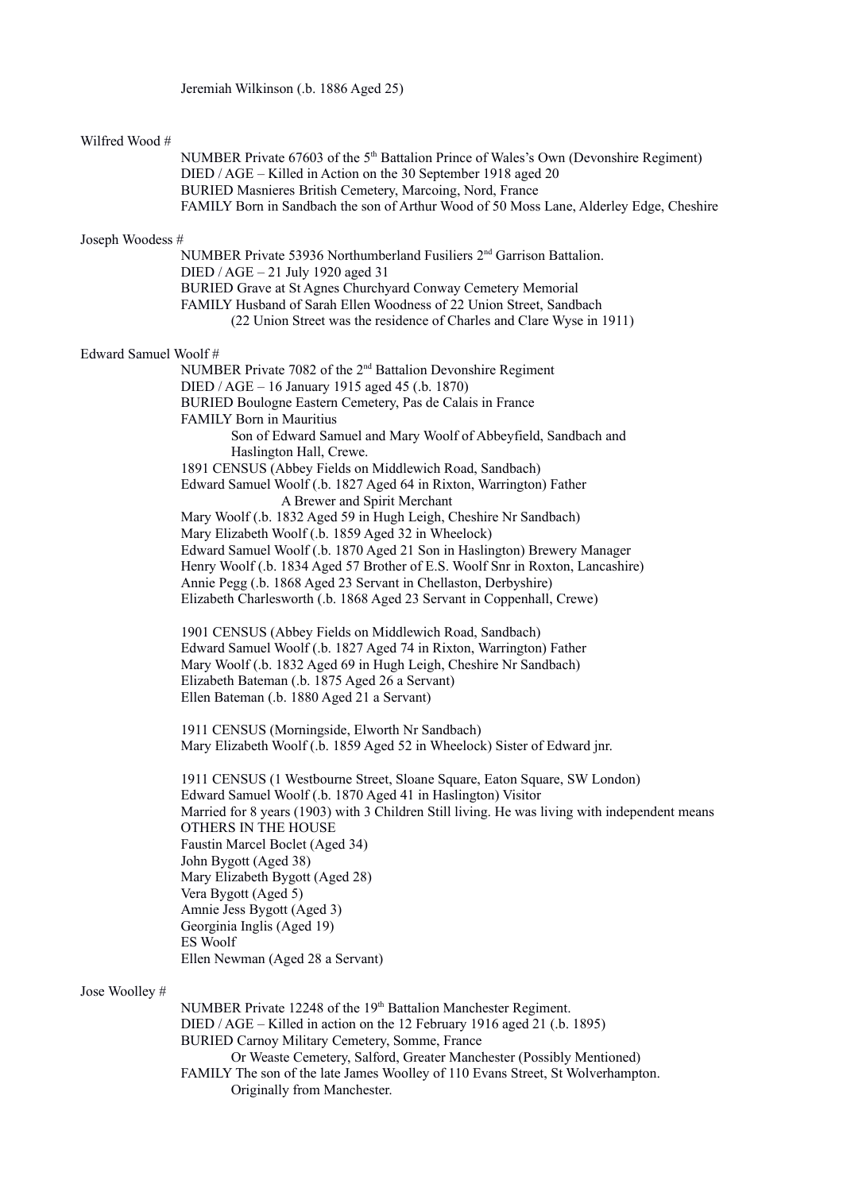Jeremiah Wilkinson (.b. 1886 Aged 25)

Wilfred Wood #

NUMBER Private 67603 of the 5th Battalion Prince of Wales's Own (Devonshire Regiment)
DIED / AGE – Killed in Action on the 30 September 1918 aged 20
BURIED Masnieres British Cemetery, Marcoing, Nord, France
FAMILY Born in Sandbach the son of Arthur Wood of 50 Moss Lane, Alderley Edge, Cheshire

Joseph Woodess #

NUMBER Private 53936 Northumberland Fusiliers 2nd Garrison Battalion.
DIED / AGE – 21 July 1920 aged 31
BURIED Grave at St Agnes Churchyard Conway Cemetery Memorial
FAMILY Husband of Sarah Ellen Woodness of 22 Union Street, Sandbach
(22 Union Street was the residence of Charles and Clare Wyse in 1911)

Edward Samuel Woolf #

NUMBER Private 7082 of the 2nd Battalion Devonshire Regiment
DIED / AGE – 16 January 1915 aged 45 (.b. 1870)
BURIED Boulogne Eastern Cemetery, Pas de Calais in France
FAMILY Born in Mauritius
Son of Edward Samuel and Mary Woolf of Abbeyfield, Sandbach and Haslington Hall, Crewe.

1891 CENSUS (Abbey Fields on Middlewich Road, Sandbach)
Edward Samuel Woolf (.b. 1827 Aged 64 in Rixton, Warrington) Father
A Brewer and Spirit Merchant
Mary Woolf (.b. 1832 Aged 59 in Hugh Leigh, Cheshire Nr Sandbach)
Mary Elizabeth Woolf (.b. 1859 Aged 32 in Wheelock)
Edward Samuel Woolf (.b. 1870 Aged 21 Son in Haslington) Brewery Manager
Henry Woolf (.b. 1834 Aged 57 Brother of E.S. Woolf Snr in Roxton, Lancashire)
Annie Pegg (.b. 1868 Aged 23 Servant in Chellaston, Derbyshire)
Elizabeth Charlesworth (.b. 1868 Aged 23 Servant in Coppenhall, Crewe)

1901 CENSUS (Abbey Fields on Middlewich Road, Sandbach)
Edward Samuel Woolf (.b. 1827 Aged 74 in Rixton, Warrington) Father
Mary Woolf (.b. 1832 Aged 69 in Hugh Leigh, Cheshire Nr Sandbach)
Elizabeth Bateman (.b. 1875 Aged 26 a Servant)
Ellen Bateman (.b. 1880 Aged 21 a Servant)

1911 CENSUS (Morningside, Elworth Nr Sandbach)
Mary Elizabeth Woolf (.b. 1859 Aged 52 in Wheelock) Sister of Edward jnr.

1911 CENSUS (1 Westbourne Street, Sloane Square, Eaton Square, SW London)
Edward Samuel Woolf (.b. 1870 Aged 41 in Haslington) Visitor
Married for 8 years (1903) with 3 Children Still living. He was living with independent means
OTHERS IN THE HOUSE
Faustin Marcel Boclet (Aged 34)
John Bygott (Aged 38)
Mary Elizabeth Bygott (Aged 28)
Vera Bygott (Aged 5)
Amnie Jess Bygott (Aged 3)
Georginia Inglis (Aged 19)
ES Woolf
Ellen Newman (Aged 28 a Servant)

Jose Woolley #

NUMBER Private 12248 of the 19th Battalion Manchester Regiment.
DIED / AGE – Killed in action on the 12 February 1916 aged 21 (.b. 1895)
BURIED Carnoy Military Cemetery, Somme, France
Or Weaste Cemetery, Salford, Greater Manchester (Possibly Mentioned)
FAMILY The son of the late James Woolley of 110 Evans Street, St Wolverhampton.
Originally from Manchester.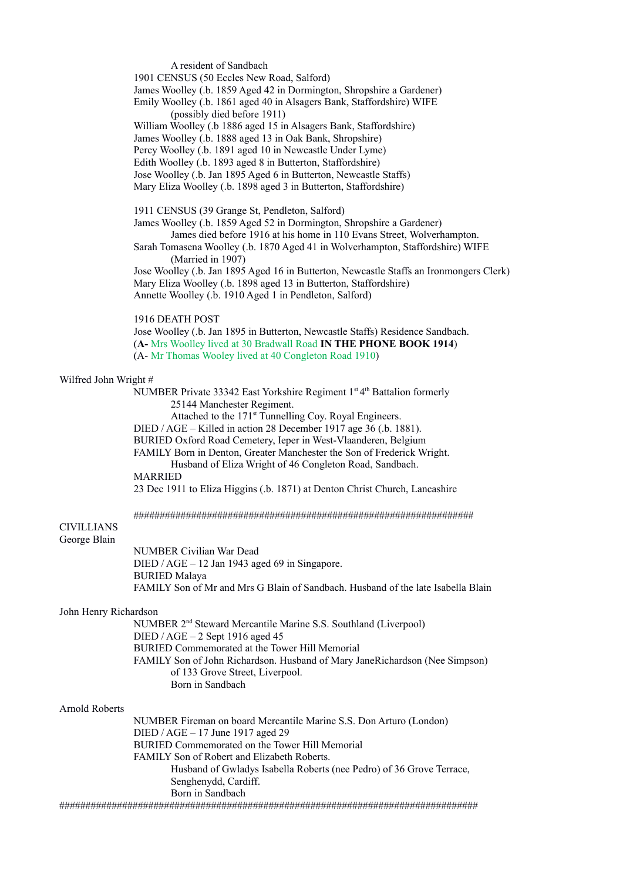A resident of Sandbach

1901 CENSUS (50 Eccles New Road, Salford)
James Woolley (.b. 1859 Aged 42 in Dormington, Shropshire a Gardener)
Emily Woolley (.b. 1861 aged 40 in Alsagers Bank, Staffordshire) WIFE
(possibly died before 1911)
William Woolley (.b 1886 aged 15 in Alsagers Bank, Staffordshire)
James Woolley (.b. 1888 aged 13 in Oak Bank, Shropshire)
Percy Woolley (.b. 1891 aged 10 in Newcastle Under Lyme)
Edith Woolley (.b. 1893 aged 8 in Butterton, Staffordshire)
Jose Woolley (.b. Jan 1895 Aged 6 in Butterton, Newcastle Staffs)
Mary Eliza Woolley (.b. 1898 aged 3 in Butterton, Staffordshire)

1911 CENSUS (39 Grange St, Pendleton, Salford)
James Woolley (.b. 1859 Aged 52 in Dormington, Shropshire a Gardener)
James died before 1916 at his home in 110 Evans Street, Wolverhampton.
Sarah Tomasena Woolley (.b. 1870 Aged 41 in Wolverhampton, Staffordshire) WIFE
(Married in 1907)
Jose Woolley (.b. Jan 1895 Aged 16 in Butterton, Newcastle Staffs an Ironmongers Clerk)
Mary Eliza Woolley (.b. 1898 aged 13 in Butterton, Staffordshire)
Annette Woolley (.b. 1910 Aged 1 in Pendleton, Salford)

1916 DEATH POST
Jose Woolley (.b. Jan 1895 in Butterton, Newcastle Staffs) Residence Sandbach.
(**A-** Mrs Woolley lived at 30 Bradwall Road **IN THE PHONE BOOK 1914**)
(A- Mr Thomas Wooley lived at 40 Congleton Road 1910)

Wilfred John Wright #

NUMBER Private 33342 East Yorkshire Regiment 1st 4th Battalion formerly
25144 Manchester Regiment.
Attached to the 171st Tunnelling Coy. Royal Engineers.
DIED / AGE – Killed in action 28 December 1917 age 36 (.b. 1881).
BURIED Oxford Road Cemetery, Ieper in West-Vlaanderen, Belgium
FAMILY Born in Denton, Greater Manchester the Son of Frederick Wright.
Husband of Eliza Wright of 46 Congleton Road, Sandbach.
MARRIED
23 Dec 1911 to Eliza Higgins (.b. 1871) at Denton Christ Church, Lancashire

##################################################################

CIVILLIANS

George Blain

NUMBER Civilian War Dead
DIED / AGE – 12 Jan 1943 aged 69 in Singapore.
BURIED Malaya
FAMILY Son of Mr and Mrs G Blain of Sandbach. Husband of the late Isabella Blain

John Henry Richardson

NUMBER 2nd Steward Mercantile Marine S.S. Southland (Liverpool)
DIED / AGE – 2 Sept 1916 aged 45
BURIED Commemorated at the Tower Hill Memorial
FAMILY Son of John Richardson. Husband of Mary JaneRichardson (Nee Simpson)
of 133 Grove Street, Liverpool.
Born in Sandbach

Arnold Roberts

NUMBER Fireman on board Mercantile Marine S.S. Don Arturo (London)
DIED / AGE – 17 June 1917 aged 29
BURIED Commemorated on the Tower Hill Memorial
FAMILY Son of Robert and Elizabeth Roberts.
Husband of Gwladys Isabella Roberts (nee Pedro) of 36 Grove Terrace,
Senghenydd, Cardiff.
Born in Sandbach

################################################################################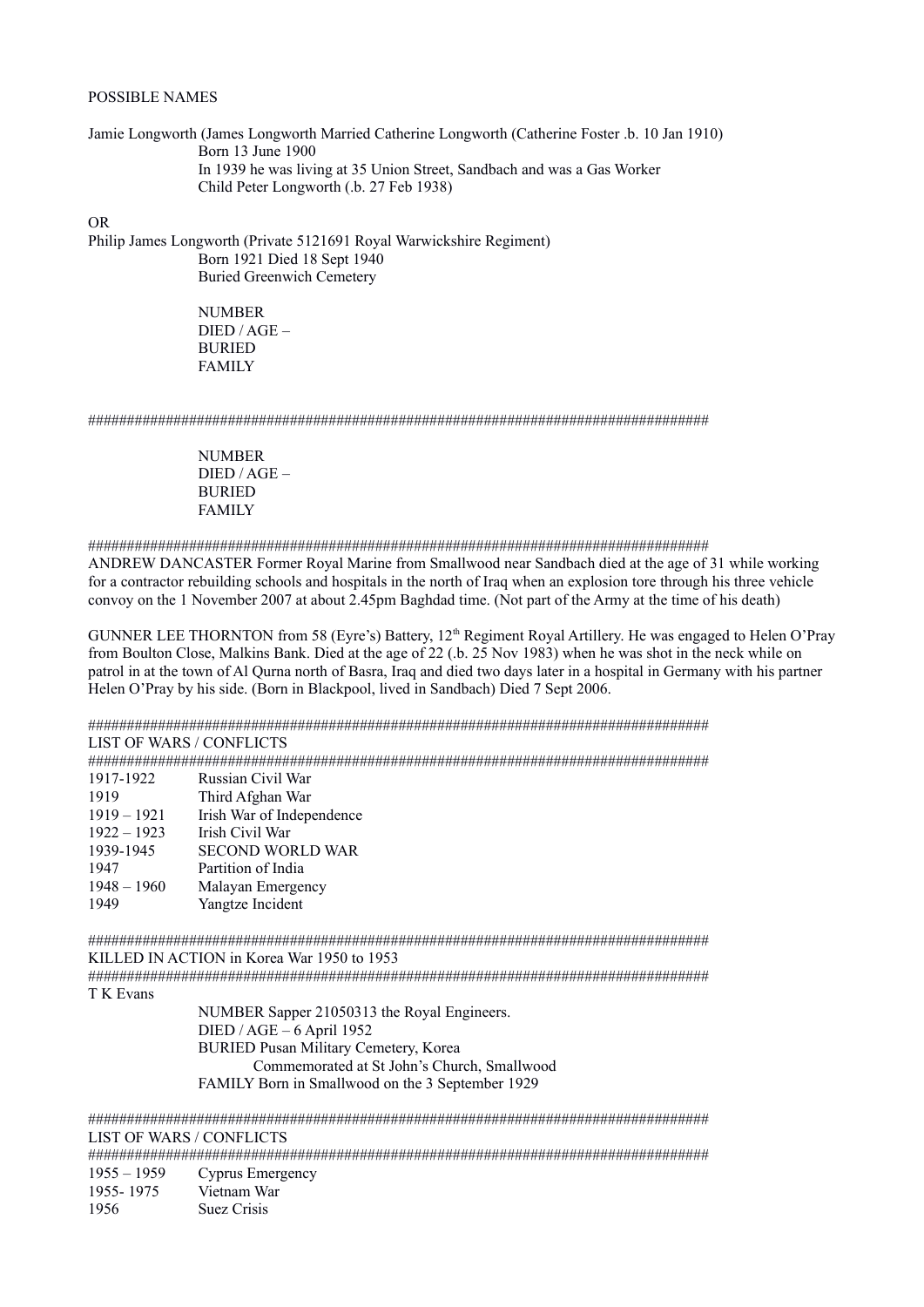POSSIBLE NAMES

Jamie Longworth (James Longworth Married Catherine Longworth (Catherine Foster .b. 10 Jan 1910)
Born 13 June 1900
In 1939 he was living at 35 Union Street, Sandbach and was a Gas Worker
Child Peter Longworth (.b. 27 Feb 1938)

OR
Philip James Longworth (Private 5121691 Royal Warwickshire Regiment)
Born 1921 Died 18 Sept 1940
Buried Greenwich Cemetery

NUMBER
DIED / AGE –
BURIED
FAMILY

################################################################################

NUMBER
DIED / AGE –
BURIED
FAMILY

################################################################################
ANDREW DANCASTER Former Royal Marine from Smallwood near Sandbach died at the age of 31 while working for a contractor rebuilding schools and hospitals in the north of Iraq when an explosion tore through his three vehicle convoy on the 1 November 2007 at about 2.45pm Baghdad time. (Not part of the Army at the time of his death)

GUNNER LEE THORNTON from 58 (Eyre's) Battery, 12th Regiment Royal Artillery. He was engaged to Helen O'Pray from Boulton Close, Malkins Bank. Died at the age of 22 (.b. 25 Nov 1983) when he was shot in the neck while on patrol in at the town of Al Qurna north of Basra, Iraq and died two days later in a hospital in Germany with his partner Helen O'Pray by his side. (Born in Blackpool, lived in Sandbach) Died 7 Sept 2006.

################################################################################
LIST OF WARS / CONFLICTS
################################################################################

| | |
|---|---|
| 1917-1922 | Russian Civil War |
| 1919 | Third Afghan War |
| 1919 – 1921 | Irish War of Independence |
| 1922 – 1923 | Irish Civil War |
| 1939-1945 | SECOND WORLD WAR |
| 1947 | Partition of India |
| 1948 – 1960 | Malayan Emergency |
| 1949 | Yangtze Incident |

################################################################################
KILLED IN ACTION in Korea War 1950 to 1953
################################################################################
T K Evans

NUMBER Sapper 21050313 the Royal Engineers.
DIED / AGE – 6 April 1952
BURIED Pusan Military Cemetery, Korea
Commemorated at St John's Church, Smallwood
FAMILY Born in Smallwood on the 3 September 1929

################################################################################
LIST OF WARS / CONFLICTS
################################################################################

| | |
|---|---|
| 1955 – 1959 | Cyprus Emergency |
| 1955- 1975 | Vietnam War |
| 1956 | Suez Crisis |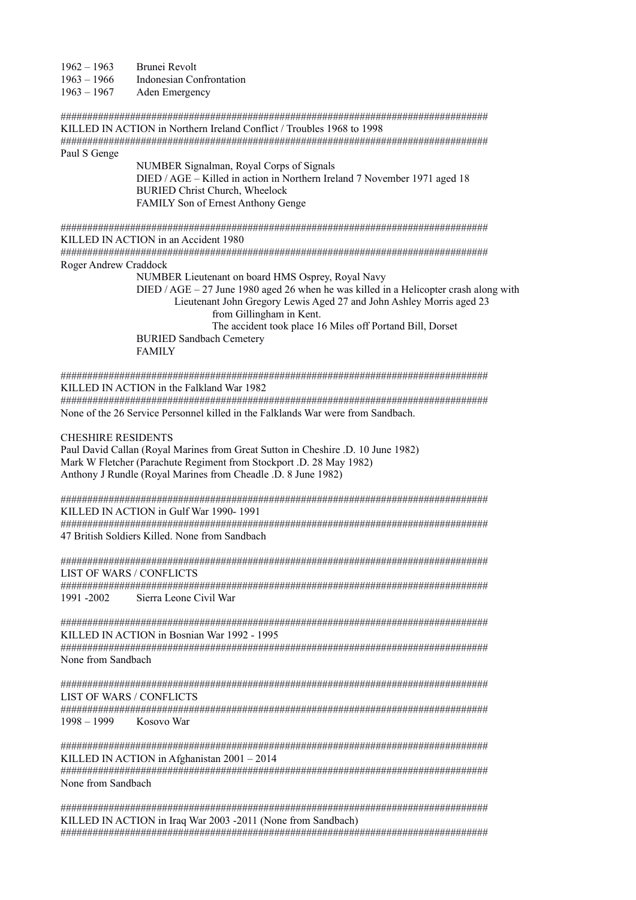1962 – 1963 Brunei Revolt
1963 – 1966 Indonesian Confrontation
1963 – 1967 Aden Emergency

################################################################################
KILLED IN ACTION in Northern Ireland Conflict / Troubles 1968 to 1998
################################################################################

Paul S Genge

NUMBER Signalman, Royal Corps of Signals
DIED / AGE – Killed in action in Northern Ireland 7 November 1971 aged 18
BURIED Christ Church, Wheelock
FAMILY Son of Ernest Anthony Genge

################################################################################
KILLED IN ACTION in an Accident 1980
################################################################################

Roger Andrew Craddock

NUMBER Lieutenant on board HMS Osprey, Royal Navy
DIED / AGE – 27 June 1980 aged 26 when he was killed in a Helicopter crash along with Lieutenant John Gregory Lewis Aged 27 and John Ashley Morris aged 23 from Gillingham in Kent.
The accident took place 16 Miles off Portand Bill, Dorset
BURIED Sandbach Cemetery
FAMILY

################################################################################
KILLED IN ACTION in the Falkland War 1982
################################################################################

None of the 26 Service Personnel killed in the Falklands War were from Sandbach.

CHESHIRE RESIDENTS
Paul David Callan (Royal Marines from Great Sutton in Cheshire .D. 10 June 1982)
Mark W Fletcher (Parachute Regiment from Stockport .D. 28 May 1982)
Anthony J Rundle (Royal Marines from Cheadle .D. 8 June 1982)

################################################################################
KILLED IN ACTION in Gulf War 1990- 1991
################################################################################

47 British Soldiers Killed. None from Sandbach

################################################################################
LIST OF WARS / CONFLICTS
################################################################################

1991 -2002 Sierra Leone Civil War

################################################################################
KILLED IN ACTION in Bosnian War 1992 - 1995
################################################################################

None from Sandbach

################################################################################
LIST OF WARS / CONFLICTS
################################################################################

1998 – 1999 Kosovo War

################################################################################
KILLED IN ACTION in Afghanistan 2001 – 2014
################################################################################

None from Sandbach

################################################################################
KILLED IN ACTION in Iraq War 2003 -2011 (None from Sandbach)
################################################################################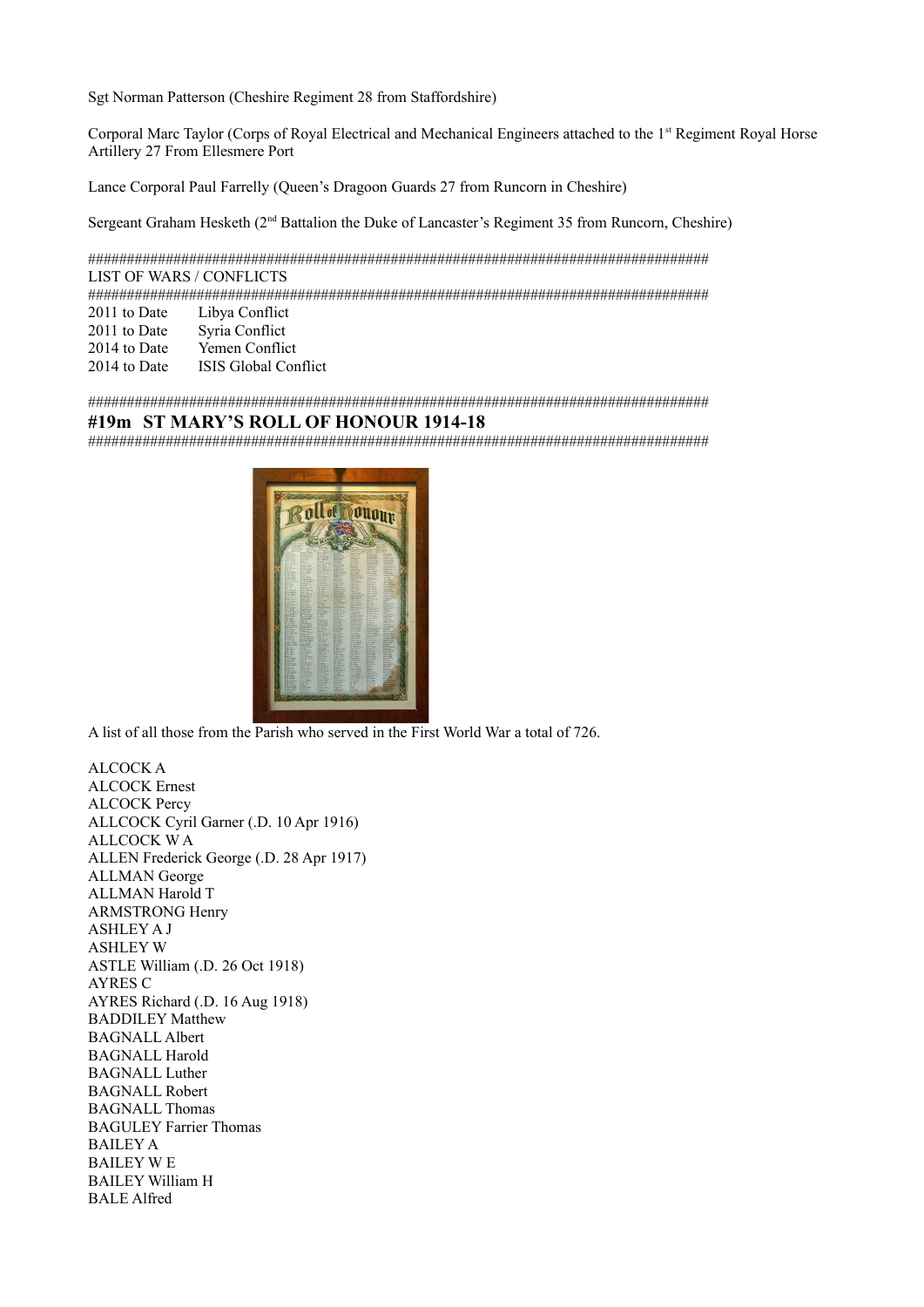Sgt Norman Patterson (Cheshire Regiment 28 from Staffordshire)

Corporal Marc Taylor (Corps of Royal Electrical and Mechanical Engineers attached to the 1st Regiment Royal Horse Artillery 27 From Ellesmere Port

Lance Corporal Paul Farrelly (Queen's Dragoon Guards 27 from Runcorn in Cheshire)

Sergeant Graham Hesketh (2nd Battalion the Duke of Lancaster's Regiment 35 from Runcorn, Cheshire)

###################################################################################
LIST OF WARS / CONFLICTS
###################################################################################

2011 to Date Libya Conflict
2011 to Date Syria Conflict
2014 to Date Yemen Conflict
2014 to Date ISIS Global Conflict

###################################################################################
## #19m ST MARY'S ROLL OF HONOUR 1914-18
###################################################################################

A list of all those from the Parish who served in the First World War a total of 726.

ALCOCK A
ALCOCK Ernest
ALCOCK Percy
ALLCOCK Cyril Garner (.D. 10 Apr 1916)
ALLCOCK W A
ALLEN Frederick George (.D. 28 Apr 1917)
ALLMAN George
ALLMAN Harold T
ARMSTRONG Henry
ASHLEY A J
ASHLEY W
ASTLE William (.D. 26 Oct 1918)
AYRES C
AYRES Richard (.D. 16 Aug 1918)
BADDILEY Matthew
BAGNALL Albert
BAGNALL Harold
BAGNALL Luther
BAGNALL Robert
BAGNALL Thomas
BAGULEY Farrier Thomas
BAILEY A
BAILEY W E
BAILEY William H
BALE Alfred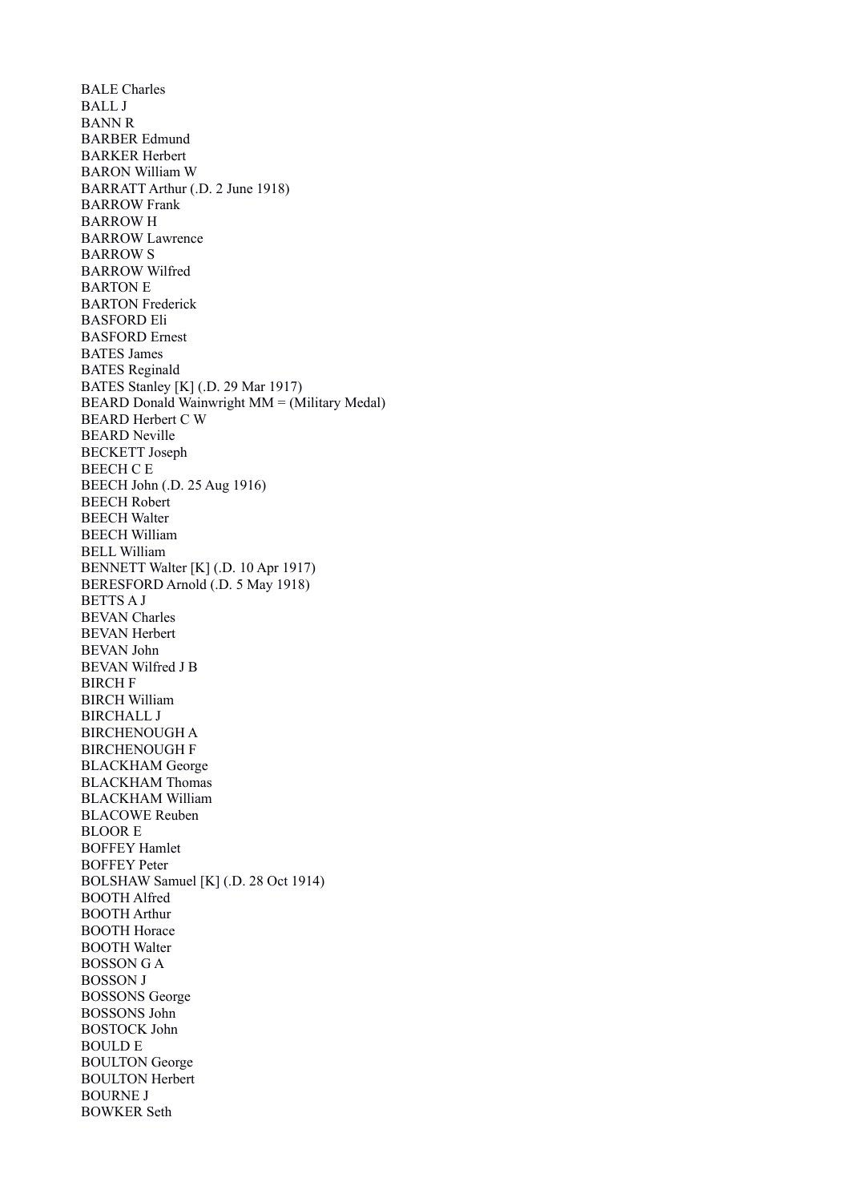BALE Charles
BALL J
BANN R
BARBER Edmund
BARKER Herbert
BARON William W
BARRATT Arthur (.D. 2 June 1918)
BARROW Frank
BARROW H
BARROW Lawrence
BARROW S
BARROW Wilfred
BARTON E
BARTON Frederick
BASFORD Eli
BASFORD Ernest
BATES James
BATES Reginald
BATES Stanley [K] (.D. 29 Mar 1917)
BEARD Donald Wainwright MM = (Military Medal)
BEARD Herbert C W
BEARD Neville
BECKETT Joseph
BEECH C E
BEECH John (.D. 25 Aug 1916)
BEECH Robert
BEECH Walter
BEECH William
BELL William
BENNETT Walter [K] (.D. 10 Apr 1917)
BERESFORD Arnold (.D. 5 May 1918)
BETTS A J
BEVAN Charles
BEVAN Herbert
BEVAN John
BEVAN Wilfred J B
BIRCH F
BIRCH William
BIRCHALL J
BIRCHENOUGH A
BIRCHENOUGH F
BLACKHAM George
BLACKHAM Thomas
BLACKHAM William
BLACOWE Reuben
BLOOR E
BOFFEY Hamlet
BOFFEY Peter
BOLSHAW Samuel [K] (.D. 28 Oct 1914)
BOOTH Alfred
BOOTH Arthur
BOOTH Horace
BOOTH Walter
BOSSON G A
BOSSON J
BOSSONS George
BOSSONS John
BOSTOCK John
BOULD E
BOULTON George
BOULTON Herbert
BOURNE J
BOWKER Seth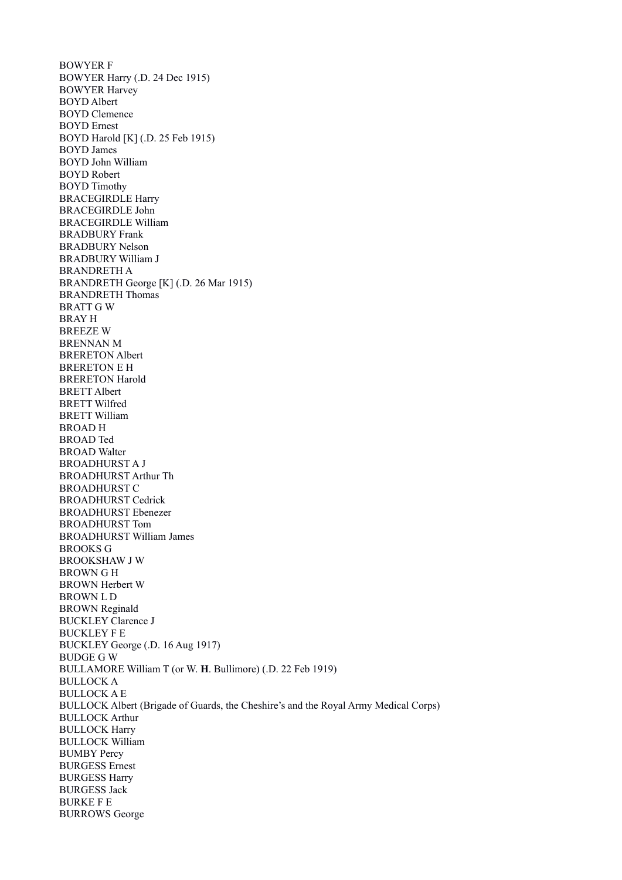BOWYER F  
BOWYER Harry (.D. 24 Dec 1915)  
BOWYER Harvey  
BOYD Albert  
BOYD Clemence  
BOYD Ernest  
BOYD Harold [K] (.D. 25 Feb 1915)  
BOYD James  
BOYD John William  
BOYD Robert  
BOYD Timothy  
BRACEGIRDLE Harry  
BRACEGIRDLE John  
BRACEGIRDLE William  
BRADBURY Frank  
BRADBURY Nelson  
BRADBURY William J  
BRANDRETH A  
BRANDRETH George [K] (.D. 26 Mar 1915)  
BRANDRETH Thomas  
BRATT G W  
BRAY H  
BREEZE W  
BRENNAN M  
BRERETON Albert  
BRERETON E H  
BRERETON Harold  
BRETT Albert  
BRETT Wilfred  
BRETT William  
BROAD H  
BROAD Ted  
BROAD Walter  
BROADHURST A J  
BROADHURST Arthur Th  
BROADHURST C  
BROADHURST Cedrick  
BROADHURST Ebenezer  
BROADHURST Tom  
BROADHURST William James  
BROOKS G  
BROOKSHAW J W  
BROWN G H  
BROWN Herbert W  
BROWN L D  
BROWN Reginald  
BUCKLEY Clarence J  
BUCKLEY F E  
BUCKLEY George (.D. 16 Aug 1917)  
BUDGE G W  
BULLAMORE William T (or W. **H**. Bullimore) (.D. 22 Feb 1919)  
BULLOCK A  
BULLOCK A E  
BULLOCK Albert (Brigade of Guards, the Cheshire's and the Royal Army Medical Corps)  
BULLOCK Arthur  
BULLOCK Harry  
BULLOCK William  
BUMBY Percy  
BURGESS Ernest  
BURGESS Harry  
BURGESS Jack  
BURKE F E  
BURROWS George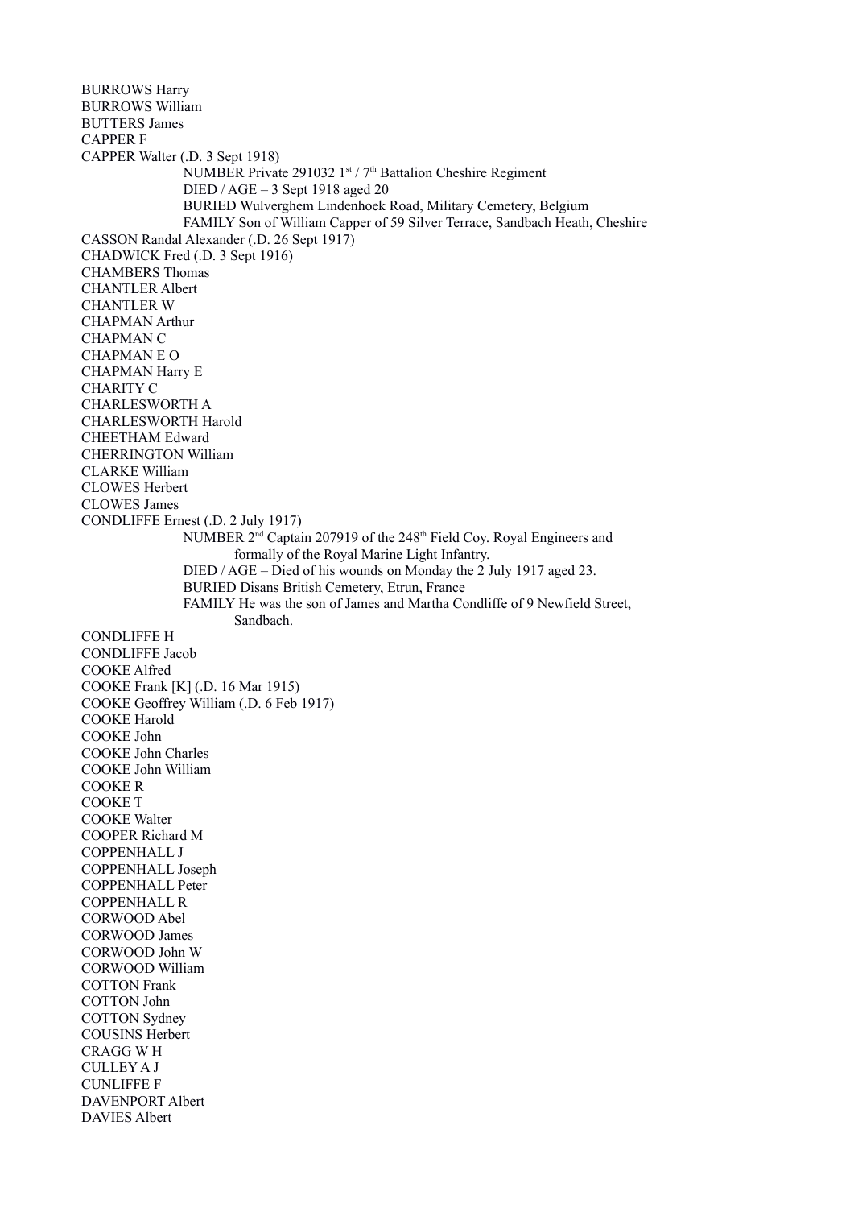BURROWS Harry
BURROWS William
BUTTERS James
CAPPER F
CAPPER Walter (.D. 3 Sept 1918)

> NUMBER Private 291032 1st / 7th Battalion Cheshire Regiment
> DIED / AGE – 3 Sept 1918 aged 20
> BURIED Wulverghem Lindenhoek Road, Military Cemetery, Belgium
> FAMILY Son of William Capper of 59 Silver Terrace, Sandbach Heath, Cheshire

CASSON Randal Alexander (.D. 26 Sept 1917)
CHADWICK Fred (.D. 3 Sept 1916)
CHAMBERS Thomas
CHANTLER Albert
CHANTLER W
CHAPMAN Arthur
CHAPMAN C
CHAPMAN E O
CHAPMAN Harry E
CHARITY C
CHARLESWORTH A
CHARLESWORTH Harold
CHEETHAM Edward
CHERRINGTON William
CLARKE William
CLOWES Herbert
CLOWES James
CONDLIFFE Ernest (.D. 2 July 1917)

> NUMBER 2nd Captain 207919 of the 248th Field Coy. Royal Engineers and formally of the Royal Marine Light Infantry.
> DIED / AGE – Died of his wounds on Monday the 2 July 1917 aged 23.
> BURIED Disans British Cemetery, Etrun, France
> FAMILY He was the son of James and Martha Condliffe of 9 Newfield Street, Sandbach.

CONDLIFFE H
CONDLIFFE Jacob
COOKE Alfred
COOKE Frank [K] (.D. 16 Mar 1915)
COOKE Geoffrey William (.D. 6 Feb 1917)
COOKE Harold
COOKE John
COOKE John Charles
COOKE John William
COOKE R
COOKE T
COOKE Walter
COOPER Richard M
COPPENHALL J
COPPENHALL Joseph
COPPENHALL Peter
COPPENHALL R
CORWOOD Abel
CORWOOD James
CORWOOD John W
CORWOOD William
COTTON Frank
COTTON John
COTTON Sydney
COUSINS Herbert
CRAGG W H
CULLEY A J
CUNLIFFE F
DAVENPORT Albert
DAVIES Albert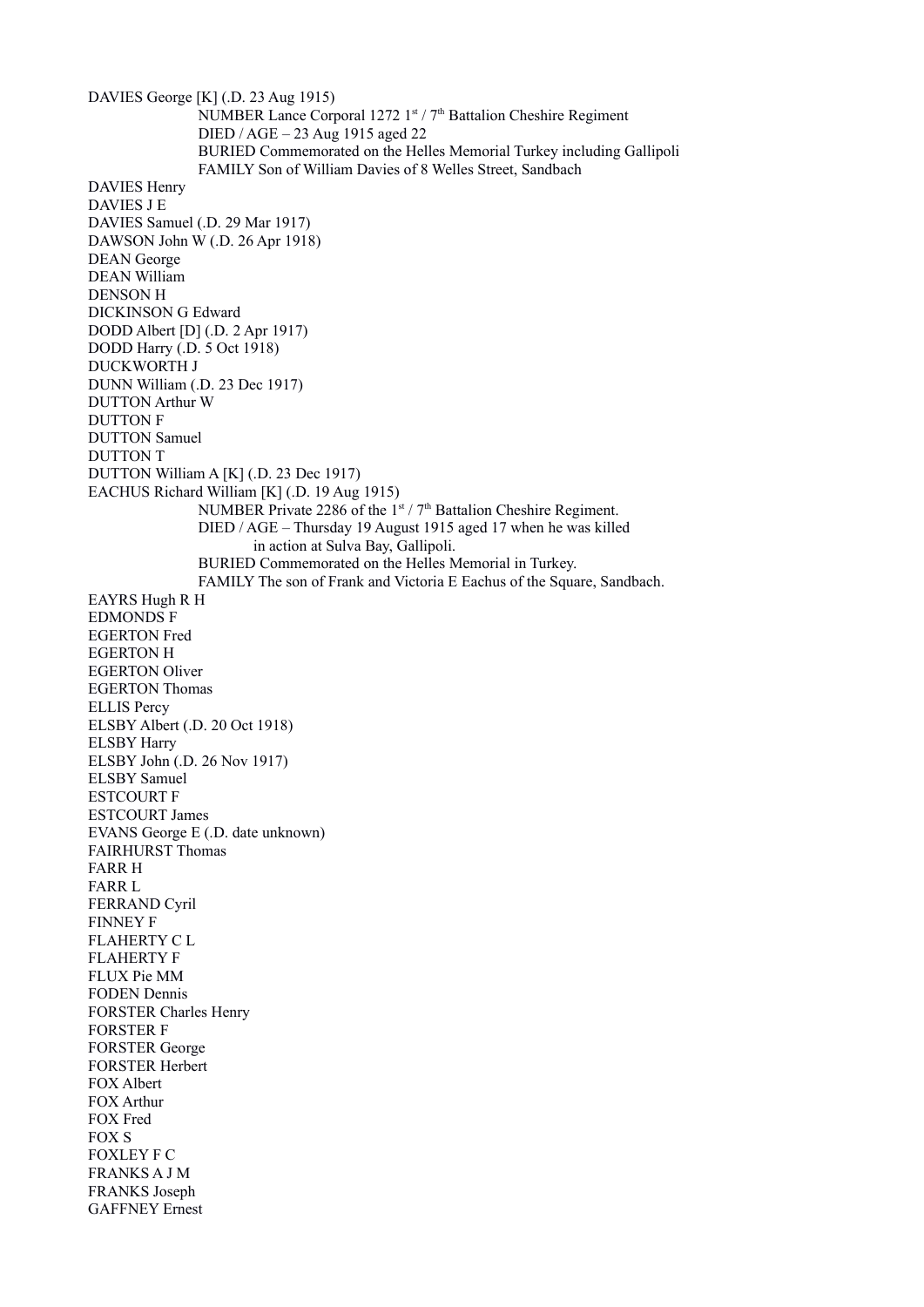DAVIES George [K] (.D. 23 Aug 1915)

NUMBER Lance Corporal 1272 1st / 7th Battalion Cheshire Regiment
DIED / AGE – 23 Aug 1915 aged 22
BURIED Commemorated on the Helles Memorial Turkey including Gallipoli
FAMILY Son of William Davies of 8 Welles Street, Sandbach

DAVIES Henry
DAVIES J E
DAVIES Samuel (.D. 29 Mar 1917)
DAWSON John W (.D. 26 Apr 1918)
DEAN George
DEAN William
DENSON H
DICKINSON G Edward
DODD Albert [D] (.D. 2 Apr 1917)
DODD Harry (.D. 5 Oct 1918)
DUCKWORTH J
DUNN William (.D. 23 Dec 1917)
DUTTON Arthur W
DUTTON F
DUTTON Samuel
DUTTON T
DUTTON William A [K] (.D. 23 Dec 1917)
EACHUS Richard William [K] (.D. 19 Aug 1915)

NUMBER Private 2286 of the 1st / 7th Battalion Cheshire Regiment.
DIED / AGE – Thursday 19 August 1915 aged 17 when he was killed in action at Sulva Bay, Gallipoli.
BURIED Commemorated on the Helles Memorial in Turkey.
FAMILY The son of Frank and Victoria E Eachus of the Square, Sandbach.

EAYRS Hugh R H
EDMONDS F
EGERTON Fred
EGERTON H
EGERTON Oliver
EGERTON Thomas
ELLIS Percy
ELSBY Albert (.D. 20 Oct 1918)
ELSBY Harry
ELSBY John (.D. 26 Nov 1917)
ELSBY Samuel
ESTCOURT F
ESTCOURT James
EVANS George E (.D. date unknown)
FAIRHURST Thomas
FARR H
FARR L
FERRAND Cyril
FINNEY F
FLAHERTY C L
FLAHERTY F
FLUX Pie MM
FODEN Dennis
FORSTER Charles Henry
FORSTER F
FORSTER George
FORSTER Herbert
FOX Albert
FOX Arthur
FOX Fred
FOX S
FOXLEY F C
FRANKS A J M
FRANKS Joseph
GAFFNEY Ernest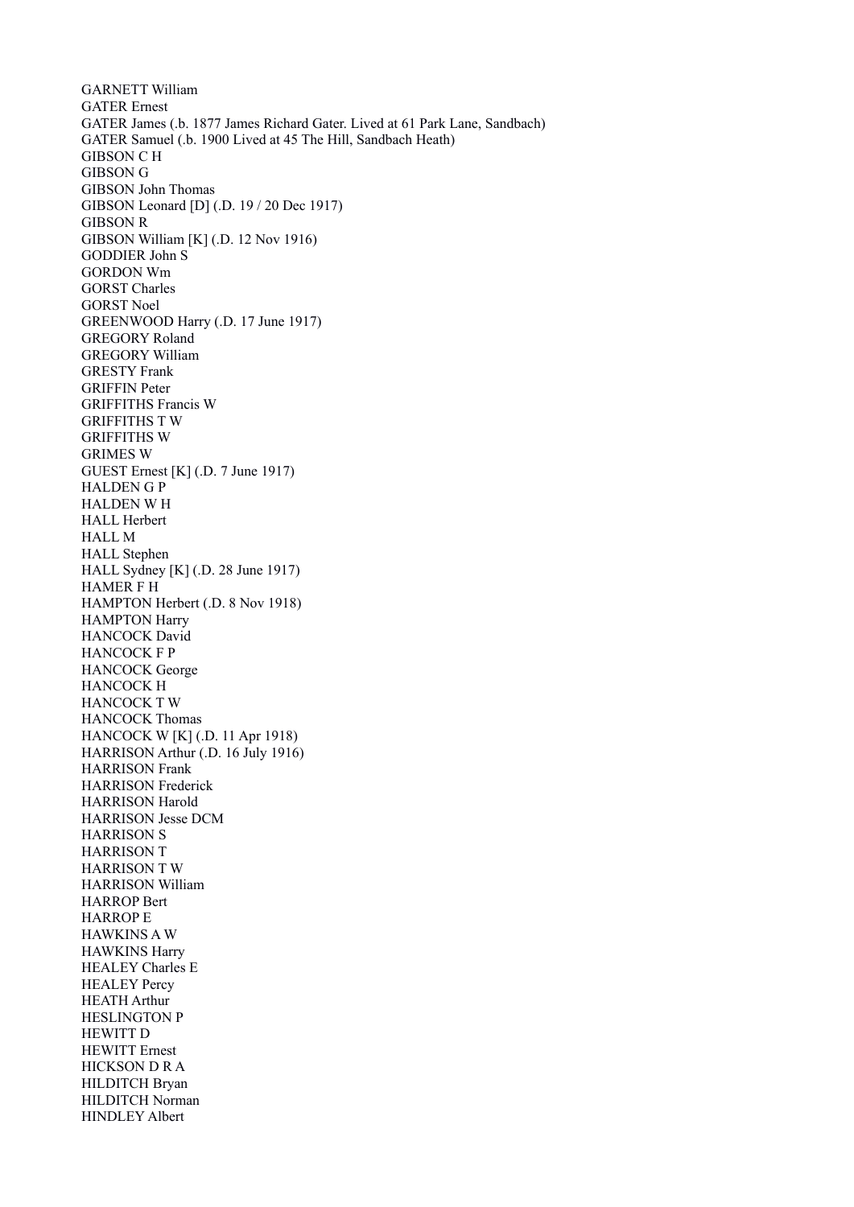GARNETT William
GATER Ernest
GATER James (.b. 1877 James Richard Gater. Lived at 61 Park Lane, Sandbach)
GATER Samuel (.b. 1900 Lived at 45 The Hill, Sandbach Heath)
GIBSON C H
GIBSON G
GIBSON John Thomas
GIBSON Leonard [D] (.D. 19 / 20 Dec 1917)
GIBSON R
GIBSON William [K] (.D. 12 Nov 1916)
GODDIER John S
GORDON Wm
GORST Charles
GORST Noel
GREENWOOD Harry (.D. 17 June 1917)
GREGORY Roland
GREGORY William
GRESTY Frank
GRIFFIN Peter
GRIFFITHS Francis W
GRIFFITHS T W
GRIFFITHS W
GRIMES W
GUEST Ernest [K] (.D. 7 June 1917)
HALDEN G P
HALDEN W H
HALL Herbert
HALL M
HALL Stephen
HALL Sydney [K] (.D. 28 June 1917)
HAMER F H
HAMPTON Herbert (.D. 8 Nov 1918)
HAMPTON Harry
HANCOCK David
HANCOCK F P
HANCOCK George
HANCOCK H
HANCOCK T W
HANCOCK Thomas
HANCOCK W [K] (.D. 11 Apr 1918)
HARRISON Arthur (.D. 16 July 1916)
HARRISON Frank
HARRISON Frederick
HARRISON Harold
HARRISON Jesse DCM
HARRISON S
HARRISON T
HARRISON T W
HARRISON William
HARROP Bert
HARROP E
HAWKINS A W
HAWKINS Harry
HEALEY Charles E
HEALEY Percy
HEATH Arthur
HESLINGTON P
HEWITT D
HEWITT Ernest
HICKSON D R A
HILDITCH Bryan
HILDITCH Norman
HINDLEY Albert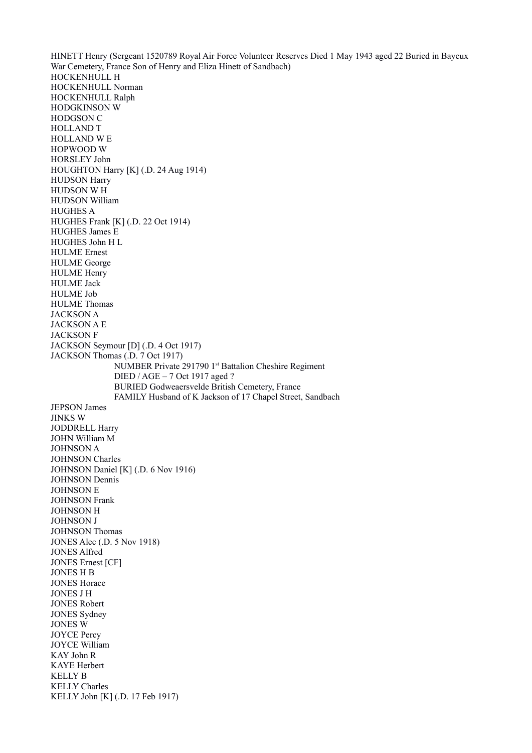HINETT Henry (Sergeant 1520789 Royal Air Force Volunteer Reserves Died 1 May 1943 aged 22 Buried in Bayeux War Cemetery, France Son of Henry and Eliza Hinett of Sandbach)
HOCKENHULL H
HOCKENHULL Norman
HOCKENHULL Ralph
HODGKINSON W
HODGSON C
HOLLAND T
HOLLAND W E
HOPWOOD W
HORSLEY John
HOUGHTON Harry [K] (.D. 24 Aug 1914)
HUDSON Harry
HUDSON W H
HUDSON William
HUGHES A
HUGHES Frank [K] (.D. 22 Oct 1914)
HUGHES James E
HUGHES John H L
HULME Ernest
HULME George
HULME Henry
HULME Jack
HULME Job
HULME Thomas
JACKSON A
JACKSON A E
JACKSON F
JACKSON Seymour [D] (.D. 4 Oct 1917)
JACKSON Thomas (.D. 7 Oct 1917)

> NUMBER Private 291790 1st Battalion Cheshire Regiment
> DIED / AGE – 7 Oct 1917 aged ?
> BURIED Godweaersvelde British Cemetery, France
> FAMILY Husband of K Jackson of 17 Chapel Street, Sandbach

JEPSON James
JINKS W
JODDRELL Harry
JOHN William M
JOHNSON A
JOHNSON Charles
JOHNSON Daniel [K] (.D. 6 Nov 1916)
JOHNSON Dennis
JOHNSON E
JOHNSON Frank
JOHNSON H
JOHNSON J
JOHNSON Thomas
JONES Alec (.D. 5 Nov 1918)
JONES Alfred
JONES Ernest [CF]
JONES H B
JONES Horace
JONES J H
JONES Robert
JONES Sydney
JONES W
JOYCE Percy
JOYCE William
KAY John R
KAYE Herbert
KELLY B
KELLY Charles
KELLY John [K] (.D. 17 Feb 1917)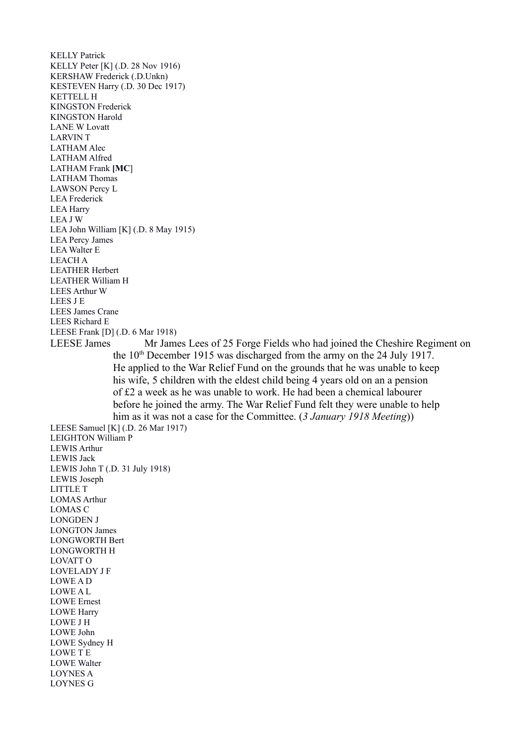KELLY Patrick
KELLY Peter [K] (.D. 28 Nov 1916)
KERSHAW Frederick (.D.Unkn)
KESTEVEN Harry (.D. 30 Dec 1917)
KETTELL H
KINGSTON Frederick
KINGSTON Harold
LANE W Lovatt
LARVIN T
LATHAM Alec
LATHAM Alfred
LATHAM Frank **[MC]**
LATHAM Thomas
LAWSON Percy L
LEA Frederick
LEA Harry
LEA J W
LEA John William [K] (.D. 8 May 1915)
LEA Percy James
LEA Walter E
LEACH A
LEATHER Herbert
LEATHER William H
LEES Arthur W
LEES J E
LEES James Crane
LEES Richard E
LEESE Frank [D] (.D. 6 Mar 1918)
LEESE James Mr James Lees of 25 Forge Fields who had joined the Cheshire Regiment on the 10th December 1915 was discharged from the army on the 24 July 1917. He applied to the War Relief Fund on the grounds that he was unable to keep his wife, 5 children with the eldest child being 4 years old on an a pension of £2 a week as he was unable to work. He had been a chemical labourer before he joined the army. The War Relief Fund felt they were unable to help him as it was not a case for the Committee. (*3 January 1918 Meeting*))
LEESE Samuel [K] (.D. 26 Mar 1917)
LEIGHTON William P
LEWIS Arthur
LEWIS Jack
LEWIS John T (.D. 31 July 1918)
LEWIS Joseph
LITTLE T
LOMAS Arthur
LOMAS C
LONGDEN J
LONGTON James
LONGWORTH Bert
LONGWORTH H
LOVATT O
LOVELADY J F
LOWE A D
LOWE A L
LOWE Ernest
LOWE Harry
LOWE J H
LOWE John
LOWE Sydney H
LOWE T E
LOWE Walter
LOYNES A
LOYNES G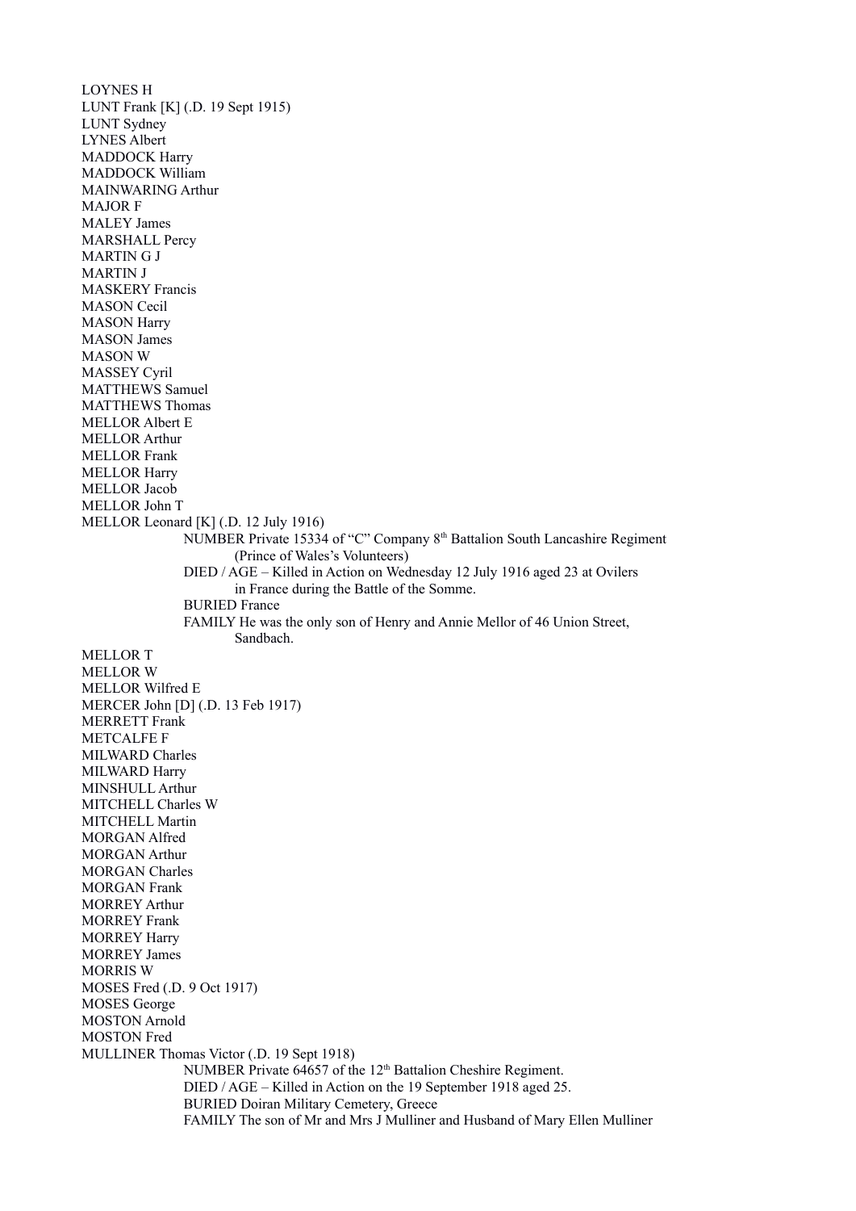LOYNES H
LUNT Frank [K] (.D. 19 Sept 1915)
LUNT Sydney
LYNES Albert
MADDOCK Harry
MADDOCK William
MAINWARING Arthur
MAJOR F
MALEY James
MARSHALL Percy
MARTIN G J
MARTIN J
MASKERY Francis
MASON Cecil
MASON Harry
MASON James
MASON W
MASSEY Cyril
MATTHEWS Samuel
MATTHEWS Thomas
MELLOR Albert E
MELLOR Arthur
MELLOR Frank
MELLOR Harry
MELLOR Jacob
MELLOR John T
MELLOR Leonard [K] (.D. 12 July 1916)

> NUMBER Private 15334 of "C" Company 8th Battalion South Lancashire Regiment (Prince of Wales's Volunteers)
> DIED / AGE – Killed in Action on Wednesday 12 July 1916 aged 23 at Ovilers in France during the Battle of the Somme.
> BURIED France
> FAMILY He was the only son of Henry and Annie Mellor of 46 Union Street, Sandbach.

MELLOR T
MELLOR W
MELLOR Wilfred E
MERCER John [D] (.D. 13 Feb 1917)
MERRETT Frank
METCALFE F
MILWARD Charles
MILWARD Harry
MINSHULL Arthur
MITCHELL Charles W
MITCHELL Martin
MORGAN Alfred
MORGAN Arthur
MORGAN Charles
MORGAN Frank
MORREY Arthur
MORREY Frank
MORREY Harry
MORREY James
MORRIS W
MOSES Fred (.D. 9 Oct 1917)
MOSES George
MOSTON Arnold
MOSTON Fred
MULLINER Thomas Victor (.D. 19 Sept 1918)

> NUMBER Private 64657 of the 12th Battalion Cheshire Regiment.
> DIED / AGE – Killed in Action on the 19 September 1918 aged 25.
> BURIED Doiran Military Cemetery, Greece
> FAMILY The son of Mr and Mrs J Mulliner and Husband of Mary Ellen Mulliner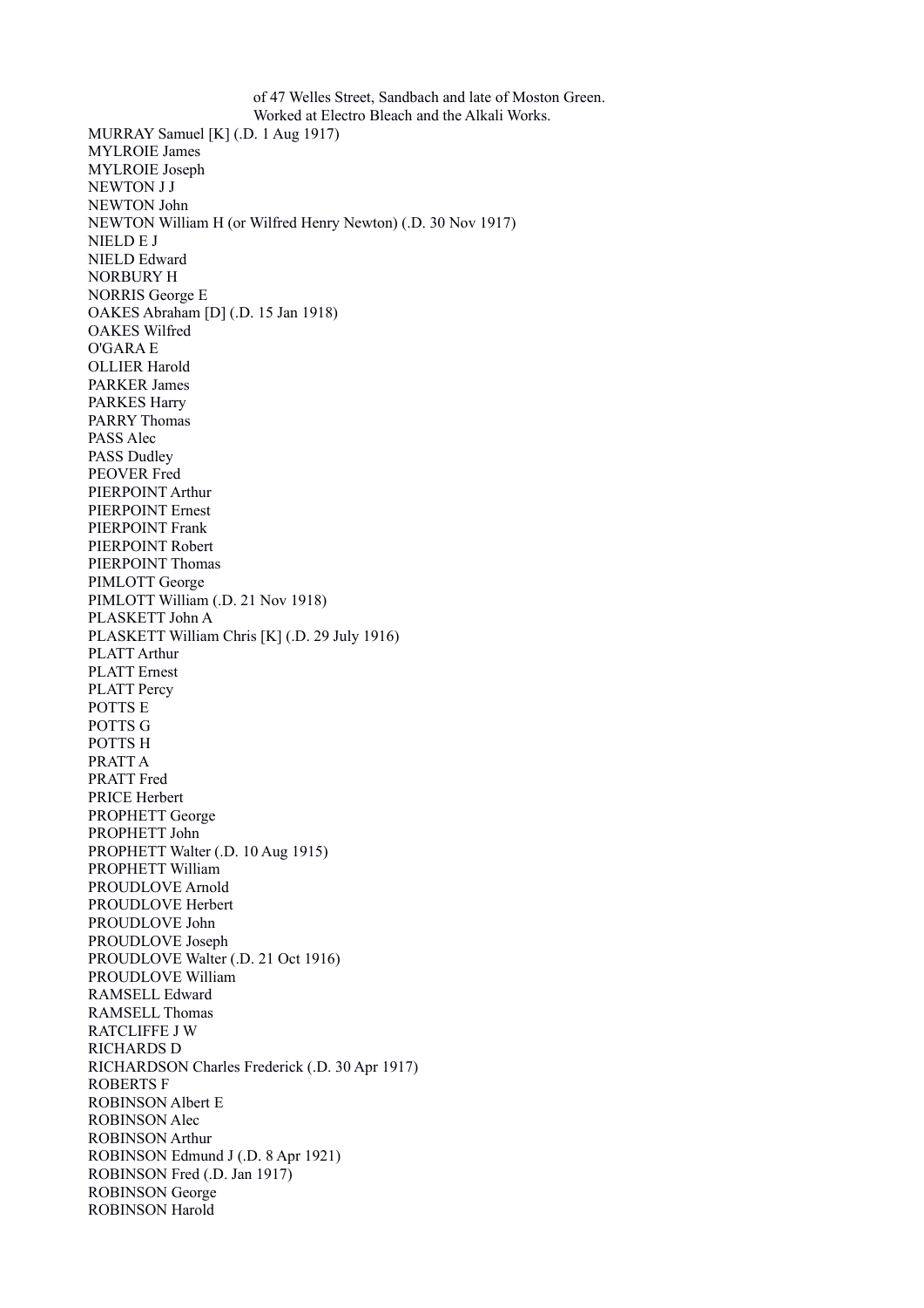of 47 Welles Street, Sandbach and late of Moston Green.
Worked at Electro Bleach and the Alkali Works.

MURRAY Samuel [K] (.D. 1 Aug 1917)
MYLROIE James
MYLROIE Joseph
NEWTON J J
NEWTON John
NEWTON William H (or Wilfred Henry Newton) (.D. 30 Nov 1917)
NIELD E J
NIELD Edward
NORBURY H
NORRIS George E
OAKES Abraham [D] (.D. 15 Jan 1918)
OAKES Wilfred
O'GARA E
OLLIER Harold
PARKER James
PARKES Harry
PARRY Thomas
PASS Alec
PASS Dudley
PEOVER Fred
PIERPOINT Arthur
PIERPOINT Ernest
PIERPOINT Frank
PIERPOINT Robert
PIERPOINT Thomas
PIMLOTT George
PIMLOTT William (.D. 21 Nov 1918)
PLASKETT John A
PLASKETT William Chris [K] (.D. 29 July 1916)
PLATT Arthur
PLATT Ernest
PLATT Percy
POTTS E
POTTS G
POTTS H
PRATT A
PRATT Fred
PRICE Herbert
PROPHETT George
PROPHETT John
PROPHETT Walter (.D. 10 Aug 1915)
PROPHETT William
PROUDLOVE Arnold
PROUDLOVE Herbert
PROUDLOVE John
PROUDLOVE Joseph
PROUDLOVE Walter (.D. 21 Oct 1916)
PROUDLOVE William
RAMSELL Edward
RAMSELL Thomas
RATCLIFFE J W
RICHARDS D
RICHARDSON Charles Frederick (.D. 30 Apr 1917)
ROBERTS F
ROBINSON Albert E
ROBINSON Alec
ROBINSON Arthur
ROBINSON Edmund J (.D. 8 Apr 1921)
ROBINSON Fred (.D. Jan 1917)
ROBINSON George
ROBINSON Harold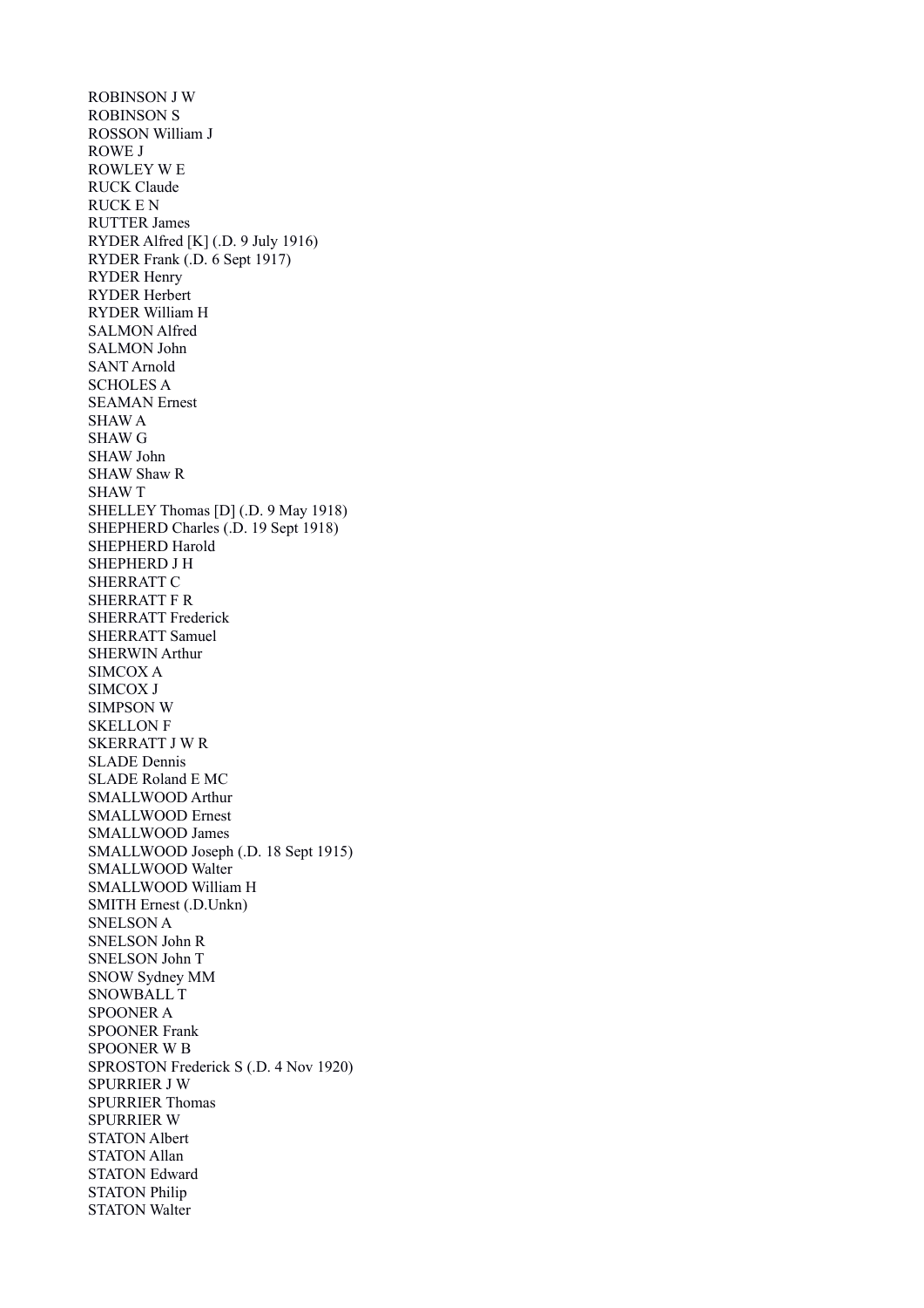ROBINSON J W
ROBINSON S
ROSSON William J
ROWE J
ROWLEY W E
RUCK Claude
RUCK E N
RUTTER James
RYDER Alfred [K] (.D. 9 July 1916)
RYDER Frank (.D. 6 Sept 1917)
RYDER Henry
RYDER Herbert
RYDER William H
SALMON Alfred
SALMON John
SANT Arnold
SCHOLES A
SEAMAN Ernest
SHAW A
SHAW G
SHAW John
SHAW Shaw R
SHAW T
SHELLEY Thomas [D] (.D. 9 May 1918)
SHEPHERD Charles (.D. 19 Sept 1918)
SHEPHERD Harold
SHEPHERD J H
SHERRATT C
SHERRATT F R
SHERRATT Frederick
SHERRATT Samuel
SHERWIN Arthur
SIMCOX A
SIMCOX J
SIMPSON W
SKELLON F
SKERRATT J W R
SLADE Dennis
SLADE Roland E MC
SMALLWOOD Arthur
SMALLWOOD Ernest
SMALLWOOD James
SMALLWOOD Joseph (.D. 18 Sept 1915)
SMALLWOOD Walter
SMALLWOOD William H
SMITH Ernest (.D.Unkn)
SNELSON A
SNELSON John R
SNELSON John T
SNOW Sydney MM
SNOWBALL T
SPOONER A
SPOONER Frank
SPOONER W B
SPROSTON Frederick S (.D. 4 Nov 1920)
SPURRIER J W
SPURRIER Thomas
SPURRIER W
STATON Albert
STATON Allan
STATON Edward
STATON Philip
STATON Walter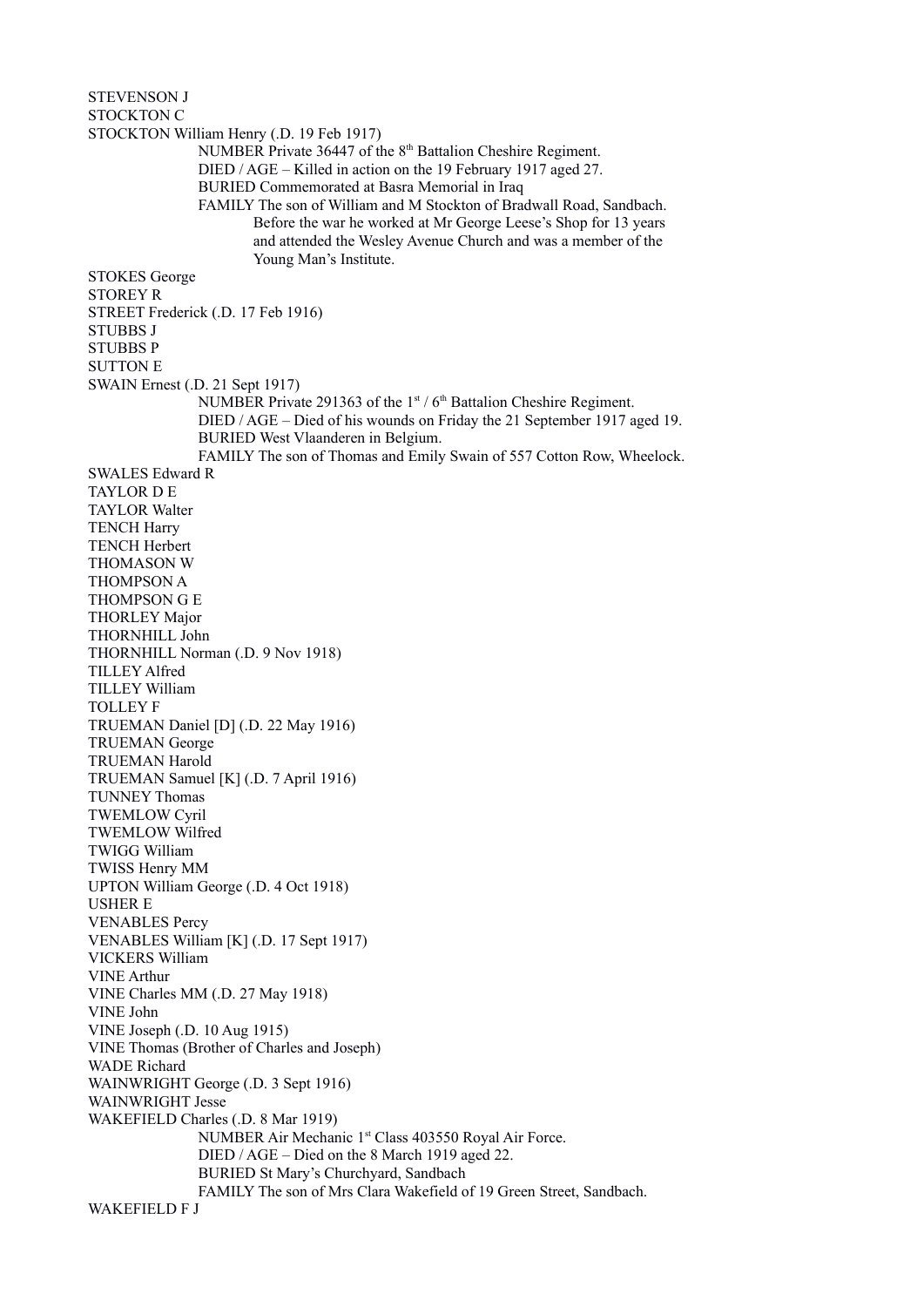STEVENSON J
STOCKTON C
STOCKTON William Henry (.D. 19 Feb 1917)

> NUMBER Private 36447 of the 8th Battalion Cheshire Regiment.
> DIED / AGE – Killed in action on the 19 February 1917 aged 27.
> BURIED Commemorated at Basra Memorial in Iraq
> FAMILY The son of William and M Stockton of Bradwall Road, Sandbach.
> Before the war he worked at Mr George Leese's Shop for 13 years and attended the Wesley Avenue Church and was a member of the Young Man's Institute.

STOKES George
STOREY R
STREET Frederick (.D. 17 Feb 1916)
STUBBS J
STUBBS P
SUTTON E
SWAIN Ernest (.D. 21 Sept 1917)

> NUMBER Private 291363 of the 1st / 6th Battalion Cheshire Regiment.
> DIED / AGE – Died of his wounds on Friday the 21 September 1917 aged 19.
> BURIED West Vlaanderen in Belgium.
> FAMILY The son of Thomas and Emily Swain of 557 Cotton Row, Wheelock.

SWALES Edward R
TAYLOR D E
TAYLOR Walter
TENCH Harry
TENCH Herbert
THOMASON W
THOMPSON A
THOMPSON G E
THORLEY Major
THORNHILL John
THORNHILL Norman (.D. 9 Nov 1918)
TILLEY Alfred
TILLEY William
TOLLEY F
TRUEMAN Daniel [D] (.D. 22 May 1916)
TRUEMAN George
TRUEMAN Harold
TRUEMAN Samuel [K] (.D. 7 April 1916)
TUNNEY Thomas
TWEMLOW Cyril
TWEMLOW Wilfred
TWIGG William
TWISS Henry MM
UPTON William George (.D. 4 Oct 1918)
USHER E
VENABLES Percy
VENABLES William [K] (.D. 17 Sept 1917)
VICKERS William
VINE Arthur
VINE Charles MM (.D. 27 May 1918)
VINE John
VINE Joseph (.D. 10 Aug 1915)
VINE Thomas (Brother of Charles and Joseph)
WADE Richard
WAINWRIGHT George (.D. 3 Sept 1916)
WAINWRIGHT Jesse
WAKEFIELD Charles (.D. 8 Mar 1919)

> NUMBER Air Mechanic 1st Class 403550 Royal Air Force.
> DIED / AGE – Died on the 8 March 1919 aged 22.
> BURIED St Mary's Churchyard, Sandbach
> FAMILY The son of Mrs Clara Wakefield of 19 Green Street, Sandbach.

WAKEFIELD F J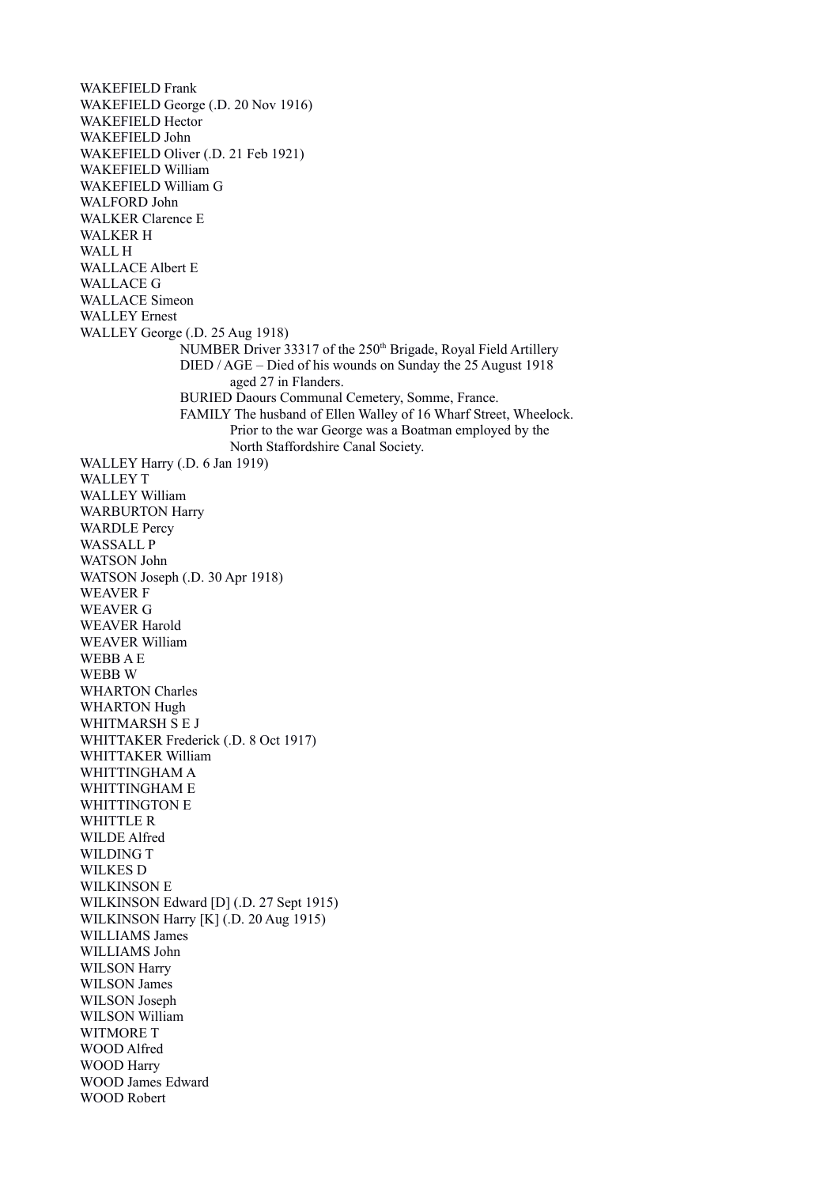WAKEFIELD Frank  
WAKEFIELD George (.D. 20 Nov 1916)  
WAKEFIELD Hector  
WAKEFIELD John  
WAKEFIELD Oliver (.D. 21 Feb 1921)  
WAKEFIELD William  
WAKEFIELD William G  
WALFORD John  
WALKER Clarence E  
WALKER H  
WALL H  
WALLACE Albert E  
WALLACE G  
WALLACE Simeon  
WALLEY Ernest  
WALLEY George (.D. 25 Aug 1918)

> NUMBER Driver 33317 of the 250th Brigade, Royal Field Artillery  
> DIED / AGE – Died of his wounds on Sunday the 25 August 1918 aged 27 in Flanders.  
> BURIED Daours Communal Cemetery, Somme, France.  
> FAMILY The husband of Ellen Walley of 16 Wharf Street, Wheelock. Prior to the war George was a Boatman employed by the North Staffordshire Canal Society.

WALLEY Harry (.D. 6 Jan 1919)  
WALLEY T  
WALLEY William  
WARBURTON Harry  
WARDLE Percy  
WASSALL P  
WATSON John  
WATSON Joseph (.D. 30 Apr 1918)  
WEAVER F  
WEAVER G  
WEAVER Harold  
WEAVER William  
WEBB A E  
WEBB W  
WHARTON Charles  
WHARTON Hugh  
WHITMARSH S E J  
WHITTAKER Frederick (.D. 8 Oct 1917)  
WHITTAKER William  
WHITTINGHAM A  
WHITTINGHAM E  
WHITTINGTON E  
WHITTLE R  
WILDE Alfred  
WILDING T  
WILKES D  
WILKINSON E  
WILKINSON Edward [D] (.D. 27 Sept 1915)  
WILKINSON Harry [K] (.D. 20 Aug 1915)  
WILLIAMS James  
WILLIAMS John  
WILSON Harry  
WILSON James  
WILSON Joseph  
WILSON William  
WITMORE T  
WOOD Alfred  
WOOD Harry  
WOOD James Edward  
WOOD Robert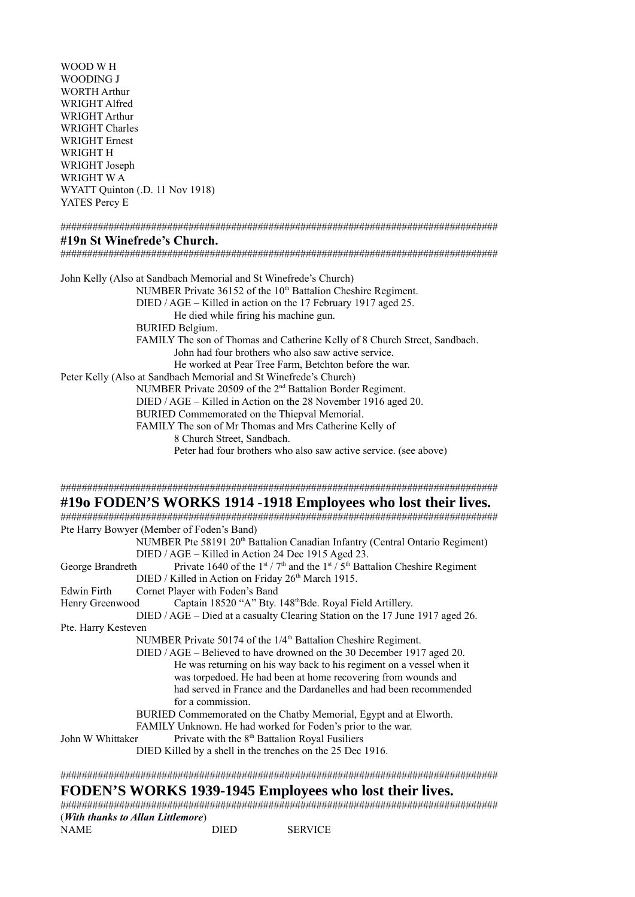WOOD W H
WOODING J
WORTH Arthur
WRIGHT Alfred
WRIGHT Arthur
WRIGHT Charles
WRIGHT Ernest
WRIGHT H
WRIGHT Joseph
WRIGHT W A
WYATT Quinton (.D. 11 Nov 1918)
YATES Percy E

################################################################################

## #19n St Winefrede's Church.

################################################################################

John Kelly (Also at Sandbach Memorial and St Winefrede's Church)
NUMBER Private 36152 of the 10th Battalion Cheshire Regiment.
DIED / AGE – Killed in action on the 17 February 1917 aged 25.
He died while firing his machine gun.
BURIED Belgium.
FAMILY The son of Thomas and Catherine Kelly of 8 Church Street, Sandbach.
John had four brothers who also saw active service.
He worked at Pear Tree Farm, Betchton before the war.

Peter Kelly (Also at Sandbach Memorial and St Winefrede's Church)
NUMBER Private 20509 of the 2nd Battalion Border Regiment.
DIED / AGE – Killed in Action on the 28 November 1916 aged 20.
BURIED Commemorated on the Thiepval Memorial.
FAMILY The son of Mr Thomas and Mrs Catherine Kelly of
8 Church Street, Sandbach.
Peter had four brothers who also saw active service. (see above)

################################################################################

## #19o FODEN'S WORKS 1914 -1918 Employees who lost their lives.

################################################################################

Pte Harry Bowyer (Member of Foden's Band)
NUMBER Pte 58191 20th Battalion Canadian Infantry (Central Ontario Regiment)
DIED / AGE – Killed in Action 24 Dec 1915 Aged 23.

George Brandreth Private 1640 of the 1st / 7th and the 1st / 5th Battalion Cheshire Regiment
DIED / Killed in Action on Friday 26th March 1915.

Edwin Firth Cornet Player with Foden's Band

Henry Greenwood Captain 18520 "A" Bty. 148thBde. Royal Field Artillery.
DIED / AGE – Died at a casualty Clearing Station on the 17 June 1917 aged 26.

Pte. Harry Kesteven
NUMBER Private 50174 of the 1/4th Battalion Cheshire Regiment.
DIED / AGE – Believed to have drowned on the 30 December 1917 aged 20.
He was returning on his way back to his regiment on a vessel when it was torpedoed. He had been at home recovering from wounds and had served in France and the Dardanelles and had been recommended for a commission.
BURIED Commemorated on the Chatby Memorial, Egypt and at Elworth.
FAMILY Unknown. He had worked for Foden's prior to the war.

John W Whittaker Private with the 8th Battalion Royal Fusiliers
DIED Killed by a shell in the trenches on the 25 Dec 1916.

################################################################################

## FODEN'S WORKS 1939-1945 Employees who lost their lives.

################################################################################

(***With thanks to Allan Littlemore***)

| NAME | DIED | SERVICE |
|---|---|---|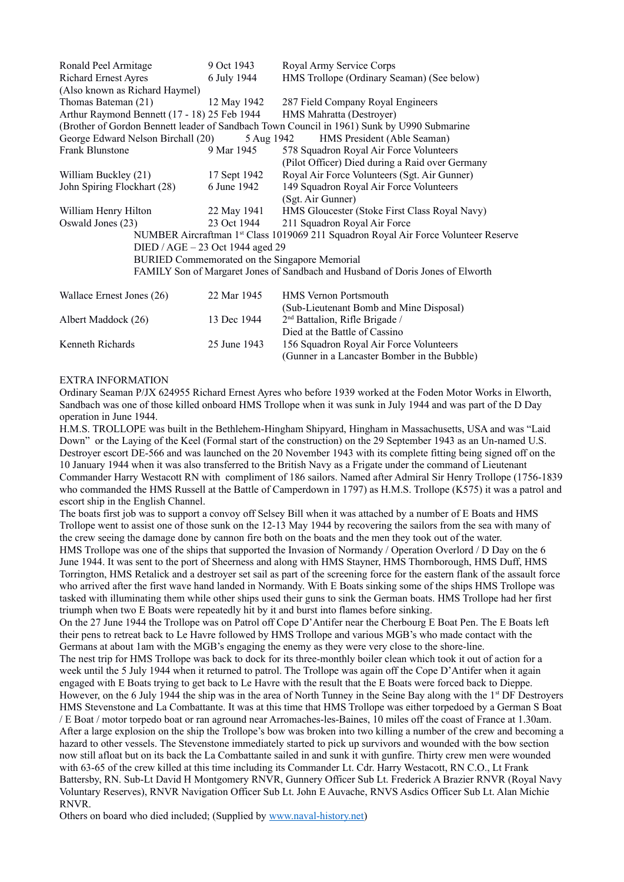| | | |
|---|---|---|
| Ronald Peel Armitage | 9 Oct 1943 | Royal Army Service Corps |
| Richard Ernest Ayres | 6 July 1944 | HMS Trollope (Ordinary Seaman) (See below) |
| (Also known as Richard Haymel) | | |
| Thomas Bateman (21) | 12 May 1942 | 287 Field Company Royal Engineers |
| Arthur Raymond Bennett (17 - 18) | 25 Feb 1944 | HMS Mahratta (Destroyer) |
| (Brother of Gordon Bennett leader of Sandbach Town Council in 1961) Sunk by U990 Submarine | | |
| George Edward Nelson Birchall (20) | 5 Aug 1942 | HMS President (Able Seaman) |
| Frank Blunstone | 9 Mar 1945 | 578 Squadron Royal Air Force Volunteers (Pilot Officer) Died during a Raid over Germany |
| William Buckley (21) | 17 Sept 1942 | Royal Air Force Volunteers (Sgt. Air Gunner) |
| John Spiring Flockhart (28) | 6 June 1942 | 149 Squadron Royal Air Force Volunteers (Sgt. Air Gunner) |
| William Henry Hilton | 22 May 1941 | HMS Gloucester (Stoke First Class Royal Navy) |
| Oswald Jones (23) | 23 Oct 1944 | 211 Squadron Royal Air Force |

NUMBER Aircraftman 1st Class 1019069 211 Squadron Royal Air Force Volunteer Reserve
DIED / AGE – 23 Oct 1944 aged 29
BURIED Commemorated on the Singapore Memorial
FAMILY Son of Margaret Jones of Sandbach and Husband of Doris Jones of Elworth

| | | |
|---|---|---|
| Wallace Ernest Jones (26) | 22 Mar 1945 | HMS Vernon Portsmouth (Sub-Lieutenant Bomb and Mine Disposal) |
| Albert Maddock (26) | 13 Dec 1944 | 2nd Battalion, Rifle Brigade / Died at the Battle of Cassino |
| Kenneth Richards | 25 June 1943 | 156 Squadron Royal Air Force Volunteers (Gunner in a Lancaster Bomber in the Bubble) |

EXTRA INFORMATION

Ordinary Seaman P/JX 624955 Richard Ernest Ayres who before 1939 worked at the Foden Motor Works in Elworth, Sandbach was one of those killed onboard HMS Trollope when it was sunk in July 1944 and was part of the D Day operation in June 1944.

H.M.S. TROLLOPE was built in the Bethlehem-Hingham Shipyard, Hingham in Massachusetts, USA and was "Laid Down" or the Laying of the Keel (Formal start of the construction) on the 29 September 1943 as an Un-named U.S. Destroyer escort DE-566 and was launched on the 20 November 1943 with its complete fitting being signed off on the 10 January 1944 when it was also transferred to the British Navy as a Frigate under the command of Lieutenant Commander Harry Westacott RN with compliment of 186 sailors. Named after Admiral Sir Henry Trollope (1756-1839 who commanded the HMS Russell at the Battle of Camperdown in 1797) as H.M.S. Trollope (K575) it was a patrol and escort ship in the English Channel.

The boats first job was to support a convoy off Selsey Bill when it was attached by a number of E Boats and HMS Trollope went to assist one of those sunk on the 12-13 May 1944 by recovering the sailors from the sea with many of the crew seeing the damage done by cannon fire both on the boats and the men they took out of the water.

HMS Trollope was one of the ships that supported the Invasion of Normandy / Operation Overlord / D Day on the 6 June 1944. It was sent to the port of Sheerness and along with HMS Stayner, HMS Thornborough, HMS Duff, HMS Torrington, HMS Retalick and a destroyer set sail as part of the screening force for the eastern flank of the assault force who arrived after the first wave hand landed in Normandy. With E Boats sinking some of the ships HMS Trollope was tasked with illuminating them while other ships used their guns to sink the German boats. HMS Trollope had her first triumph when two E Boats were repeatedly hit by it and burst into flames before sinking.

On the 27 June 1944 the Trollope was on Patrol off Cope D'Antifer near the Cherbourg E Boat Pen. The E Boats left their pens to retreat back to Le Havre followed by HMS Trollope and various MGB's who made contact with the Germans at about 1am with the MGB's engaging the enemy as they were very close to the shore-line.

The nest trip for HMS Trollope was back to dock for its three-monthly boiler clean which took it out of action for a week until the 5 July 1944 when it returned to patrol. The Trollope was again off the Cope D'Antifer when it again engaged with E Boats trying to get back to Le Havre with the result that the E Boats were forced back to Dieppe. However, on the 6 July 1944 the ship was in the area of North Tunney in the Seine Bay along with the 1st DF Destroyers HMS Stevenstone and La Combattante. It was at this time that HMS Trollope was either torpedoed by a German S Boat / E Boat / motor torpedo boat or ran aground near Arromaches-les-Baines, 10 miles off the coast of France at 1.30am. After a large explosion on the ship the Trollope's bow was broken into two killing a number of the crew and becoming a hazard to other vessels. The Stevenstone immediately started to pick up survivors and wounded with the bow section now still afloat but on its back the La Combattante sailed in and sunk it with gunfire. Thirty crew men were wounded with 63-65 of the crew killed at this time including its Commander Lt. Cdr. Harry Westacott, RN C.O., Lt Frank Battersby, RN. Sub-Lt David H Montgomery RNVR, Gunnery Officer Sub Lt. Frederick A Brazier RNVR (Royal Navy Voluntary Reserves), RNVR Navigation Officer Sub Lt. John E Auvache, RNVS Asdics Officer Sub Lt. Alan Michie RNVR.

Others on board who died included; (Supplied by www.naval-history.net)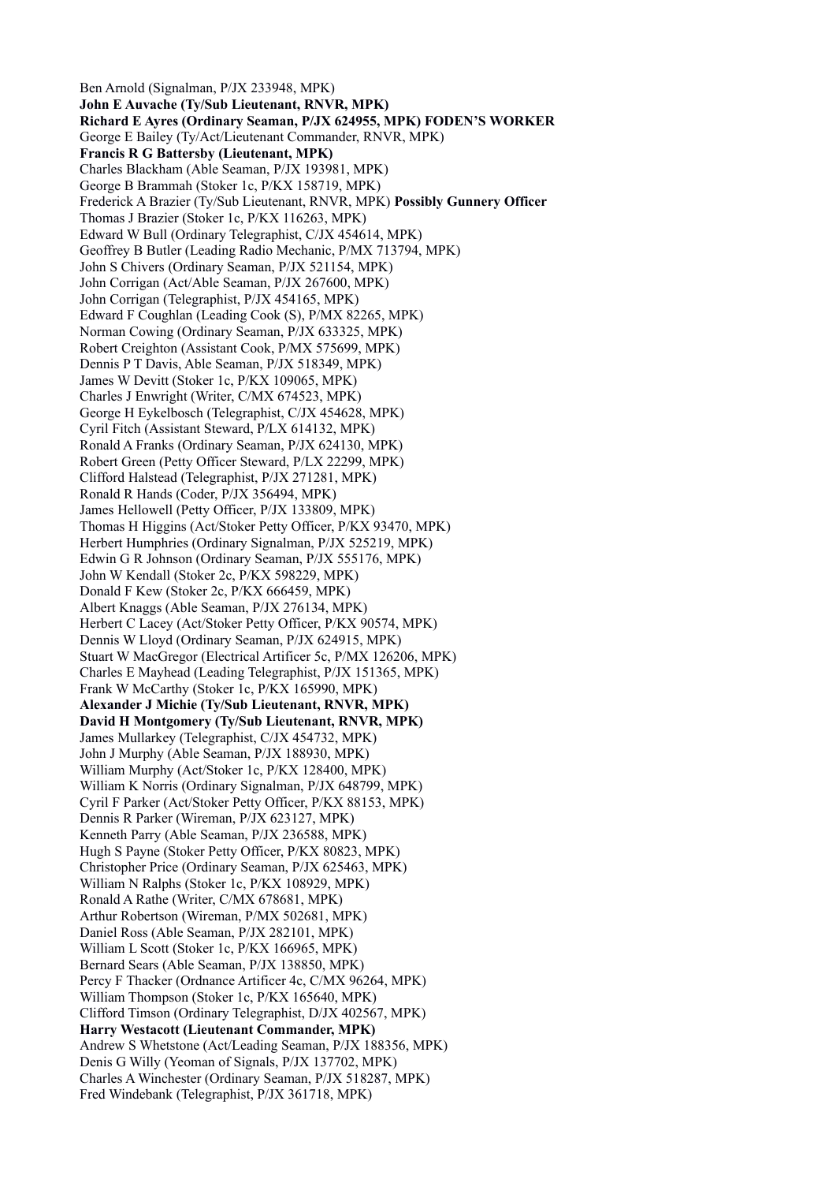Ben Arnold (Signalman, P/JX 233948, MPK)  
**John E Auvache (Ty/Sub Lieutenant, RNVR, MPK)**  
**Richard E Ayres (Ordinary Seaman, P/JX 624955, MPK) FODEN'S WORKER**  
George E Bailey (Ty/Act/Lieutenant Commander, RNVR, MPK)  
**Francis R G Battersby (Lieutenant, MPK)**  
Charles Blackham (Able Seaman, P/JX 193981, MPK)  
George B Brammah (Stoker 1c, P/KX 158719, MPK)  
Frederick A Brazier (Ty/Sub Lieutenant, RNVR, MPK) **Possibly Gunnery Officer**  
Thomas J Brazier (Stoker 1c, P/KX 116263, MPK)  
Edward W Bull (Ordinary Telegraphist, C/JX 454614, MPK)  
Geoffrey B Butler (Leading Radio Mechanic, P/MX 713794, MPK)  
John S Chivers (Ordinary Seaman, P/JX 521154, MPK)  
John Corrigan (Act/Able Seaman, P/JX 267600, MPK)  
John Corrigan (Telegraphist, P/JX 454165, MPK)  
Edward F Coughlan (Leading Cook (S), P/MX 82265, MPK)  
Norman Cowing (Ordinary Seaman, P/JX 633325, MPK)  
Robert Creighton (Assistant Cook, P/MX 575699, MPK)  
Dennis P T Davis, Able Seaman, P/JX 518349, MPK)  
James W Devitt (Stoker 1c, P/KX 109065, MPK)  
Charles J Enwright (Writer, C/MX 674523, MPK)  
George H Eykelbosch (Telegraphist, C/JX 454628, MPK)  
Cyril Fitch (Assistant Steward, P/LX 614132, MPK)  
Ronald A Franks (Ordinary Seaman, P/JX 624130, MPK)  
Robert Green (Petty Officer Steward, P/LX 22299, MPK)  
Clifford Halstead (Telegraphist, P/JX 271281, MPK)  
Ronald R Hands (Coder, P/JX 356494, MPK)  
James Hellowell (Petty Officer, P/JX 133809, MPK)  
Thomas H Higgins (Act/Stoker Petty Officer, P/KX 93470, MPK)  
Herbert Humphries (Ordinary Signalman, P/JX 525219, MPK)  
Edwin G R Johnson (Ordinary Seaman, P/JX 555176, MPK)  
John W Kendall (Stoker 2c, P/KX 598229, MPK)  
Donald F Kew (Stoker 2c, P/KX 666459, MPK)  
Albert Knaggs (Able Seaman, P/JX 276134, MPK)  
Herbert C Lacey (Act/Stoker Petty Officer, P/KX 90574, MPK)  
Dennis W Lloyd (Ordinary Seaman, P/JX 624915, MPK)  
Stuart W MacGregor (Electrical Artificer 5c, P/MX 126206, MPK)  
Charles E Mayhead (Leading Telegraphist, P/JX 151365, MPK)  
Frank W McCarthy (Stoker 1c, P/KX 165990, MPK)  
**Alexander J Michie (Ty/Sub Lieutenant, RNVR, MPK)**  
**David H Montgomery (Ty/Sub Lieutenant, RNVR, MPK)**  
James Mullarkey (Telegraphist, C/JX 454732, MPK)  
John J Murphy (Able Seaman, P/JX 188930, MPK)  
William Murphy (Act/Stoker 1c, P/KX 128400, MPK)  
William K Norris (Ordinary Signalman, P/JX 648799, MPK)  
Cyril F Parker (Act/Stoker Petty Officer, P/KX 88153, MPK)  
Dennis R Parker (Wireman, P/JX 623127, MPK)  
Kenneth Parry (Able Seaman, P/JX 236588, MPK)  
Hugh S Payne (Stoker Petty Officer, P/KX 80823, MPK)  
Christopher Price (Ordinary Seaman, P/JX 625463, MPK)  
William N Ralphs (Stoker 1c, P/KX 108929, MPK)  
Ronald A Rathe (Writer, C/MX 678681, MPK)  
Arthur Robertson (Wireman, P/MX 502681, MPK)  
Daniel Ross (Able Seaman, P/JX 282101, MPK)  
William L Scott (Stoker 1c, P/KX 166965, MPK)  
Bernard Sears (Able Seaman, P/JX 138850, MPK)  
Percy F Thacker (Ordnance Artificer 4c, C/MX 96264, MPK)  
William Thompson (Stoker 1c, P/KX 165640, MPK)  
Clifford Timson (Ordinary Telegraphist, D/JX 402567, MPK)  
**Harry Westacott (Lieutenant Commander, MPK)**  
Andrew S Whetstone (Act/Leading Seaman, P/JX 188356, MPK)  
Denis G Willy (Yeoman of Signals, P/JX 137702, MPK)  
Charles A Winchester (Ordinary Seaman, P/JX 518287, MPK)  
Fred Windebank (Telegraphist, P/JX 361718, MPK)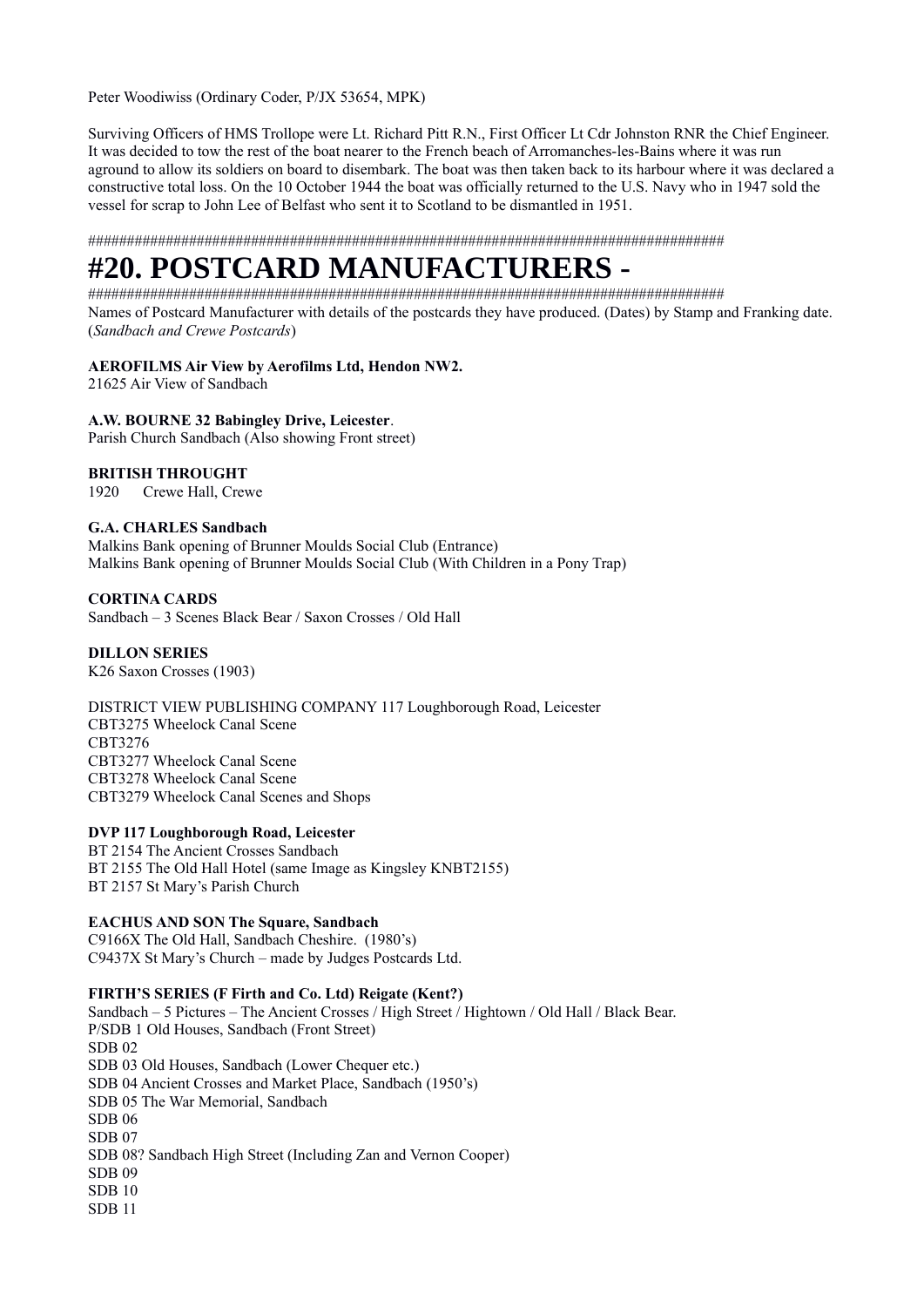Peter Woodiwiss (Ordinary Coder, P/JX 53654, MPK)

Surviving Officers of HMS Trollope were Lt. Richard Pitt R.N., First Officer Lt Cdr Johnston RNR the Chief Engineer. It was decided to tow the rest of the boat nearer to the French beach of Arromanches-les-Bains where it was run aground to allow its soldiers on board to disembark. The boat was then taken back to its harbour where it was declared a constructive total loss. On the 10 October 1944 the boat was officially returned to the U.S. Navy who in 1947 sold the vessel for scrap to John Lee of Belfast who sent it to Scotland to be dismantled in 1951.

####################################################################################

# #20. POSTCARD MANUFACTURERS -

####################################################################################

Names of Postcard Manufacturer with details of the postcards they have produced. (Dates) by Stamp and Franking date. (*Sandbach and Crewe Postcards*)

**AEROFILMS Air View by Aerofilms Ltd, Hendon NW2.**
21625 Air View of Sandbach

**A.W. BOURNE 32 Babingley Drive, Leicester**.
Parish Church Sandbach (Also showing Front street)

**BRITISH THROUGHT**
1920 Crewe Hall, Crewe

**G.A. CHARLES Sandbach**
Malkins Bank opening of Brunner Moulds Social Club (Entrance)
Malkins Bank opening of Brunner Moulds Social Club (With Children in a Pony Trap)

**CORTINA CARDS**
Sandbach – 3 Scenes Black Bear / Saxon Crosses / Old Hall

**DILLON SERIES**
K26 Saxon Crosses (1903)

DISTRICT VIEW PUBLISHING COMPANY 117 Loughborough Road, Leicester
CBT3275 Wheelock Canal Scene
CBT3276
CBT3277 Wheelock Canal Scene
CBT3278 Wheelock Canal Scene
CBT3279 Wheelock Canal Scenes and Shops

**DVP 117 Loughborough Road, Leicester**
BT 2154 The Ancient Crosses Sandbach
BT 2155 The Old Hall Hotel (same Image as Kingsley KNBT2155)
BT 2157 St Mary's Parish Church

**EACHUS AND SON The Square, Sandbach**
C9166X The Old Hall, Sandbach Cheshire. (1980's)
C9437X St Mary's Church – made by Judges Postcards Ltd.

**FIRTH'S SERIES (F Firth and Co. Ltd) Reigate (Kent?)**
Sandbach – 5 Pictures – The Ancient Crosses / High Street / Hightown / Old Hall / Black Bear.
P/SDB 1 Old Houses, Sandbach (Front Street)
SDB 02
SDB 03 Old Houses, Sandbach (Lower Chequer etc.)
SDB 04 Ancient Crosses and Market Place, Sandbach (1950's)
SDB 05 The War Memorial, Sandbach
SDB 06
SDB 07
SDB 08? Sandbach High Street (Including Zan and Vernon Cooper)
SDB 09
SDB 10
SDB 11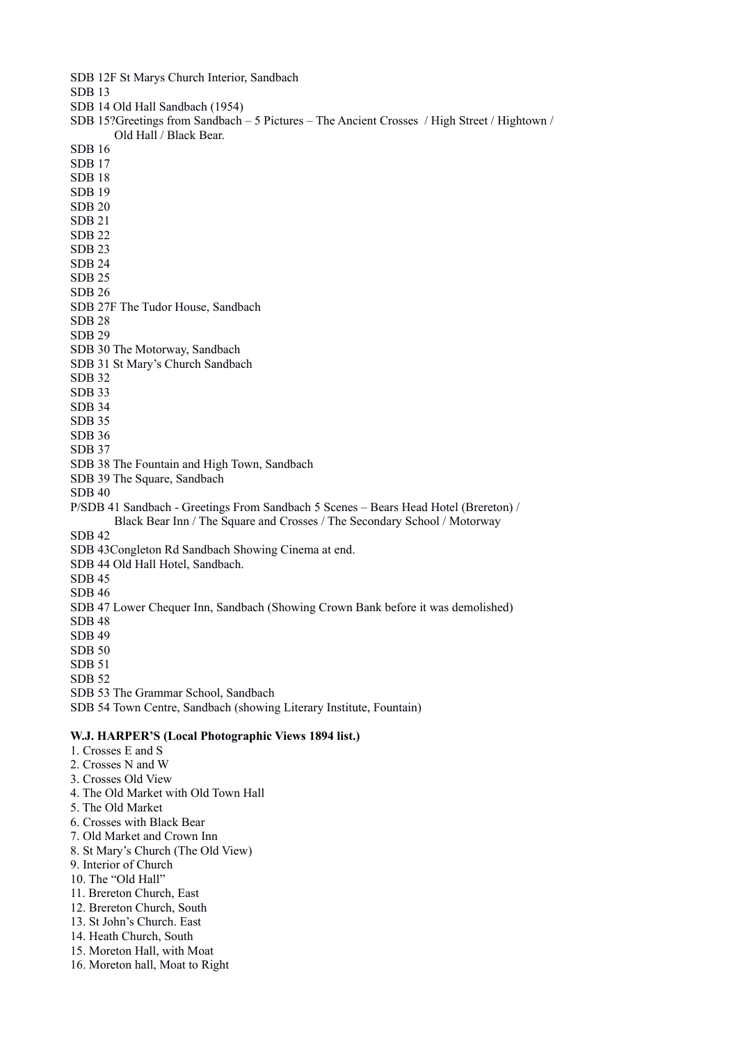SDB 12F St Marys Church Interior, Sandbach
SDB 13
SDB 14 Old Hall Sandbach (1954)
SDB 15?Greetings from Sandbach – 5 Pictures – The Ancient Crosses / High Street / Hightown / Old Hall / Black Bear.
SDB 16
SDB 17
SDB 18
SDB 19
SDB 20
SDB 21
SDB 22
SDB 23
SDB 24
SDB 25
SDB 26
SDB 27F The Tudor House, Sandbach
SDB 28
SDB 29
SDB 30 The Motorway, Sandbach
SDB 31 St Mary's Church Sandbach
SDB 32
SDB 33
SDB 34
SDB 35
SDB 36
SDB 37
SDB 38 The Fountain and High Town, Sandbach
SDB 39 The Square, Sandbach
SDB 40
P/SDB 41 Sandbach - Greetings From Sandbach 5 Scenes – Bears Head Hotel (Brereton) / Black Bear Inn / The Square and Crosses / The Secondary School / Motorway
SDB 42
SDB 43Congleton Rd Sandbach Showing Cinema at end.
SDB 44 Old Hall Hotel, Sandbach.
SDB 45
SDB 46
SDB 47 Lower Chequer Inn, Sandbach (Showing Crown Bank before it was demolished)
SDB 48
SDB 49
SDB 50
SDB 51
SDB 52
SDB 53 The Grammar School, Sandbach
SDB 54 Town Centre, Sandbach (showing Literary Institute, Fountain)

**W.J. HARPER'S (Local Photographic Views 1894 list.)**

1. Crosses E and S
2. Crosses N and W
3. Crosses Old View
4. The Old Market with Old Town Hall
5. The Old Market
6. Crosses with Black Bear
7. Old Market and Crown Inn
8. St Mary's Church (The Old View)
9. Interior of Church
10. The "Old Hall"
11. Brereton Church, East
12. Brereton Church, South
13. St John's Church. East
14. Heath Church, South
15. Moreton Hall, with Moat
16. Moreton hall, Moat to Right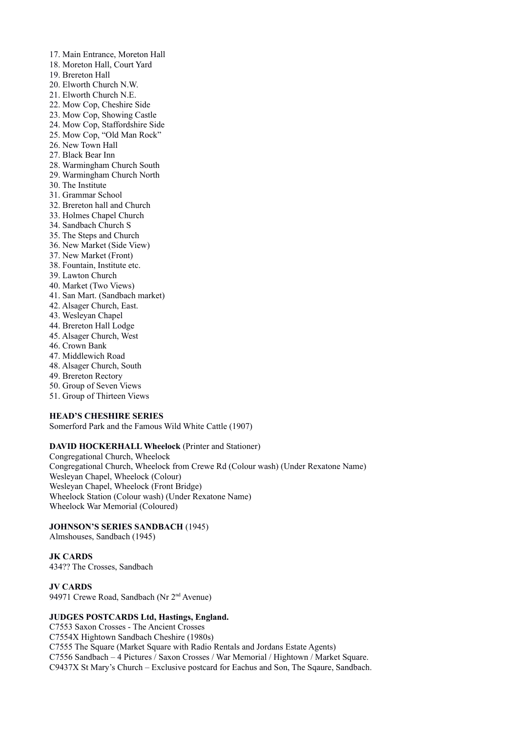17. Main Entrance, Moreton Hall
18. Moreton Hall, Court Yard
19. Brereton Hall
20. Elworth Church N.W.
21. Elworth Church N.E.
22. Mow Cop, Cheshire Side
23. Mow Cop, Showing Castle
24. Mow Cop, Staffordshire Side
25. Mow Cop, "Old Man Rock"
26. New Town Hall
27. Black Bear Inn
28. Warmingham Church South
29. Warmingham Church North
30. The Institute
31. Grammar School
32. Brereton hall and Church
33. Holmes Chapel Church
34. Sandbach Church S
35. The Steps and Church
36. New Market (Side View)
37. New Market (Front)
38. Fountain, Institute etc.
39. Lawton Church
40. Market (Two Views)
41. San Mart. (Sandbach market)
42. Alsager Church, East.
43. Wesleyan Chapel
44. Brereton Hall Lodge
45. Alsager Church, West
46. Crown Bank
47. Middlewich Road
48. Alsager Church, South
49. Brereton Rectory
50. Group of Seven Views
51. Group of Thirteen Views

**HEAD'S CHESHIRE SERIES**
Somerford Park and the Famous Wild White Cattle (1907)

**DAVID HOCKERHALL Wheelock** (Printer and Stationer)
Congregational Church, Wheelock
Congregational Church, Wheelock from Crewe Rd (Colour wash) (Under Rexatone Name)
Wesleyan Chapel, Wheelock (Colour)
Wesleyan Chapel, Wheelock (Front Bridge)
Wheelock Station (Colour wash) (Under Rexatone Name)
Wheelock War Memorial (Coloured)

**JOHNSON'S SERIES SANDBACH** (1945)
Almshouses, Sandbach (1945)

**JK CARDS**
434?? The Crosses, Sandbach

**JV CARDS**
94971 Crewe Road, Sandbach (Nr 2nd Avenue)

**JUDGES POSTCARDS Ltd, Hastings, England.**
C7553 Saxon Crosses - The Ancient Crosses
C7554X Hightown Sandbach Cheshire (1980s)
C7555 The Square (Market Square with Radio Rentals and Jordans Estate Agents)
C7556 Sandbach – 4 Pictures / Saxon Crosses / War Memorial / Hightown / Market Square.
C9437X St Mary's Church – Exclusive postcard for Eachus and Son, The Sqaure, Sandbach.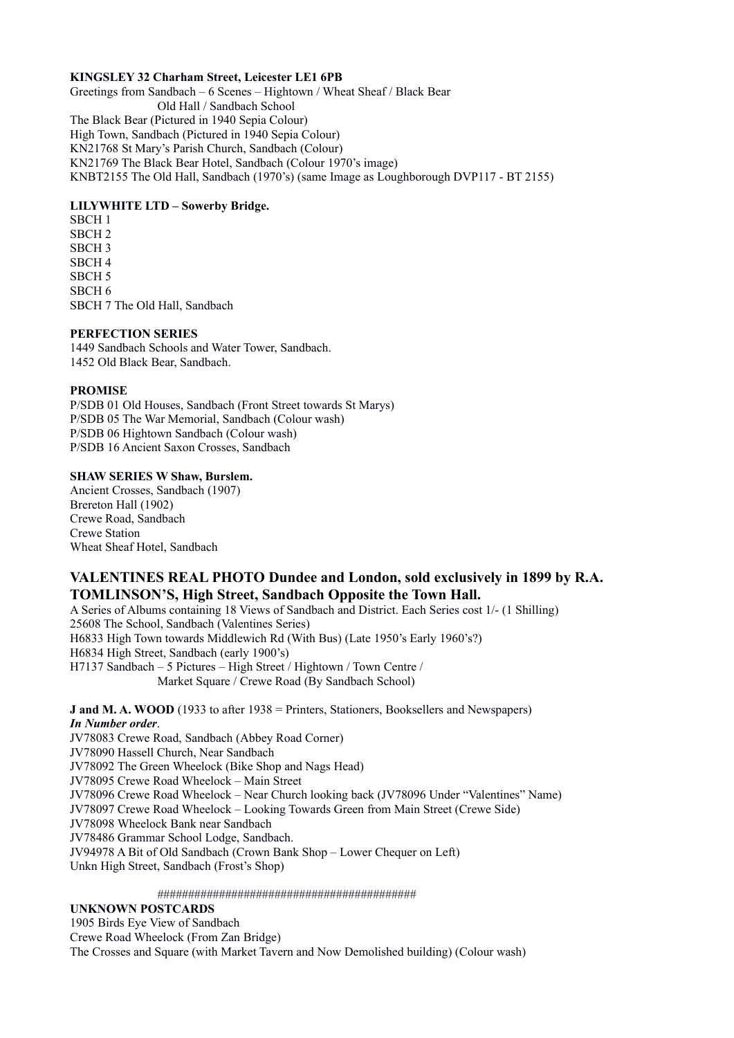**KINGSLEY 32 Charham Street, Leicester LE1 6PB**

Greetings from Sandbach – 6 Scenes – Hightown / Wheat Sheaf / Black Bear
Old Hall / Sandbach School
The Black Bear (Pictured in 1940 Sepia Colour)
High Town, Sandbach (Pictured in 1940 Sepia Colour)
KN21768 St Mary's Parish Church, Sandbach (Colour)
KN21769 The Black Bear Hotel, Sandbach (Colour 1970's image)
KNBT2155 The Old Hall, Sandbach (1970's) (same Image as Loughborough DVP117 - BT 2155)

**LILYWHITE LTD – Sowerby Bridge.**

SBCH 1
SBCH 2
SBCH 3
SBCH 4
SBCH 5
SBCH 6
SBCH 7 The Old Hall, Sandbach

**PERFECTION SERIES**

1449 Sandbach Schools and Water Tower, Sandbach.
1452 Old Black Bear, Sandbach.

**PROMISE**

P/SDB 01 Old Houses, Sandbach (Front Street towards St Marys)
P/SDB 05 The War Memorial, Sandbach (Colour wash)
P/SDB 06 Hightown Sandbach (Colour wash)
P/SDB 16 Ancient Saxon Crosses, Sandbach

**SHAW SERIES W Shaw, Burslem.**

Ancient Crosses, Sandbach (1907)
Brereton Hall (1902)
Crewe Road, Sandbach
Crewe Station
Wheat Sheaf Hotel, Sandbach

## VALENTINES REAL PHOTO Dundee and London, sold exclusively in 1899 by R.A. TOMLINSON'S, High Street, Sandbach Opposite the Town Hall.

A Series of Albums containing 18 Views of Sandbach and District. Each Series cost 1/- (1 Shilling)
25608 The School, Sandbach (Valentines Series)
H6833 High Town towards Middlewich Rd (With Bus) (Late 1950's Early 1960's?)
H6834 High Street, Sandbach (early 1900's)
H7137 Sandbach – 5 Pictures – High Street / Hightown / Town Centre /
Market Square / Crewe Road (By Sandbach School)

**J and M. A. WOOD** (1933 to after 1938 = Printers, Stationers, Booksellers and Newspapers)
***In Number order*.**

JV78083 Crewe Road, Sandbach (Abbey Road Corner)
JV78090 Hassell Church, Near Sandbach
JV78092 The Green Wheelock (Bike Shop and Nags Head)
JV78095 Crewe Road Wheelock – Main Street
JV78096 Crewe Road Wheelock – Near Church looking back (JV78096 Under "Valentines" Name)
JV78097 Crewe Road Wheelock – Looking Towards Green from Main Street (Crewe Side)
JV78098 Wheelock Bank near Sandbach
JV78486 Grammar School Lodge, Sandbach.
JV94978 A Bit of Old Sandbach (Crown Bank Shop – Lower Chequer on Left)
Unkn High Street, Sandbach (Frost's Shop)

##########################################

**UNKNOWN POSTCARDS**

1905 Birds Eye View of Sandbach
Crewe Road Wheelock (From Zan Bridge)
The Crosses and Square (with Market Tavern and Now Demolished building) (Colour wash)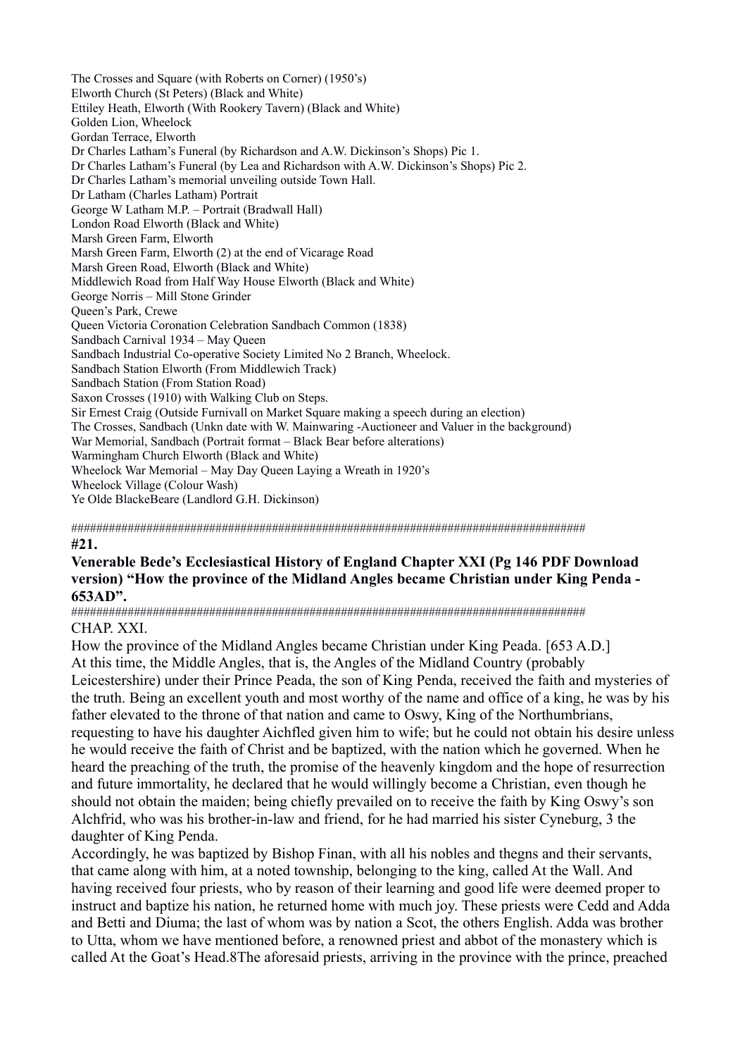The Crosses and Square (with Roberts on Corner) (1950's)
Elworth Church (St Peters) (Black and White)
Ettiley Heath, Elworth (With Rookery Tavern) (Black and White)
Golden Lion, Wheelock
Gordan Terrace, Elworth
Dr Charles Latham's Funeral (by Richardson and A.W. Dickinson's Shops) Pic 1.
Dr Charles Latham's Funeral (by Lea and Richardson with A.W. Dickinson's Shops) Pic 2.
Dr Charles Latham's memorial unveiling outside Town Hall.
Dr Latham (Charles Latham) Portrait
George W Latham M.P. – Portrait (Bradwall Hall)
London Road Elworth (Black and White)
Marsh Green Farm, Elworth
Marsh Green Farm, Elworth (2) at the end of Vicarage Road
Marsh Green Road, Elworth (Black and White)
Middlewich Road from Half Way House Elworth (Black and White)
George Norris – Mill Stone Grinder
Queen's Park, Crewe
Queen Victoria Coronation Celebration Sandbach Common (1838)
Sandbach Carnival 1934 – May Queen
Sandbach Industrial Co-operative Society Limited No 2 Branch, Wheelock.
Sandbach Station Elworth (From Middlewich Track)
Sandbach Station (From Station Road)
Saxon Crosses (1910) with Walking Club on Steps.
Sir Ernest Craig (Outside Furnivall on Market Square making a speech during an election)
The Crosses, Sandbach (Unkn date with W. Mainwaring -Auctioneer and Valuer in the background)
War Memorial, Sandbach (Portrait format – Black Bear before alterations)
Warmingham Church Elworth (Black and White)
Wheelock War Memorial – May Day Queen Laying a Wreath in 1920's
Wheelock Village (Colour Wash)
Ye Olde BlackeBeare (Landlord G.H. Dickinson)

#####################################################################################

**#21.**

**Venerable Bede's Ecclesiastical History of England Chapter XXI (Pg 146 PDF Download version) "How the province of the Midland Angles became Christian under King Penda - 653AD".**

#####################################################################################

CHAP. XXI.

How the province of the Midland Angles became Christian under King Peada. [653 A.D.]

At this time, the Middle Angles, that is, the Angles of the Midland Country (probably Leicestershire) under their Prince Peada, the son of King Penda, received the faith and mysteries of the truth. Being an excellent youth and most worthy of the name and office of a king, he was by his father elevated to the throne of that nation and came to Oswy, King of the Northumbrians, requesting to have his daughter Aichfled given him to wife; but he could not obtain his desire unless he would receive the faith of Christ and be baptized, with the nation which he governed. When he heard the preaching of the truth, the promise of the heavenly kingdom and the hope of resurrection and future immortality, he declared that he would willingly become a Christian, even though he should not obtain the maiden; being chiefly prevailed on to receive the faith by King Oswy's son Alchfrid, who was his brother-in-law and friend, for he had married his sister Cyneburg, 3 the daughter of King Penda.

Accordingly, he was baptized by Bishop Finan, with all his nobles and thegns and their servants, that came along with him, at a noted township, belonging to the king, called At the Wall. And having received four priests, who by reason of their learning and good life were deemed proper to instruct and baptize his nation, he returned home with much joy. These priests were Cedd and Adda and Betti and Diuma; the last of whom was by nation a Scot, the others English. Adda was brother to Utta, whom we have mentioned before, a renowned priest and abbot of the monastery which is called At the Goat's Head.8The aforesaid priests, arriving in the province with the prince, preached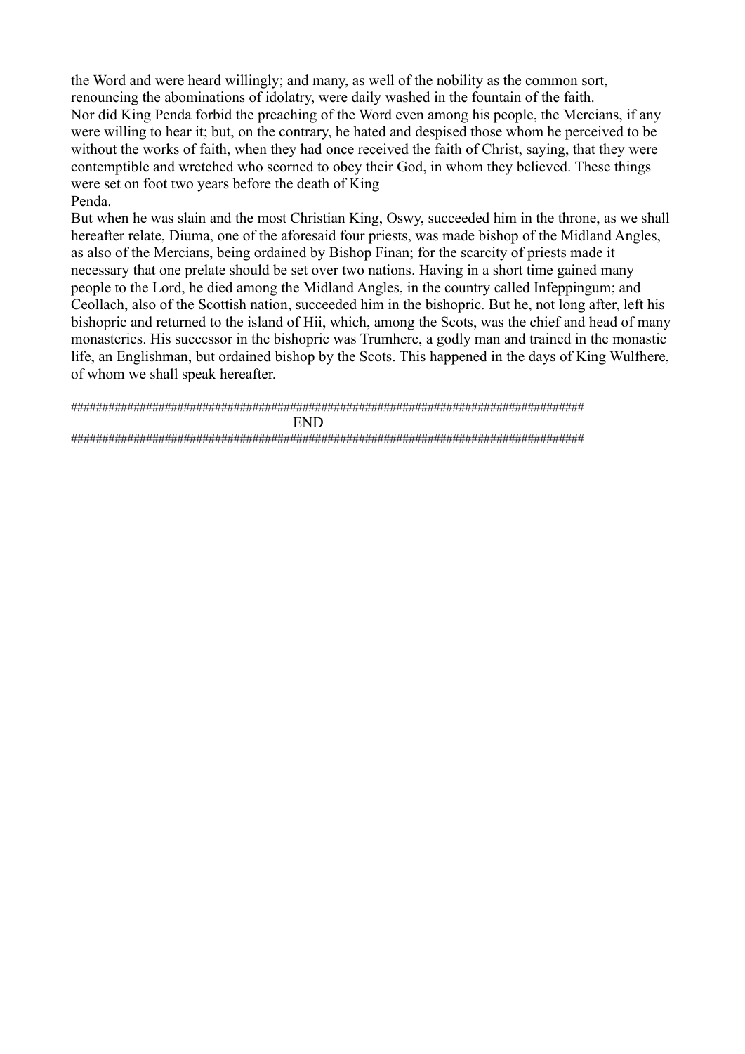the Word and were heard willingly; and many, as well of the nobility as the common sort, renouncing the abominations of idolatry, were daily washed in the fountain of the faith.

Nor did King Penda forbid the preaching of the Word even among his people, the Mercians, if any were willing to hear it; but, on the contrary, he hated and despised those whom he perceived to be without the works of faith, when they had once received the faith of Christ, saying, that they were contemptible and wretched who scorned to obey their God, in whom they believed. These things were set on foot two years before the death of King Penda.

But when he was slain and the most Christian King, Oswy, succeeded him in the throne, as we shall hereafter relate, Diuma, one of the aforesaid four priests, was made bishop of the Midland Angles, as also of the Mercians, being ordained by Bishop Finan; for the scarcity of priests made it necessary that one prelate should be set over two nations. Having in a short time gained many people to the Lord, he died among the Midland Angles, in the country called Infeppingum; and Ceollach, also of the Scottish nation, succeeded him in the bishopric. But he, not long after, left his bishopric and returned to the island of Hii, which, among the Scots, was the chief and head of many monasteries. His successor in the bishopric was Trumhere, a godly man and trained in the monastic life, an Englishman, but ordained bishop by the Scots. This happened in the days of King Wulfhere, of whom we shall speak hereafter.

####################################################################################

END

####################################################################################